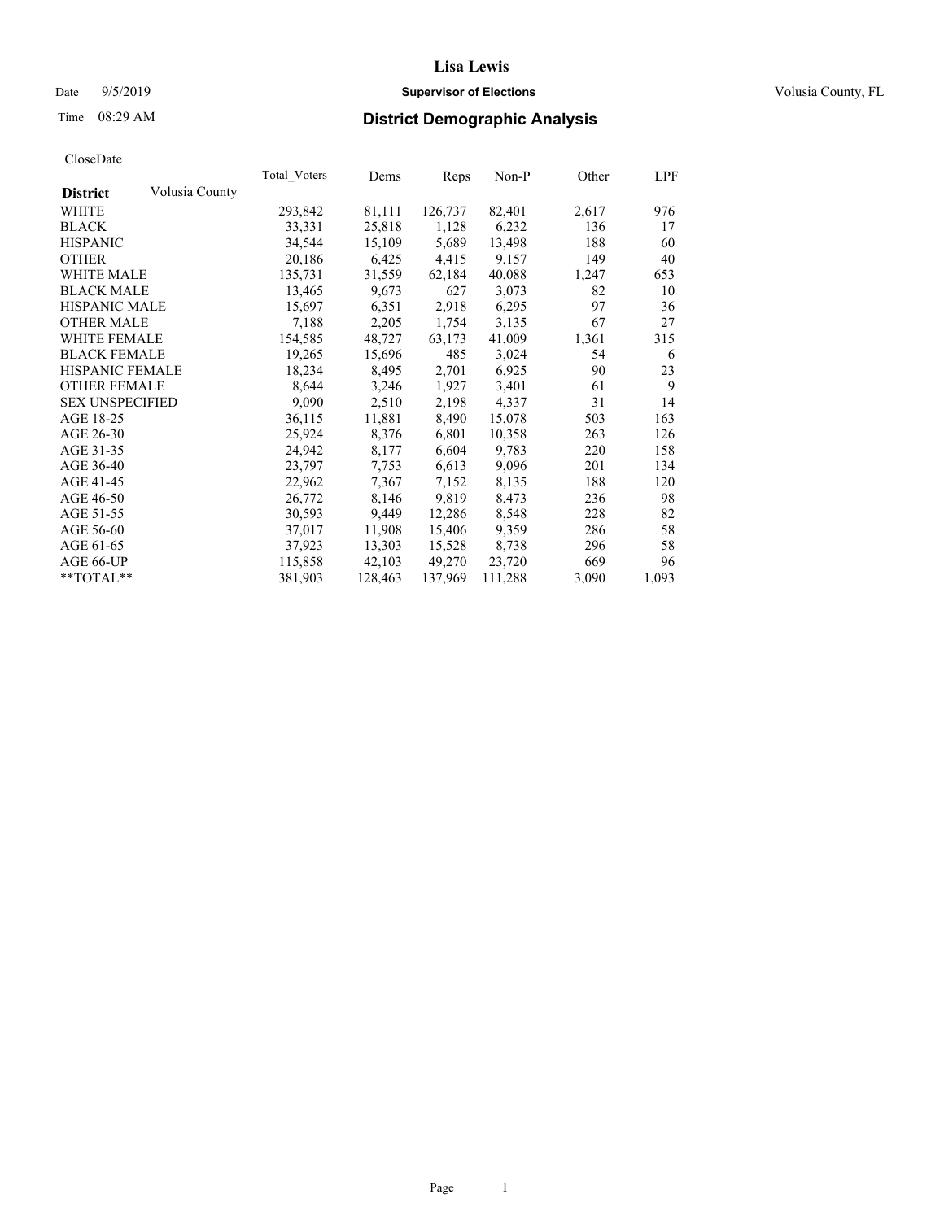# Lisa Lewis

Date 9/5/2019 **Supervisor of Elections** Volusia County, FL

Time 08:29 AM **District Demographic Analysis**

CloseDate

| District | Volusia County | Total_Voters | Dems | Reps | Non-P | Other | LPF |
|---|---|---|---|---|---|---|---|
| WHITE | | 293,842 | 81,111 | 126,737 | 82,401 | 2,617 | 976 |
| BLACK | | 33,331 | 25,818 | 1,128 | 6,232 | 136 | 17 |
| HISPANIC | | 34,544 | 15,109 | 5,689 | 13,498 | 188 | 60 |
| OTHER | | 20,186 | 6,425 | 4,415 | 9,157 | 149 | 40 |
| WHITE MALE | | 135,731 | 31,559 | 62,184 | 40,088 | 1,247 | 653 |
| BLACK MALE | | 13,465 | 9,673 | 627 | 3,073 | 82 | 10 |
| HISPANIC MALE | | 15,697 | 6,351 | 2,918 | 6,295 | 97 | 36 |
| OTHER MALE | | 7,188 | 2,205 | 1,754 | 3,135 | 67 | 27 |
| WHITE FEMALE | | 154,585 | 48,727 | 63,173 | 41,009 | 1,361 | 315 |
| BLACK FEMALE | | 19,265 | 15,696 | 485 | 3,024 | 54 | 6 |
| HISPANIC FEMALE | | 18,234 | 8,495 | 2,701 | 6,925 | 90 | 23 |
| OTHER FEMALE | | 8,644 | 3,246 | 1,927 | 3,401 | 61 | 9 |
| SEX UNSPECIFIED | | 9,090 | 2,510 | 2,198 | 4,337 | 31 | 14 |
| AGE 18-25 | | 36,115 | 11,881 | 8,490 | 15,078 | 503 | 163 |
| AGE 26-30 | | 25,924 | 8,376 | 6,801 | 10,358 | 263 | 126 |
| AGE 31-35 | | 24,942 | 8,177 | 6,604 | 9,783 | 220 | 158 |
| AGE 36-40 | | 23,797 | 7,753 | 6,613 | 9,096 | 201 | 134 |
| AGE 41-45 | | 22,962 | 7,367 | 7,152 | 8,135 | 188 | 120 |
| AGE 46-50 | | 26,772 | 8,146 | 9,819 | 8,473 | 236 | 98 |
| AGE 51-55 | | 30,593 | 9,449 | 12,286 | 8,548 | 228 | 82 |
| AGE 56-60 | | 37,017 | 11,908 | 15,406 | 9,359 | 286 | 58 |
| AGE 61-65 | | 37,923 | 13,303 | 15,528 | 8,738 | 296 | 58 |
| AGE 66-UP | | 115,858 | 42,103 | 49,270 | 23,720 | 669 | 96 |
| **TOTAL** | | 381,903 | 128,463 | 137,969 | 111,288 | 3,090 | 1,093 |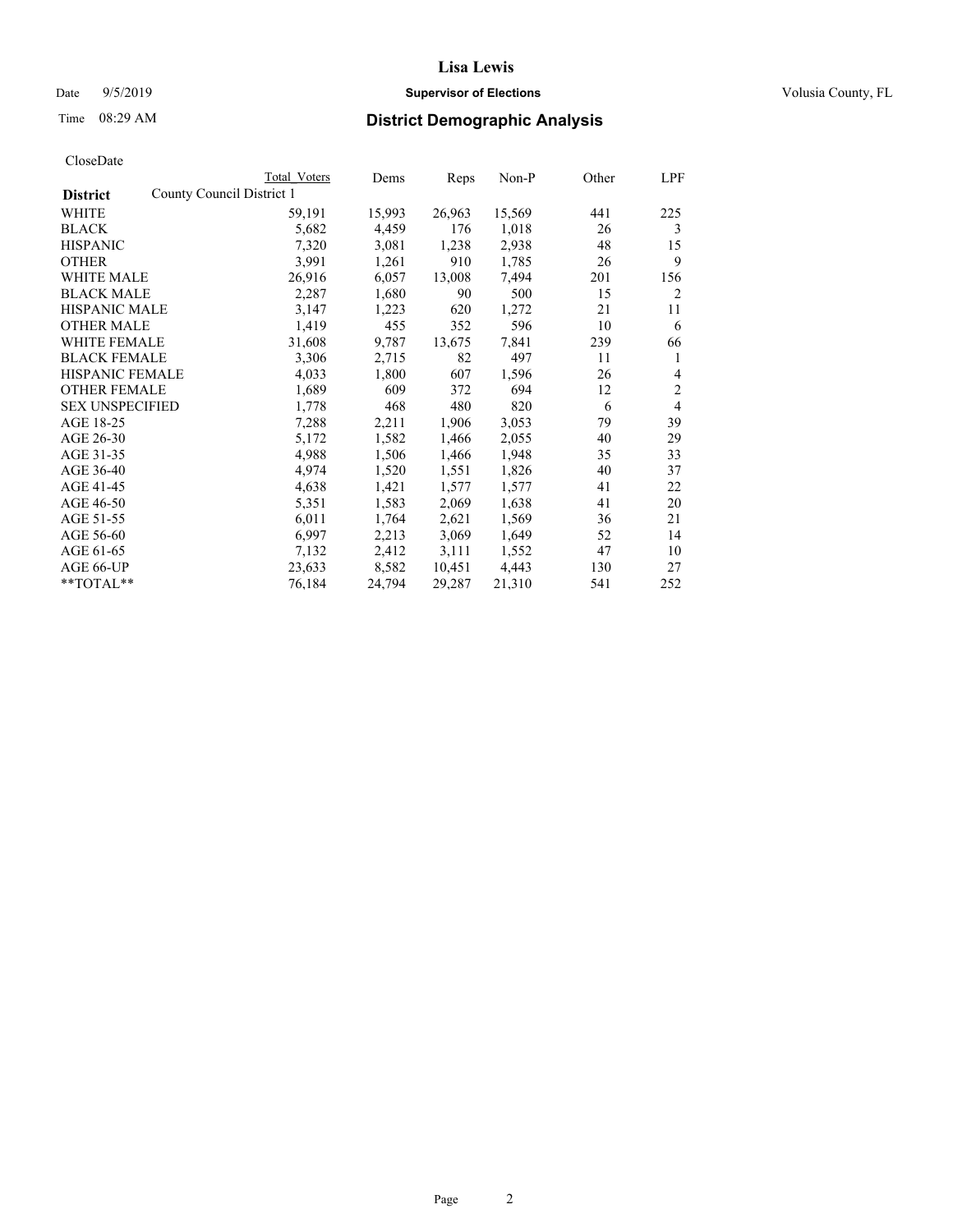# District Demographic Analysis

CloseDate

**District** County Council District 1

| | Total Voters | Dems | Reps | Non-P | Other | LPF |
|---|---|---|---|---|---|---|
| WHITE | 59,191 | 15,993 | 26,963 | 15,569 | 441 | 225 |
| BLACK | 5,682 | 4,459 | 176 | 1,018 | 26 | 3 |
| HISPANIC | 7,320 | 3,081 | 1,238 | 2,938 | 48 | 15 |
| OTHER | 3,991 | 1,261 | 910 | 1,785 | 26 | 9 |
| WHITE MALE | 26,916 | 6,057 | 13,008 | 7,494 | 201 | 156 |
| BLACK MALE | 2,287 | 1,680 | 90 | 500 | 15 | 2 |
| HISPANIC MALE | 3,147 | 1,223 | 620 | 1,272 | 21 | 11 |
| OTHER MALE | 1,419 | 455 | 352 | 596 | 10 | 6 |
| WHITE FEMALE | 31,608 | 9,787 | 13,675 | 7,841 | 239 | 66 |
| BLACK FEMALE | 3,306 | 2,715 | 82 | 497 | 11 | 1 |
| HISPANIC FEMALE | 4,033 | 1,800 | 607 | 1,596 | 26 | 4 |
| OTHER FEMALE | 1,689 | 609 | 372 | 694 | 12 | 2 |
| SEX UNSPECIFIED | 1,778 | 468 | 480 | 820 | 6 | 4 |
| AGE 18-25 | 7,288 | 2,211 | 1,906 | 3,053 | 79 | 39 |
| AGE 26-30 | 5,172 | 1,582 | 1,466 | 2,055 | 40 | 29 |
| AGE 31-35 | 4,988 | 1,506 | 1,466 | 1,948 | 35 | 33 |
| AGE 36-40 | 4,974 | 1,520 | 1,551 | 1,826 | 40 | 37 |
| AGE 41-45 | 4,638 | 1,421 | 1,577 | 1,577 | 41 | 22 |
| AGE 46-50 | 5,351 | 1,583 | 2,069 | 1,638 | 41 | 20 |
| AGE 51-55 | 6,011 | 1,764 | 2,621 | 1,569 | 36 | 21 |
| AGE 56-60 | 6,997 | 2,213 | 3,069 | 1,649 | 52 | 14 |
| AGE 61-65 | 7,132 | 2,412 | 3,111 | 1,552 | 47 | 10 |
| AGE 66-UP | 23,633 | 8,582 | 10,451 | 4,443 | 130 | 27 |
| **TOTAL** | 76,184 | 24,794 | 29,287 | 21,310 | 541 | 252 |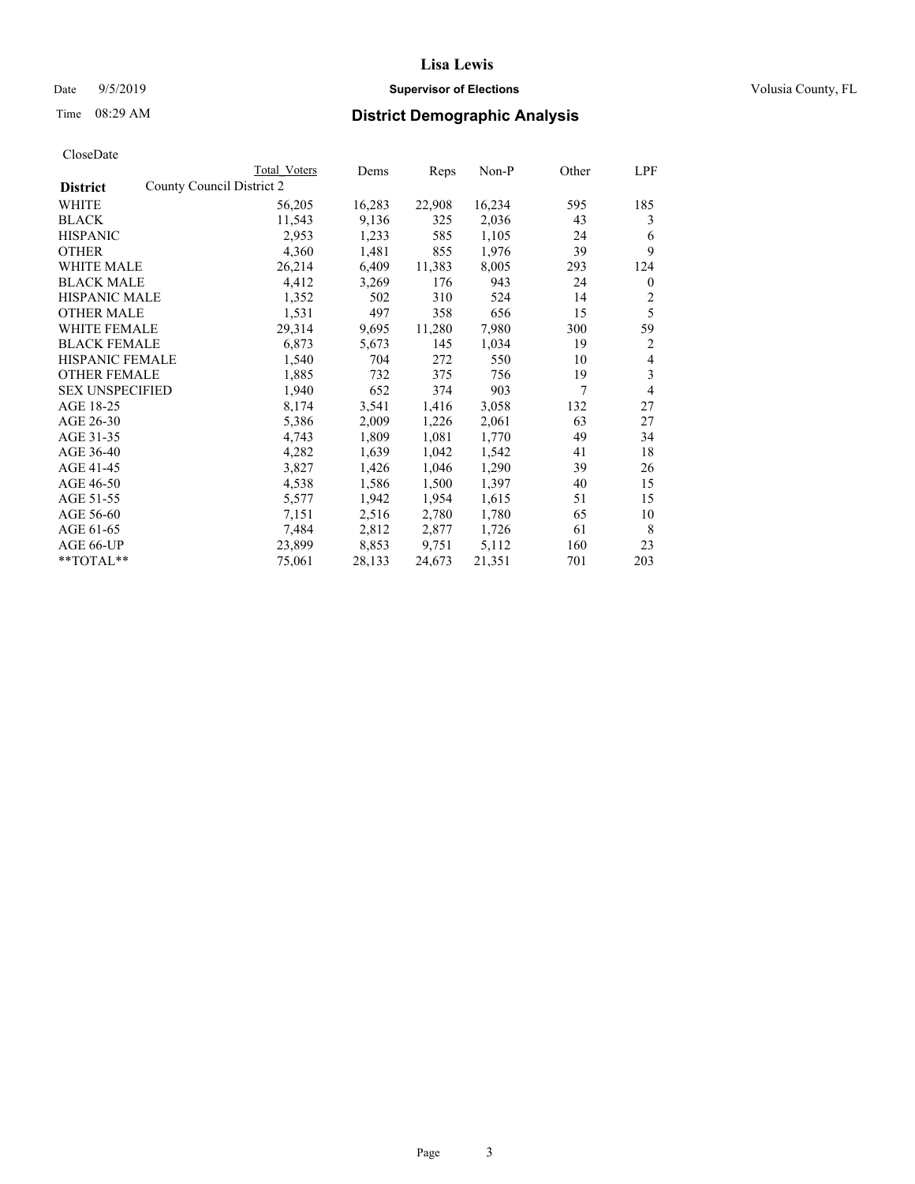CloseDate

| District | County Council District 2 | Total Voters | Dems | Reps | Non-P | Other | LPF |
|---|---|---|---|---|---|---|---|
| WHITE | | 56,205 | 16,283 | 22,908 | 16,234 | 595 | 185 |
| BLACK | | 11,543 | 9,136 | 325 | 2,036 | 43 | 3 |
| HISPANIC | | 2,953 | 1,233 | 585 | 1,105 | 24 | 6 |
| OTHER | | 4,360 | 1,481 | 855 | 1,976 | 39 | 9 |
| WHITE MALE | | 26,214 | 6,409 | 11,383 | 8,005 | 293 | 124 |
| BLACK MALE | | 4,412 | 3,269 | 176 | 943 | 24 | 0 |
| HISPANIC MALE | | 1,352 | 502 | 310 | 524 | 14 | 2 |
| OTHER MALE | | 1,531 | 497 | 358 | 656 | 15 | 5 |
| WHITE FEMALE | | 29,314 | 9,695 | 11,280 | 7,980 | 300 | 59 |
| BLACK FEMALE | | 6,873 | 5,673 | 145 | 1,034 | 19 | 2 |
| HISPANIC FEMALE | | 1,540 | 704 | 272 | 550 | 10 | 4 |
| OTHER FEMALE | | 1,885 | 732 | 375 | 756 | 19 | 3 |
| SEX UNSPECIFIED | | 1,940 | 652 | 374 | 903 | 7 | 4 |
| AGE 18-25 | | 8,174 | 3,541 | 1,416 | 3,058 | 132 | 27 |
| AGE 26-30 | | 5,386 | 2,009 | 1,226 | 2,061 | 63 | 27 |
| AGE 31-35 | | 4,743 | 1,809 | 1,081 | 1,770 | 49 | 34 |
| AGE 36-40 | | 4,282 | 1,639 | 1,042 | 1,542 | 41 | 18 |
| AGE 41-45 | | 3,827 | 1,426 | 1,046 | 1,290 | 39 | 26 |
| AGE 46-50 | | 4,538 | 1,586 | 1,500 | 1,397 | 40 | 15 |
| AGE 51-55 | | 5,577 | 1,942 | 1,954 | 1,615 | 51 | 15 |
| AGE 56-60 | | 7,151 | 2,516 | 2,780 | 1,780 | 65 | 10 |
| AGE 61-65 | | 7,484 | 2,812 | 2,877 | 1,726 | 61 | 8 |
| AGE 66-UP | | 23,899 | 8,853 | 9,751 | 5,112 | 160 | 23 |
| **TOTAL** | | 75,061 | 28,133 | 24,673 | 21,351 | 701 | 203 |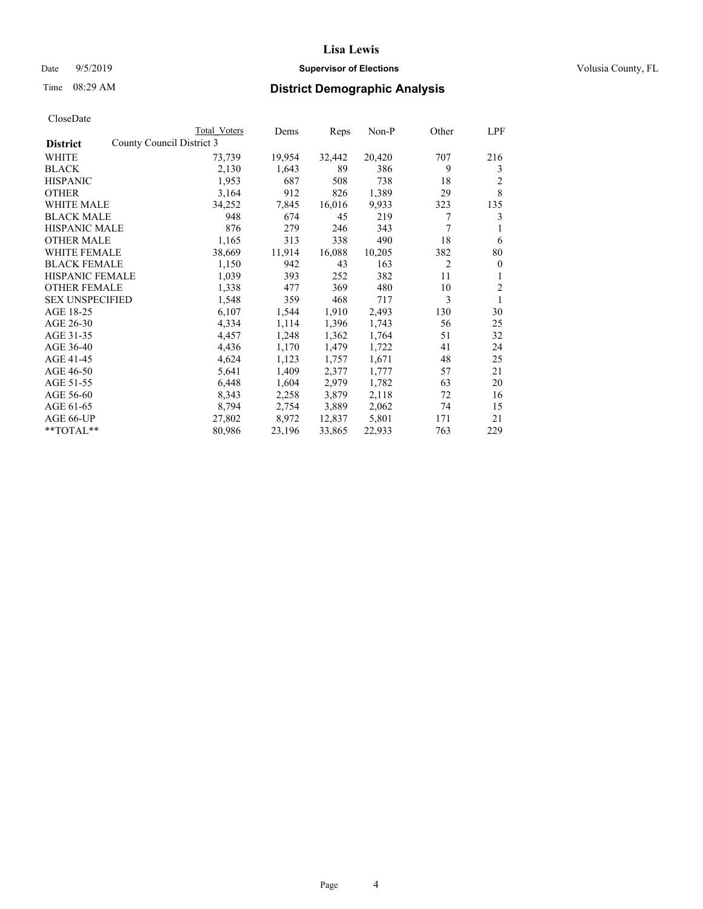# Lisa Lewis

Date 9/5/2019 **Supervisor of Elections** Volusia County, FL

Time 08:29 AM **District Demographic Analysis**

CloseDate

| District | Total Voters | Dems | Reps | Non-P | Other | LPF |
|---|---|---|---|---|---|---|
| County Council District 3 | | | | | | |
| WHITE | 73,739 | 19,954 | 32,442 | 20,420 | 707 | 216 |
| BLACK | 2,130 | 1,643 | 89 | 386 | 9 | 3 |
| HISPANIC | 1,953 | 687 | 508 | 738 | 18 | 2 |
| OTHER | 3,164 | 912 | 826 | 1,389 | 29 | 8 |
| WHITE MALE | 34,252 | 7,845 | 16,016 | 9,933 | 323 | 135 |
| BLACK MALE | 948 | 674 | 45 | 219 | 7 | 3 |
| HISPANIC MALE | 876 | 279 | 246 | 343 | 7 | 1 |
| OTHER MALE | 1,165 | 313 | 338 | 490 | 18 | 6 |
| WHITE FEMALE | 38,669 | 11,914 | 16,088 | 10,205 | 382 | 80 |
| BLACK FEMALE | 1,150 | 942 | 43 | 163 | 2 | 0 |
| HISPANIC FEMALE | 1,039 | 393 | 252 | 382 | 11 | 1 |
| OTHER FEMALE | 1,338 | 477 | 369 | 480 | 10 | 2 |
| SEX UNSPECIFIED | 1,548 | 359 | 468 | 717 | 3 | 1 |
| AGE 18-25 | 6,107 | 1,544 | 1,910 | 2,493 | 130 | 30 |
| AGE 26-30 | 4,334 | 1,114 | 1,396 | 1,743 | 56 | 25 |
| AGE 31-35 | 4,457 | 1,248 | 1,362 | 1,764 | 51 | 32 |
| AGE 36-40 | 4,436 | 1,170 | 1,479 | 1,722 | 41 | 24 |
| AGE 41-45 | 4,624 | 1,123 | 1,757 | 1,671 | 48 | 25 |
| AGE 46-50 | 5,641 | 1,409 | 2,377 | 1,777 | 57 | 21 |
| AGE 51-55 | 6,448 | 1,604 | 2,979 | 1,782 | 63 | 20 |
| AGE 56-60 | 8,343 | 2,258 | 3,879 | 2,118 | 72 | 16 |
| AGE 61-65 | 8,794 | 2,754 | 3,889 | 2,062 | 74 | 15 |
| AGE 66-UP | 27,802 | 8,972 | 12,837 | 5,801 | 171 | 21 |
| **TOTAL** | 80,986 | 23,196 | 33,865 | 22,933 | 763 | 229 |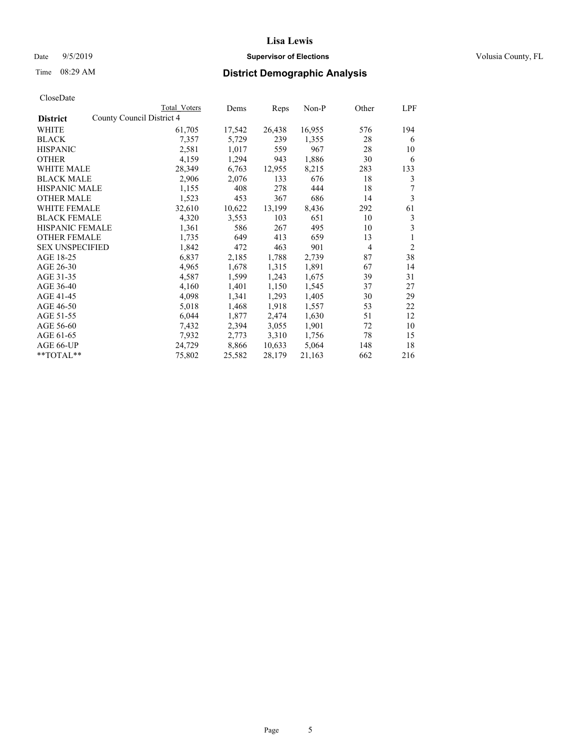# Lisa Lewis

Date 9/5/2019 **Supervisor of Elections** Volusia County, FL

Time 08:29 AM

## District Demographic Analysis

CloseDate

| District | Total Voters | Dems | Reps | Non-P | Other | LPF |
|---|---|---|---|---|---|---|
| County Council District 4 | | | | | | |
| WHITE | 61,705 | 17,542 | 26,438 | 16,955 | 576 | 194 |
| BLACK | 7,357 | 5,729 | 239 | 1,355 | 28 | 6 |
| HISPANIC | 2,581 | 1,017 | 559 | 967 | 28 | 10 |
| OTHER | 4,159 | 1,294 | 943 | 1,886 | 30 | 6 |
| WHITE MALE | 28,349 | 6,763 | 12,955 | 8,215 | 283 | 133 |
| BLACK MALE | 2,906 | 2,076 | 133 | 676 | 18 | 3 |
| HISPANIC MALE | 1,155 | 408 | 278 | 444 | 18 | 7 |
| OTHER MALE | 1,523 | 453 | 367 | 686 | 14 | 3 |
| WHITE FEMALE | 32,610 | 10,622 | 13,199 | 8,436 | 292 | 61 |
| BLACK FEMALE | 4,320 | 3,553 | 103 | 651 | 10 | 3 |
| HISPANIC FEMALE | 1,361 | 586 | 267 | 495 | 10 | 3 |
| OTHER FEMALE | 1,735 | 649 | 413 | 659 | 13 | 1 |
| SEX UNSPECIFIED | 1,842 | 472 | 463 | 901 | 4 | 2 |
| AGE 18-25 | 6,837 | 2,185 | 1,788 | 2,739 | 87 | 38 |
| AGE 26-30 | 4,965 | 1,678 | 1,315 | 1,891 | 67 | 14 |
| AGE 31-35 | 4,587 | 1,599 | 1,243 | 1,675 | 39 | 31 |
| AGE 36-40 | 4,160 | 1,401 | 1,150 | 1,545 | 37 | 27 |
| AGE 41-45 | 4,098 | 1,341 | 1,293 | 1,405 | 30 | 29 |
| AGE 46-50 | 5,018 | 1,468 | 1,918 | 1,557 | 53 | 22 |
| AGE 51-55 | 6,044 | 1,877 | 2,474 | 1,630 | 51 | 12 |
| AGE 56-60 | 7,432 | 2,394 | 3,055 | 1,901 | 72 | 10 |
| AGE 61-65 | 7,932 | 2,773 | 3,310 | 1,756 | 78 | 15 |
| AGE 66-UP | 24,729 | 8,866 | 10,633 | 5,064 | 148 | 18 |
| **TOTAL** | 75,802 | 25,582 | 28,179 | 21,163 | 662 | 216 |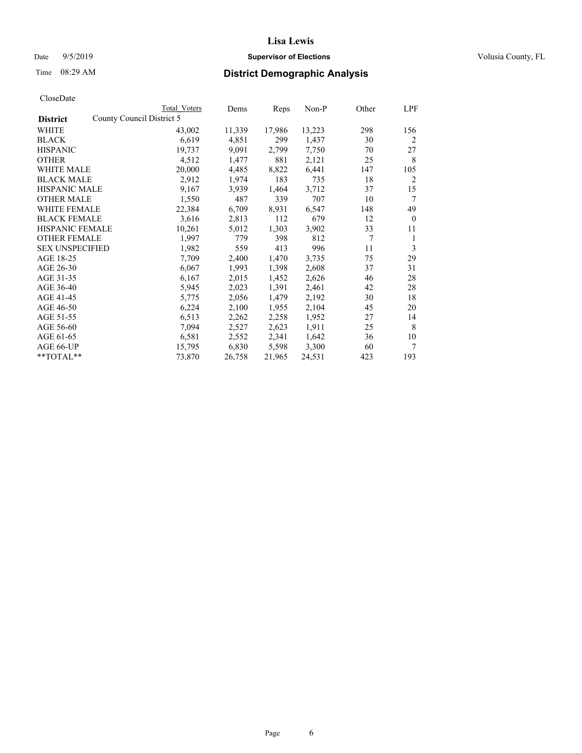# Lisa Lewis

Date 9/5/2019 **Supervisor of Elections** Volusia County, FL

Time 08:29 AM **District Demographic Analysis**

CloseDate

| **District** | County Council District 5 | Total Voters | Dems | Reps | Non-P | Other | LPF |
|---|---|---|---|---|---|---|---|
| WHITE | | 43,002 | 11,339 | 17,986 | 13,223 | 298 | 156 |
| BLACK | | 6,619 | 4,851 | 299 | 1,437 | 30 | 2 |
| HISPANIC | | 19,737 | 9,091 | 2,799 | 7,750 | 70 | 27 |
| OTHER | | 4,512 | 1,477 | 881 | 2,121 | 25 | 8 |
| WHITE MALE | | 20,000 | 4,485 | 8,822 | 6,441 | 147 | 105 |
| BLACK MALE | | 2,912 | 1,974 | 183 | 735 | 18 | 2 |
| HISPANIC MALE | | 9,167 | 3,939 | 1,464 | 3,712 | 37 | 15 |
| OTHER MALE | | 1,550 | 487 | 339 | 707 | 10 | 7 |
| WHITE FEMALE | | 22,384 | 6,709 | 8,931 | 6,547 | 148 | 49 |
| BLACK FEMALE | | 3,616 | 2,813 | 112 | 679 | 12 | 0 |
| HISPANIC FEMALE | | 10,261 | 5,012 | 1,303 | 3,902 | 33 | 11 |
| OTHER FEMALE | | 1,997 | 779 | 398 | 812 | 7 | 1 |
| SEX UNSPECIFIED | | 1,982 | 559 | 413 | 996 | 11 | 3 |
| AGE 18-25 | | 7,709 | 2,400 | 1,470 | 3,735 | 75 | 29 |
| AGE 26-30 | | 6,067 | 1,993 | 1,398 | 2,608 | 37 | 31 |
| AGE 31-35 | | 6,167 | 2,015 | 1,452 | 2,626 | 46 | 28 |
| AGE 36-40 | | 5,945 | 2,023 | 1,391 | 2,461 | 42 | 28 |
| AGE 41-45 | | 5,775 | 2,056 | 1,479 | 2,192 | 30 | 18 |
| AGE 46-50 | | 6,224 | 2,100 | 1,955 | 2,104 | 45 | 20 |
| AGE 51-55 | | 6,513 | 2,262 | 2,258 | 1,952 | 27 | 14 |
| AGE 56-60 | | 7,094 | 2,527 | 2,623 | 1,911 | 25 | 8 |
| AGE 61-65 | | 6,581 | 2,552 | 2,341 | 1,642 | 36 | 10 |
| AGE 66-UP | | 15,795 | 6,830 | 5,598 | 3,300 | 60 | 7 |
| **TOTAL** | | 73,870 | 26,758 | 21,965 | 24,531 | 423 | 193 |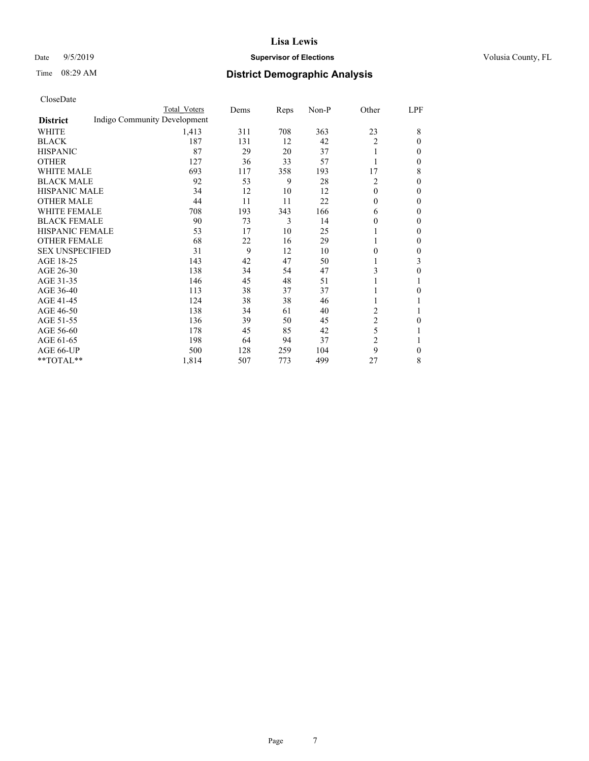# Lisa Lewis

Date 9/5/2019 **Supervisor of Elections** Volusia County, FL

Time 08:29 AM **District Demographic Analysis**

CloseDate

| District | Total Voters | Dems | Reps | Non-P | Other | LPF |
|---|---|---|---|---|---|---|
| Indigo Community Development | | | | | | |
| WHITE | 1,413 | 311 | 708 | 363 | 23 | 8 |
| BLACK | 187 | 131 | 12 | 42 | 2 | 0 |
| HISPANIC | 87 | 29 | 20 | 37 | 1 | 0 |
| OTHER | 127 | 36 | 33 | 57 | 1 | 0 |
| WHITE MALE | 693 | 117 | 358 | 193 | 17 | 8 |
| BLACK MALE | 92 | 53 | 9 | 28 | 2 | 0 |
| HISPANIC MALE | 34 | 12 | 10 | 12 | 0 | 0 |
| OTHER MALE | 44 | 11 | 11 | 22 | 0 | 0 |
| WHITE FEMALE | 708 | 193 | 343 | 166 | 6 | 0 |
| BLACK FEMALE | 90 | 73 | 3 | 14 | 0 | 0 |
| HISPANIC FEMALE | 53 | 17 | 10 | 25 | 1 | 0 |
| OTHER FEMALE | 68 | 22 | 16 | 29 | 1 | 0 |
| SEX UNSPECIFIED | 31 | 9 | 12 | 10 | 0 | 0 |
| AGE 18-25 | 143 | 42 | 47 | 50 | 1 | 3 |
| AGE 26-30 | 138 | 34 | 54 | 47 | 3 | 0 |
| AGE 31-35 | 146 | 45 | 48 | 51 | 1 | 1 |
| AGE 36-40 | 113 | 38 | 37 | 37 | 1 | 0 |
| AGE 41-45 | 124 | 38 | 38 | 46 | 1 | 1 |
| AGE 46-50 | 138 | 34 | 61 | 40 | 2 | 1 |
| AGE 51-55 | 136 | 39 | 50 | 45 | 2 | 0 |
| AGE 56-60 | 178 | 45 | 85 | 42 | 5 | 1 |
| AGE 61-65 | 198 | 64 | 94 | 37 | 2 | 1 |
| AGE 66-UP | 500 | 128 | 259 | 104 | 9 | 0 |
| **TOTAL** | 1,814 | 507 | 773 | 499 | 27 | 8 |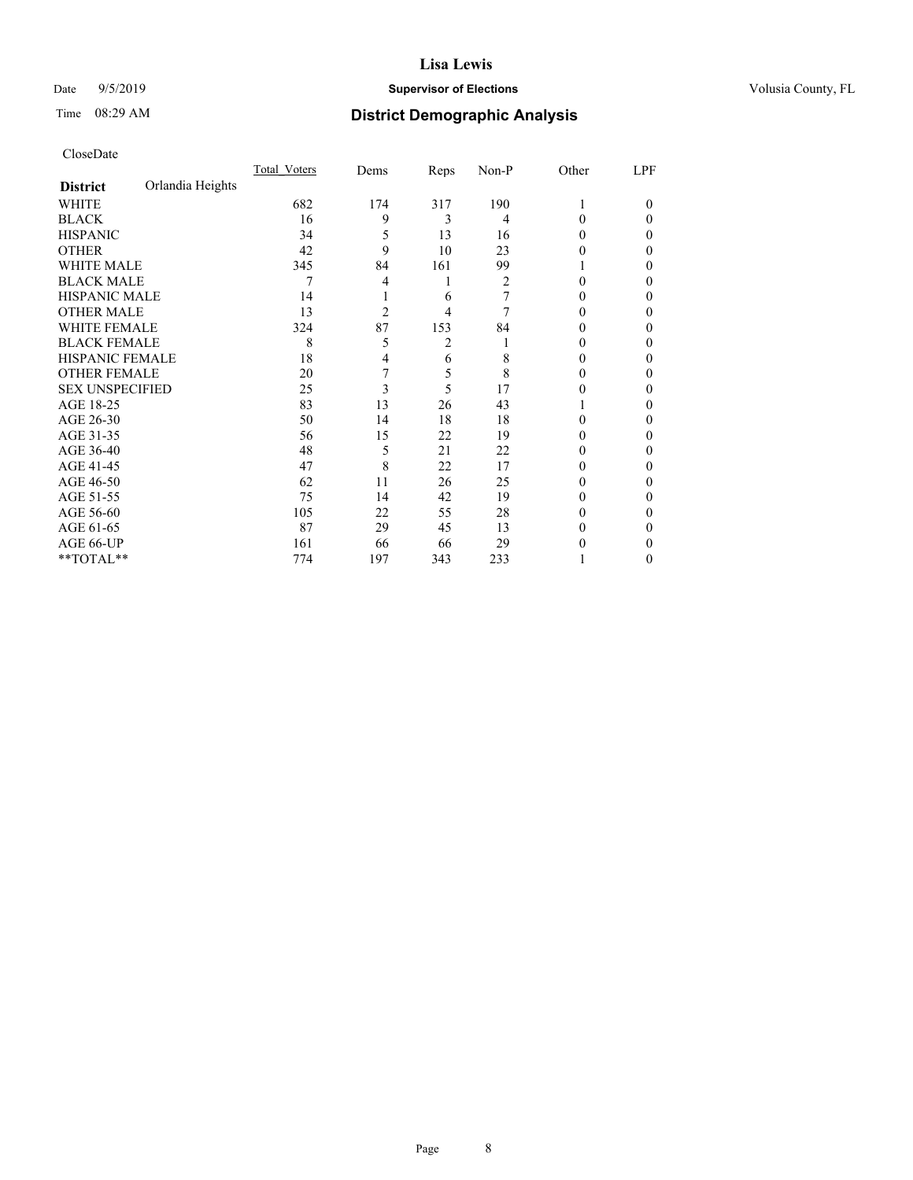**Lisa Lewis**

Date 9/5/2019 **Supervisor of Elections** Volusia County, FL

Time 08:29 AM **District Demographic Analysis**

CloseDate

| **District** Orlandia Heights | Total_Voters | Dems | Reps | Non-P | Other | LPF |
|---|---|---|---|---|---|---|
| WHITE | 682 | 174 | 317 | 190 | 1 | 0 |
| BLACK | 16 | 9 | 3 | 4 | 0 | 0 |
| HISPANIC | 34 | 5 | 13 | 16 | 0 | 0 |
| OTHER | 42 | 9 | 10 | 23 | 0 | 0 |
| WHITE MALE | 345 | 84 | 161 | 99 | 1 | 0 |
| BLACK MALE | 7 | 4 | 1 | 2 | 0 | 0 |
| HISPANIC MALE | 14 | 1 | 6 | 7 | 0 | 0 |
| OTHER MALE | 13 | 2 | 4 | 7 | 0 | 0 |
| WHITE FEMALE | 324 | 87 | 153 | 84 | 0 | 0 |
| BLACK FEMALE | 8 | 5 | 2 | 1 | 0 | 0 |
| HISPANIC FEMALE | 18 | 4 | 6 | 8 | 0 | 0 |
| OTHER FEMALE | 20 | 7 | 5 | 8 | 0 | 0 |
| SEX UNSPECIFIED | 25 | 3 | 5 | 17 | 0 | 0 |
| AGE 18-25 | 83 | 13 | 26 | 43 | 1 | 0 |
| AGE 26-30 | 50 | 14 | 18 | 18 | 0 | 0 |
| AGE 31-35 | 56 | 15 | 22 | 19 | 0 | 0 |
| AGE 36-40 | 48 | 5 | 21 | 22 | 0 | 0 |
| AGE 41-45 | 47 | 8 | 22 | 17 | 0 | 0 |
| AGE 46-50 | 62 | 11 | 26 | 25 | 0 | 0 |
| AGE 51-55 | 75 | 14 | 42 | 19 | 0 | 0 |
| AGE 56-60 | 105 | 22 | 55 | 28 | 0 | 0 |
| AGE 61-65 | 87 | 29 | 45 | 13 | 0 | 0 |
| AGE 66-UP | 161 | 66 | 66 | 29 | 0 | 0 |
| **TOTAL** | 774 | 197 | 343 | 233 | 1 | 0 |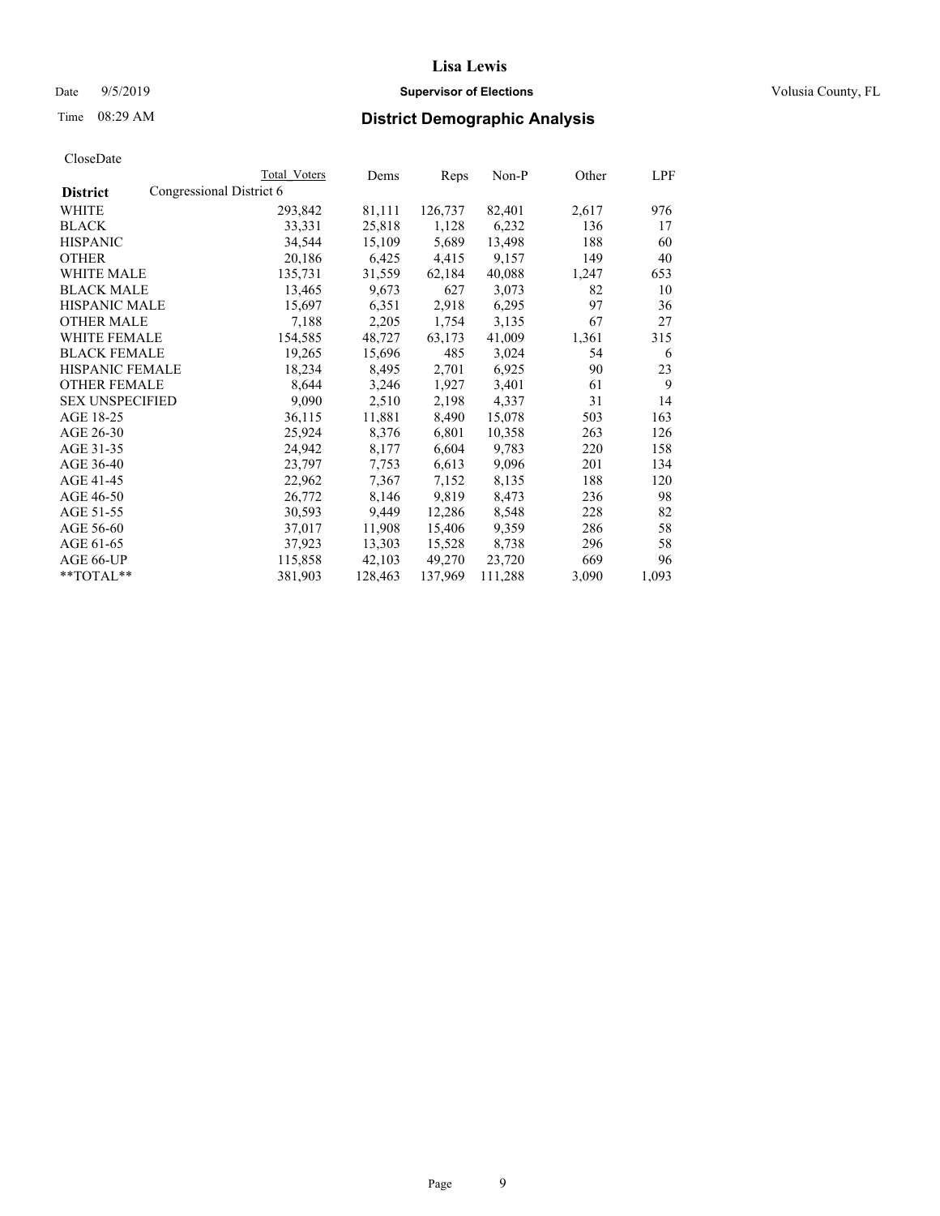Lisa Lewis

Date 9/5/2019 **Supervisor of Elections** Volusia County, FL

Time 08:29 AM **District Demographic Analysis**

CloseDate

| **District** | Congressional District 6 | Total Voters | Dems | Reps | Non-P | Other | LPF |
|---|---|---|---|---|---|---|---|
| WHITE | | 293,842 | 81,111 | 126,737 | 82,401 | 2,617 | 976 |
| BLACK | | 33,331 | 25,818 | 1,128 | 6,232 | 136 | 17 |
| HISPANIC | | 34,544 | 15,109 | 5,689 | 13,498 | 188 | 60 |
| OTHER | | 20,186 | 6,425 | 4,415 | 9,157 | 149 | 40 |
| WHITE MALE | | 135,731 | 31,559 | 62,184 | 40,088 | 1,247 | 653 |
| BLACK MALE | | 13,465 | 9,673 | 627 | 3,073 | 82 | 10 |
| HISPANIC MALE | | 15,697 | 6,351 | 2,918 | 6,295 | 97 | 36 |
| OTHER MALE | | 7,188 | 2,205 | 1,754 | 3,135 | 67 | 27 |
| WHITE FEMALE | | 154,585 | 48,727 | 63,173 | 41,009 | 1,361 | 315 |
| BLACK FEMALE | | 19,265 | 15,696 | 485 | 3,024 | 54 | 6 |
| HISPANIC FEMALE | | 18,234 | 8,495 | 2,701 | 6,925 | 90 | 23 |
| OTHER FEMALE | | 8,644 | 3,246 | 1,927 | 3,401 | 61 | 9 |
| SEX UNSPECIFIED | | 9,090 | 2,510 | 2,198 | 4,337 | 31 | 14 |
| AGE 18-25 | | 36,115 | 11,881 | 8,490 | 15,078 | 503 | 163 |
| AGE 26-30 | | 25,924 | 8,376 | 6,801 | 10,358 | 263 | 126 |
| AGE 31-35 | | 24,942 | 8,177 | 6,604 | 9,783 | 220 | 158 |
| AGE 36-40 | | 23,797 | 7,753 | 6,613 | 9,096 | 201 | 134 |
| AGE 41-45 | | 22,962 | 7,367 | 7,152 | 8,135 | 188 | 120 |
| AGE 46-50 | | 26,772 | 8,146 | 9,819 | 8,473 | 236 | 98 |
| AGE 51-55 | | 30,593 | 9,449 | 12,286 | 8,548 | 228 | 82 |
| AGE 56-60 | | 37,017 | 11,908 | 15,406 | 9,359 | 286 | 58 |
| AGE 61-65 | | 37,923 | 13,303 | 15,528 | 8,738 | 296 | 58 |
| AGE 66-UP | | 115,858 | 42,103 | 49,270 | 23,720 | 669 | 96 |
| **TOTAL** | | 381,903 | 128,463 | 137,969 | 111,288 | 3,090 | 1,093 |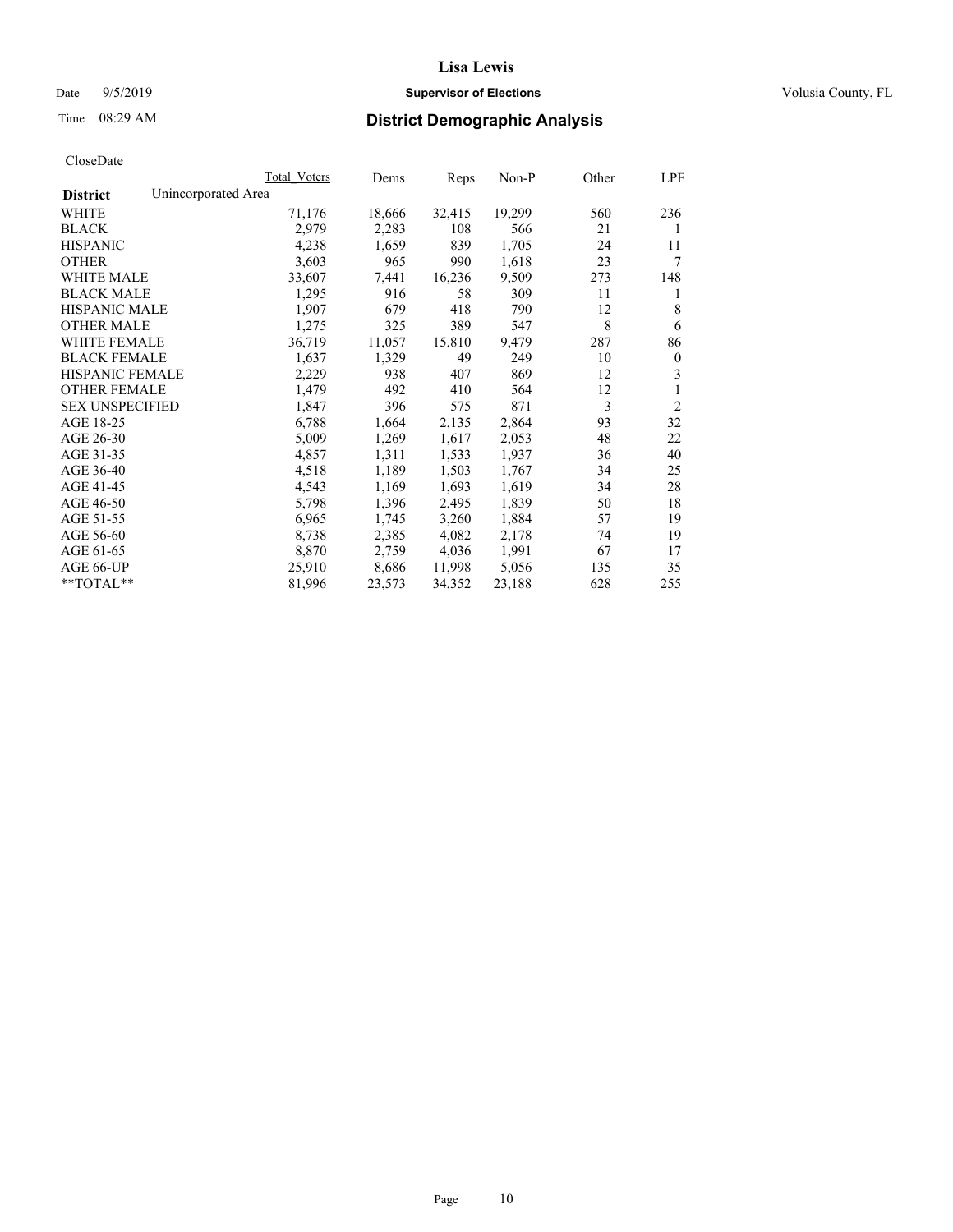# Lisa Lewis

Date 9/5/2019 **Supervisor of Elections** Volusia County, FL

Time 08:29 AM **District Demographic Analysis**

CloseDate

| | Total Voters | Dems | Reps | Non-P | Other | LPF |
|---|---|---|---|---|---|---|
| **District** Unincorporated Area | | | | | | |
| WHITE | 71,176 | 18,666 | 32,415 | 19,299 | 560 | 236 |
| BLACK | 2,979 | 2,283 | 108 | 566 | 21 | 1 |
| HISPANIC | 4,238 | 1,659 | 839 | 1,705 | 24 | 11 |
| OTHER | 3,603 | 965 | 990 | 1,618 | 23 | 7 |
| WHITE MALE | 33,607 | 7,441 | 16,236 | 9,509 | 273 | 148 |
| BLACK MALE | 1,295 | 916 | 58 | 309 | 11 | 1 |
| HISPANIC MALE | 1,907 | 679 | 418 | 790 | 12 | 8 |
| OTHER MALE | 1,275 | 325 | 389 | 547 | 8 | 6 |
| WHITE FEMALE | 36,719 | 11,057 | 15,810 | 9,479 | 287 | 86 |
| BLACK FEMALE | 1,637 | 1,329 | 49 | 249 | 10 | 0 |
| HISPANIC FEMALE | 2,229 | 938 | 407 | 869 | 12 | 3 |
| OTHER FEMALE | 1,479 | 492 | 410 | 564 | 12 | 1 |
| SEX UNSPECIFIED | 1,847 | 396 | 575 | 871 | 3 | 2 |
| AGE 18-25 | 6,788 | 1,664 | 2,135 | 2,864 | 93 | 32 |
| AGE 26-30 | 5,009 | 1,269 | 1,617 | 2,053 | 48 | 22 |
| AGE 31-35 | 4,857 | 1,311 | 1,533 | 1,937 | 36 | 40 |
| AGE 36-40 | 4,518 | 1,189 | 1,503 | 1,767 | 34 | 25 |
| AGE 41-45 | 4,543 | 1,169 | 1,693 | 1,619 | 34 | 28 |
| AGE 46-50 | 5,798 | 1,396 | 2,495 | 1,839 | 50 | 18 |
| AGE 51-55 | 6,965 | 1,745 | 3,260 | 1,884 | 57 | 19 |
| AGE 56-60 | 8,738 | 2,385 | 4,082 | 2,178 | 74 | 19 |
| AGE 61-65 | 8,870 | 2,759 | 4,036 | 1,991 | 67 | 17 |
| AGE 66-UP | 25,910 | 8,686 | 11,998 | 5,056 | 135 | 35 |
| **TOTAL** | 81,996 | 23,573 | 34,352 | 23,188 | 628 | 255 |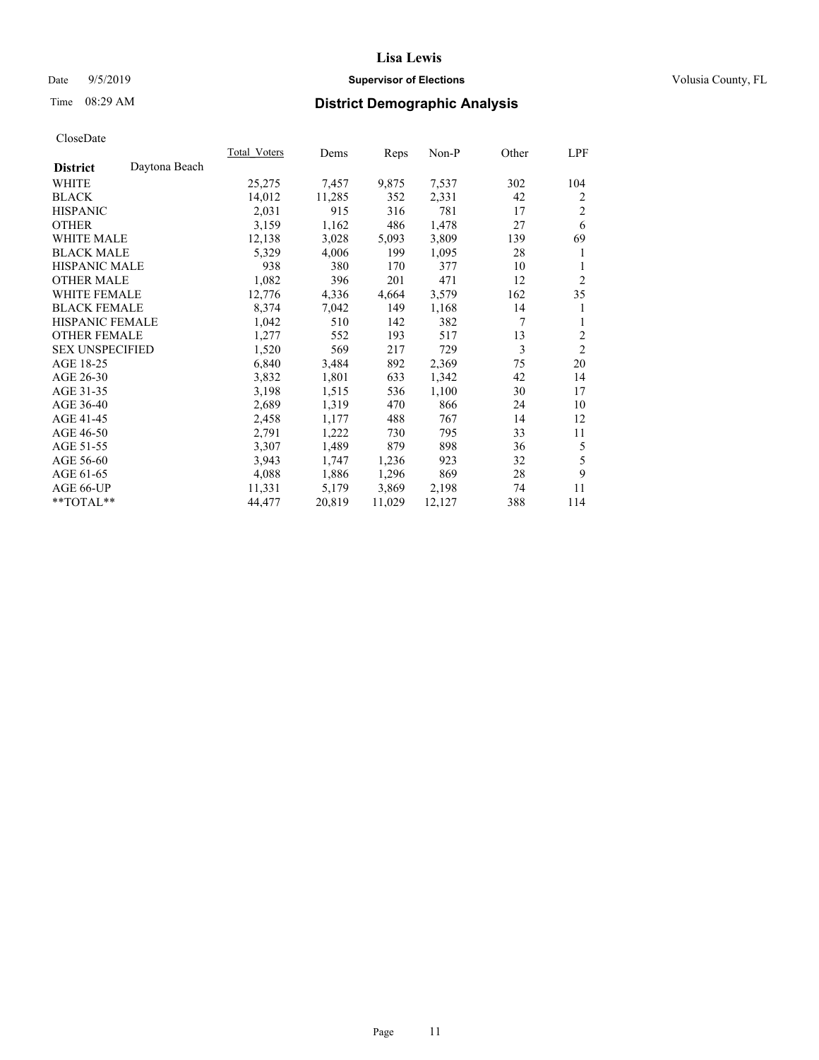# Lisa Lewis

Date 9/5/2019 **Supervisor of Elections** Volusia County, FL

Time 08:29 AM **District Demographic Analysis**

CloseDate

| District | Daytona Beach | Total_Voters | Dems | Reps | Non-P | Other | LPF |
|---|---|---|---|---|---|---|---|
| WHITE | | 25,275 | 7,457 | 9,875 | 7,537 | 302 | 104 |
| BLACK | | 14,012 | 11,285 | 352 | 2,331 | 42 | 2 |
| HISPANIC | | 2,031 | 915 | 316 | 781 | 17 | 2 |
| OTHER | | 3,159 | 1,162 | 486 | 1,478 | 27 | 6 |
| WHITE MALE | | 12,138 | 3,028 | 5,093 | 3,809 | 139 | 69 |
| BLACK MALE | | 5,329 | 4,006 | 199 | 1,095 | 28 | 1 |
| HISPANIC MALE | | 938 | 380 | 170 | 377 | 10 | 1 |
| OTHER MALE | | 1,082 | 396 | 201 | 471 | 12 | 2 |
| WHITE FEMALE | | 12,776 | 4,336 | 4,664 | 3,579 | 162 | 35 |
| BLACK FEMALE | | 8,374 | 7,042 | 149 | 1,168 | 14 | 1 |
| HISPANIC FEMALE | | 1,042 | 510 | 142 | 382 | 7 | 1 |
| OTHER FEMALE | | 1,277 | 552 | 193 | 517 | 13 | 2 |
| SEX UNSPECIFIED | | 1,520 | 569 | 217 | 729 | 3 | 2 |
| AGE 18-25 | | 6,840 | 3,484 | 892 | 2,369 | 75 | 20 |
| AGE 26-30 | | 3,832 | 1,801 | 633 | 1,342 | 42 | 14 |
| AGE 31-35 | | 3,198 | 1,515 | 536 | 1,100 | 30 | 17 |
| AGE 36-40 | | 2,689 | 1,319 | 470 | 866 | 24 | 10 |
| AGE 41-45 | | 2,458 | 1,177 | 488 | 767 | 14 | 12 |
| AGE 46-50 | | 2,791 | 1,222 | 730 | 795 | 33 | 11 |
| AGE 51-55 | | 3,307 | 1,489 | 879 | 898 | 36 | 5 |
| AGE 56-60 | | 3,943 | 1,747 | 1,236 | 923 | 32 | 5 |
| AGE 61-65 | | 4,088 | 1,886 | 1,296 | 869 | 28 | 9 |
| AGE 66-UP | | 11,331 | 5,179 | 3,869 | 2,198 | 74 | 11 |
| **TOTAL** | | 44,477 | 20,819 | 11,029 | 12,127 | 388 | 114 |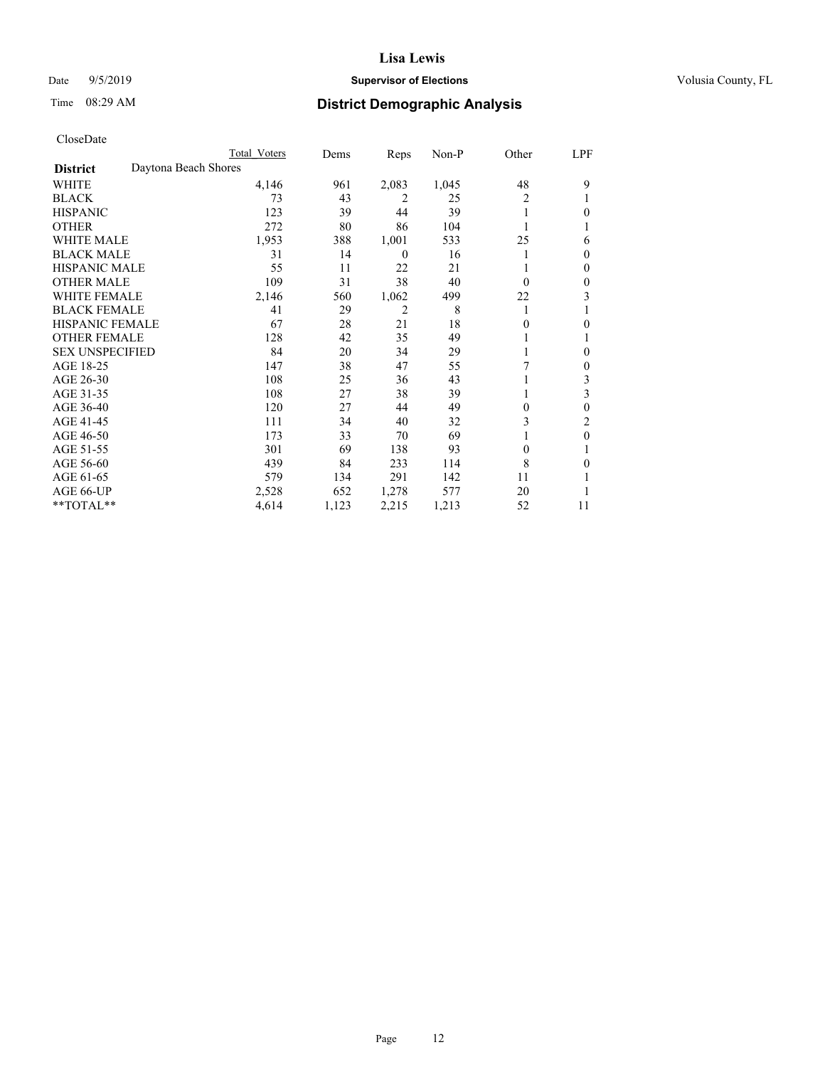# Lisa Lewis

Date 9/5/2019 **Supervisor of Elections** Volusia County, FL

Time 08:29 AM **District Demographic Analysis**

CloseDate

| | Total Voters | Dems | Reps | Non-P | Other | LPF |
|---|---|---|---|---|---|---|
| **District** Daytona Beach Shores | | | | | | |
| WHITE | 4,146 | 961 | 2,083 | 1,045 | 48 | 9 |
| BLACK | 73 | 43 | 2 | 25 | 2 | 1 |
| HISPANIC | 123 | 39 | 44 | 39 | 1 | 0 |
| OTHER | 272 | 80 | 86 | 104 | 1 | 1 |
| WHITE MALE | 1,953 | 388 | 1,001 | 533 | 25 | 6 |
| BLACK MALE | 31 | 14 | 0 | 16 | 1 | 0 |
| HISPANIC MALE | 55 | 11 | 22 | 21 | 1 | 0 |
| OTHER MALE | 109 | 31 | 38 | 40 | 0 | 0 |
| WHITE FEMALE | 2,146 | 560 | 1,062 | 499 | 22 | 3 |
| BLACK FEMALE | 41 | 29 | 2 | 8 | 1 | 1 |
| HISPANIC FEMALE | 67 | 28 | 21 | 18 | 0 | 0 |
| OTHER FEMALE | 128 | 42 | 35 | 49 | 1 | 1 |
| SEX UNSPECIFIED | 84 | 20 | 34 | 29 | 1 | 0 |
| AGE 18-25 | 147 | 38 | 47 | 55 | 7 | 0 |
| AGE 26-30 | 108 | 25 | 36 | 43 | 1 | 3 |
| AGE 31-35 | 108 | 27 | 38 | 39 | 1 | 3 |
| AGE 36-40 | 120 | 27 | 44 | 49 | 0 | 0 |
| AGE 41-45 | 111 | 34 | 40 | 32 | 3 | 2 |
| AGE 46-50 | 173 | 33 | 70 | 69 | 1 | 0 |
| AGE 51-55 | 301 | 69 | 138 | 93 | 0 | 1 |
| AGE 56-60 | 439 | 84 | 233 | 114 | 8 | 0 |
| AGE 61-65 | 579 | 134 | 291 | 142 | 11 | 1 |
| AGE 66-UP | 2,528 | 652 | 1,278 | 577 | 20 | 1 |
| **TOTAL** | 4,614 | 1,123 | 2,215 | 1,213 | 52 | 11 |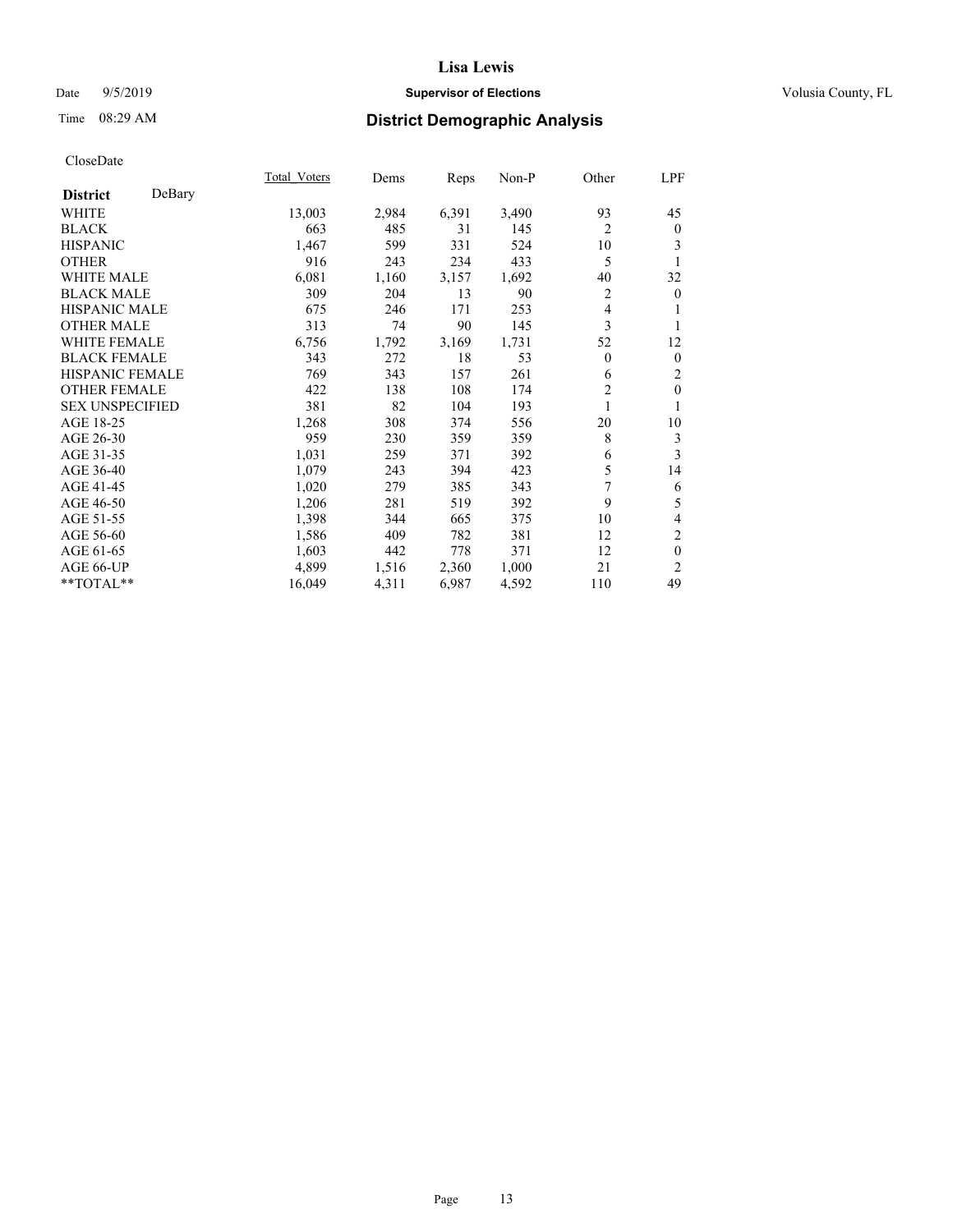**Lisa Lewis**

Date 9/5/2019 **Supervisor of Elections** Volusia County, FL

Time 08:29 AM **District Demographic Analysis**

CloseDate

| **District** DeBary | Total_Voters | Dems | Reps | Non-P | Other | LPF |
|---|---|---|---|---|---|---|
| WHITE | 13,003 | 2,984 | 6,391 | 3,490 | 93 | 45 |
| BLACK | 663 | 485 | 31 | 145 | 2 | 0 |
| HISPANIC | 1,467 | 599 | 331 | 524 | 10 | 3 |
| OTHER | 916 | 243 | 234 | 433 | 5 | 1 |
| WHITE MALE | 6,081 | 1,160 | 3,157 | 1,692 | 40 | 32 |
| BLACK MALE | 309 | 204 | 13 | 90 | 2 | 0 |
| HISPANIC MALE | 675 | 246 | 171 | 253 | 4 | 1 |
| OTHER MALE | 313 | 74 | 90 | 145 | 3 | 1 |
| WHITE FEMALE | 6,756 | 1,792 | 3,169 | 1,731 | 52 | 12 |
| BLACK FEMALE | 343 | 272 | 18 | 53 | 0 | 0 |
| HISPANIC FEMALE | 769 | 343 | 157 | 261 | 6 | 2 |
| OTHER FEMALE | 422 | 138 | 108 | 174 | 2 | 0 |
| SEX UNSPECIFIED | 381 | 82 | 104 | 193 | 1 | 1 |
| AGE 18-25 | 1,268 | 308 | 374 | 556 | 20 | 10 |
| AGE 26-30 | 959 | 230 | 359 | 359 | 8 | 3 |
| AGE 31-35 | 1,031 | 259 | 371 | 392 | 6 | 3 |
| AGE 36-40 | 1,079 | 243 | 394 | 423 | 5 | 14 |
| AGE 41-45 | 1,020 | 279 | 385 | 343 | 7 | 6 |
| AGE 46-50 | 1,206 | 281 | 519 | 392 | 9 | 5 |
| AGE 51-55 | 1,398 | 344 | 665 | 375 | 10 | 4 |
| AGE 56-60 | 1,586 | 409 | 782 | 381 | 12 | 2 |
| AGE 61-65 | 1,603 | 442 | 778 | 371 | 12 | 0 |
| AGE 66-UP | 4,899 | 1,516 | 2,360 | 1,000 | 21 | 2 |
| **TOTAL** | 16,049 | 4,311 | 6,987 | 4,592 | 110 | 49 |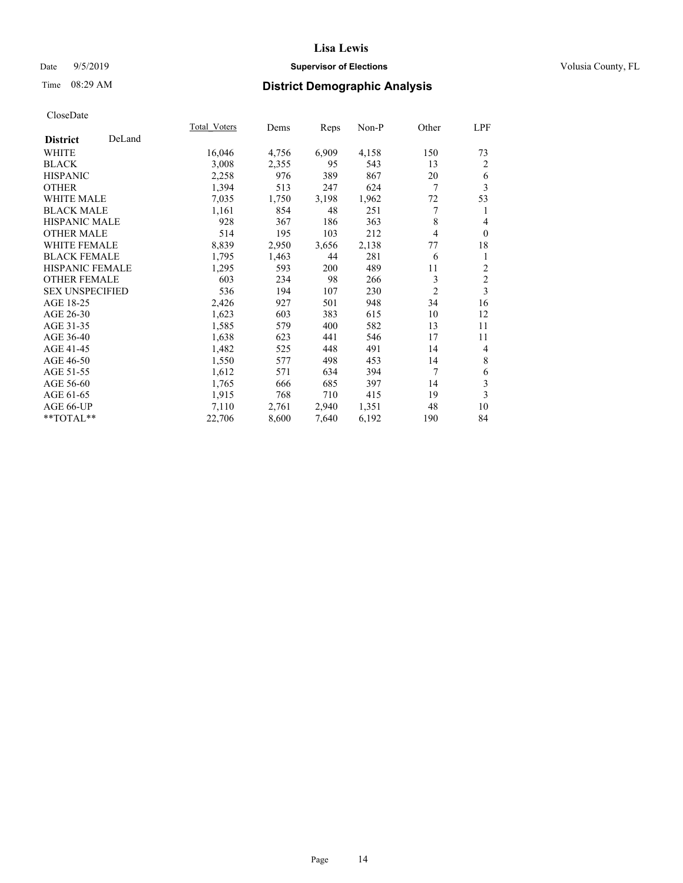# Lisa Lewis

Date 9/5/2019 **Supervisor of Elections** Volusia County, FL

Time 08:29 AM **District Demographic Analysis**

CloseDate

| **District** DeLand | Total_Voters | Dems | Reps | Non-P | Other | LPF |
|---|---|---|---|---|---|---|
| WHITE | 16,046 | 4,756 | 6,909 | 4,158 | 150 | 73 |
| BLACK | 3,008 | 2,355 | 95 | 543 | 13 | 2 |
| HISPANIC | 2,258 | 976 | 389 | 867 | 20 | 6 |
| OTHER | 1,394 | 513 | 247 | 624 | 7 | 3 |
| WHITE MALE | 7,035 | 1,750 | 3,198 | 1,962 | 72 | 53 |
| BLACK MALE | 1,161 | 854 | 48 | 251 | 7 | 1 |
| HISPANIC MALE | 928 | 367 | 186 | 363 | 8 | 4 |
| OTHER MALE | 514 | 195 | 103 | 212 | 4 | 0 |
| WHITE FEMALE | 8,839 | 2,950 | 3,656 | 2,138 | 77 | 18 |
| BLACK FEMALE | 1,795 | 1,463 | 44 | 281 | 6 | 1 |
| HISPANIC FEMALE | 1,295 | 593 | 200 | 489 | 11 | 2 |
| OTHER FEMALE | 603 | 234 | 98 | 266 | 3 | 2 |
| SEX UNSPECIFIED | 536 | 194 | 107 | 230 | 2 | 3 |
| AGE 18-25 | 2,426 | 927 | 501 | 948 | 34 | 16 |
| AGE 26-30 | 1,623 | 603 | 383 | 615 | 10 | 12 |
| AGE 31-35 | 1,585 | 579 | 400 | 582 | 13 | 11 |
| AGE 36-40 | 1,638 | 623 | 441 | 546 | 17 | 11 |
| AGE 41-45 | 1,482 | 525 | 448 | 491 | 14 | 4 |
| AGE 46-50 | 1,550 | 577 | 498 | 453 | 14 | 8 |
| AGE 51-55 | 1,612 | 571 | 634 | 394 | 7 | 6 |
| AGE 56-60 | 1,765 | 666 | 685 | 397 | 14 | 3 |
| AGE 61-65 | 1,915 | 768 | 710 | 415 | 19 | 3 |
| AGE 66-UP | 7,110 | 2,761 | 2,940 | 1,351 | 48 | 10 |
| **TOTAL** | 22,706 | 8,600 | 7,640 | 6,192 | 190 | 84 |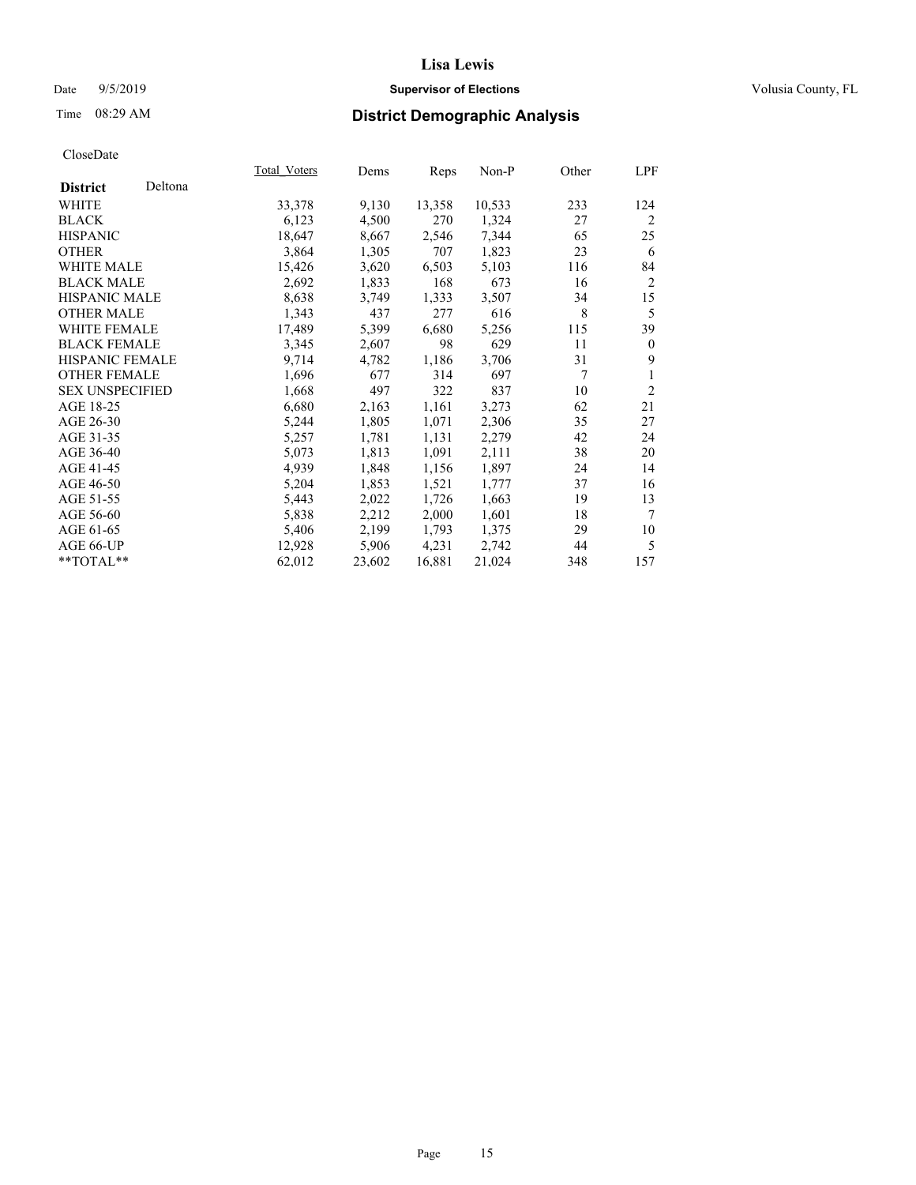# Lisa Lewis

Date 9/5/2019 **Supervisor of Elections** Volusia County, FL

Time 08:29 AM **District Demographic Analysis**

CloseDate

| **District** Deltona | Total_Voters | Dems | Reps | Non-P | Other | LPF |
|---|---|---|---|---|---|---|
| WHITE | 33,378 | 9,130 | 13,358 | 10,533 | 233 | 124 |
| BLACK | 6,123 | 4,500 | 270 | 1,324 | 27 | 2 |
| HISPANIC | 18,647 | 8,667 | 2,546 | 7,344 | 65 | 25 |
| OTHER | 3,864 | 1,305 | 707 | 1,823 | 23 | 6 |
| WHITE MALE | 15,426 | 3,620 | 6,503 | 5,103 | 116 | 84 |
| BLACK MALE | 2,692 | 1,833 | 168 | 673 | 16 | 2 |
| HISPANIC MALE | 8,638 | 3,749 | 1,333 | 3,507 | 34 | 15 |
| OTHER MALE | 1,343 | 437 | 277 | 616 | 8 | 5 |
| WHITE FEMALE | 17,489 | 5,399 | 6,680 | 5,256 | 115 | 39 |
| BLACK FEMALE | 3,345 | 2,607 | 98 | 629 | 11 | 0 |
| HISPANIC FEMALE | 9,714 | 4,782 | 1,186 | 3,706 | 31 | 9 |
| OTHER FEMALE | 1,696 | 677 | 314 | 697 | 7 | 1 |
| SEX UNSPECIFIED | 1,668 | 497 | 322 | 837 | 10 | 2 |
| AGE 18-25 | 6,680 | 2,163 | 1,161 | 3,273 | 62 | 21 |
| AGE 26-30 | 5,244 | 1,805 | 1,071 | 2,306 | 35 | 27 |
| AGE 31-35 | 5,257 | 1,781 | 1,131 | 2,279 | 42 | 24 |
| AGE 36-40 | 5,073 | 1,813 | 1,091 | 2,111 | 38 | 20 |
| AGE 41-45 | 4,939 | 1,848 | 1,156 | 1,897 | 24 | 14 |
| AGE 46-50 | 5,204 | 1,853 | 1,521 | 1,777 | 37 | 16 |
| AGE 51-55 | 5,443 | 2,022 | 1,726 | 1,663 | 19 | 13 |
| AGE 56-60 | 5,838 | 2,212 | 2,000 | 1,601 | 18 | 7 |
| AGE 61-65 | 5,406 | 2,199 | 1,793 | 1,375 | 29 | 10 |
| AGE 66-UP | 12,928 | 5,906 | 4,231 | 2,742 | 44 | 5 |
| **TOTAL** | 62,012 | 23,602 | 16,881 | 21,024 | 348 | 157 |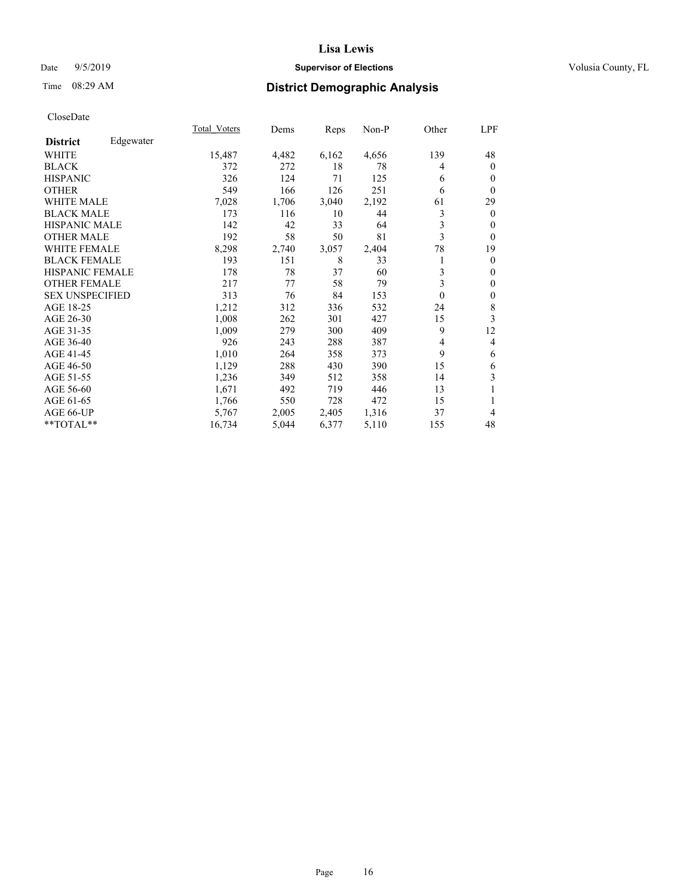# Lisa Lewis

Date 9/5/2019 **Supervisor of Elections** Volusia County, FL

Time 08:29 AM **District Demographic Analysis**

CloseDate

| **District** Edgewater | Total_Voters | Dems | Reps | Non-P | Other | LPF |
|---|---|---|---|---|---|---|
| WHITE | 15,487 | 4,482 | 6,162 | 4,656 | 139 | 48 |
| BLACK | 372 | 272 | 18 | 78 | 4 | 0 |
| HISPANIC | 326 | 124 | 71 | 125 | 6 | 0 |
| OTHER | 549 | 166 | 126 | 251 | 6 | 0 |
| WHITE MALE | 7,028 | 1,706 | 3,040 | 2,192 | 61 | 29 |
| BLACK MALE | 173 | 116 | 10 | 44 | 3 | 0 |
| HISPANIC MALE | 142 | 42 | 33 | 64 | 3 | 0 |
| OTHER MALE | 192 | 58 | 50 | 81 | 3 | 0 |
| WHITE FEMALE | 8,298 | 2,740 | 3,057 | 2,404 | 78 | 19 |
| BLACK FEMALE | 193 | 151 | 8 | 33 | 1 | 0 |
| HISPANIC FEMALE | 178 | 78 | 37 | 60 | 3 | 0 |
| OTHER FEMALE | 217 | 77 | 58 | 79 | 3 | 0 |
| SEX UNSPECIFIED | 313 | 76 | 84 | 153 | 0 | 0 |
| AGE 18-25 | 1,212 | 312 | 336 | 532 | 24 | 8 |
| AGE 26-30 | 1,008 | 262 | 301 | 427 | 15 | 3 |
| AGE 31-35 | 1,009 | 279 | 300 | 409 | 9 | 12 |
| AGE 36-40 | 926 | 243 | 288 | 387 | 4 | 4 |
| AGE 41-45 | 1,010 | 264 | 358 | 373 | 9 | 6 |
| AGE 46-50 | 1,129 | 288 | 430 | 390 | 15 | 6 |
| AGE 51-55 | 1,236 | 349 | 512 | 358 | 14 | 3 |
| AGE 56-60 | 1,671 | 492 | 719 | 446 | 13 | 1 |
| AGE 61-65 | 1,766 | 550 | 728 | 472 | 15 | 1 |
| AGE 66-UP | 5,767 | 2,005 | 2,405 | 1,316 | 37 | 4 |
| **TOTAL** | 16,734 | 5,044 | 6,377 | 5,110 | 155 | 48 |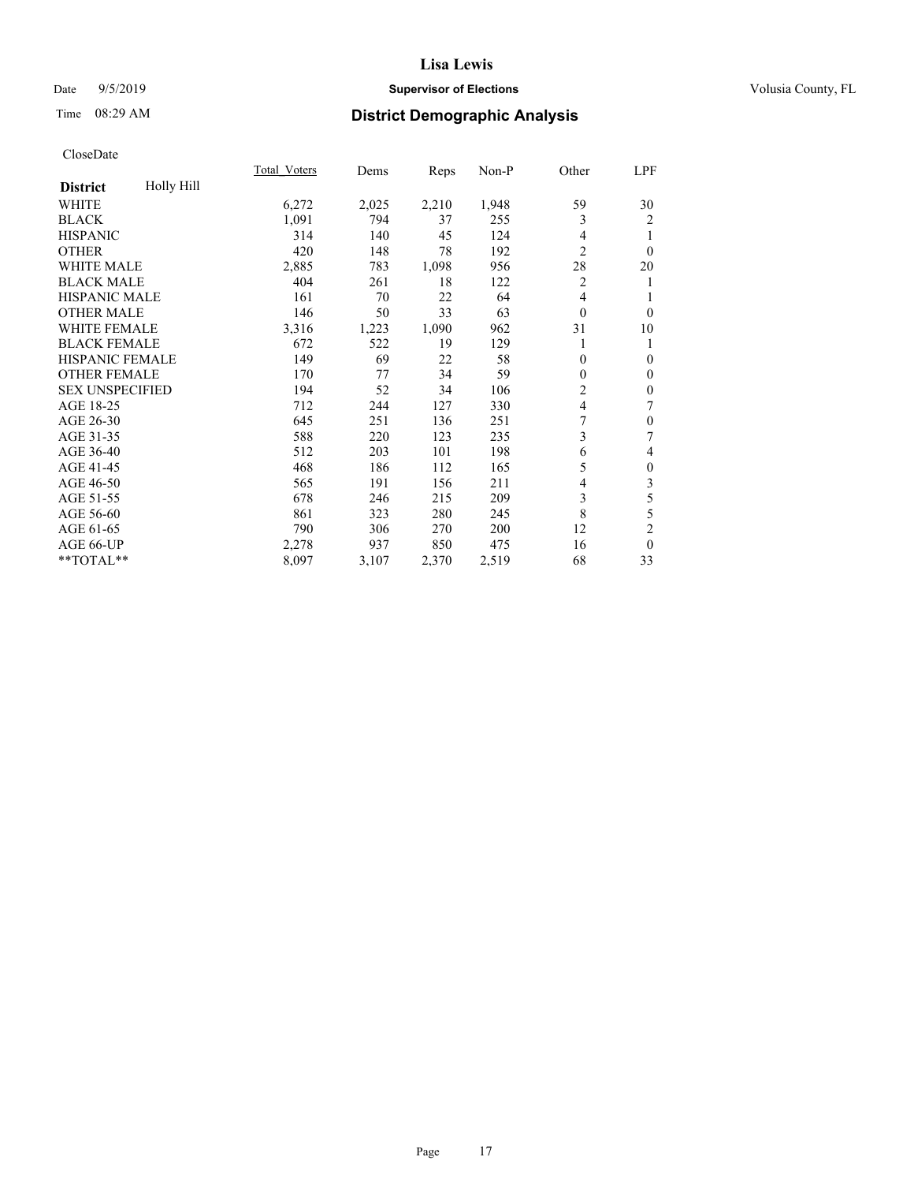# Lisa Lewis

Date 9/5/2019 **Supervisor of Elections** Volusia County, FL

Time 08:29 AM **District Demographic Analysis**

CloseDate

| **District** Holly Hill | Total_Voters | Dems | Reps | Non-P | Other | LPF |
|---|---|---|---|---|---|---|
| WHITE | 6,272 | 2,025 | 2,210 | 1,948 | 59 | 30 |
| BLACK | 1,091 | 794 | 37 | 255 | 3 | 2 |
| HISPANIC | 314 | 140 | 45 | 124 | 4 | 1 |
| OTHER | 420 | 148 | 78 | 192 | 2 | 0 |
| WHITE MALE | 2,885 | 783 | 1,098 | 956 | 28 | 20 |
| BLACK MALE | 404 | 261 | 18 | 122 | 2 | 1 |
| HISPANIC MALE | 161 | 70 | 22 | 64 | 4 | 1 |
| OTHER MALE | 146 | 50 | 33 | 63 | 0 | 0 |
| WHITE FEMALE | 3,316 | 1,223 | 1,090 | 962 | 31 | 10 |
| BLACK FEMALE | 672 | 522 | 19 | 129 | 1 | 1 |
| HISPANIC FEMALE | 149 | 69 | 22 | 58 | 0 | 0 |
| OTHER FEMALE | 170 | 77 | 34 | 59 | 0 | 0 |
| SEX UNSPECIFIED | 194 | 52 | 34 | 106 | 2 | 0 |
| AGE 18-25 | 712 | 244 | 127 | 330 | 4 | 7 |
| AGE 26-30 | 645 | 251 | 136 | 251 | 7 | 0 |
| AGE 31-35 | 588 | 220 | 123 | 235 | 3 | 7 |
| AGE 36-40 | 512 | 203 | 101 | 198 | 6 | 4 |
| AGE 41-45 | 468 | 186 | 112 | 165 | 5 | 0 |
| AGE 46-50 | 565 | 191 | 156 | 211 | 4 | 3 |
| AGE 51-55 | 678 | 246 | 215 | 209 | 3 | 5 |
| AGE 56-60 | 861 | 323 | 280 | 245 | 8 | 5 |
| AGE 61-65 | 790 | 306 | 270 | 200 | 12 | 2 |
| AGE 66-UP | 2,278 | 937 | 850 | 475 | 16 | 0 |
| **TOTAL** | 8,097 | 3,107 | 2,370 | 2,519 | 68 | 33 |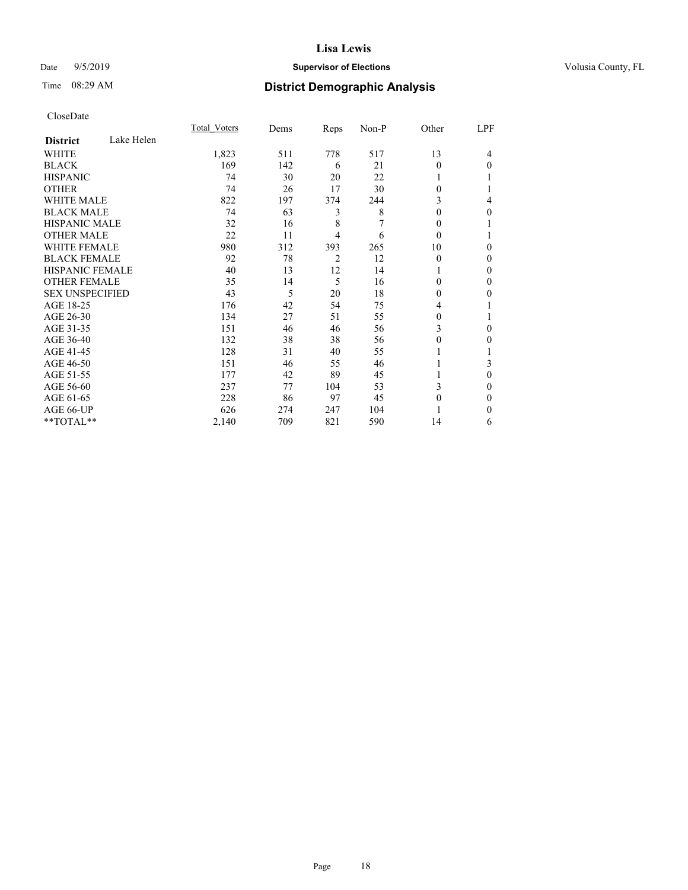# Lisa Lewis

Date 9/5/2019 **Supervisor of Elections** Volusia County, FL

Time 08:29 AM **District Demographic Analysis**

CloseDate

| **District** Lake Helen | Total_Voters | Dems | Reps | Non-P | Other | LPF |
|---|---|---|---|---|---|---|
| WHITE | 1,823 | 511 | 778 | 517 | 13 | 4 |
| BLACK | 169 | 142 | 6 | 21 | 0 | 0 |
| HISPANIC | 74 | 30 | 20 | 22 | 1 | 1 |
| OTHER | 74 | 26 | 17 | 30 | 0 | 1 |
| WHITE MALE | 822 | 197 | 374 | 244 | 3 | 4 |
| BLACK MALE | 74 | 63 | 3 | 8 | 0 | 0 |
| HISPANIC MALE | 32 | 16 | 8 | 7 | 0 | 1 |
| OTHER MALE | 22 | 11 | 4 | 6 | 0 | 1 |
| WHITE FEMALE | 980 | 312 | 393 | 265 | 10 | 0 |
| BLACK FEMALE | 92 | 78 | 2 | 12 | 0 | 0 |
| HISPANIC FEMALE | 40 | 13 | 12 | 14 | 1 | 0 |
| OTHER FEMALE | 35 | 14 | 5 | 16 | 0 | 0 |
| SEX UNSPECIFIED | 43 | 5 | 20 | 18 | 0 | 0 |
| AGE 18-25 | 176 | 42 | 54 | 75 | 4 | 1 |
| AGE 26-30 | 134 | 27 | 51 | 55 | 0 | 1 |
| AGE 31-35 | 151 | 46 | 46 | 56 | 3 | 0 |
| AGE 36-40 | 132 | 38 | 38 | 56 | 0 | 0 |
| AGE 41-45 | 128 | 31 | 40 | 55 | 1 | 1 |
| AGE 46-50 | 151 | 46 | 55 | 46 | 1 | 3 |
| AGE 51-55 | 177 | 42 | 89 | 45 | 1 | 0 |
| AGE 56-60 | 237 | 77 | 104 | 53 | 3 | 0 |
| AGE 61-65 | 228 | 86 | 97 | 45 | 0 | 0 |
| AGE 66-UP | 626 | 274 | 247 | 104 | 1 | 0 |
| **TOTAL** | 2,140 | 709 | 821 | 590 | 14 | 6 |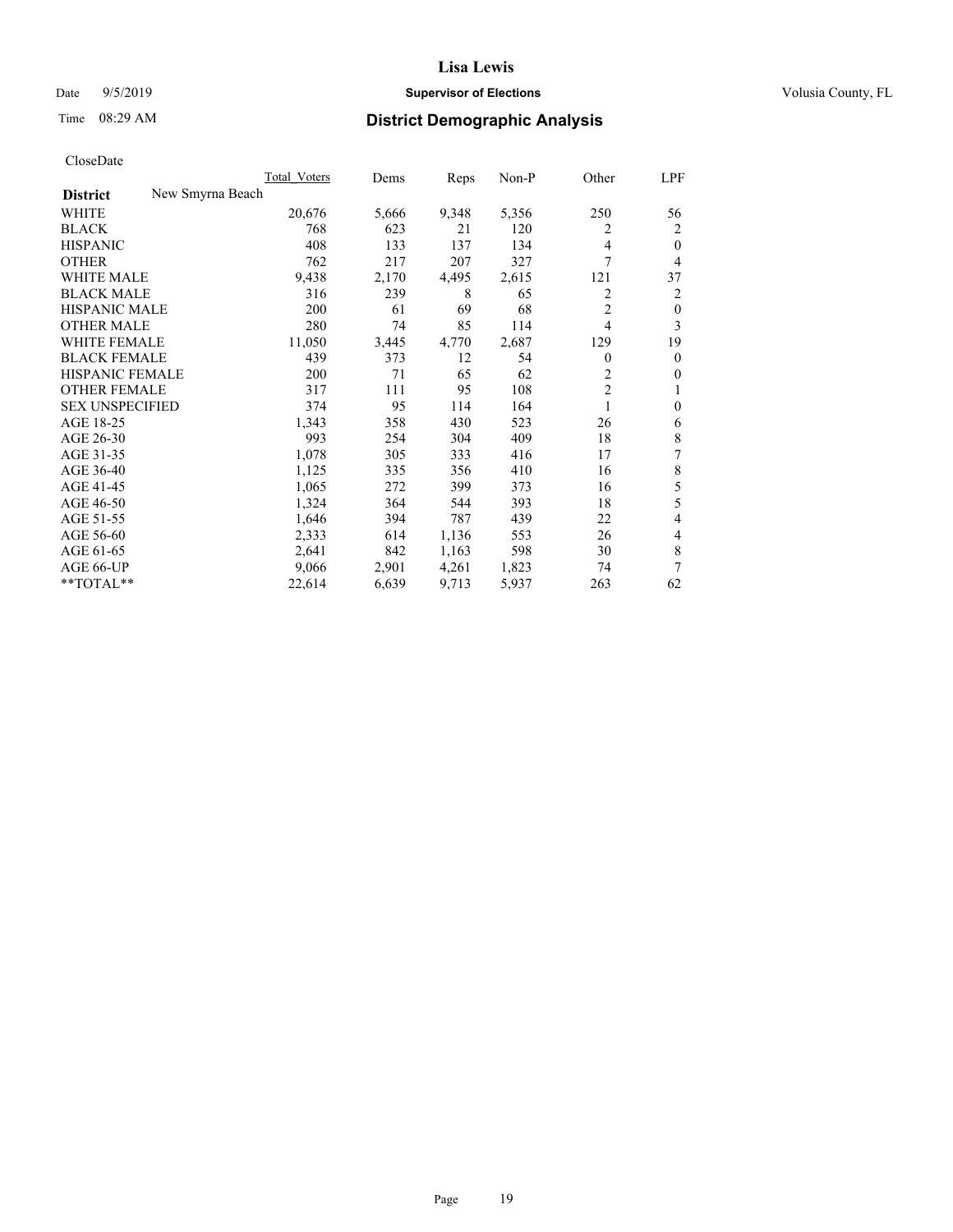# Lisa Lewis

Date 9/5/2019 **Supervisor of Elections** Volusia County, FL

Time 08:29 AM **District Demographic Analysis**

CloseDate

| District | New Smyrna Beach | Total_Voters | Dems | Reps | Non-P | Other | LPF |
|---|---|---|---|---|---|---|---|
| WHITE | | 20,676 | 5,666 | 9,348 | 5,356 | 250 | 56 |
| BLACK | | 768 | 623 | 21 | 120 | 2 | 2 |
| HISPANIC | | 408 | 133 | 137 | 134 | 4 | 0 |
| OTHER | | 762 | 217 | 207 | 327 | 7 | 4 |
| WHITE MALE | | 9,438 | 2,170 | 4,495 | 2,615 | 121 | 37 |
| BLACK MALE | | 316 | 239 | 8 | 65 | 2 | 2 |
| HISPANIC MALE | | 200 | 61 | 69 | 68 | 2 | 0 |
| OTHER MALE | | 280 | 74 | 85 | 114 | 4 | 3 |
| WHITE FEMALE | | 11,050 | 3,445 | 4,770 | 2,687 | 129 | 19 |
| BLACK FEMALE | | 439 | 373 | 12 | 54 | 0 | 0 |
| HISPANIC FEMALE | | 200 | 71 | 65 | 62 | 2 | 0 |
| OTHER FEMALE | | 317 | 111 | 95 | 108 | 2 | 1 |
| SEX UNSPECIFIED | | 374 | 95 | 114 | 164 | 1 | 0 |
| AGE 18-25 | | 1,343 | 358 | 430 | 523 | 26 | 6 |
| AGE 26-30 | | 993 | 254 | 304 | 409 | 18 | 8 |
| AGE 31-35 | | 1,078 | 305 | 333 | 416 | 17 | 7 |
| AGE 36-40 | | 1,125 | 335 | 356 | 410 | 16 | 8 |
| AGE 41-45 | | 1,065 | 272 | 399 | 373 | 16 | 5 |
| AGE 46-50 | | 1,324 | 364 | 544 | 393 | 18 | 5 |
| AGE 51-55 | | 1,646 | 394 | 787 | 439 | 22 | 4 |
| AGE 56-60 | | 2,333 | 614 | 1,136 | 553 | 26 | 4 |
| AGE 61-65 | | 2,641 | 842 | 1,163 | 598 | 30 | 8 |
| AGE 66-UP | | 9,066 | 2,901 | 4,261 | 1,823 | 74 | 7 |
| **TOTAL** | | 22,614 | 6,639 | 9,713 | 5,937 | 263 | 62 |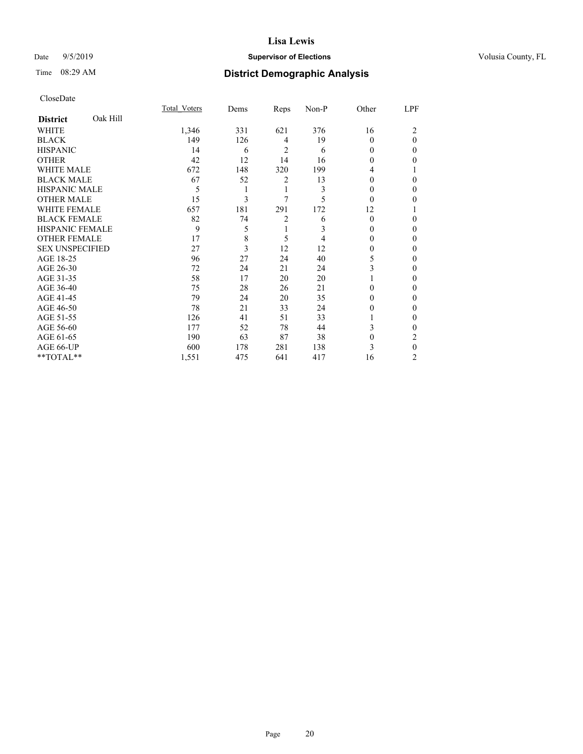# Lisa Lewis

Date 9/5/2019 **Supervisor of Elections** Volusia County, FL

Time 08:29 AM **District Demographic Analysis**

CloseDate

| **District** Oak Hill | Total_Voters | Dems | Reps | Non-P | Other | LPF |
|---|---|---|---|---|---|---|
| WHITE | 1,346 | 331 | 621 | 376 | 16 | 2 |
| BLACK | 149 | 126 | 4 | 19 | 0 | 0 |
| HISPANIC | 14 | 6 | 2 | 6 | 0 | 0 |
| OTHER | 42 | 12 | 14 | 16 | 0 | 0 |
| WHITE MALE | 672 | 148 | 320 | 199 | 4 | 1 |
| BLACK MALE | 67 | 52 | 2 | 13 | 0 | 0 |
| HISPANIC MALE | 5 | 1 | 1 | 3 | 0 | 0 |
| OTHER MALE | 15 | 3 | 7 | 5 | 0 | 0 |
| WHITE FEMALE | 657 | 181 | 291 | 172 | 12 | 1 |
| BLACK FEMALE | 82 | 74 | 2 | 6 | 0 | 0 |
| HISPANIC FEMALE | 9 | 5 | 1 | 3 | 0 | 0 |
| OTHER FEMALE | 17 | 8 | 5 | 4 | 0 | 0 |
| SEX UNSPECIFIED | 27 | 3 | 12 | 12 | 0 | 0 |
| AGE 18-25 | 96 | 27 | 24 | 40 | 5 | 0 |
| AGE 26-30 | 72 | 24 | 21 | 24 | 3 | 0 |
| AGE 31-35 | 58 | 17 | 20 | 20 | 1 | 0 |
| AGE 36-40 | 75 | 28 | 26 | 21 | 0 | 0 |
| AGE 41-45 | 79 | 24 | 20 | 35 | 0 | 0 |
| AGE 46-50 | 78 | 21 | 33 | 24 | 0 | 0 |
| AGE 51-55 | 126 | 41 | 51 | 33 | 1 | 0 |
| AGE 56-60 | 177 | 52 | 78 | 44 | 3 | 0 |
| AGE 61-65 | 190 | 63 | 87 | 38 | 0 | 2 |
| AGE 66-UP | 600 | 178 | 281 | 138 | 3 | 0 |
| **TOTAL** | 1,551 | 475 | 641 | 417 | 16 | 2 |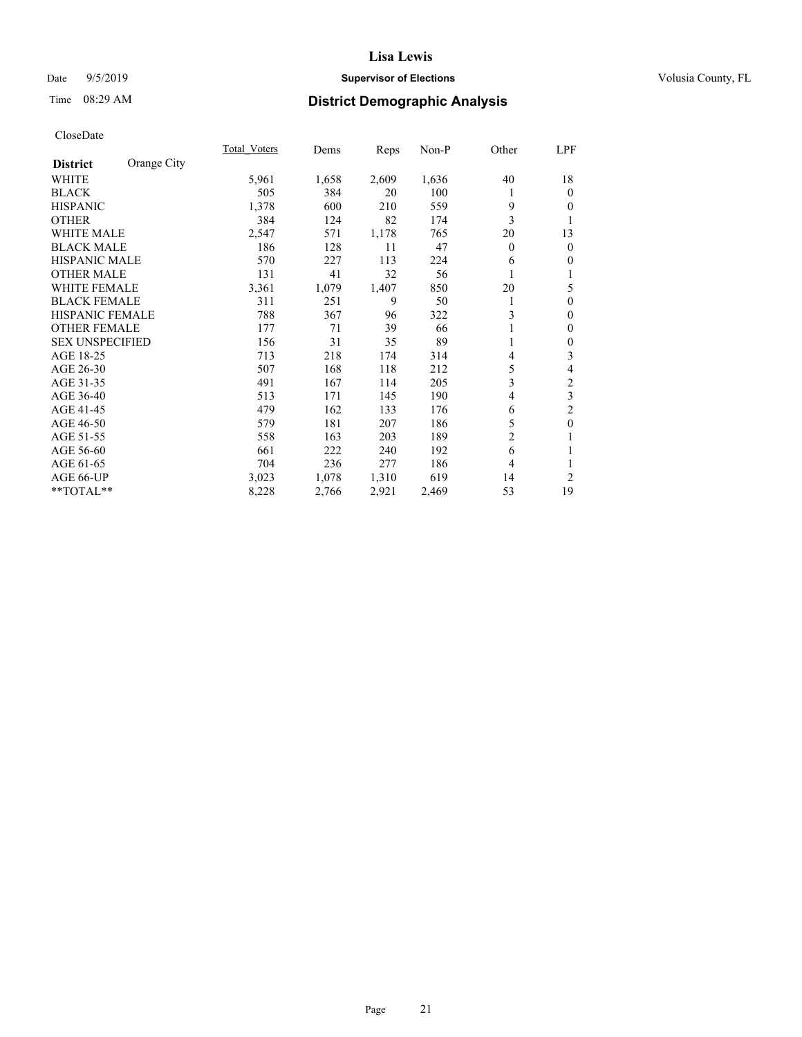# Lisa Lewis

Date 9/5/2019 **Supervisor of Elections** Volusia County, FL

Time 08:29 AM **District Demographic Analysis**

CloseDate

| District | Orange City | Total_Voters | Dems | Reps | Non-P | Other | LPF |
|---|---|---|---|---|---|---|---|
| WHITE | | 5,961 | 1,658 | 2,609 | 1,636 | 40 | 18 |
| BLACK | | 505 | 384 | 20 | 100 | 1 | 0 |
| HISPANIC | | 1,378 | 600 | 210 | 559 | 9 | 0 |
| OTHER | | 384 | 124 | 82 | 174 | 3 | 1 |
| WHITE MALE | | 2,547 | 571 | 1,178 | 765 | 20 | 13 |
| BLACK MALE | | 186 | 128 | 11 | 47 | 0 | 0 |
| HISPANIC MALE | | 570 | 227 | 113 | 224 | 6 | 0 |
| OTHER MALE | | 131 | 41 | 32 | 56 | 1 | 1 |
| WHITE FEMALE | | 3,361 | 1,079 | 1,407 | 850 | 20 | 5 |
| BLACK FEMALE | | 311 | 251 | 9 | 50 | 1 | 0 |
| HISPANIC FEMALE | | 788 | 367 | 96 | 322 | 3 | 0 |
| OTHER FEMALE | | 177 | 71 | 39 | 66 | 1 | 0 |
| SEX UNSPECIFIED | | 156 | 31 | 35 | 89 | 1 | 0 |
| AGE 18-25 | | 713 | 218 | 174 | 314 | 4 | 3 |
| AGE 26-30 | | 507 | 168 | 118 | 212 | 5 | 4 |
| AGE 31-35 | | 491 | 167 | 114 | 205 | 3 | 2 |
| AGE 36-40 | | 513 | 171 | 145 | 190 | 4 | 3 |
| AGE 41-45 | | 479 | 162 | 133 | 176 | 6 | 2 |
| AGE 46-50 | | 579 | 181 | 207 | 186 | 5 | 0 |
| AGE 51-55 | | 558 | 163 | 203 | 189 | 2 | 1 |
| AGE 56-60 | | 661 | 222 | 240 | 192 | 6 | 1 |
| AGE 61-65 | | 704 | 236 | 277 | 186 | 4 | 1 |
| AGE 66-UP | | 3,023 | 1,078 | 1,310 | 619 | 14 | 2 |
| **TOTAL** | | 8,228 | 2,766 | 2,921 | 2,469 | 53 | 19 |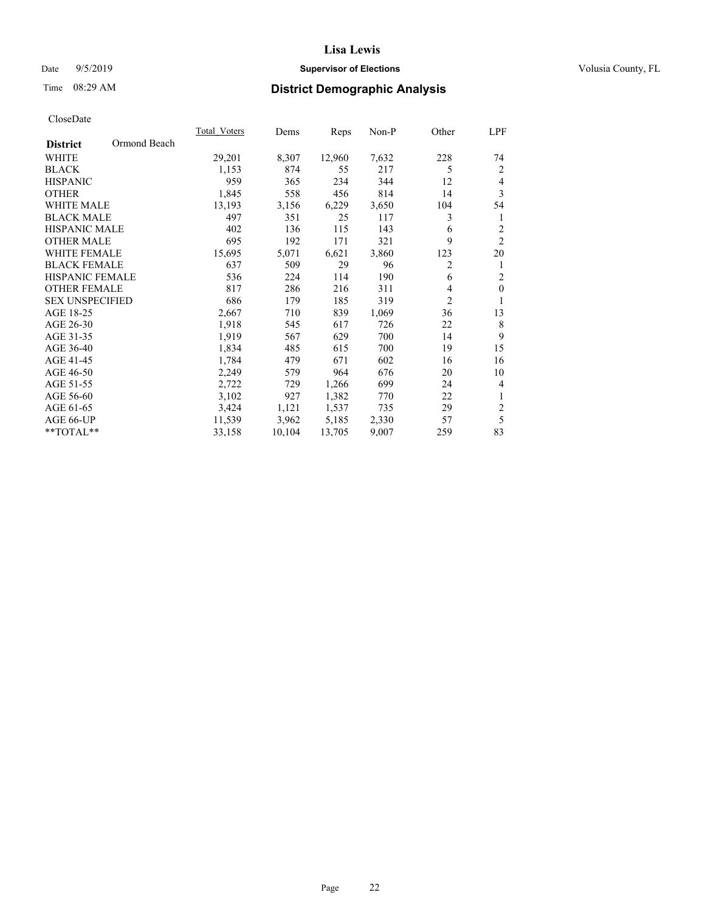# Lisa Lewis

Date 9/5/2019 **Supervisor of Elections** Volusia County, FL

Time 08:29 AM **District Demographic Analysis**

CloseDate

| **District** Ormond Beach | Total_Voters | Dems | Reps | Non-P | Other | LPF |
|---|---|---|---|---|---|---|
| WHITE | 29,201 | 8,307 | 12,960 | 7,632 | 228 | 74 |
| BLACK | 1,153 | 874 | 55 | 217 | 5 | 2 |
| HISPANIC | 959 | 365 | 234 | 344 | 12 | 4 |
| OTHER | 1,845 | 558 | 456 | 814 | 14 | 3 |
| WHITE MALE | 13,193 | 3,156 | 6,229 | 3,650 | 104 | 54 |
| BLACK MALE | 497 | 351 | 25 | 117 | 3 | 1 |
| HISPANIC MALE | 402 | 136 | 115 | 143 | 6 | 2 |
| OTHER MALE | 695 | 192 | 171 | 321 | 9 | 2 |
| WHITE FEMALE | 15,695 | 5,071 | 6,621 | 3,860 | 123 | 20 |
| BLACK FEMALE | 637 | 509 | 29 | 96 | 2 | 1 |
| HISPANIC FEMALE | 536 | 224 | 114 | 190 | 6 | 2 |
| OTHER FEMALE | 817 | 286 | 216 | 311 | 4 | 0 |
| SEX UNSPECIFIED | 686 | 179 | 185 | 319 | 2 | 1 |
| AGE 18-25 | 2,667 | 710 | 839 | 1,069 | 36 | 13 |
| AGE 26-30 | 1,918 | 545 | 617 | 726 | 22 | 8 |
| AGE 31-35 | 1,919 | 567 | 629 | 700 | 14 | 9 |
| AGE 36-40 | 1,834 | 485 | 615 | 700 | 19 | 15 |
| AGE 41-45 | 1,784 | 479 | 671 | 602 | 16 | 16 |
| AGE 46-50 | 2,249 | 579 | 964 | 676 | 20 | 10 |
| AGE 51-55 | 2,722 | 729 | 1,266 | 699 | 24 | 4 |
| AGE 56-60 | 3,102 | 927 | 1,382 | 770 | 22 | 1 |
| AGE 61-65 | 3,424 | 1,121 | 1,537 | 735 | 29 | 2 |
| AGE 66-UP | 11,539 | 3,962 | 5,185 | 2,330 | 57 | 5 |
| **TOTAL** | 33,158 | 10,104 | 13,705 | 9,007 | 259 | 83 |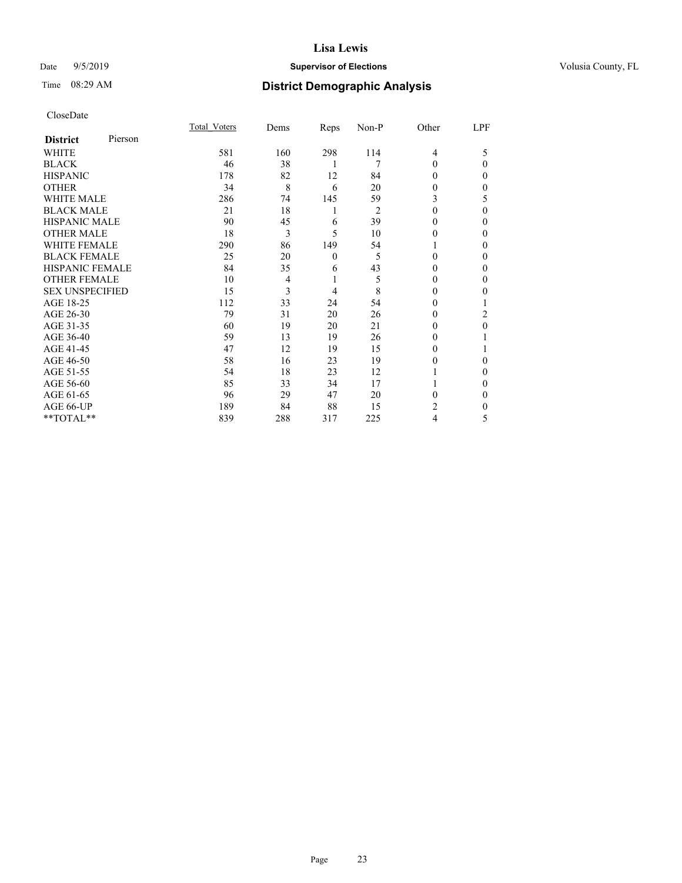# Lisa Lewis

Date 9/5/2019 **Supervisor of Elections** Volusia County, FL

Time 08:29 AM **District Demographic Analysis**

CloseDate

| District Pierson | Total_Voters | Dems | Reps | Non-P | Other | LPF |
|---|---|---|---|---|---|---|
| WHITE | 581 | 160 | 298 | 114 | 4 | 5 |
| BLACK | 46 | 38 | 1 | 7 | 0 | 0 |
| HISPANIC | 178 | 82 | 12 | 84 | 0 | 0 |
| OTHER | 34 | 8 | 6 | 20 | 0 | 0 |
| WHITE MALE | 286 | 74 | 145 | 59 | 3 | 5 |
| BLACK MALE | 21 | 18 | 1 | 2 | 0 | 0 |
| HISPANIC MALE | 90 | 45 | 6 | 39 | 0 | 0 |
| OTHER MALE | 18 | 3 | 5 | 10 | 0 | 0 |
| WHITE FEMALE | 290 | 86 | 149 | 54 | 1 | 0 |
| BLACK FEMALE | 25 | 20 | 0 | 5 | 0 | 0 |
| HISPANIC FEMALE | 84 | 35 | 6 | 43 | 0 | 0 |
| OTHER FEMALE | 10 | 4 | 1 | 5 | 0 | 0 |
| SEX UNSPECIFIED | 15 | 3 | 4 | 8 | 0 | 0 |
| AGE 18-25 | 112 | 33 | 24 | 54 | 0 | 1 |
| AGE 26-30 | 79 | 31 | 20 | 26 | 0 | 2 |
| AGE 31-35 | 60 | 19 | 20 | 21 | 0 | 0 |
| AGE 36-40 | 59 | 13 | 19 | 26 | 0 | 1 |
| AGE 41-45 | 47 | 12 | 19 | 15 | 0 | 1 |
| AGE 46-50 | 58 | 16 | 23 | 19 | 0 | 0 |
| AGE 51-55 | 54 | 18 | 23 | 12 | 1 | 0 |
| AGE 56-60 | 85 | 33 | 34 | 17 | 1 | 0 |
| AGE 61-65 | 96 | 29 | 47 | 20 | 0 | 0 |
| AGE 66-UP | 189 | 84 | 88 | 15 | 2 | 0 |
| **TOTAL** | 839 | 288 | 317 | 225 | 4 | 5 |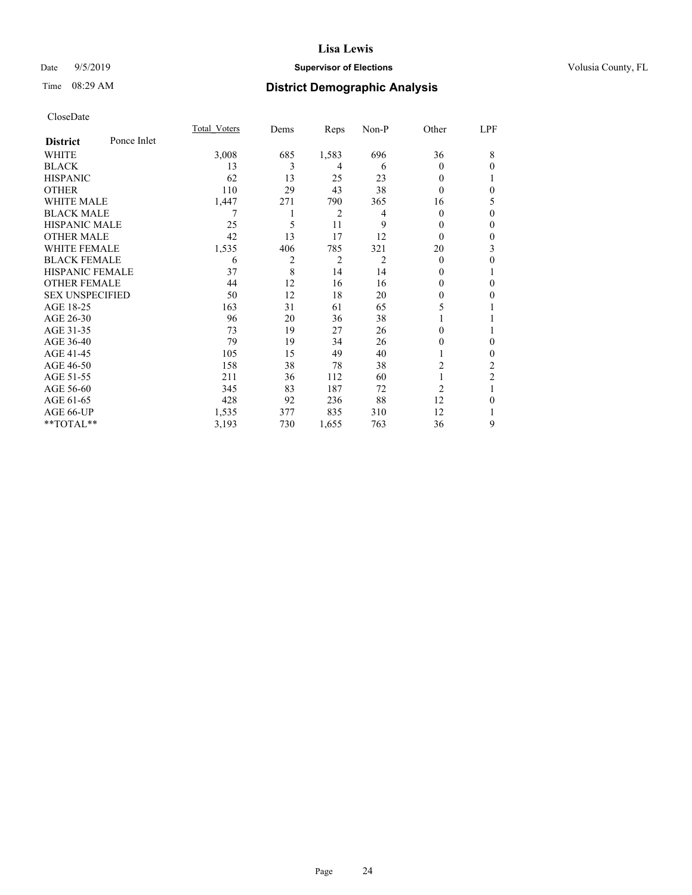CloseDate

| District | Ponce Inlet | Total_Voters | Dems | Reps | Non-P | Other | LPF |
|---|---|---|---|---|---|---|---|
| WHITE | | 3,008 | 685 | 1,583 | 696 | 36 | 8 |
| BLACK | | 13 | 3 | 4 | 6 | 0 | 0 |
| HISPANIC | | 62 | 13 | 25 | 23 | 0 | 1 |
| OTHER | | 110 | 29 | 43 | 38 | 0 | 0 |
| WHITE MALE | | 1,447 | 271 | 790 | 365 | 16 | 5 |
| BLACK MALE | | 7 | 1 | 2 | 4 | 0 | 0 |
| HISPANIC MALE | | 25 | 5 | 11 | 9 | 0 | 0 |
| OTHER MALE | | 42 | 13 | 17 | 12 | 0 | 0 |
| WHITE FEMALE | | 1,535 | 406 | 785 | 321 | 20 | 3 |
| BLACK FEMALE | | 6 | 2 | 2 | 2 | 0 | 0 |
| HISPANIC FEMALE | | 37 | 8 | 14 | 14 | 0 | 1 |
| OTHER FEMALE | | 44 | 12 | 16 | 16 | 0 | 0 |
| SEX UNSPECIFIED | | 50 | 12 | 18 | 20 | 0 | 0 |
| AGE 18-25 | | 163 | 31 | 61 | 65 | 5 | 1 |
| AGE 26-30 | | 96 | 20 | 36 | 38 | 1 | 1 |
| AGE 31-35 | | 73 | 19 | 27 | 26 | 0 | 1 |
| AGE 36-40 | | 79 | 19 | 34 | 26 | 0 | 0 |
| AGE 41-45 | | 105 | 15 | 49 | 40 | 1 | 0 |
| AGE 46-50 | | 158 | 38 | 78 | 38 | 2 | 2 |
| AGE 51-55 | | 211 | 36 | 112 | 60 | 1 | 2 |
| AGE 56-60 | | 345 | 83 | 187 | 72 | 2 | 1 |
| AGE 61-65 | | 428 | 92 | 236 | 88 | 12 | 0 |
| AGE 66-UP | | 1,535 | 377 | 835 | 310 | 12 | 1 |
| **TOTAL** | | 3,193 | 730 | 1,655 | 763 | 36 | 9 |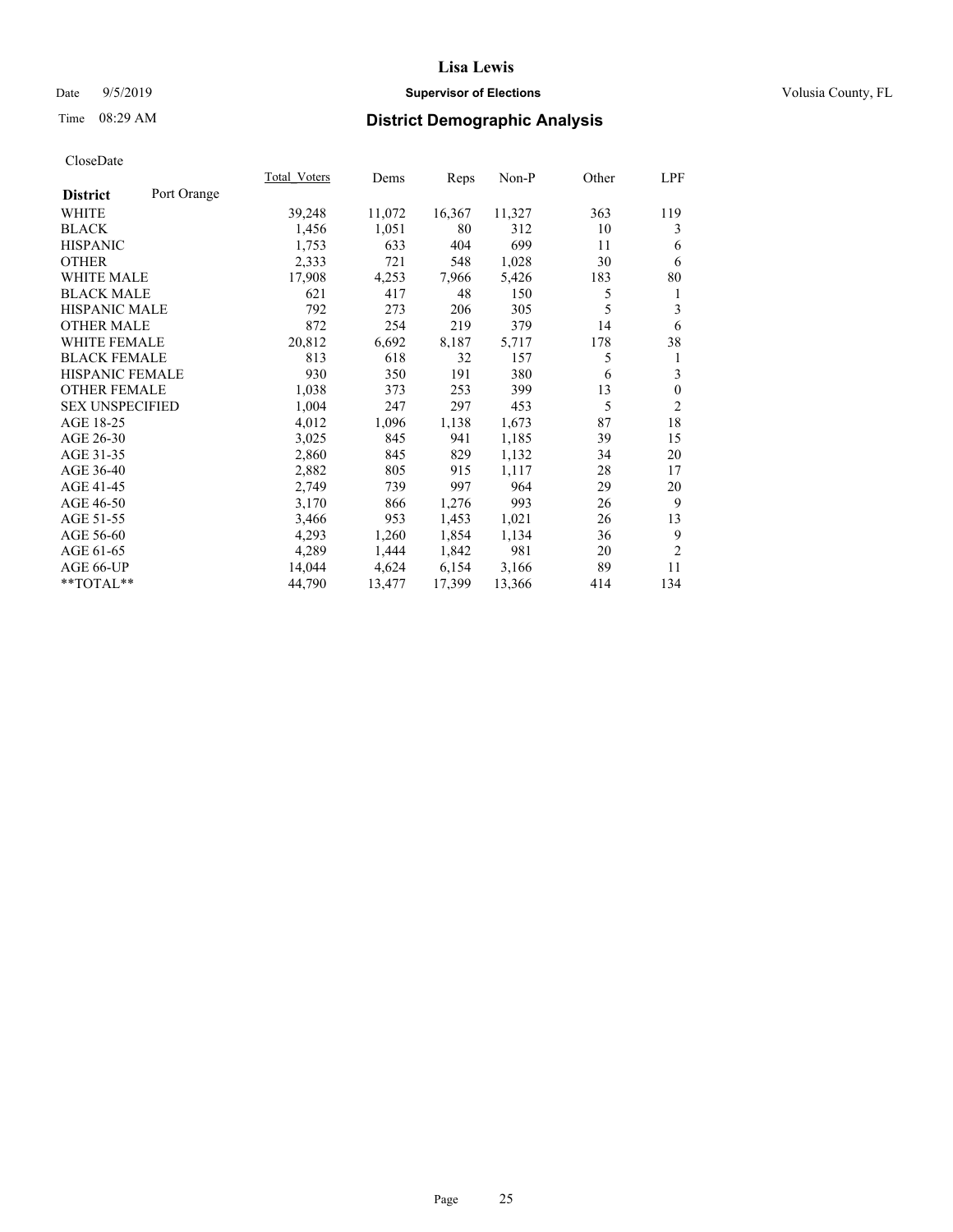Date 9/5/2019

Time 08:29 AM

**Lisa Lewis**

**Supervisor of Elections**

Volusia County, FL

## District Demographic Analysis

CloseDate

| **District** Port Orange | Total_Voters | Dems | Reps | Non-P | Other | LPF |
|---|---|---|---|---|---|---|
| WHITE | 39,248 | 11,072 | 16,367 | 11,327 | 363 | 119 |
| BLACK | 1,456 | 1,051 | 80 | 312 | 10 | 3 |
| HISPANIC | 1,753 | 633 | 404 | 699 | 11 | 6 |
| OTHER | 2,333 | 721 | 548 | 1,028 | 30 | 6 |
| WHITE MALE | 17,908 | 4,253 | 7,966 | 5,426 | 183 | 80 |
| BLACK MALE | 621 | 417 | 48 | 150 | 5 | 1 |
| HISPANIC MALE | 792 | 273 | 206 | 305 | 5 | 3 |
| OTHER MALE | 872 | 254 | 219 | 379 | 14 | 6 |
| WHITE FEMALE | 20,812 | 6,692 | 8,187 | 5,717 | 178 | 38 |
| BLACK FEMALE | 813 | 618 | 32 | 157 | 5 | 1 |
| HISPANIC FEMALE | 930 | 350 | 191 | 380 | 6 | 3 |
| OTHER FEMALE | 1,038 | 373 | 253 | 399 | 13 | 0 |
| SEX UNSPECIFIED | 1,004 | 247 | 297 | 453 | 5 | 2 |
| AGE 18-25 | 4,012 | 1,096 | 1,138 | 1,673 | 87 | 18 |
| AGE 26-30 | 3,025 | 845 | 941 | 1,185 | 39 | 15 |
| AGE 31-35 | 2,860 | 845 | 829 | 1,132 | 34 | 20 |
| AGE 36-40 | 2,882 | 805 | 915 | 1,117 | 28 | 17 |
| AGE 41-45 | 2,749 | 739 | 997 | 964 | 29 | 20 |
| AGE 46-50 | 3,170 | 866 | 1,276 | 993 | 26 | 9 |
| AGE 51-55 | 3,466 | 953 | 1,453 | 1,021 | 26 | 13 |
| AGE 56-60 | 4,293 | 1,260 | 1,854 | 1,134 | 36 | 9 |
| AGE 61-65 | 4,289 | 1,444 | 1,842 | 981 | 20 | 2 |
| AGE 66-UP | 14,044 | 4,624 | 6,154 | 3,166 | 89 | 11 |
| **TOTAL** | 44,790 | 13,477 | 17,399 | 13,366 | 414 | 134 |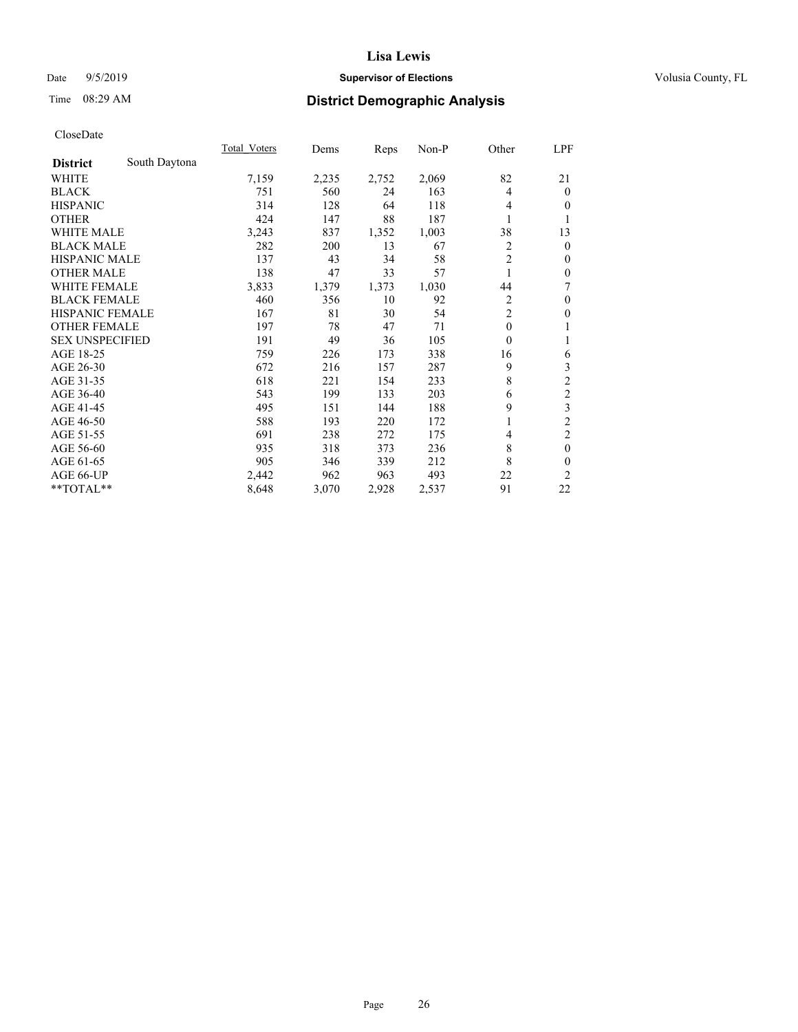# Lisa Lewis

Date 9/5/2019 **Supervisor of Elections** Volusia County, FL

Time 08:29 AM **District Demographic Analysis**

CloseDate

| | Total_Voters | Dems | Reps | Non-P | Other | LPF |
|---|---|---|---|---|---|---|
| **District** South Daytona | | | | | | |
| WHITE | 7,159 | 2,235 | 2,752 | 2,069 | 82 | 21 |
| BLACK | 751 | 560 | 24 | 163 | 4 | 0 |
| HISPANIC | 314 | 128 | 64 | 118 | 4 | 0 |
| OTHER | 424 | 147 | 88 | 187 | 1 | 1 |
| WHITE MALE | 3,243 | 837 | 1,352 | 1,003 | 38 | 13 |
| BLACK MALE | 282 | 200 | 13 | 67 | 2 | 0 |
| HISPANIC MALE | 137 | 43 | 34 | 58 | 2 | 0 |
| OTHER MALE | 138 | 47 | 33 | 57 | 1 | 0 |
| WHITE FEMALE | 3,833 | 1,379 | 1,373 | 1,030 | 44 | 7 |
| BLACK FEMALE | 460 | 356 | 10 | 92 | 2 | 0 |
| HISPANIC FEMALE | 167 | 81 | 30 | 54 | 2 | 0 |
| OTHER FEMALE | 197 | 78 | 47 | 71 | 0 | 1 |
| SEX UNSPECIFIED | 191 | 49 | 36 | 105 | 0 | 1 |
| AGE 18-25 | 759 | 226 | 173 | 338 | 16 | 6 |
| AGE 26-30 | 672 | 216 | 157 | 287 | 9 | 3 |
| AGE 31-35 | 618 | 221 | 154 | 233 | 8 | 2 |
| AGE 36-40 | 543 | 199 | 133 | 203 | 6 | 2 |
| AGE 41-45 | 495 | 151 | 144 | 188 | 9 | 3 |
| AGE 46-50 | 588 | 193 | 220 | 172 | 1 | 2 |
| AGE 51-55 | 691 | 238 | 272 | 175 | 4 | 2 |
| AGE 56-60 | 935 | 318 | 373 | 236 | 8 | 0 |
| AGE 61-65 | 905 | 346 | 339 | 212 | 8 | 0 |
| AGE 66-UP | 2,442 | 962 | 963 | 493 | 22 | 2 |
| **TOTAL** | 8,648 | 3,070 | 2,928 | 2,537 | 91 | 22 |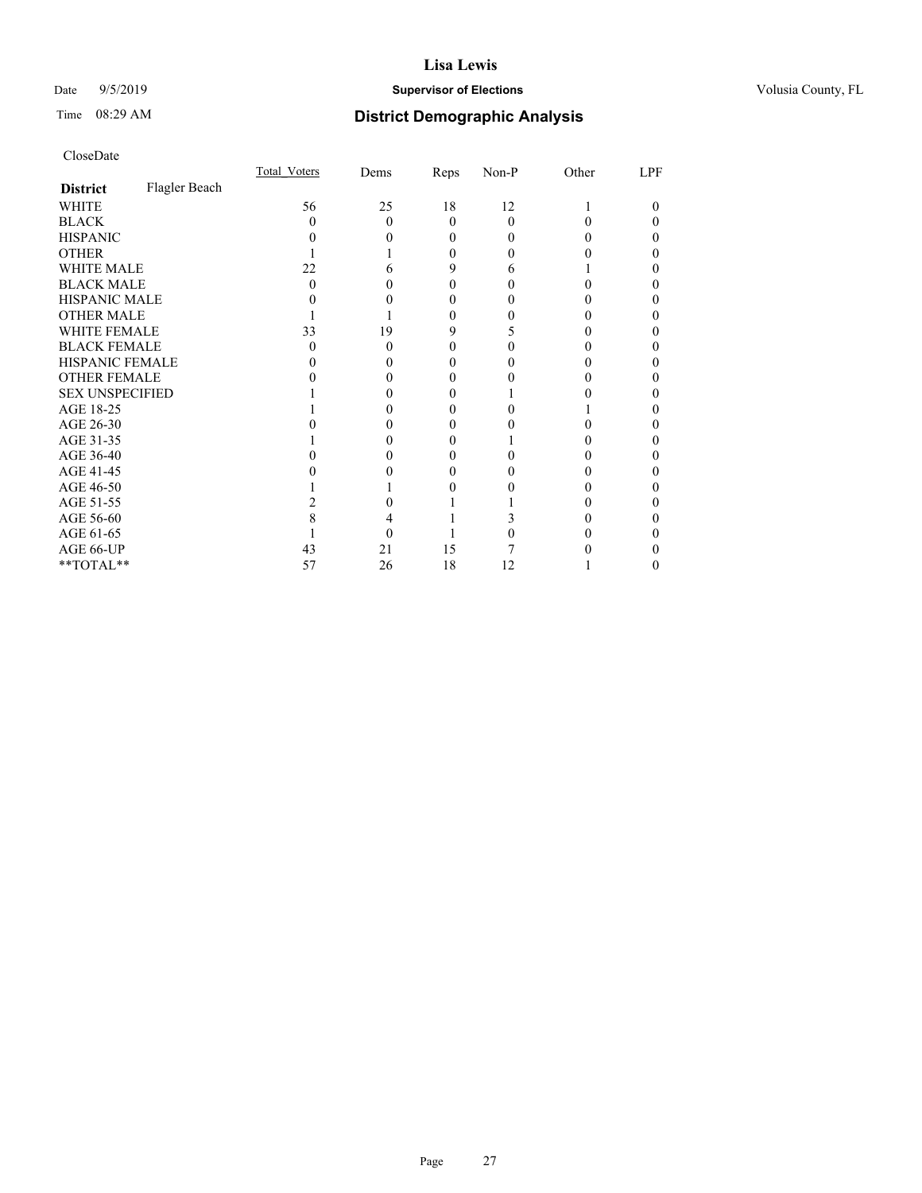# Lisa Lewis

Date 9/5/2019 **Supervisor of Elections** Volusia County, FL

Time 08:29 AM **District Demographic Analysis**

CloseDate

| **District** Flagler Beach | Total_Voters | Dems | Reps | Non-P | Other | LPF |
|---|---|---|---|---|---|---|
| WHITE | 56 | 25 | 18 | 12 | 1 | 0 |
| BLACK | 0 | 0 | 0 | 0 | 0 | 0 |
| HISPANIC | 0 | 0 | 0 | 0 | 0 | 0 |
| OTHER | 1 | 1 | 0 | 0 | 0 | 0 |
| WHITE MALE | 22 | 6 | 9 | 6 | 1 | 0 |
| BLACK MALE | 0 | 0 | 0 | 0 | 0 | 0 |
| HISPANIC MALE | 0 | 0 | 0 | 0 | 0 | 0 |
| OTHER MALE | 1 | 1 | 0 | 0 | 0 | 0 |
| WHITE FEMALE | 33 | 19 | 9 | 5 | 0 | 0 |
| BLACK FEMALE | 0 | 0 | 0 | 0 | 0 | 0 |
| HISPANIC FEMALE | 0 | 0 | 0 | 0 | 0 | 0 |
| OTHER FEMALE | 0 | 0 | 0 | 0 | 0 | 0 |
| SEX UNSPECIFIED | 1 | 0 | 0 | 1 | 0 | 0 |
| AGE 18-25 | 1 | 0 | 0 | 0 | 1 | 0 |
| AGE 26-30 | 0 | 0 | 0 | 0 | 0 | 0 |
| AGE 31-35 | 1 | 0 | 0 | 1 | 0 | 0 |
| AGE 36-40 | 0 | 0 | 0 | 0 | 0 | 0 |
| AGE 41-45 | 0 | 0 | 0 | 0 | 0 | 0 |
| AGE 46-50 | 1 | 1 | 0 | 0 | 0 | 0 |
| AGE 51-55 | 2 | 0 | 1 | 1 | 0 | 0 |
| AGE 56-60 | 8 | 4 | 1 | 3 | 0 | 0 |
| AGE 61-65 | 1 | 0 | 1 | 0 | 0 | 0 |
| AGE 66-UP | 43 | 21 | 15 | 7 | 0 | 0 |
| **TOTAL** | 57 | 26 | 18 | 12 | 1 | 0 |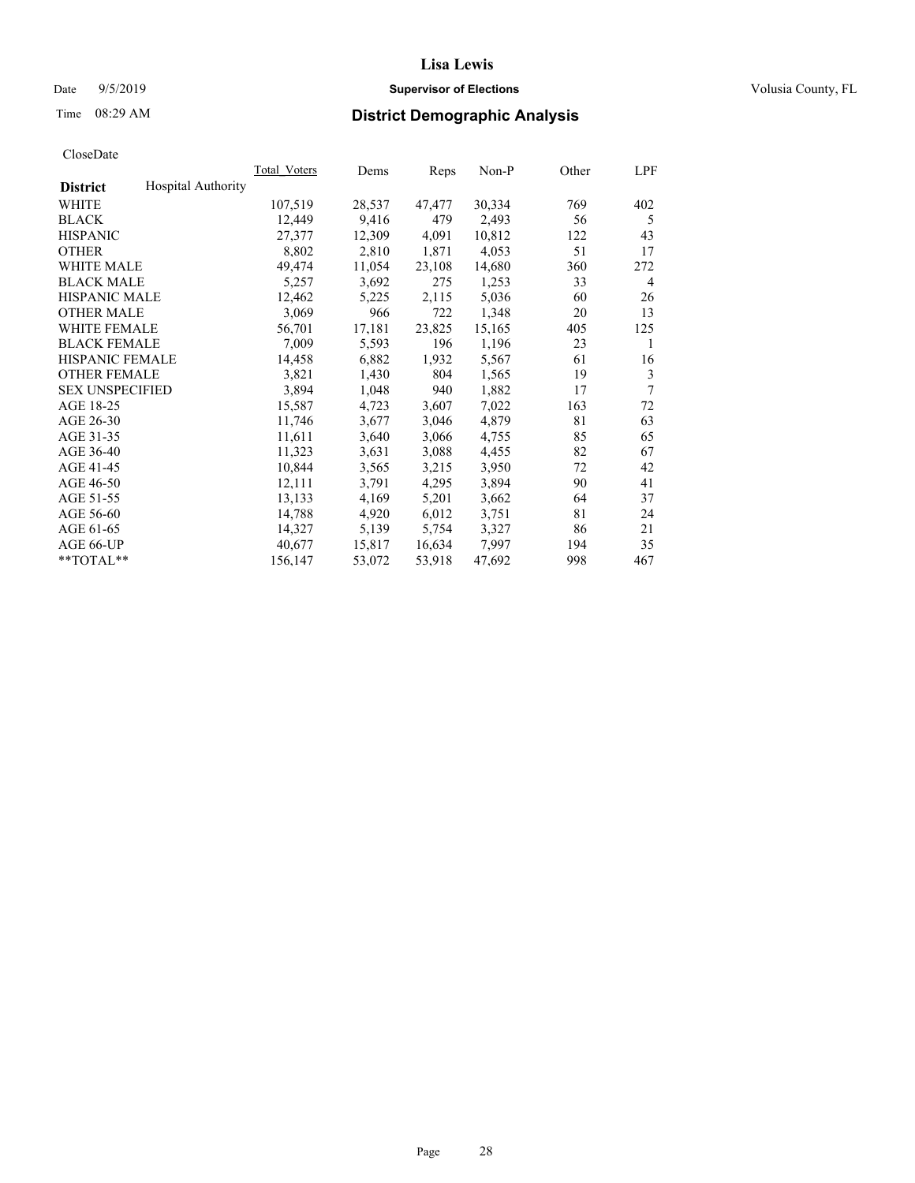# District Demographic Analysis

CloseDate

| District | Hospital Authority | Total_Voters | Dems | Reps | Non-P | Other | LPF |
|---|---|---|---|---|---|---|---|
| WHITE | | 107,519 | 28,537 | 47,477 | 30,334 | 769 | 402 |
| BLACK | | 12,449 | 9,416 | 479 | 2,493 | 56 | 5 |
| HISPANIC | | 27,377 | 12,309 | 4,091 | 10,812 | 122 | 43 |
| OTHER | | 8,802 | 2,810 | 1,871 | 4,053 | 51 | 17 |
| WHITE MALE | | 49,474 | 11,054 | 23,108 | 14,680 | 360 | 272 |
| BLACK MALE | | 5,257 | 3,692 | 275 | 1,253 | 33 | 4 |
| HISPANIC MALE | | 12,462 | 5,225 | 2,115 | 5,036 | 60 | 26 |
| OTHER MALE | | 3,069 | 966 | 722 | 1,348 | 20 | 13 |
| WHITE FEMALE | | 56,701 | 17,181 | 23,825 | 15,165 | 405 | 125 |
| BLACK FEMALE | | 7,009 | 5,593 | 196 | 1,196 | 23 | 1 |
| HISPANIC FEMALE | | 14,458 | 6,882 | 1,932 | 5,567 | 61 | 16 |
| OTHER FEMALE | | 3,821 | 1,430 | 804 | 1,565 | 19 | 3 |
| SEX UNSPECIFIED | | 3,894 | 1,048 | 940 | 1,882 | 17 | 7 |
| AGE 18-25 | | 15,587 | 4,723 | 3,607 | 7,022 | 163 | 72 |
| AGE 26-30 | | 11,746 | 3,677 | 3,046 | 4,879 | 81 | 63 |
| AGE 31-35 | | 11,611 | 3,640 | 3,066 | 4,755 | 85 | 65 |
| AGE 36-40 | | 11,323 | 3,631 | 3,088 | 4,455 | 82 | 67 |
| AGE 41-45 | | 10,844 | 3,565 | 3,215 | 3,950 | 72 | 42 |
| AGE 46-50 | | 12,111 | 3,791 | 4,295 | 3,894 | 90 | 41 |
| AGE 51-55 | | 13,133 | 4,169 | 5,201 | 3,662 | 64 | 37 |
| AGE 56-60 | | 14,788 | 4,920 | 6,012 | 3,751 | 81 | 24 |
| AGE 61-65 | | 14,327 | 5,139 | 5,754 | 3,327 | 86 | 21 |
| AGE 66-UP | | 40,677 | 15,817 | 16,634 | 7,997 | 194 | 35 |
| **TOTAL** | | 156,147 | 53,072 | 53,918 | 47,692 | 998 | 467 |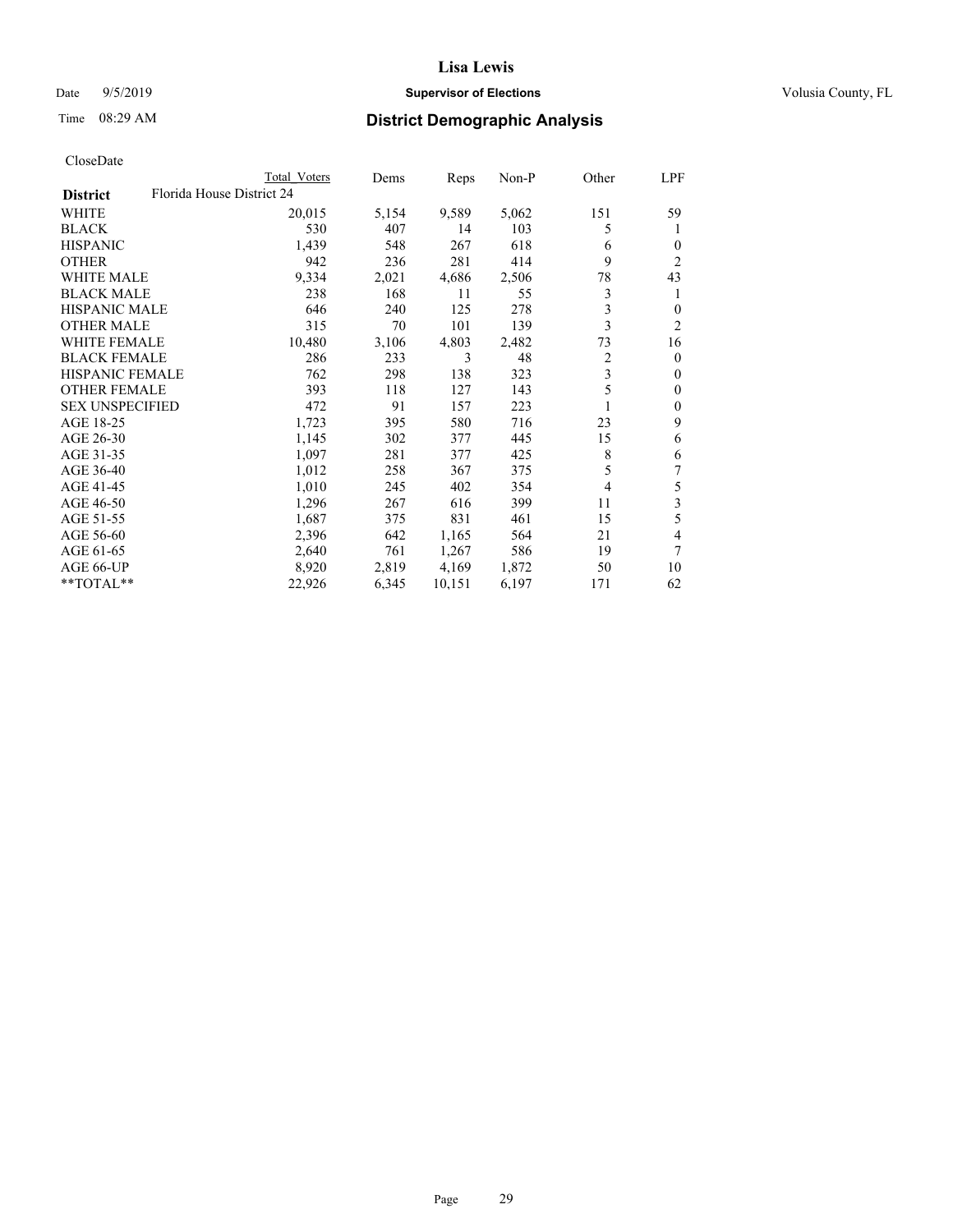# District Demographic Analysis

CloseDate

| District | Total Voters | Dems | Reps | Non-P | Other | LPF |
|---|---|---|---|---|---|---|
| Florida House District 24 | | | | | | |
| WHITE | 20,015 | 5,154 | 9,589 | 5,062 | 151 | 59 |
| BLACK | 530 | 407 | 14 | 103 | 5 | 1 |
| HISPANIC | 1,439 | 548 | 267 | 618 | 6 | 0 |
| OTHER | 942 | 236 | 281 | 414 | 9 | 2 |
| WHITE MALE | 9,334 | 2,021 | 4,686 | 2,506 | 78 | 43 |
| BLACK MALE | 238 | 168 | 11 | 55 | 3 | 1 |
| HISPANIC MALE | 646 | 240 | 125 | 278 | 3 | 0 |
| OTHER MALE | 315 | 70 | 101 | 139 | 3 | 2 |
| WHITE FEMALE | 10,480 | 3,106 | 4,803 | 2,482 | 73 | 16 |
| BLACK FEMALE | 286 | 233 | 3 | 48 | 2 | 0 |
| HISPANIC FEMALE | 762 | 298 | 138 | 323 | 3 | 0 |
| OTHER FEMALE | 393 | 118 | 127 | 143 | 5 | 0 |
| SEX UNSPECIFIED | 472 | 91 | 157 | 223 | 1 | 0 |
| AGE 18-25 | 1,723 | 395 | 580 | 716 | 23 | 9 |
| AGE 26-30 | 1,145 | 302 | 377 | 445 | 15 | 6 |
| AGE 31-35 | 1,097 | 281 | 377 | 425 | 8 | 6 |
| AGE 36-40 | 1,012 | 258 | 367 | 375 | 5 | 7 |
| AGE 41-45 | 1,010 | 245 | 402 | 354 | 4 | 5 |
| AGE 46-50 | 1,296 | 267 | 616 | 399 | 11 | 3 |
| AGE 51-55 | 1,687 | 375 | 831 | 461 | 15 | 5 |
| AGE 56-60 | 2,396 | 642 | 1,165 | 564 | 21 | 4 |
| AGE 61-65 | 2,640 | 761 | 1,267 | 586 | 19 | 7 |
| AGE 66-UP | 8,920 | 2,819 | 4,169 | 1,872 | 50 | 10 |
| **TOTAL** | 22,926 | 6,345 | 10,151 | 6,197 | 171 | 62 |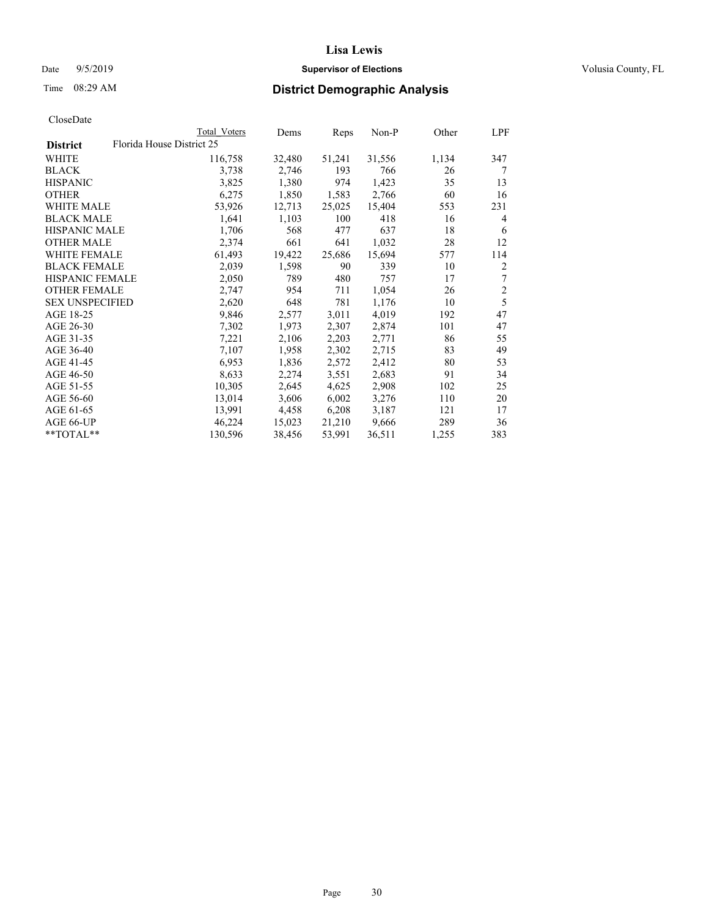# Lisa Lewis

Date 9/5/2019 **Supervisor of Elections** Volusia County, FL

Time 08:29 AM **District Demographic Analysis**

CloseDate

| | Total Voters | Dems | Reps | Non-P | Other | LPF |
|---|---|---|---|---|---|---|
| **District** Florida House District 25 | | | | | | |
| WHITE | 116,758 | 32,480 | 51,241 | 31,556 | 1,134 | 347 |
| BLACK | 3,738 | 2,746 | 193 | 766 | 26 | 7 |
| HISPANIC | 3,825 | 1,380 | 974 | 1,423 | 35 | 13 |
| OTHER | 6,275 | 1,850 | 1,583 | 2,766 | 60 | 16 |
| WHITE MALE | 53,926 | 12,713 | 25,025 | 15,404 | 553 | 231 |
| BLACK MALE | 1,641 | 1,103 | 100 | 418 | 16 | 4 |
| HISPANIC MALE | 1,706 | 568 | 477 | 637 | 18 | 6 |
| OTHER MALE | 2,374 | 661 | 641 | 1,032 | 28 | 12 |
| WHITE FEMALE | 61,493 | 19,422 | 25,686 | 15,694 | 577 | 114 |
| BLACK FEMALE | 2,039 | 1,598 | 90 | 339 | 10 | 2 |
| HISPANIC FEMALE | 2,050 | 789 | 480 | 757 | 17 | 7 |
| OTHER FEMALE | 2,747 | 954 | 711 | 1,054 | 26 | 2 |
| SEX UNSPECIFIED | 2,620 | 648 | 781 | 1,176 | 10 | 5 |
| AGE 18-25 | 9,846 | 2,577 | 3,011 | 4,019 | 192 | 47 |
| AGE 26-30 | 7,302 | 1,973 | 2,307 | 2,874 | 101 | 47 |
| AGE 31-35 | 7,221 | 2,106 | 2,203 | 2,771 | 86 | 55 |
| AGE 36-40 | 7,107 | 1,958 | 2,302 | 2,715 | 83 | 49 |
| AGE 41-45 | 6,953 | 1,836 | 2,572 | 2,412 | 80 | 53 |
| AGE 46-50 | 8,633 | 2,274 | 3,551 | 2,683 | 91 | 34 |
| AGE 51-55 | 10,305 | 2,645 | 4,625 | 2,908 | 102 | 25 |
| AGE 56-60 | 13,014 | 3,606 | 6,002 | 3,276 | 110 | 20 |
| AGE 61-65 | 13,991 | 4,458 | 6,208 | 3,187 | 121 | 17 |
| AGE 66-UP | 46,224 | 15,023 | 21,210 | 9,666 | 289 | 36 |
| **TOTAL** | 130,596 | 38,456 | 53,991 | 36,511 | 1,255 | 383 |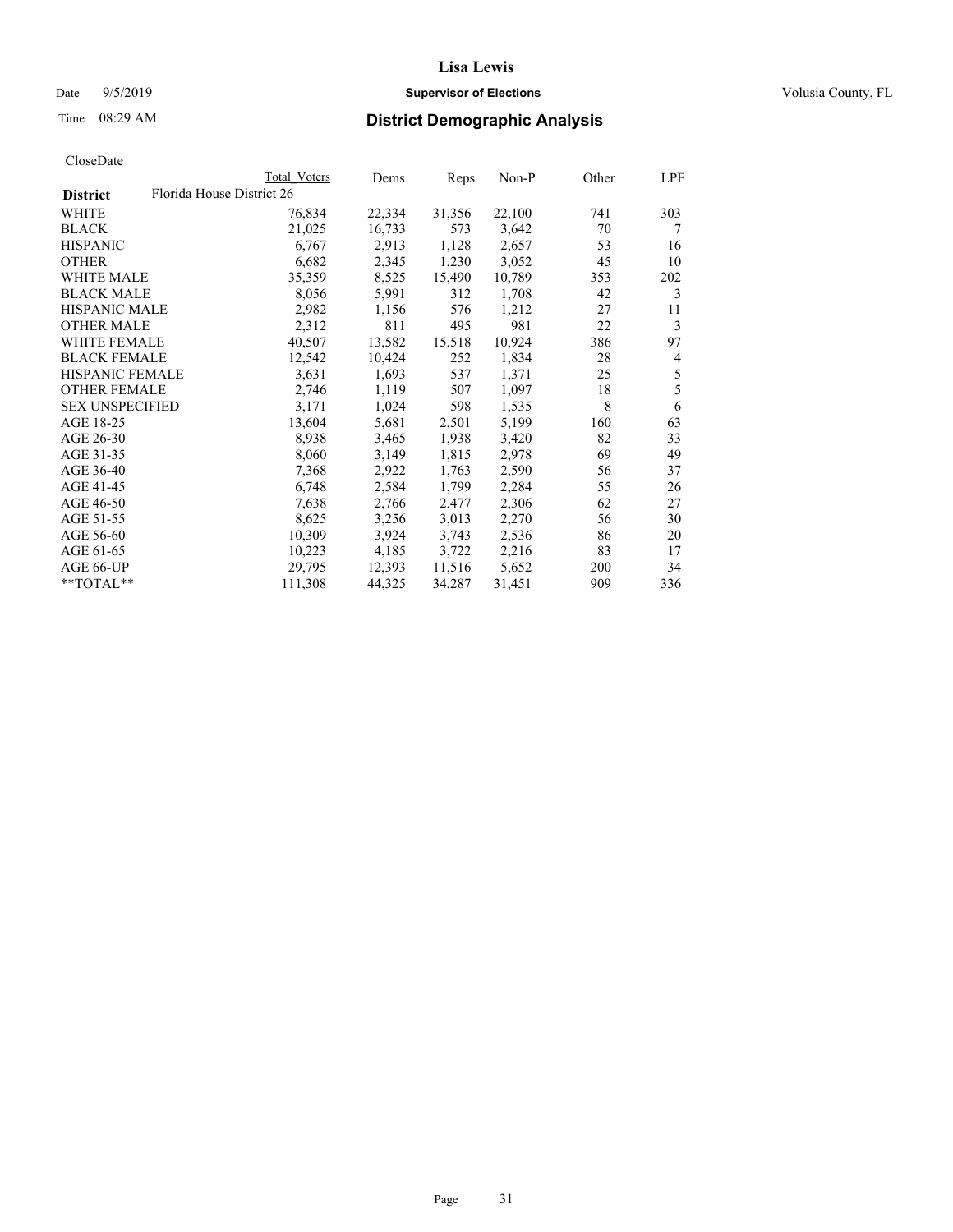CloseDate

| District | Florida House District 26 | Total Voters | Dems | Reps | Non-P | Other | LPF |
|---|---|---|---|---|---|---|---|
| WHITE | | 76,834 | 22,334 | 31,356 | 22,100 | 741 | 303 |
| BLACK | | 21,025 | 16,733 | 573 | 3,642 | 70 | 7 |
| HISPANIC | | 6,767 | 2,913 | 1,128 | 2,657 | 53 | 16 |
| OTHER | | 6,682 | 2,345 | 1,230 | 3,052 | 45 | 10 |
| WHITE MALE | | 35,359 | 8,525 | 15,490 | 10,789 | 353 | 202 |
| BLACK MALE | | 8,056 | 5,991 | 312 | 1,708 | 42 | 3 |
| HISPANIC MALE | | 2,982 | 1,156 | 576 | 1,212 | 27 | 11 |
| OTHER MALE | | 2,312 | 811 | 495 | 981 | 22 | 3 |
| WHITE FEMALE | | 40,507 | 13,582 | 15,518 | 10,924 | 386 | 97 |
| BLACK FEMALE | | 12,542 | 10,424 | 252 | 1,834 | 28 | 4 |
| HISPANIC FEMALE | | 3,631 | 1,693 | 537 | 1,371 | 25 | 5 |
| OTHER FEMALE | | 2,746 | 1,119 | 507 | 1,097 | 18 | 5 |
| SEX UNSPECIFIED | | 3,171 | 1,024 | 598 | 1,535 | 8 | 6 |
| AGE 18-25 | | 13,604 | 5,681 | 2,501 | 5,199 | 160 | 63 |
| AGE 26-30 | | 8,938 | 3,465 | 1,938 | 3,420 | 82 | 33 |
| AGE 31-35 | | 8,060 | 3,149 | 1,815 | 2,978 | 69 | 49 |
| AGE 36-40 | | 7,368 | 2,922 | 1,763 | 2,590 | 56 | 37 |
| AGE 41-45 | | 6,748 | 2,584 | 1,799 | 2,284 | 55 | 26 |
| AGE 46-50 | | 7,638 | 2,766 | 2,477 | 2,306 | 62 | 27 |
| AGE 51-55 | | 8,625 | 3,256 | 3,013 | 2,270 | 56 | 30 |
| AGE 56-60 | | 10,309 | 3,924 | 3,743 | 2,536 | 86 | 20 |
| AGE 61-65 | | 10,223 | 4,185 | 3,722 | 2,216 | 83 | 17 |
| AGE 66-UP | | 29,795 | 12,393 | 11,516 | 5,652 | 200 | 34 |
| **TOTAL** | | 111,308 | 44,325 | 34,287 | 31,451 | 909 | 336 |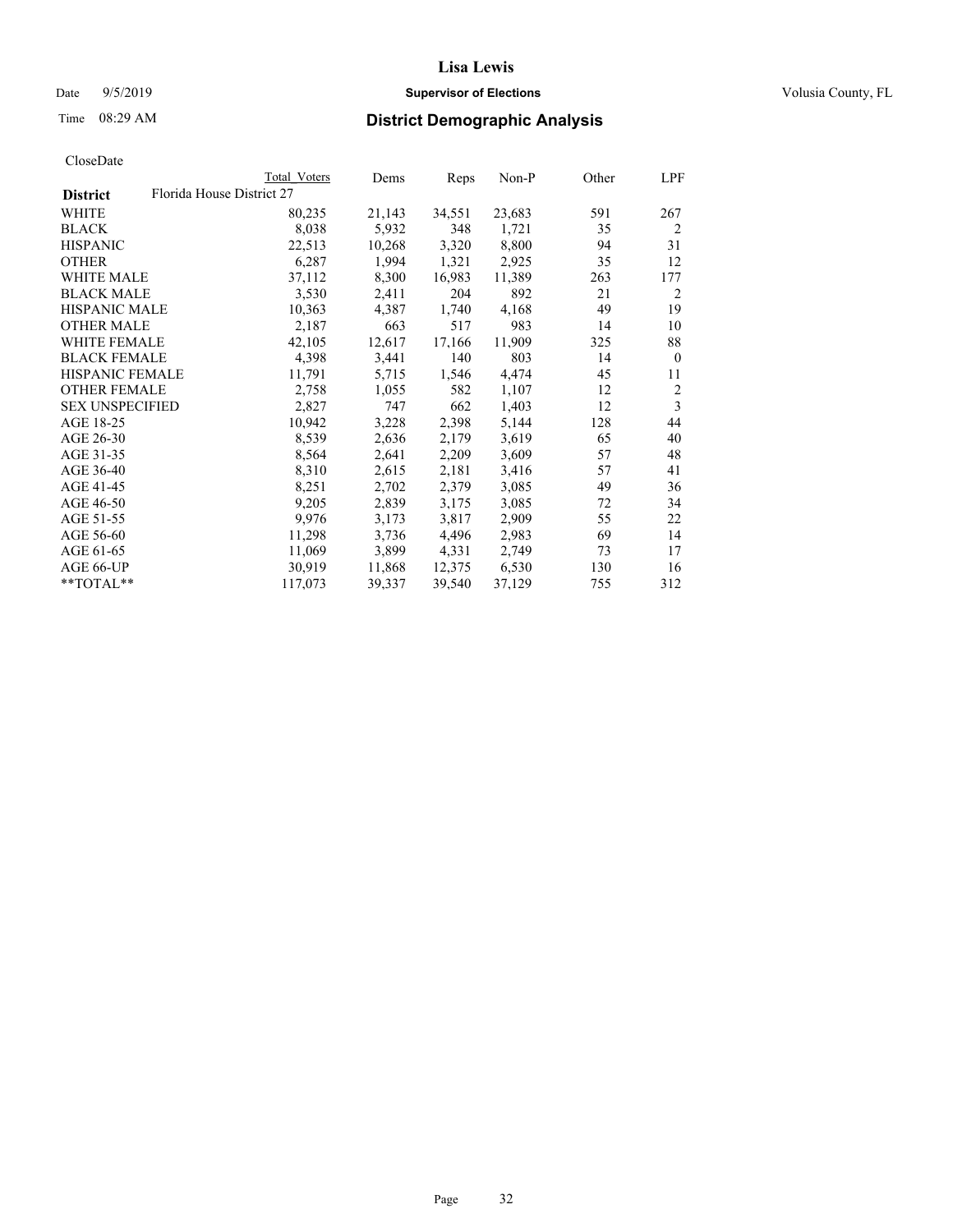# Lisa Lewis

Date 9/5/2019 **Supervisor of Elections** Volusia County, FL

Time 08:29 AM **District Demographic Analysis**

CloseDate

| District | Total Voters | Dems | Reps | Non-P | Other | LPF |
|---|---|---|---|---|---|---|
| Florida House District 27 | | | | | | |
| WHITE | 80,235 | 21,143 | 34,551 | 23,683 | 591 | 267 |
| BLACK | 8,038 | 5,932 | 348 | 1,721 | 35 | 2 |
| HISPANIC | 22,513 | 10,268 | 3,320 | 8,800 | 94 | 31 |
| OTHER | 6,287 | 1,994 | 1,321 | 2,925 | 35 | 12 |
| WHITE MALE | 37,112 | 8,300 | 16,983 | 11,389 | 263 | 177 |
| BLACK MALE | 3,530 | 2,411 | 204 | 892 | 21 | 2 |
| HISPANIC MALE | 10,363 | 4,387 | 1,740 | 4,168 | 49 | 19 |
| OTHER MALE | 2,187 | 663 | 517 | 983 | 14 | 10 |
| WHITE FEMALE | 42,105 | 12,617 | 17,166 | 11,909 | 325 | 88 |
| BLACK FEMALE | 4,398 | 3,441 | 140 | 803 | 14 | 0 |
| HISPANIC FEMALE | 11,791 | 5,715 | 1,546 | 4,474 | 45 | 11 |
| OTHER FEMALE | 2,758 | 1,055 | 582 | 1,107 | 12 | 2 |
| SEX UNSPECIFIED | 2,827 | 747 | 662 | 1,403 | 12 | 3 |
| AGE 18-25 | 10,942 | 3,228 | 2,398 | 5,144 | 128 | 44 |
| AGE 26-30 | 8,539 | 2,636 | 2,179 | 3,619 | 65 | 40 |
| AGE 31-35 | 8,564 | 2,641 | 2,209 | 3,609 | 57 | 48 |
| AGE 36-40 | 8,310 | 2,615 | 2,181 | 3,416 | 57 | 41 |
| AGE 41-45 | 8,251 | 2,702 | 2,379 | 3,085 | 49 | 36 |
| AGE 46-50 | 9,205 | 2,839 | 3,175 | 3,085 | 72 | 34 |
| AGE 51-55 | 9,976 | 3,173 | 3,817 | 2,909 | 55 | 22 |
| AGE 56-60 | 11,298 | 3,736 | 4,496 | 2,983 | 69 | 14 |
| AGE 61-65 | 11,069 | 3,899 | 4,331 | 2,749 | 73 | 17 |
| AGE 66-UP | 30,919 | 11,868 | 12,375 | 6,530 | 130 | 16 |
| **TOTAL** | 117,073 | 39,337 | 39,540 | 37,129 | 755 | 312 |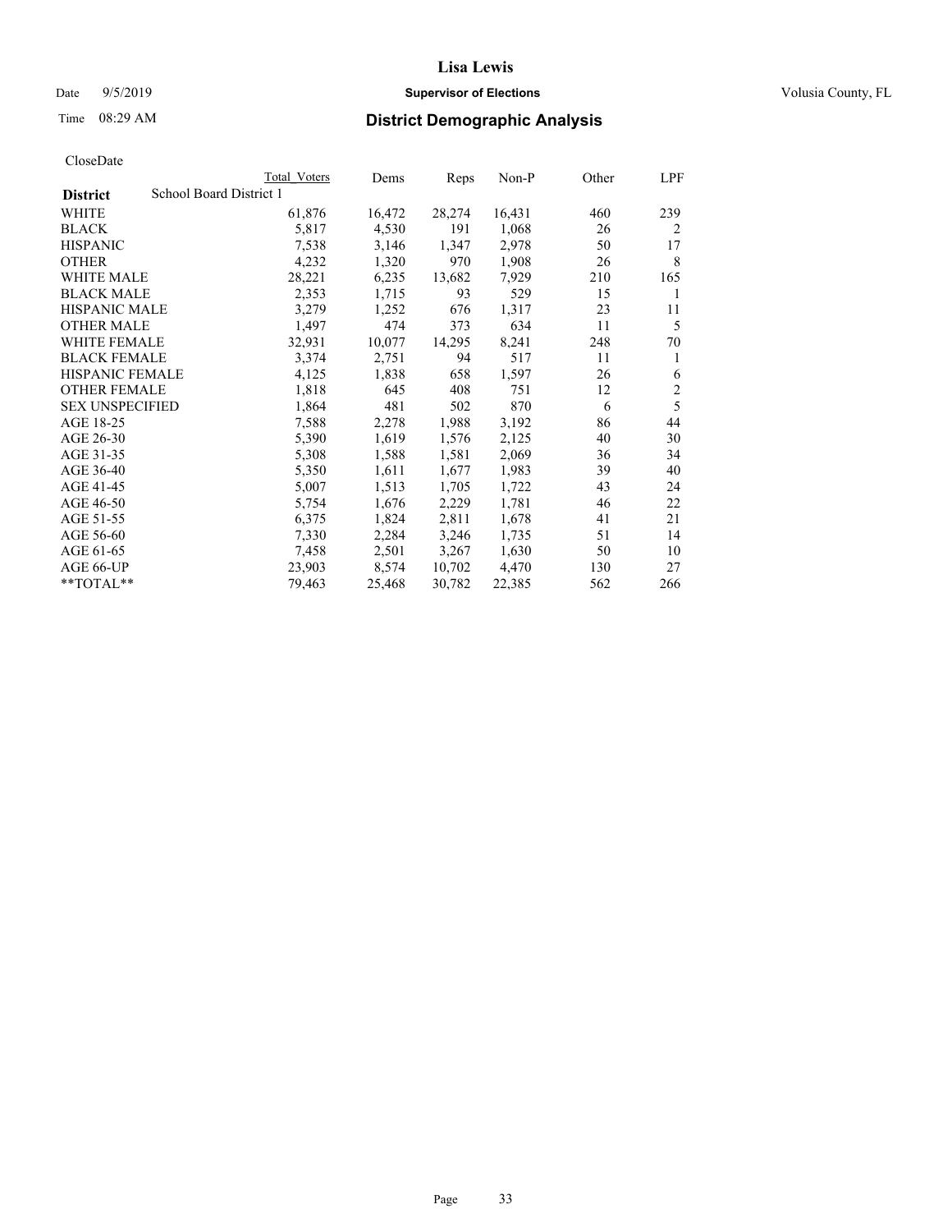Lisa Lewis

Date 9/5/2019 **Supervisor of Elections** Volusia County, FL

Time 08:29 AM **District Demographic Analysis**

CloseDate

| | Total Voters | Dems | Reps | Non-P | Other | LPF |
|---|---|---|---|---|---|---|
| **District** School Board District 1 | | | | | | |
| WHITE | 61,876 | 16,472 | 28,274 | 16,431 | 460 | 239 |
| BLACK | 5,817 | 4,530 | 191 | 1,068 | 26 | 2 |
| HISPANIC | 7,538 | 3,146 | 1,347 | 2,978 | 50 | 17 |
| OTHER | 4,232 | 1,320 | 970 | 1,908 | 26 | 8 |
| WHITE MALE | 28,221 | 6,235 | 13,682 | 7,929 | 210 | 165 |
| BLACK MALE | 2,353 | 1,715 | 93 | 529 | 15 | 1 |
| HISPANIC MALE | 3,279 | 1,252 | 676 | 1,317 | 23 | 11 |
| OTHER MALE | 1,497 | 474 | 373 | 634 | 11 | 5 |
| WHITE FEMALE | 32,931 | 10,077 | 14,295 | 8,241 | 248 | 70 |
| BLACK FEMALE | 3,374 | 2,751 | 94 | 517 | 11 | 1 |
| HISPANIC FEMALE | 4,125 | 1,838 | 658 | 1,597 | 26 | 6 |
| OTHER FEMALE | 1,818 | 645 | 408 | 751 | 12 | 2 |
| SEX UNSPECIFIED | 1,864 | 481 | 502 | 870 | 6 | 5 |
| AGE 18-25 | 7,588 | 2,278 | 1,988 | 3,192 | 86 | 44 |
| AGE 26-30 | 5,390 | 1,619 | 1,576 | 2,125 | 40 | 30 |
| AGE 31-35 | 5,308 | 1,588 | 1,581 | 2,069 | 36 | 34 |
| AGE 36-40 | 5,350 | 1,611 | 1,677 | 1,983 | 39 | 40 |
| AGE 41-45 | 5,007 | 1,513 | 1,705 | 1,722 | 43 | 24 |
| AGE 46-50 | 5,754 | 1,676 | 2,229 | 1,781 | 46 | 22 |
| AGE 51-55 | 6,375 | 1,824 | 2,811 | 1,678 | 41 | 21 |
| AGE 56-60 | 7,330 | 2,284 | 3,246 | 1,735 | 51 | 14 |
| AGE 61-65 | 7,458 | 2,501 | 3,267 | 1,630 | 50 | 10 |
| AGE 66-UP | 23,903 | 8,574 | 10,702 | 4,470 | 130 | 27 |
| **TOTAL** | 79,463 | 25,468 | 30,782 | 22,385 | 562 | 266 |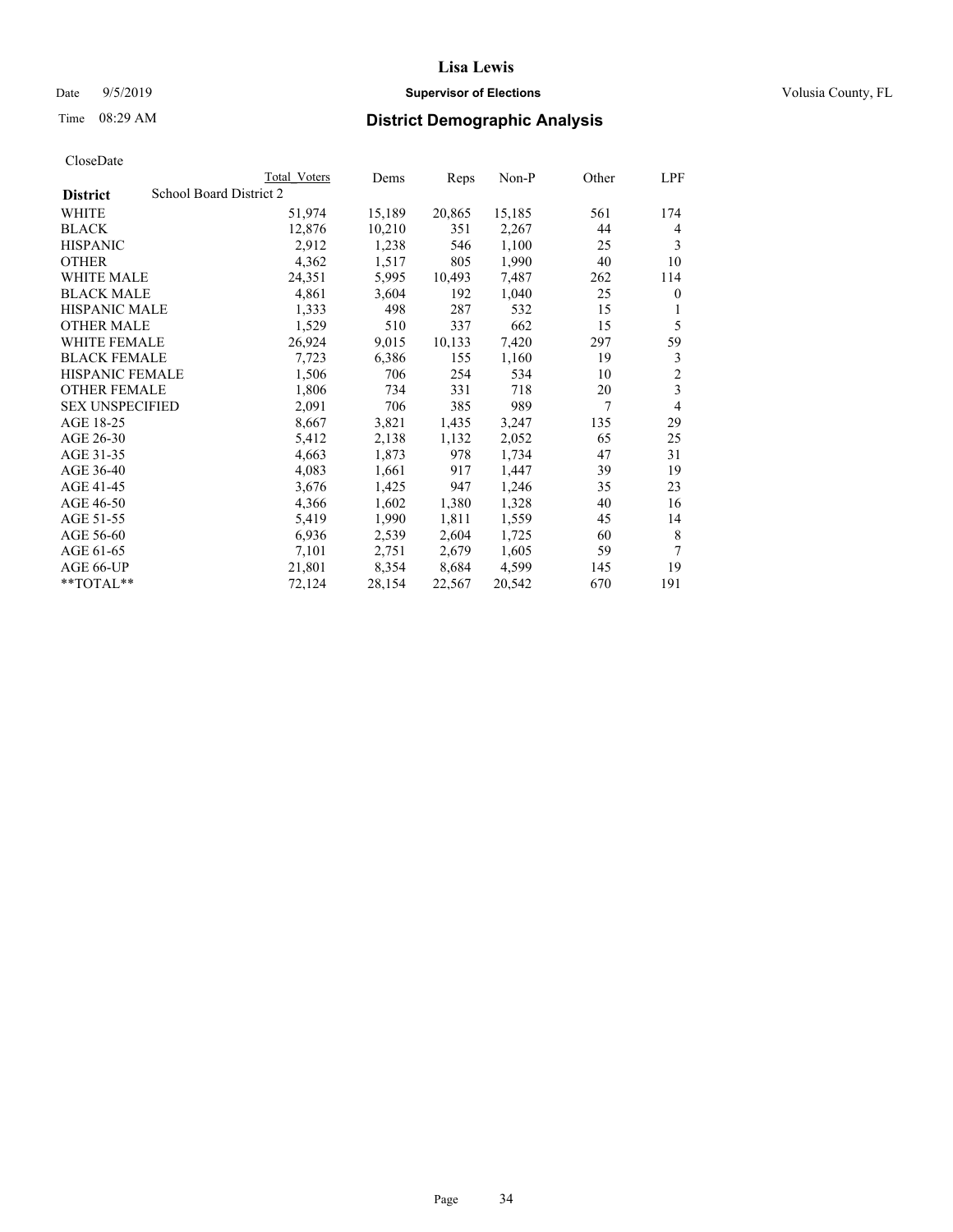# Lisa Lewis

Date 9/5/2019 **Supervisor of Elections** Volusia County, FL

Time 08:29 AM **District Demographic Analysis**

CloseDate

| District | Total Voters | Dems | Reps | Non-P | Other | LPF |
|---|---|---|---|---|---|---|
| School Board District 2 | | | | | | |
| WHITE | 51,974 | 15,189 | 20,865 | 15,185 | 561 | 174 |
| BLACK | 12,876 | 10,210 | 351 | 2,267 | 44 | 4 |
| HISPANIC | 2,912 | 1,238 | 546 | 1,100 | 25 | 3 |
| OTHER | 4,362 | 1,517 | 805 | 1,990 | 40 | 10 |
| WHITE MALE | 24,351 | 5,995 | 10,493 | 7,487 | 262 | 114 |
| BLACK MALE | 4,861 | 3,604 | 192 | 1,040 | 25 | 0 |
| HISPANIC MALE | 1,333 | 498 | 287 | 532 | 15 | 1 |
| OTHER MALE | 1,529 | 510 | 337 | 662 | 15 | 5 |
| WHITE FEMALE | 26,924 | 9,015 | 10,133 | 7,420 | 297 | 59 |
| BLACK FEMALE | 7,723 | 6,386 | 155 | 1,160 | 19 | 3 |
| HISPANIC FEMALE | 1,506 | 706 | 254 | 534 | 10 | 2 |
| OTHER FEMALE | 1,806 | 734 | 331 | 718 | 20 | 3 |
| SEX UNSPECIFIED | 2,091 | 706 | 385 | 989 | 7 | 4 |
| AGE 18-25 | 8,667 | 3,821 | 1,435 | 3,247 | 135 | 29 |
| AGE 26-30 | 5,412 | 2,138 | 1,132 | 2,052 | 65 | 25 |
| AGE 31-35 | 4,663 | 1,873 | 978 | 1,734 | 47 | 31 |
| AGE 36-40 | 4,083 | 1,661 | 917 | 1,447 | 39 | 19 |
| AGE 41-45 | 3,676 | 1,425 | 947 | 1,246 | 35 | 23 |
| AGE 46-50 | 4,366 | 1,602 | 1,380 | 1,328 | 40 | 16 |
| AGE 51-55 | 5,419 | 1,990 | 1,811 | 1,559 | 45 | 14 |
| AGE 56-60 | 6,936 | 2,539 | 2,604 | 1,725 | 60 | 8 |
| AGE 61-65 | 7,101 | 2,751 | 2,679 | 1,605 | 59 | 7 |
| AGE 66-UP | 21,801 | 8,354 | 8,684 | 4,599 | 145 | 19 |
| **TOTAL** | 72,124 | 28,154 | 22,567 | 20,542 | 670 | 191 |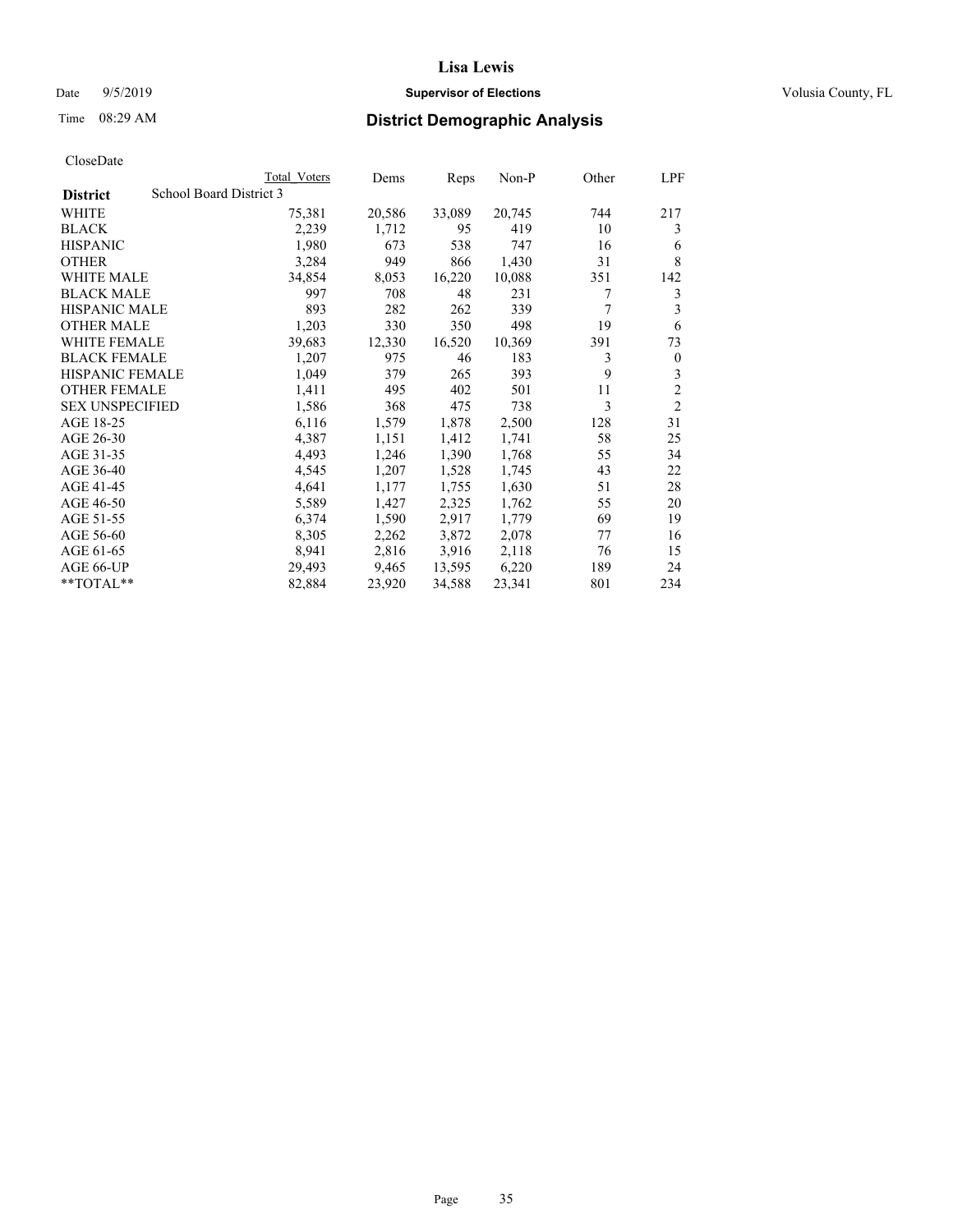Lisa Lewis

Date 9/5/2019 **Supervisor of Elections** Volusia County, FL

Time 08:29 AM **District Demographic Analysis**

CloseDate

| **District** | School Board District 3 | Total Voters | Dems | Reps | Non-P | Other | LPF |
|---|---|---|---|---|---|---|---|
| WHITE | | 75,381 | 20,586 | 33,089 | 20,745 | 744 | 217 |
| BLACK | | 2,239 | 1,712 | 95 | 419 | 10 | 3 |
| HISPANIC | | 1,980 | 673 | 538 | 747 | 16 | 6 |
| OTHER | | 3,284 | 949 | 866 | 1,430 | 31 | 8 |
| WHITE MALE | | 34,854 | 8,053 | 16,220 | 10,088 | 351 | 142 |
| BLACK MALE | | 997 | 708 | 48 | 231 | 7 | 3 |
| HISPANIC MALE | | 893 | 282 | 262 | 339 | 7 | 3 |
| OTHER MALE | | 1,203 | 330 | 350 | 498 | 19 | 6 |
| WHITE FEMALE | | 39,683 | 12,330 | 16,520 | 10,369 | 391 | 73 |
| BLACK FEMALE | | 1,207 | 975 | 46 | 183 | 3 | 0 |
| HISPANIC FEMALE | | 1,049 | 379 | 265 | 393 | 9 | 3 |
| OTHER FEMALE | | 1,411 | 495 | 402 | 501 | 11 | 2 |
| SEX UNSPECIFIED | | 1,586 | 368 | 475 | 738 | 3 | 2 |
| AGE 18-25 | | 6,116 | 1,579 | 1,878 | 2,500 | 128 | 31 |
| AGE 26-30 | | 4,387 | 1,151 | 1,412 | 1,741 | 58 | 25 |
| AGE 31-35 | | 4,493 | 1,246 | 1,390 | 1,768 | 55 | 34 |
| AGE 36-40 | | 4,545 | 1,207 | 1,528 | 1,745 | 43 | 22 |
| AGE 41-45 | | 4,641 | 1,177 | 1,755 | 1,630 | 51 | 28 |
| AGE 46-50 | | 5,589 | 1,427 | 2,325 | 1,762 | 55 | 20 |
| AGE 51-55 | | 6,374 | 1,590 | 2,917 | 1,779 | 69 | 19 |
| AGE 56-60 | | 8,305 | 2,262 | 3,872 | 2,078 | 77 | 16 |
| AGE 61-65 | | 8,941 | 2,816 | 3,916 | 2,118 | 76 | 15 |
| AGE 66-UP | | 29,493 | 9,465 | 13,595 | 6,220 | 189 | 24 |
| **TOTAL** | | 82,884 | 23,920 | 34,588 | 23,341 | 801 | 234 |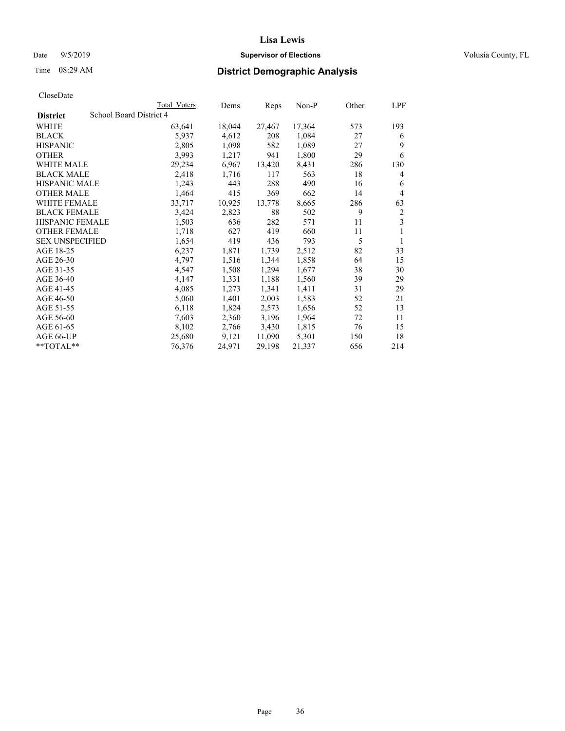**Lisa Lewis**

Date 9/5/2019 **Supervisor of Elections** Volusia County, FL

Time 08:29 AM **District Demographic Analysis**

CloseDate

| District | Total Voters | Dems | Reps | Non-P | Other | LPF |
|---|---|---|---|---|---|---|
| School Board District 4 | | | | | | |
| WHITE | 63,641 | 18,044 | 27,467 | 17,364 | 573 | 193 |
| BLACK | 5,937 | 4,612 | 208 | 1,084 | 27 | 6 |
| HISPANIC | 2,805 | 1,098 | 582 | 1,089 | 27 | 9 |
| OTHER | 3,993 | 1,217 | 941 | 1,800 | 29 | 6 |
| WHITE MALE | 29,234 | 6,967 | 13,420 | 8,431 | 286 | 130 |
| BLACK MALE | 2,418 | 1,716 | 117 | 563 | 18 | 4 |
| HISPANIC MALE | 1,243 | 443 | 288 | 490 | 16 | 6 |
| OTHER MALE | 1,464 | 415 | 369 | 662 | 14 | 4 |
| WHITE FEMALE | 33,717 | 10,925 | 13,778 | 8,665 | 286 | 63 |
| BLACK FEMALE | 3,424 | 2,823 | 88 | 502 | 9 | 2 |
| HISPANIC FEMALE | 1,503 | 636 | 282 | 571 | 11 | 3 |
| OTHER FEMALE | 1,718 | 627 | 419 | 660 | 11 | 1 |
| SEX UNSPECIFIED | 1,654 | 419 | 436 | 793 | 5 | 1 |
| AGE 18-25 | 6,237 | 1,871 | 1,739 | 2,512 | 82 | 33 |
| AGE 26-30 | 4,797 | 1,516 | 1,344 | 1,858 | 64 | 15 |
| AGE 31-35 | 4,547 | 1,508 | 1,294 | 1,677 | 38 | 30 |
| AGE 36-40 | 4,147 | 1,331 | 1,188 | 1,560 | 39 | 29 |
| AGE 41-45 | 4,085 | 1,273 | 1,341 | 1,411 | 31 | 29 |
| AGE 46-50 | 5,060 | 1,401 | 2,003 | 1,583 | 52 | 21 |
| AGE 51-55 | 6,118 | 1,824 | 2,573 | 1,656 | 52 | 13 |
| AGE 56-60 | 7,603 | 2,360 | 3,196 | 1,964 | 72 | 11 |
| AGE 61-65 | 8,102 | 2,766 | 3,430 | 1,815 | 76 | 15 |
| AGE 66-UP | 25,680 | 9,121 | 11,090 | 5,301 | 150 | 18 |
| **TOTAL** | 76,376 | 24,971 | 29,198 | 21,337 | 656 | 214 |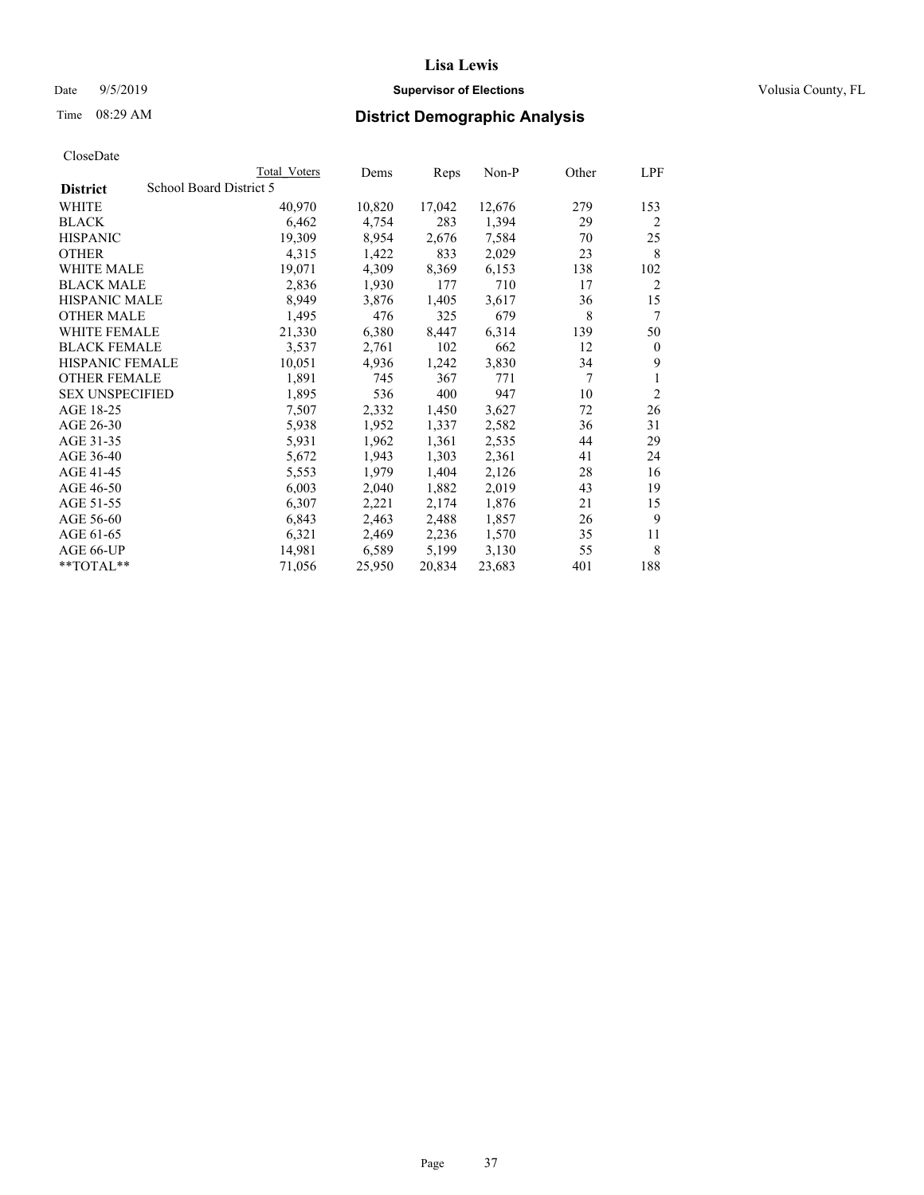# Lisa Lewis

Date 9/5/2019 **Supervisor of Elections** Volusia County, FL

Time 08:29 AM **District Demographic Analysis**

CloseDate

| District | Total Voters | Dems | Reps | Non-P | Other | LPF |
|---|---|---|---|---|---|---|
| School Board District 5 | | | | | | |
| WHITE | 40,970 | 10,820 | 17,042 | 12,676 | 279 | 153 |
| BLACK | 6,462 | 4,754 | 283 | 1,394 | 29 | 2 |
| HISPANIC | 19,309 | 8,954 | 2,676 | 7,584 | 70 | 25 |
| OTHER | 4,315 | 1,422 | 833 | 2,029 | 23 | 8 |
| WHITE MALE | 19,071 | 4,309 | 8,369 | 6,153 | 138 | 102 |
| BLACK MALE | 2,836 | 1,930 | 177 | 710 | 17 | 2 |
| HISPANIC MALE | 8,949 | 3,876 | 1,405 | 3,617 | 36 | 15 |
| OTHER MALE | 1,495 | 476 | 325 | 679 | 8 | 7 |
| WHITE FEMALE | 21,330 | 6,380 | 8,447 | 6,314 | 139 | 50 |
| BLACK FEMALE | 3,537 | 2,761 | 102 | 662 | 12 | 0 |
| HISPANIC FEMALE | 10,051 | 4,936 | 1,242 | 3,830 | 34 | 9 |
| OTHER FEMALE | 1,891 | 745 | 367 | 771 | 7 | 1 |
| SEX UNSPECIFIED | 1,895 | 536 | 400 | 947 | 10 | 2 |
| AGE 18-25 | 7,507 | 2,332 | 1,450 | 3,627 | 72 | 26 |
| AGE 26-30 | 5,938 | 1,952 | 1,337 | 2,582 | 36 | 31 |
| AGE 31-35 | 5,931 | 1,962 | 1,361 | 2,535 | 44 | 29 |
| AGE 36-40 | 5,672 | 1,943 | 1,303 | 2,361 | 41 | 24 |
| AGE 41-45 | 5,553 | 1,979 | 1,404 | 2,126 | 28 | 16 |
| AGE 46-50 | 6,003 | 2,040 | 1,882 | 2,019 | 43 | 19 |
| AGE 51-55 | 6,307 | 2,221 | 2,174 | 1,876 | 21 | 15 |
| AGE 56-60 | 6,843 | 2,463 | 2,488 | 1,857 | 26 | 9 |
| AGE 61-65 | 6,321 | 2,469 | 2,236 | 1,570 | 35 | 11 |
| AGE 66-UP | 14,981 | 6,589 | 5,199 | 3,130 | 55 | 8 |
| **TOTAL** | 71,056 | 25,950 | 20,834 | 23,683 | 401 | 188 |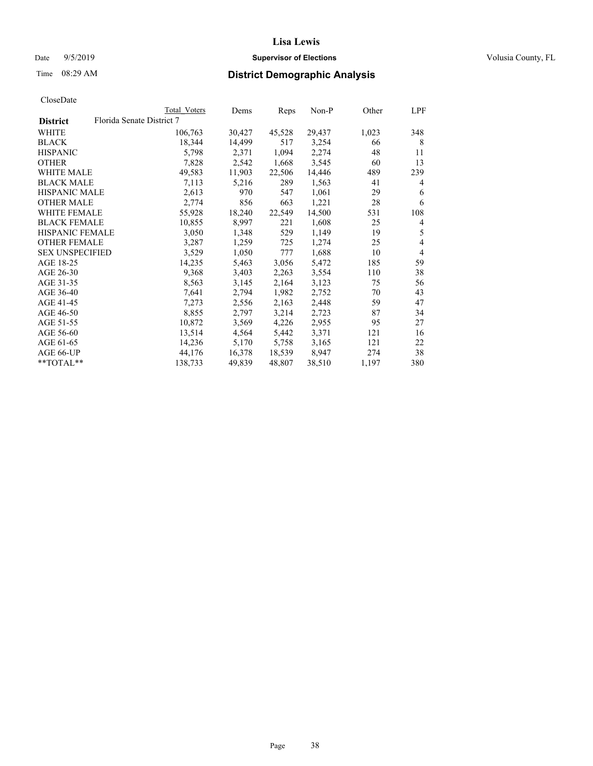# Lisa Lewis

Date 9/5/2019 **Supervisor of Elections** Volusia County, FL

Time 08:29 AM **District Demographic Analysis**

CloseDate

| District | Florida Senate District 7 | Total Voters | Dems | Reps | Non-P | Other | LPF |
|---|---|---|---|---|---|---|---|
| WHITE | | 106,763 | 30,427 | 45,528 | 29,437 | 1,023 | 348 |
| BLACK | | 18,344 | 14,499 | 517 | 3,254 | 66 | 8 |
| HISPANIC | | 5,798 | 2,371 | 1,094 | 2,274 | 48 | 11 |
| OTHER | | 7,828 | 2,542 | 1,668 | 3,545 | 60 | 13 |
| WHITE MALE | | 49,583 | 11,903 | 22,506 | 14,446 | 489 | 239 |
| BLACK MALE | | 7,113 | 5,216 | 289 | 1,563 | 41 | 4 |
| HISPANIC MALE | | 2,613 | 970 | 547 | 1,061 | 29 | 6 |
| OTHER MALE | | 2,774 | 856 | 663 | 1,221 | 28 | 6 |
| WHITE FEMALE | | 55,928 | 18,240 | 22,549 | 14,500 | 531 | 108 |
| BLACK FEMALE | | 10,855 | 8,997 | 221 | 1,608 | 25 | 4 |
| HISPANIC FEMALE | | 3,050 | 1,348 | 529 | 1,149 | 19 | 5 |
| OTHER FEMALE | | 3,287 | 1,259 | 725 | 1,274 | 25 | 4 |
| SEX UNSPECIFIED | | 3,529 | 1,050 | 777 | 1,688 | 10 | 4 |
| AGE 18-25 | | 14,235 | 5,463 | 3,056 | 5,472 | 185 | 59 |
| AGE 26-30 | | 9,368 | 3,403 | 2,263 | 3,554 | 110 | 38 |
| AGE 31-35 | | 8,563 | 3,145 | 2,164 | 3,123 | 75 | 56 |
| AGE 36-40 | | 7,641 | 2,794 | 1,982 | 2,752 | 70 | 43 |
| AGE 41-45 | | 7,273 | 2,556 | 2,163 | 2,448 | 59 | 47 |
| AGE 46-50 | | 8,855 | 2,797 | 3,214 | 2,723 | 87 | 34 |
| AGE 51-55 | | 10,872 | 3,569 | 4,226 | 2,955 | 95 | 27 |
| AGE 56-60 | | 13,514 | 4,564 | 5,442 | 3,371 | 121 | 16 |
| AGE 61-65 | | 14,236 | 5,170 | 5,758 | 3,165 | 121 | 22 |
| AGE 66-UP | | 44,176 | 16,378 | 18,539 | 8,947 | 274 | 38 |
| **TOTAL** | | 138,733 | 49,839 | 48,807 | 38,510 | 1,197 | 380 |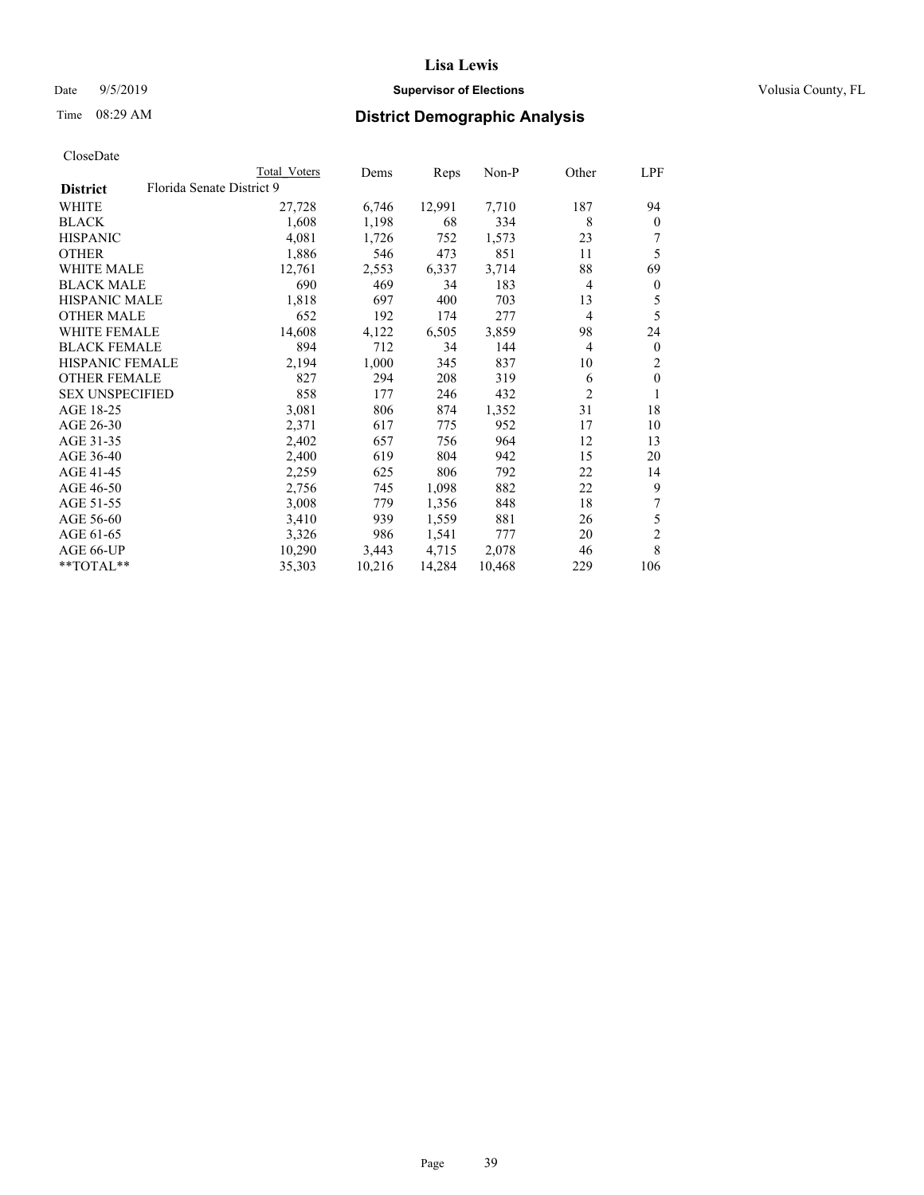# Lisa Lewis

Date 9/5/2019 **Supervisor of Elections** Volusia County, FL

Time 08:29 AM **District Demographic Analysis**

CloseDate

| | Total Voters | Dems | Reps | Non-P | Other | LPF |
|---|---|---|---|---|---|---|
| **District** Florida Senate District 9 | | | | | | |
| WHITE | 27,728 | 6,746 | 12,991 | 7,710 | 187 | 94 |
| BLACK | 1,608 | 1,198 | 68 | 334 | 8 | 0 |
| HISPANIC | 4,081 | 1,726 | 752 | 1,573 | 23 | 7 |
| OTHER | 1,886 | 546 | 473 | 851 | 11 | 5 |
| WHITE MALE | 12,761 | 2,553 | 6,337 | 3,714 | 88 | 69 |
| BLACK MALE | 690 | 469 | 34 | 183 | 4 | 0 |
| HISPANIC MALE | 1,818 | 697 | 400 | 703 | 13 | 5 |
| OTHER MALE | 652 | 192 | 174 | 277 | 4 | 5 |
| WHITE FEMALE | 14,608 | 4,122 | 6,505 | 3,859 | 98 | 24 |
| BLACK FEMALE | 894 | 712 | 34 | 144 | 4 | 0 |
| HISPANIC FEMALE | 2,194 | 1,000 | 345 | 837 | 10 | 2 |
| OTHER FEMALE | 827 | 294 | 208 | 319 | 6 | 0 |
| SEX UNSPECIFIED | 858 | 177 | 246 | 432 | 2 | 1 |
| AGE 18-25 | 3,081 | 806 | 874 | 1,352 | 31 | 18 |
| AGE 26-30 | 2,371 | 617 | 775 | 952 | 17 | 10 |
| AGE 31-35 | 2,402 | 657 | 756 | 964 | 12 | 13 |
| AGE 36-40 | 2,400 | 619 | 804 | 942 | 15 | 20 |
| AGE 41-45 | 2,259 | 625 | 806 | 792 | 22 | 14 |
| AGE 46-50 | 2,756 | 745 | 1,098 | 882 | 22 | 9 |
| AGE 51-55 | 3,008 | 779 | 1,356 | 848 | 18 | 7 |
| AGE 56-60 | 3,410 | 939 | 1,559 | 881 | 26 | 5 |
| AGE 61-65 | 3,326 | 986 | 1,541 | 777 | 20 | 2 |
| AGE 66-UP | 10,290 | 3,443 | 4,715 | 2,078 | 46 | 8 |
| **TOTAL** | 35,303 | 10,216 | 14,284 | 10,468 | 229 | 106 |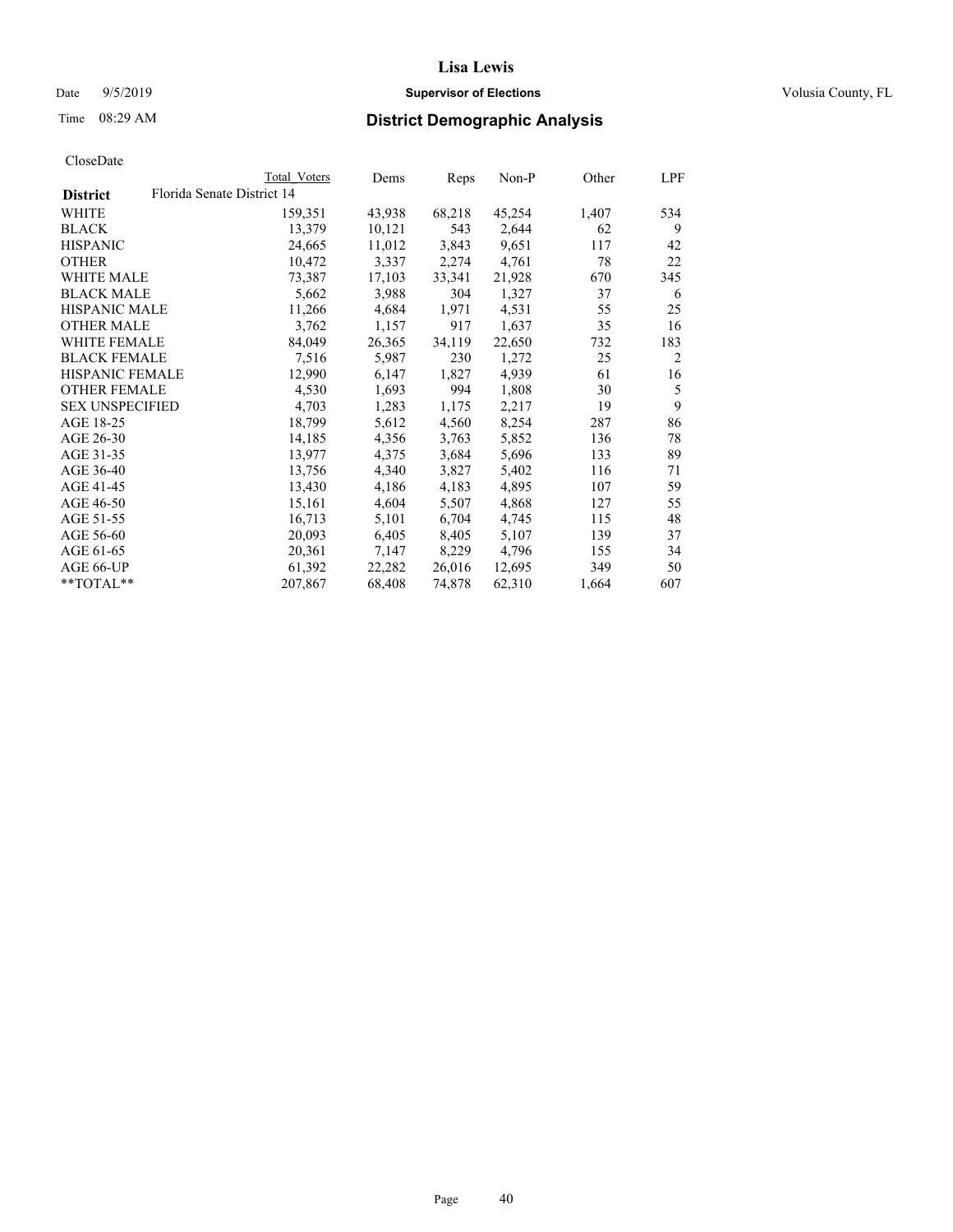# Lisa Lewis

Date 9/5/2019 **Supervisor of Elections** Volusia County, FL

Time 08:29 AM **District Demographic Analysis**

CloseDate

| District | Total Voters | Dems | Reps | Non-P | Other | LPF |
|---|---|---|---|---|---|---|
| Florida Senate District 14 | | | | | | |
| WHITE | 159,351 | 43,938 | 68,218 | 45,254 | 1,407 | 534 |
| BLACK | 13,379 | 10,121 | 543 | 2,644 | 62 | 9 |
| HISPANIC | 24,665 | 11,012 | 3,843 | 9,651 | 117 | 42 |
| OTHER | 10,472 | 3,337 | 2,274 | 4,761 | 78 | 22 |
| WHITE MALE | 73,387 | 17,103 | 33,341 | 21,928 | 670 | 345 |
| BLACK MALE | 5,662 | 3,988 | 304 | 1,327 | 37 | 6 |
| HISPANIC MALE | 11,266 | 4,684 | 1,971 | 4,531 | 55 | 25 |
| OTHER MALE | 3,762 | 1,157 | 917 | 1,637 | 35 | 16 |
| WHITE FEMALE | 84,049 | 26,365 | 34,119 | 22,650 | 732 | 183 |
| BLACK FEMALE | 7,516 | 5,987 | 230 | 1,272 | 25 | 2 |
| HISPANIC FEMALE | 12,990 | 6,147 | 1,827 | 4,939 | 61 | 16 |
| OTHER FEMALE | 4,530 | 1,693 | 994 | 1,808 | 30 | 5 |
| SEX UNSPECIFIED | 4,703 | 1,283 | 1,175 | 2,217 | 19 | 9 |
| AGE 18-25 | 18,799 | 5,612 | 4,560 | 8,254 | 287 | 86 |
| AGE 26-30 | 14,185 | 4,356 | 3,763 | 5,852 | 136 | 78 |
| AGE 31-35 | 13,977 | 4,375 | 3,684 | 5,696 | 133 | 89 |
| AGE 36-40 | 13,756 | 4,340 | 3,827 | 5,402 | 116 | 71 |
| AGE 41-45 | 13,430 | 4,186 | 4,183 | 4,895 | 107 | 59 |
| AGE 46-50 | 15,161 | 4,604 | 5,507 | 4,868 | 127 | 55 |
| AGE 51-55 | 16,713 | 5,101 | 6,704 | 4,745 | 115 | 48 |
| AGE 56-60 | 20,093 | 6,405 | 8,405 | 5,107 | 139 | 37 |
| AGE 61-65 | 20,361 | 7,147 | 8,229 | 4,796 | 155 | 34 |
| AGE 66-UP | 61,392 | 22,282 | 26,016 | 12,695 | 349 | 50 |
| **TOTAL** | 207,867 | 68,408 | 74,878 | 62,310 | 1,664 | 607 |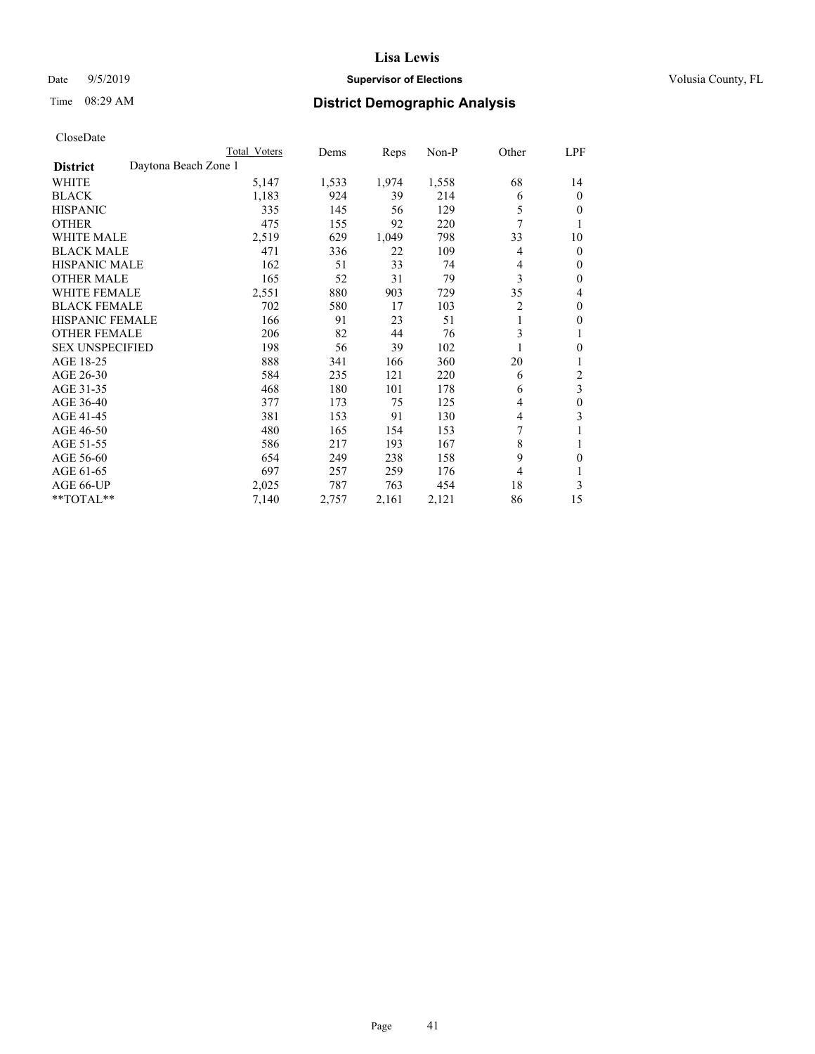# Lisa Lewis

Date 9/5/2019 **Supervisor of Elections** Volusia County, FL

Time 08:29 AM **District Demographic Analysis**

CloseDate

| | Total Voters | Dems | Reps | Non-P | Other | LPF |
|---|---|---|---|---|---|---|
| **District** Daytona Beach Zone 1 | | | | | | |
| WHITE | 5,147 | 1,533 | 1,974 | 1,558 | 68 | 14 |
| BLACK | 1,183 | 924 | 39 | 214 | 6 | 0 |
| HISPANIC | 335 | 145 | 56 | 129 | 5 | 0 |
| OTHER | 475 | 155 | 92 | 220 | 7 | 1 |
| WHITE MALE | 2,519 | 629 | 1,049 | 798 | 33 | 10 |
| BLACK MALE | 471 | 336 | 22 | 109 | 4 | 0 |
| HISPANIC MALE | 162 | 51 | 33 | 74 | 4 | 0 |
| OTHER MALE | 165 | 52 | 31 | 79 | 3 | 0 |
| WHITE FEMALE | 2,551 | 880 | 903 | 729 | 35 | 4 |
| BLACK FEMALE | 702 | 580 | 17 | 103 | 2 | 0 |
| HISPANIC FEMALE | 166 | 91 | 23 | 51 | 1 | 0 |
| OTHER FEMALE | 206 | 82 | 44 | 76 | 3 | 1 |
| SEX UNSPECIFIED | 198 | 56 | 39 | 102 | 1 | 0 |
| AGE 18-25 | 888 | 341 | 166 | 360 | 20 | 1 |
| AGE 26-30 | 584 | 235 | 121 | 220 | 6 | 2 |
| AGE 31-35 | 468 | 180 | 101 | 178 | 6 | 3 |
| AGE 36-40 | 377 | 173 | 75 | 125 | 4 | 0 |
| AGE 41-45 | 381 | 153 | 91 | 130 | 4 | 3 |
| AGE 46-50 | 480 | 165 | 154 | 153 | 7 | 1 |
| AGE 51-55 | 586 | 217 | 193 | 167 | 8 | 1 |
| AGE 56-60 | 654 | 249 | 238 | 158 | 9 | 0 |
| AGE 61-65 | 697 | 257 | 259 | 176 | 4 | 1 |
| AGE 66-UP | 2,025 | 787 | 763 | 454 | 18 | 3 |
| **TOTAL** | 7,140 | 2,757 | 2,161 | 2,121 | 86 | 15 |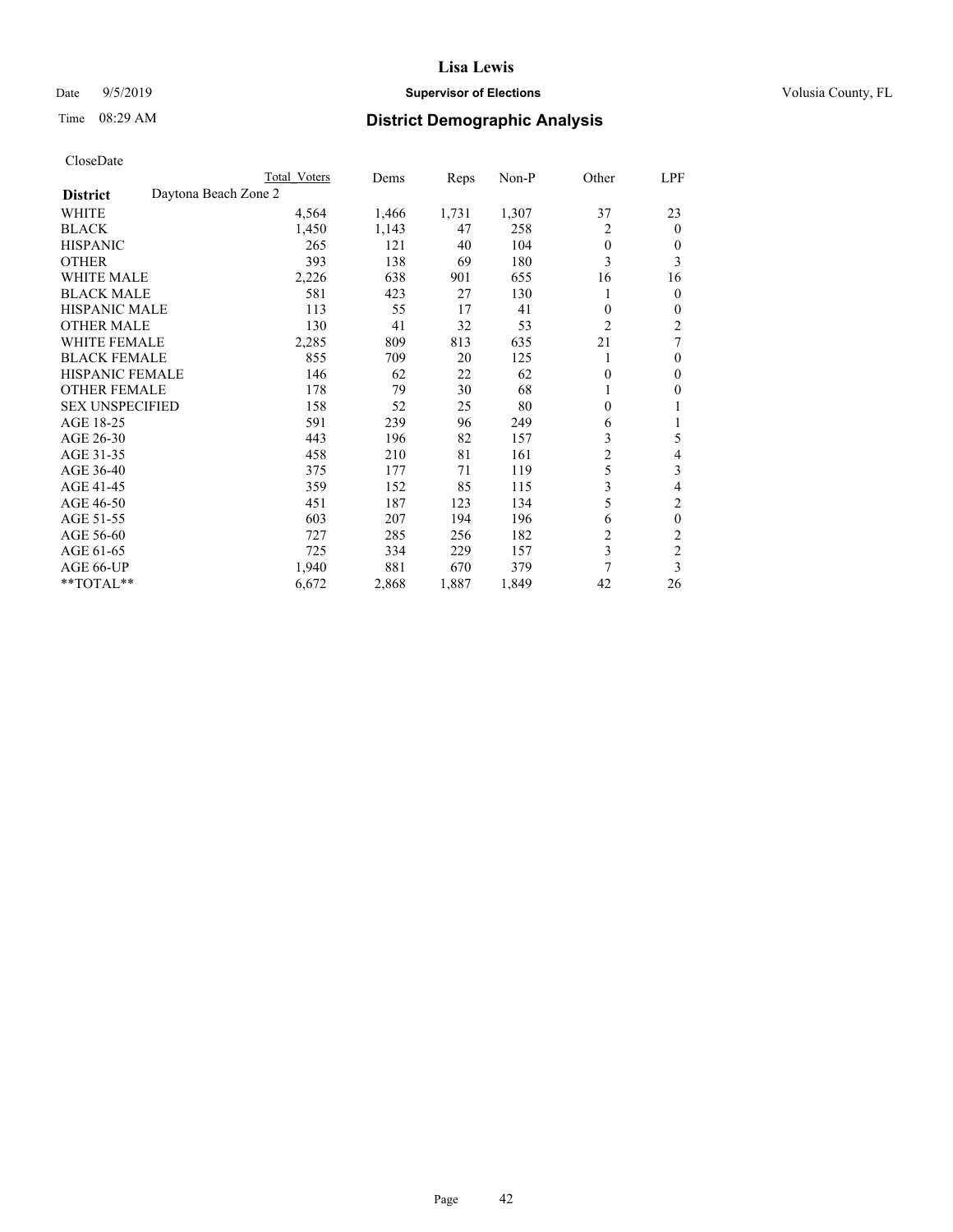# District Demographic Analysis

Lisa Lewis
Supervisor of Elections
Volusia County, FL

Date 9/5/2019
Time 08:29 AM

CloseDate

| District | Daytona Beach Zone 2 | Total Voters | Dems | Reps | Non-P | Other | LPF |
|---|---|---|---|---|---|---|---|
| WHITE | | 4,564 | 1,466 | 1,731 | 1,307 | 37 | 23 |
| BLACK | | 1,450 | 1,143 | 47 | 258 | 2 | 0 |
| HISPANIC | | 265 | 121 | 40 | 104 | 0 | 0 |
| OTHER | | 393 | 138 | 69 | 180 | 3 | 3 |
| WHITE MALE | | 2,226 | 638 | 901 | 655 | 16 | 16 |
| BLACK MALE | | 581 | 423 | 27 | 130 | 1 | 0 |
| HISPANIC MALE | | 113 | 55 | 17 | 41 | 0 | 0 |
| OTHER MALE | | 130 | 41 | 32 | 53 | 2 | 2 |
| WHITE FEMALE | | 2,285 | 809 | 813 | 635 | 21 | 7 |
| BLACK FEMALE | | 855 | 709 | 20 | 125 | 1 | 0 |
| HISPANIC FEMALE | | 146 | 62 | 22 | 62 | 0 | 0 |
| OTHER FEMALE | | 178 | 79 | 30 | 68 | 1 | 0 |
| SEX UNSPECIFIED | | 158 | 52 | 25 | 80 | 0 | 1 |
| AGE 18-25 | | 591 | 239 | 96 | 249 | 6 | 1 |
| AGE 26-30 | | 443 | 196 | 82 | 157 | 3 | 5 |
| AGE 31-35 | | 458 | 210 | 81 | 161 | 2 | 4 |
| AGE 36-40 | | 375 | 177 | 71 | 119 | 5 | 3 |
| AGE 41-45 | | 359 | 152 | 85 | 115 | 3 | 4 |
| AGE 46-50 | | 451 | 187 | 123 | 134 | 5 | 2 |
| AGE 51-55 | | 603 | 207 | 194 | 196 | 6 | 0 |
| AGE 56-60 | | 727 | 285 | 256 | 182 | 2 | 2 |
| AGE 61-65 | | 725 | 334 | 229 | 157 | 3 | 2 |
| AGE 66-UP | | 1,940 | 881 | 670 | 379 | 7 | 3 |
| **TOTAL** | | 6,672 | 2,868 | 1,887 | 1,849 | 42 | 26 |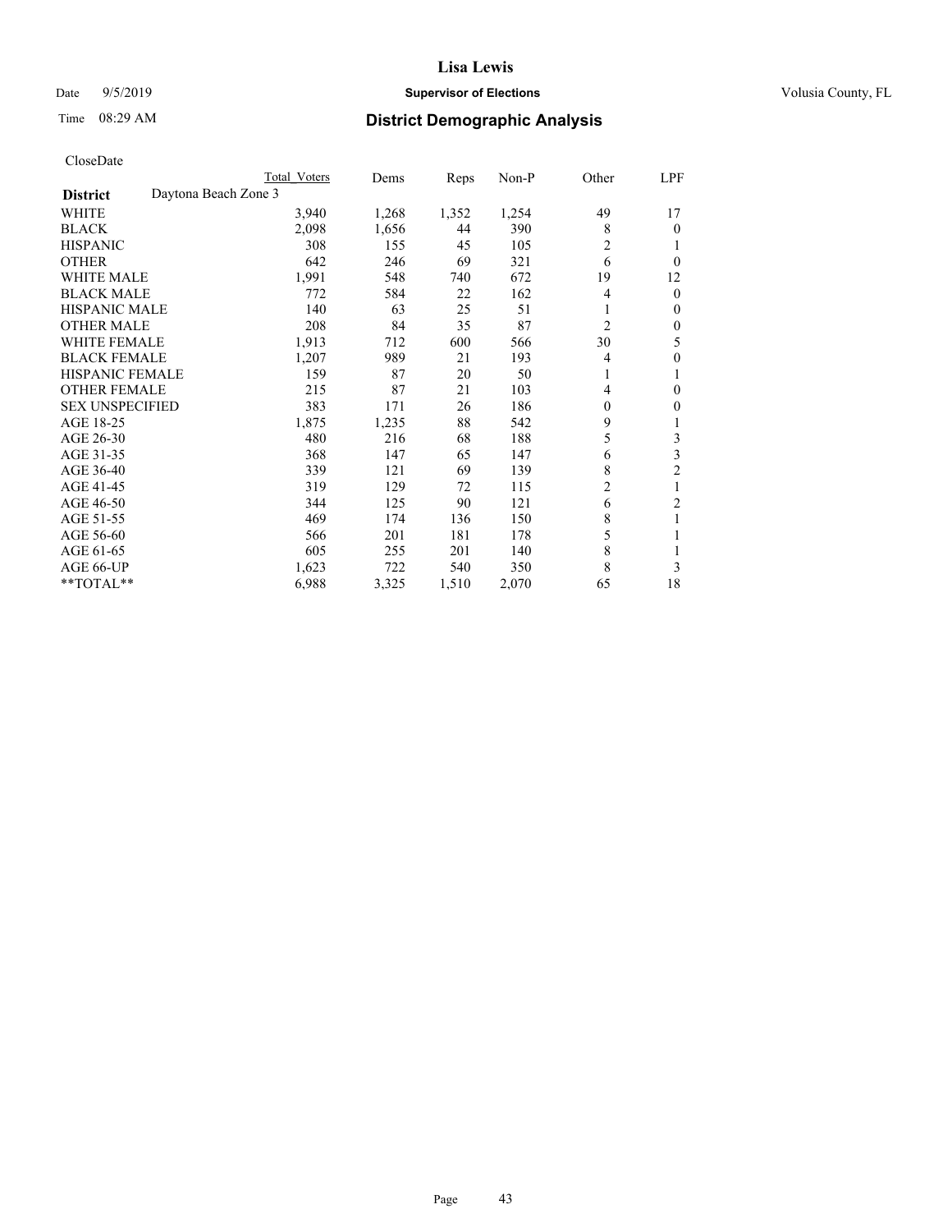# Lisa Lewis

Date 9/5/2019 **Supervisor of Elections** Volusia County, FL

Time 08:29 AM **District Demographic Analysis**

CloseDate

| District | Daytona Beach Zone 3 | Total Voters | Dems | Reps | Non-P | Other | LPF |
|---|---|---|---|---|---|---|---|
| WHITE | | 3,940 | 1,268 | 1,352 | 1,254 | 49 | 17 |
| BLACK | | 2,098 | 1,656 | 44 | 390 | 8 | 0 |
| HISPANIC | | 308 | 155 | 45 | 105 | 2 | 1 |
| OTHER | | 642 | 246 | 69 | 321 | 6 | 0 |
| WHITE MALE | | 1,991 | 548 | 740 | 672 | 19 | 12 |
| BLACK MALE | | 772 | 584 | 22 | 162 | 4 | 0 |
| HISPANIC MALE | | 140 | 63 | 25 | 51 | 1 | 0 |
| OTHER MALE | | 208 | 84 | 35 | 87 | 2 | 0 |
| WHITE FEMALE | | 1,913 | 712 | 600 | 566 | 30 | 5 |
| BLACK FEMALE | | 1,207 | 989 | 21 | 193 | 4 | 0 |
| HISPANIC FEMALE | | 159 | 87 | 20 | 50 | 1 | 1 |
| OTHER FEMALE | | 215 | 87 | 21 | 103 | 4 | 0 |
| SEX UNSPECIFIED | | 383 | 171 | 26 | 186 | 0 | 0 |
| AGE 18-25 | | 1,875 | 1,235 | 88 | 542 | 9 | 1 |
| AGE 26-30 | | 480 | 216 | 68 | 188 | 5 | 3 |
| AGE 31-35 | | 368 | 147 | 65 | 147 | 6 | 3 |
| AGE 36-40 | | 339 | 121 | 69 | 139 | 8 | 2 |
| AGE 41-45 | | 319 | 129 | 72 | 115 | 2 | 1 |
| AGE 46-50 | | 344 | 125 | 90 | 121 | 6 | 2 |
| AGE 51-55 | | 469 | 174 | 136 | 150 | 8 | 1 |
| AGE 56-60 | | 566 | 201 | 181 | 178 | 5 | 1 |
| AGE 61-65 | | 605 | 255 | 201 | 140 | 8 | 1 |
| AGE 66-UP | | 1,623 | 722 | 540 | 350 | 8 | 3 |
| **TOTAL** | | 6,988 | 3,325 | 1,510 | 2,070 | 65 | 18 |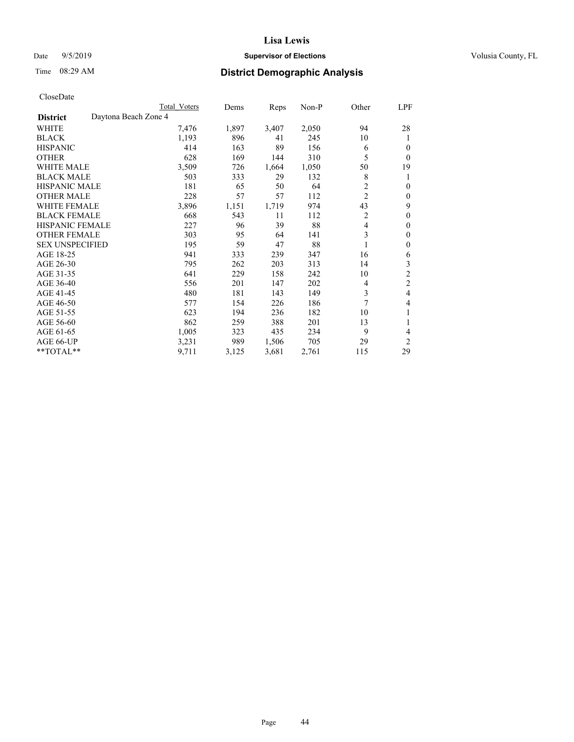# Lisa Lewis

**Supervisor of Elections**

Date 9/5/2019 — Volusia County, FL

Time 08:29 AM

## District Demographic Analysis

CloseDate

| | Total Voters | Dems | Reps | Non-P | Other | LPF |
|---|---|---|---|---|---|---|
| **District** Daytona Beach Zone 4 | | | | | | |
| WHITE | 7,476 | 1,897 | 3,407 | 2,050 | 94 | 28 |
| BLACK | 1,193 | 896 | 41 | 245 | 10 | 1 |
| HISPANIC | 414 | 163 | 89 | 156 | 6 | 0 |
| OTHER | 628 | 169 | 144 | 310 | 5 | 0 |
| WHITE MALE | 3,509 | 726 | 1,664 | 1,050 | 50 | 19 |
| BLACK MALE | 503 | 333 | 29 | 132 | 8 | 1 |
| HISPANIC MALE | 181 | 65 | 50 | 64 | 2 | 0 |
| OTHER MALE | 228 | 57 | 57 | 112 | 2 | 0 |
| WHITE FEMALE | 3,896 | 1,151 | 1,719 | 974 | 43 | 9 |
| BLACK FEMALE | 668 | 543 | 11 | 112 | 2 | 0 |
| HISPANIC FEMALE | 227 | 96 | 39 | 88 | 4 | 0 |
| OTHER FEMALE | 303 | 95 | 64 | 141 | 3 | 0 |
| SEX UNSPECIFIED | 195 | 59 | 47 | 88 | 1 | 0 |
| AGE 18-25 | 941 | 333 | 239 | 347 | 16 | 6 |
| AGE 26-30 | 795 | 262 | 203 | 313 | 14 | 3 |
| AGE 31-35 | 641 | 229 | 158 | 242 | 10 | 2 |
| AGE 36-40 | 556 | 201 | 147 | 202 | 4 | 2 |
| AGE 41-45 | 480 | 181 | 143 | 149 | 3 | 4 |
| AGE 46-50 | 577 | 154 | 226 | 186 | 7 | 4 |
| AGE 51-55 | 623 | 194 | 236 | 182 | 10 | 1 |
| AGE 56-60 | 862 | 259 | 388 | 201 | 13 | 1 |
| AGE 61-65 | 1,005 | 323 | 435 | 234 | 9 | 4 |
| AGE 66-UP | 3,231 | 989 | 1,506 | 705 | 29 | 2 |
| **TOTAL** | 9,711 | 3,125 | 3,681 | 2,761 | 115 | 29 |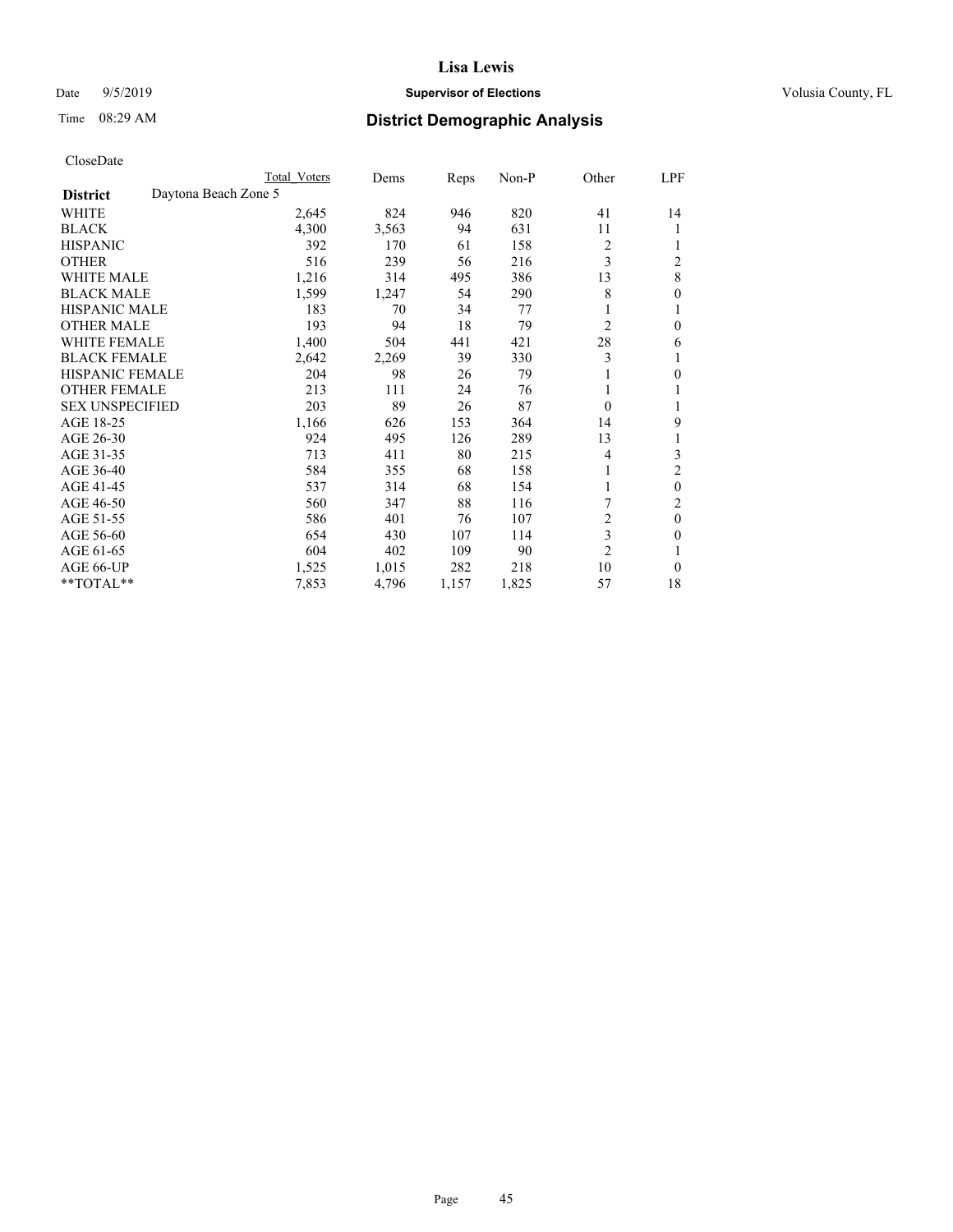# Lisa Lewis

Date 9/5/2019 **Supervisor of Elections** Volusia County, FL

Time 08:29 AM **District Demographic Analysis**

CloseDate

| District | Total Voters | Dems | Reps | Non-P | Other | LPF |
|---|---|---|---|---|---|---|
| Daytona Beach Zone 5 | | | | | | |
| WHITE | 2,645 | 824 | 946 | 820 | 41 | 14 |
| BLACK | 4,300 | 3,563 | 94 | 631 | 11 | 1 |
| HISPANIC | 392 | 170 | 61 | 158 | 2 | 1 |
| OTHER | 516 | 239 | 56 | 216 | 3 | 2 |
| WHITE MALE | 1,216 | 314 | 495 | 386 | 13 | 8 |
| BLACK MALE | 1,599 | 1,247 | 54 | 290 | 8 | 0 |
| HISPANIC MALE | 183 | 70 | 34 | 77 | 1 | 1 |
| OTHER MALE | 193 | 94 | 18 | 79 | 2 | 0 |
| WHITE FEMALE | 1,400 | 504 | 441 | 421 | 28 | 6 |
| BLACK FEMALE | 2,642 | 2,269 | 39 | 330 | 3 | 1 |
| HISPANIC FEMALE | 204 | 98 | 26 | 79 | 1 | 0 |
| OTHER FEMALE | 213 | 111 | 24 | 76 | 1 | 1 |
| SEX UNSPECIFIED | 203 | 89 | 26 | 87 | 0 | 1 |
| AGE 18-25 | 1,166 | 626 | 153 | 364 | 14 | 9 |
| AGE 26-30 | 924 | 495 | 126 | 289 | 13 | 1 |
| AGE 31-35 | 713 | 411 | 80 | 215 | 4 | 3 |
| AGE 36-40 | 584 | 355 | 68 | 158 | 1 | 2 |
| AGE 41-45 | 537 | 314 | 68 | 154 | 1 | 0 |
| AGE 46-50 | 560 | 347 | 88 | 116 | 7 | 2 |
| AGE 51-55 | 586 | 401 | 76 | 107 | 2 | 0 |
| AGE 56-60 | 654 | 430 | 107 | 114 | 3 | 0 |
| AGE 61-65 | 604 | 402 | 109 | 90 | 2 | 1 |
| AGE 66-UP | 1,525 | 1,015 | 282 | 218 | 10 | 0 |
| **TOTAL** | 7,853 | 4,796 | 1,157 | 1,825 | 57 | 18 |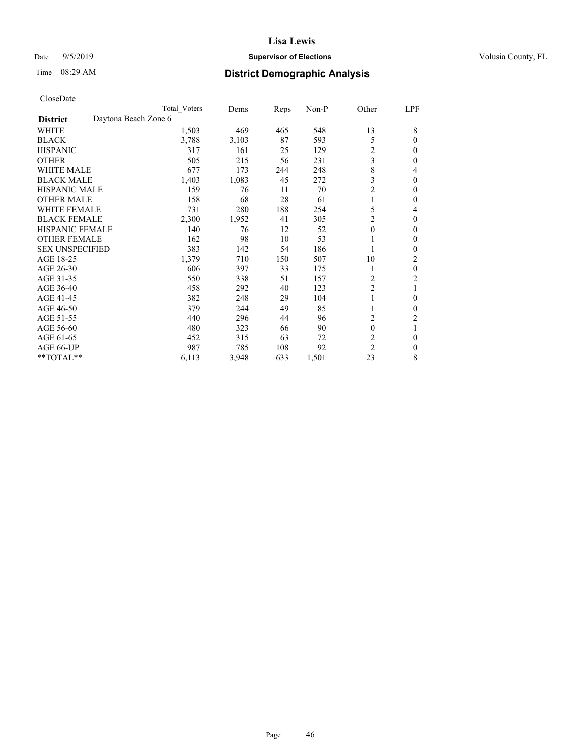**Lisa Lewis**

Date 9/5/2019 **Supervisor of Elections** Volusia County, FL

Time 08:29 AM **District Demographic Analysis**

CloseDate

| **District** | Daytona Beach Zone 6 | Total Voters | Dems | Reps | Non-P | Other | LPF |
|---|---|---|---|---|---|---|---|
| WHITE | | 1,503 | 469 | 465 | 548 | 13 | 8 |
| BLACK | | 3,788 | 3,103 | 87 | 593 | 5 | 0 |
| HISPANIC | | 317 | 161 | 25 | 129 | 2 | 0 |
| OTHER | | 505 | 215 | 56 | 231 | 3 | 0 |
| WHITE MALE | | 677 | 173 | 244 | 248 | 8 | 4 |
| BLACK MALE | | 1,403 | 1,083 | 45 | 272 | 3 | 0 |
| HISPANIC MALE | | 159 | 76 | 11 | 70 | 2 | 0 |
| OTHER MALE | | 158 | 68 | 28 | 61 | 1 | 0 |
| WHITE FEMALE | | 731 | 280 | 188 | 254 | 5 | 4 |
| BLACK FEMALE | | 2,300 | 1,952 | 41 | 305 | 2 | 0 |
| HISPANIC FEMALE | | 140 | 76 | 12 | 52 | 0 | 0 |
| OTHER FEMALE | | 162 | 98 | 10 | 53 | 1 | 0 |
| SEX UNSPECIFIED | | 383 | 142 | 54 | 186 | 1 | 0 |
| AGE 18-25 | | 1,379 | 710 | 150 | 507 | 10 | 2 |
| AGE 26-30 | | 606 | 397 | 33 | 175 | 1 | 0 |
| AGE 31-35 | | 550 | 338 | 51 | 157 | 2 | 2 |
| AGE 36-40 | | 458 | 292 | 40 | 123 | 2 | 1 |
| AGE 41-45 | | 382 | 248 | 29 | 104 | 1 | 0 |
| AGE 46-50 | | 379 | 244 | 49 | 85 | 1 | 0 |
| AGE 51-55 | | 440 | 296 | 44 | 96 | 2 | 2 |
| AGE 56-60 | | 480 | 323 | 66 | 90 | 0 | 1 |
| AGE 61-65 | | 452 | 315 | 63 | 72 | 2 | 0 |
| AGE 66-UP | | 987 | 785 | 108 | 92 | 2 | 0 |
| **TOTAL** | | 6,113 | 3,948 | 633 | 1,501 | 23 | 8 |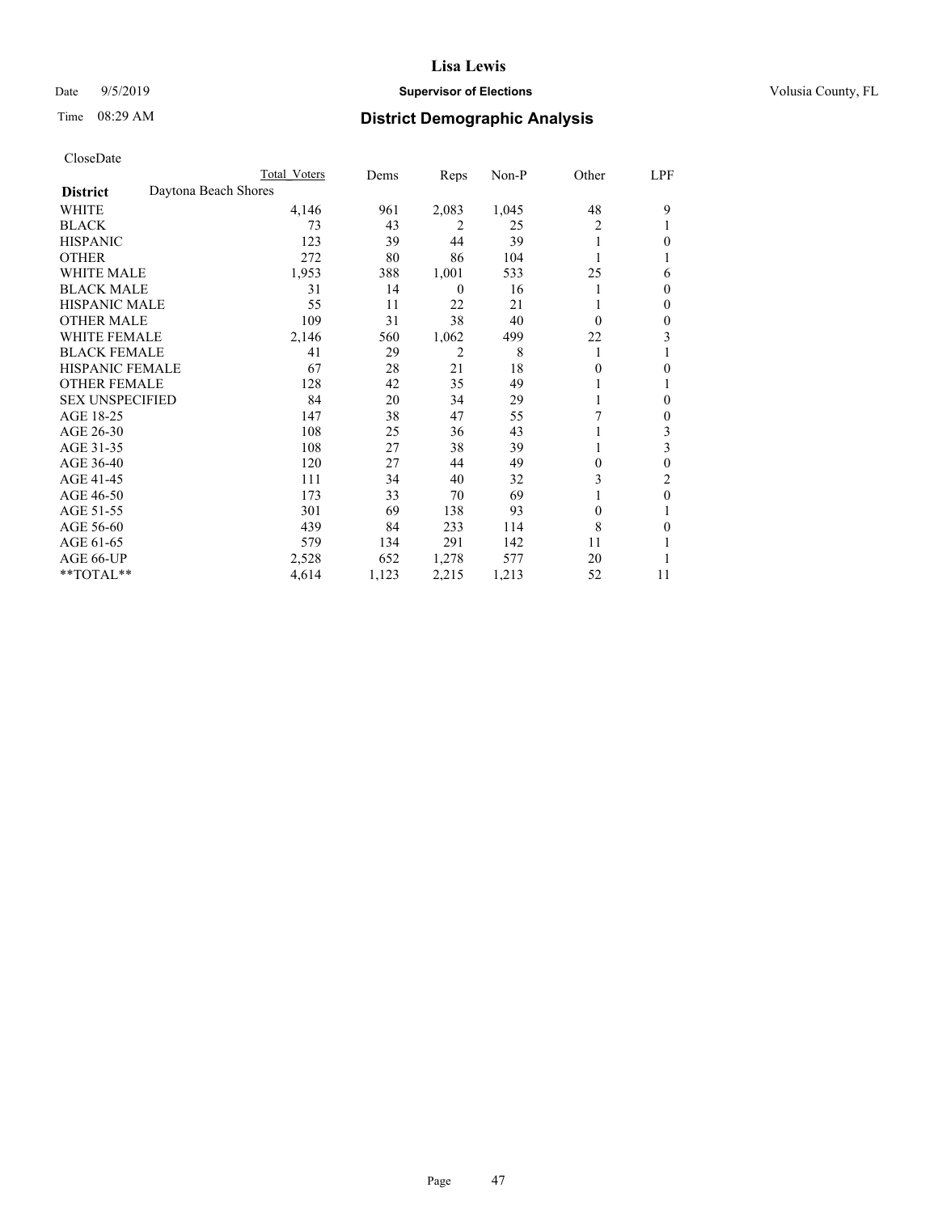# District Demographic Analysis

CloseDate

| District: Daytona Beach Shores | Total Voters | Dems | Reps | Non-P | Other | LPF |
|---|---|---|---|---|---|---|
| WHITE | 4,146 | 961 | 2,083 | 1,045 | 48 | 9 |
| BLACK | 73 | 43 | 2 | 25 | 2 | 1 |
| HISPANIC | 123 | 39 | 44 | 39 | 1 | 0 |
| OTHER | 272 | 80 | 86 | 104 | 1 | 1 |
| WHITE MALE | 1,953 | 388 | 1,001 | 533 | 25 | 6 |
| BLACK MALE | 31 | 14 | 0 | 16 | 1 | 0 |
| HISPANIC MALE | 55 | 11 | 22 | 21 | 1 | 0 |
| OTHER MALE | 109 | 31 | 38 | 40 | 0 | 0 |
| WHITE FEMALE | 2,146 | 560 | 1,062 | 499 | 22 | 3 |
| BLACK FEMALE | 41 | 29 | 2 | 8 | 1 | 1 |
| HISPANIC FEMALE | 67 | 28 | 21 | 18 | 0 | 0 |
| OTHER FEMALE | 128 | 42 | 35 | 49 | 1 | 1 |
| SEX UNSPECIFIED | 84 | 20 | 34 | 29 | 1 | 0 |
| AGE 18-25 | 147 | 38 | 47 | 55 | 7 | 0 |
| AGE 26-30 | 108 | 25 | 36 | 43 | 1 | 3 |
| AGE 31-35 | 108 | 27 | 38 | 39 | 1 | 3 |
| AGE 36-40 | 120 | 27 | 44 | 49 | 0 | 0 |
| AGE 41-45 | 111 | 34 | 40 | 32 | 3 | 2 |
| AGE 46-50 | 173 | 33 | 70 | 69 | 1 | 0 |
| AGE 51-55 | 301 | 69 | 138 | 93 | 0 | 1 |
| AGE 56-60 | 439 | 84 | 233 | 114 | 8 | 0 |
| AGE 61-65 | 579 | 134 | 291 | 142 | 11 | 1 |
| AGE 66-UP | 2,528 | 652 | 1,278 | 577 | 20 | 1 |
| **TOTAL** | 4,614 | 1,123 | 2,215 | 1,213 | 52 | 11 |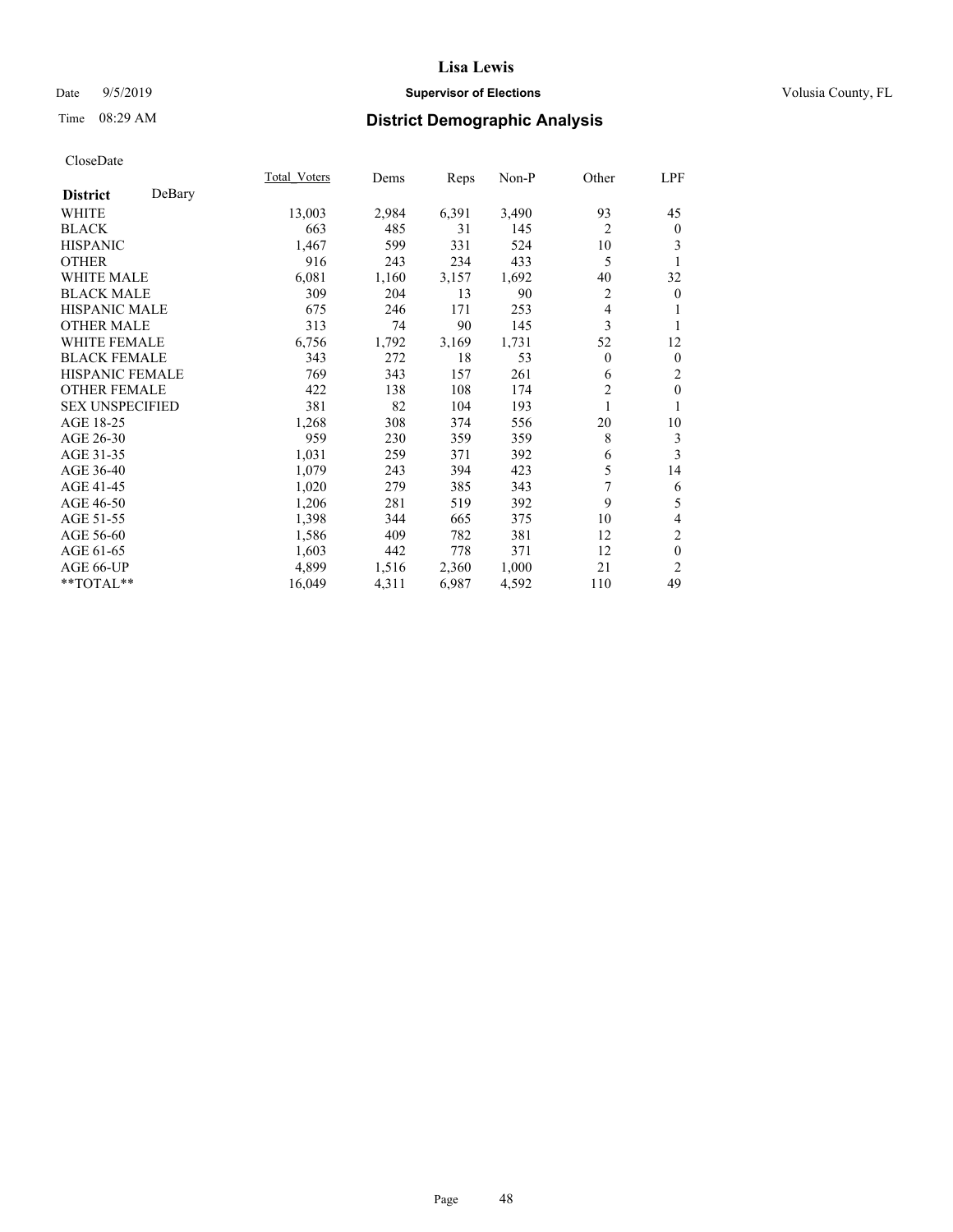# Lisa Lewis

Date 9/5/2019 **Supervisor of Elections** Volusia County, FL

Time 08:29 AM **District Demographic Analysis**

CloseDate

| **District** DeBary | Total_Voters | Dems | Reps | Non-P | Other | LPF |
|---|---|---|---|---|---|---|
| WHITE | 13,003 | 2,984 | 6,391 | 3,490 | 93 | 45 |
| BLACK | 663 | 485 | 31 | 145 | 2 | 0 |
| HISPANIC | 1,467 | 599 | 331 | 524 | 10 | 3 |
| OTHER | 916 | 243 | 234 | 433 | 5 | 1 |
| WHITE MALE | 6,081 | 1,160 | 3,157 | 1,692 | 40 | 32 |
| BLACK MALE | 309 | 204 | 13 | 90 | 2 | 0 |
| HISPANIC MALE | 675 | 246 | 171 | 253 | 4 | 1 |
| OTHER MALE | 313 | 74 | 90 | 145 | 3 | 1 |
| WHITE FEMALE | 6,756 | 1,792 | 3,169 | 1,731 | 52 | 12 |
| BLACK FEMALE | 343 | 272 | 18 | 53 | 0 | 0 |
| HISPANIC FEMALE | 769 | 343 | 157 | 261 | 6 | 2 |
| OTHER FEMALE | 422 | 138 | 108 | 174 | 2 | 0 |
| SEX UNSPECIFIED | 381 | 82 | 104 | 193 | 1 | 1 |
| AGE 18-25 | 1,268 | 308 | 374 | 556 | 20 | 10 |
| AGE 26-30 | 959 | 230 | 359 | 359 | 8 | 3 |
| AGE 31-35 | 1,031 | 259 | 371 | 392 | 6 | 3 |
| AGE 36-40 | 1,079 | 243 | 394 | 423 | 5 | 14 |
| AGE 41-45 | 1,020 | 279 | 385 | 343 | 7 | 6 |
| AGE 46-50 | 1,206 | 281 | 519 | 392 | 9 | 5 |
| AGE 51-55 | 1,398 | 344 | 665 | 375 | 10 | 4 |
| AGE 56-60 | 1,586 | 409 | 782 | 381 | 12 | 2 |
| AGE 61-65 | 1,603 | 442 | 778 | 371 | 12 | 0 |
| AGE 66-UP | 4,899 | 1,516 | 2,360 | 1,000 | 21 | 2 |
| **TOTAL** | 16,049 | 4,311 | 6,987 | 4,592 | 110 | 49 |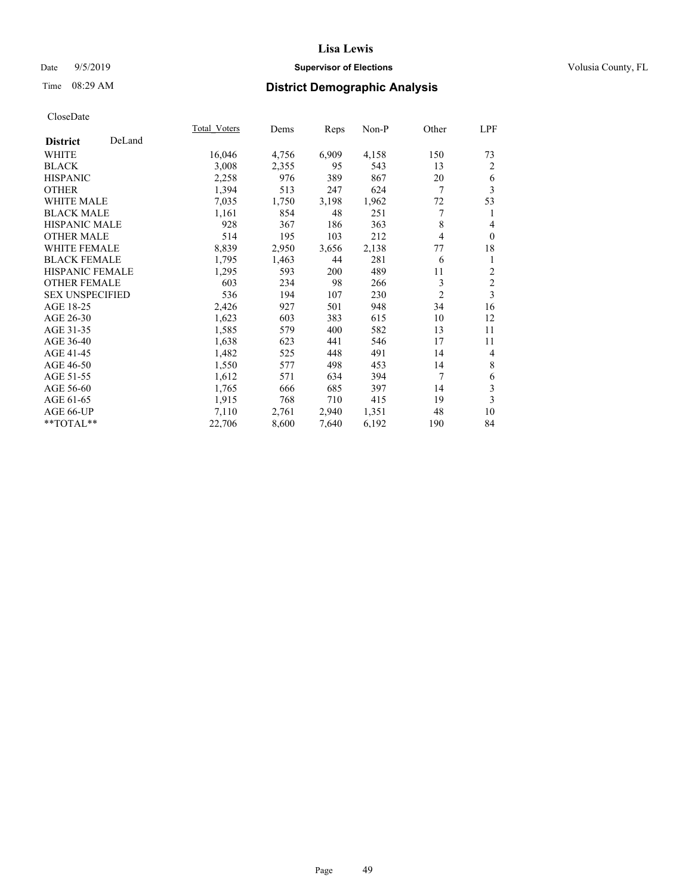# Lisa Lewis

Date 9/5/2019 **Supervisor of Elections** Volusia County, FL

Time 08:29 AM **District Demographic Analysis**

CloseDate

| **District** DeLand | Total_Voters | Dems | Reps | Non-P | Other | LPF |
|---|---|---|---|---|---|---|
| WHITE | 16,046 | 4,756 | 6,909 | 4,158 | 150 | 73 |
| BLACK | 3,008 | 2,355 | 95 | 543 | 13 | 2 |
| HISPANIC | 2,258 | 976 | 389 | 867 | 20 | 6 |
| OTHER | 1,394 | 513 | 247 | 624 | 7 | 3 |
| WHITE MALE | 7,035 | 1,750 | 3,198 | 1,962 | 72 | 53 |
| BLACK MALE | 1,161 | 854 | 48 | 251 | 7 | 1 |
| HISPANIC MALE | 928 | 367 | 186 | 363 | 8 | 4 |
| OTHER MALE | 514 | 195 | 103 | 212 | 4 | 0 |
| WHITE FEMALE | 8,839 | 2,950 | 3,656 | 2,138 | 77 | 18 |
| BLACK FEMALE | 1,795 | 1,463 | 44 | 281 | 6 | 1 |
| HISPANIC FEMALE | 1,295 | 593 | 200 | 489 | 11 | 2 |
| OTHER FEMALE | 603 | 234 | 98 | 266 | 3 | 2 |
| SEX UNSPECIFIED | 536 | 194 | 107 | 230 | 2 | 3 |
| AGE 18-25 | 2,426 | 927 | 501 | 948 | 34 | 16 |
| AGE 26-30 | 1,623 | 603 | 383 | 615 | 10 | 12 |
| AGE 31-35 | 1,585 | 579 | 400 | 582 | 13 | 11 |
| AGE 36-40 | 1,638 | 623 | 441 | 546 | 17 | 11 |
| AGE 41-45 | 1,482 | 525 | 448 | 491 | 14 | 4 |
| AGE 46-50 | 1,550 | 577 | 498 | 453 | 14 | 8 |
| AGE 51-55 | 1,612 | 571 | 634 | 394 | 7 | 6 |
| AGE 56-60 | 1,765 | 666 | 685 | 397 | 14 | 3 |
| AGE 61-65 | 1,915 | 768 | 710 | 415 | 19 | 3 |
| AGE 66-UP | 7,110 | 2,761 | 2,940 | 1,351 | 48 | 10 |
| **TOTAL** | 22,706 | 8,600 | 7,640 | 6,192 | 190 | 84 |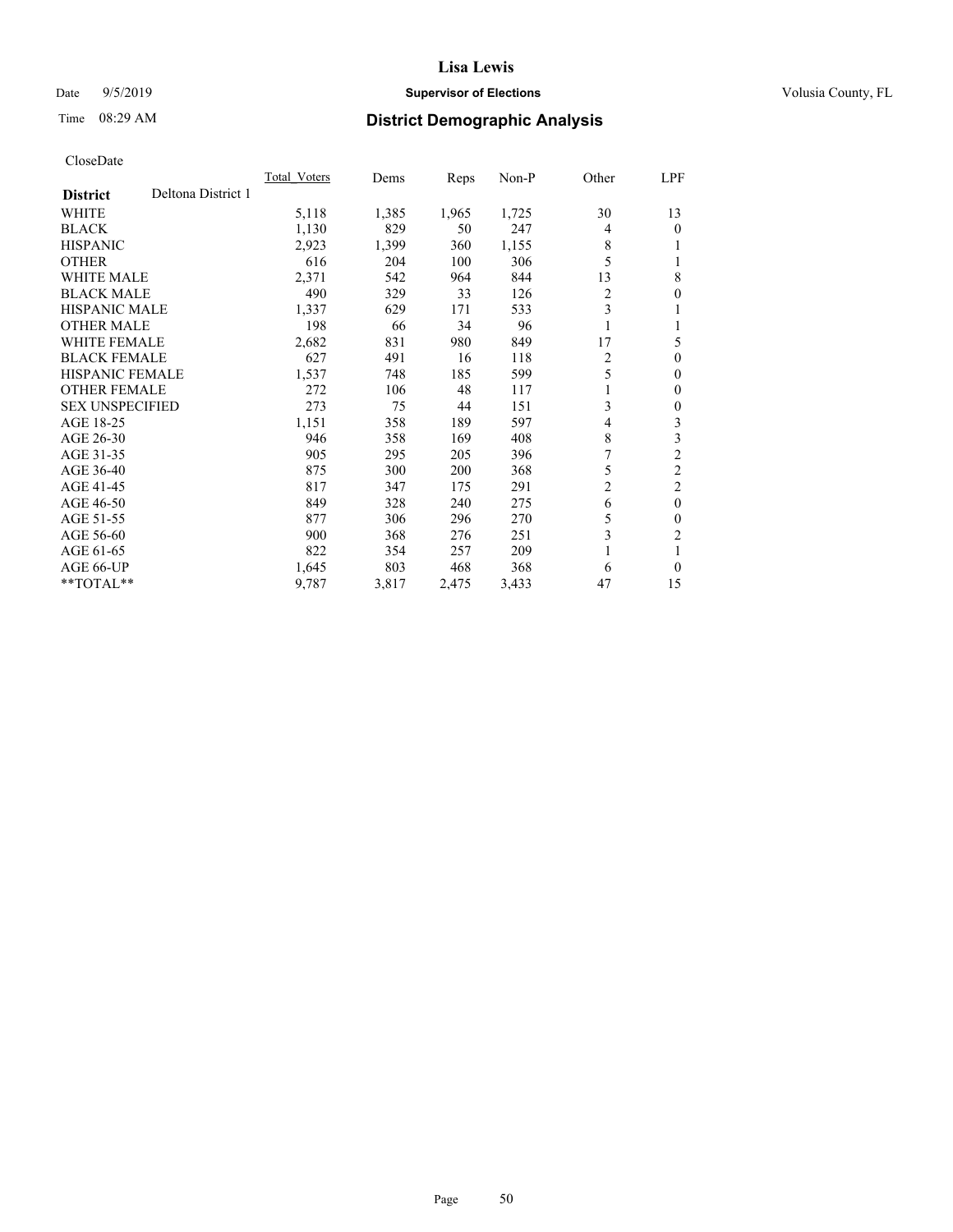# Lisa Lewis

Date 9/5/2019 | **Supervisor of Elections** | Volusia County, FL

Time 08:29 AM | **District Demographic Analysis**

CloseDate

| **District** Deltona District 1 | Total_Voters | Dems | Reps | Non-P | Other | LPF |
|---|---|---|---|---|---|---|
| WHITE | 5,118 | 1,385 | 1,965 | 1,725 | 30 | 13 |
| BLACK | 1,130 | 829 | 50 | 247 | 4 | 0 |
| HISPANIC | 2,923 | 1,399 | 360 | 1,155 | 8 | 1 |
| OTHER | 616 | 204 | 100 | 306 | 5 | 1 |
| WHITE MALE | 2,371 | 542 | 964 | 844 | 13 | 8 |
| BLACK MALE | 490 | 329 | 33 | 126 | 2 | 0 |
| HISPANIC MALE | 1,337 | 629 | 171 | 533 | 3 | 1 |
| OTHER MALE | 198 | 66 | 34 | 96 | 1 | 1 |
| WHITE FEMALE | 2,682 | 831 | 980 | 849 | 17 | 5 |
| BLACK FEMALE | 627 | 491 | 16 | 118 | 2 | 0 |
| HISPANIC FEMALE | 1,537 | 748 | 185 | 599 | 5 | 0 |
| OTHER FEMALE | 272 | 106 | 48 | 117 | 1 | 0 |
| SEX UNSPECIFIED | 273 | 75 | 44 | 151 | 3 | 0 |
| AGE 18-25 | 1,151 | 358 | 189 | 597 | 4 | 3 |
| AGE 26-30 | 946 | 358 | 169 | 408 | 8 | 3 |
| AGE 31-35 | 905 | 295 | 205 | 396 | 7 | 2 |
| AGE 36-40 | 875 | 300 | 200 | 368 | 5 | 2 |
| AGE 41-45 | 817 | 347 | 175 | 291 | 2 | 2 |
| AGE 46-50 | 849 | 328 | 240 | 275 | 6 | 0 |
| AGE 51-55 | 877 | 306 | 296 | 270 | 5 | 0 |
| AGE 56-60 | 900 | 368 | 276 | 251 | 3 | 2 |
| AGE 61-65 | 822 | 354 | 257 | 209 | 1 | 1 |
| AGE 66-UP | 1,645 | 803 | 468 | 368 | 6 | 0 |
| **TOTAL** | 9,787 | 3,817 | 2,475 | 3,433 | 47 | 15 |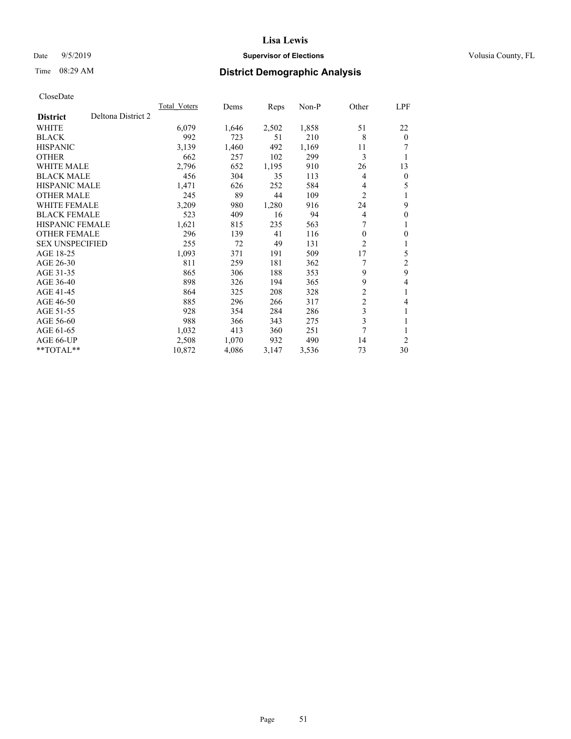# Lisa Lewis

**Supervisor of Elections**

Date 9/5/2019 — Volusia County, FL

Time 08:29 AM

## District Demographic Analysis

CloseDate

| District: Deltona District 2 | Total_Voters | Dems | Reps | Non-P | Other | LPF |
|---|---|---|---|---|---|---|
| WHITE | 6,079 | 1,646 | 2,502 | 1,858 | 51 | 22 |
| BLACK | 992 | 723 | 51 | 210 | 8 | 0 |
| HISPANIC | 3,139 | 1,460 | 492 | 1,169 | 11 | 7 |
| OTHER | 662 | 257 | 102 | 299 | 3 | 1 |
| WHITE MALE | 2,796 | 652 | 1,195 | 910 | 26 | 13 |
| BLACK MALE | 456 | 304 | 35 | 113 | 4 | 0 |
| HISPANIC MALE | 1,471 | 626 | 252 | 584 | 4 | 5 |
| OTHER MALE | 245 | 89 | 44 | 109 | 2 | 1 |
| WHITE FEMALE | 3,209 | 980 | 1,280 | 916 | 24 | 9 |
| BLACK FEMALE | 523 | 409 | 16 | 94 | 4 | 0 |
| HISPANIC FEMALE | 1,621 | 815 | 235 | 563 | 7 | 1 |
| OTHER FEMALE | 296 | 139 | 41 | 116 | 0 | 0 |
| SEX UNSPECIFIED | 255 | 72 | 49 | 131 | 2 | 1 |
| AGE 18-25 | 1,093 | 371 | 191 | 509 | 17 | 5 |
| AGE 26-30 | 811 | 259 | 181 | 362 | 7 | 2 |
| AGE 31-35 | 865 | 306 | 188 | 353 | 9 | 9 |
| AGE 36-40 | 898 | 326 | 194 | 365 | 9 | 4 |
| AGE 41-45 | 864 | 325 | 208 | 328 | 2 | 1 |
| AGE 46-50 | 885 | 296 | 266 | 317 | 2 | 4 |
| AGE 51-55 | 928 | 354 | 284 | 286 | 3 | 1 |
| AGE 56-60 | 988 | 366 | 343 | 275 | 3 | 1 |
| AGE 61-65 | 1,032 | 413 | 360 | 251 | 7 | 1 |
| AGE 66-UP | 2,508 | 1,070 | 932 | 490 | 14 | 2 |
| **TOTAL** | 10,872 | 4,086 | 3,147 | 3,536 | 73 | 30 |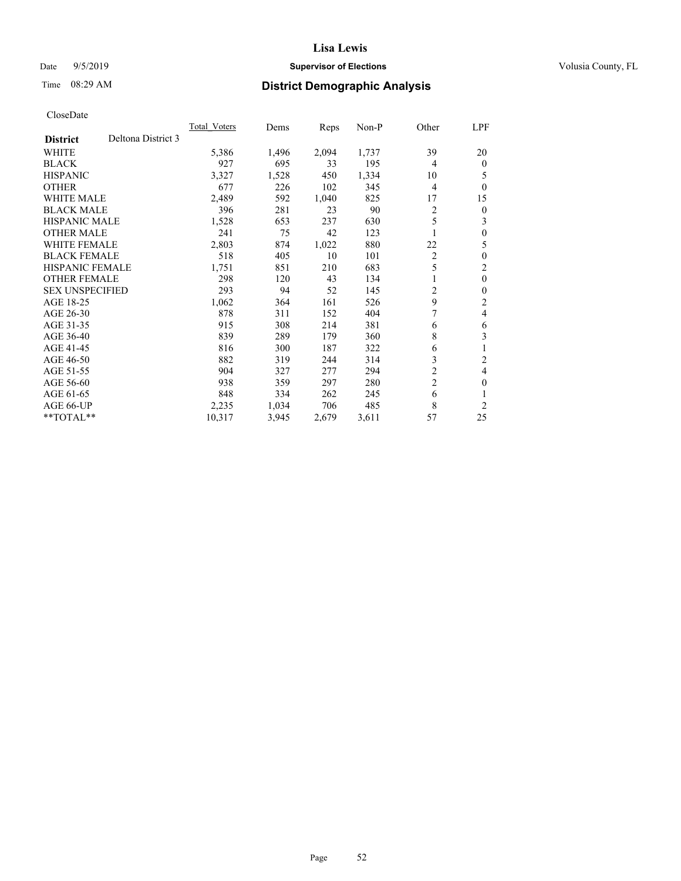# Lisa Lewis

Date 9/5/2019 **Supervisor of Elections** Volusia County, FL

Time 08:29 AM **District Demographic Analysis**

CloseDate

| **District** | Deltona District 3 | Total_Voters | Dems | Reps | Non-P | Other | LPF |
|---|---|---|---|---|---|---|---|
| WHITE | | 5,386 | 1,496 | 2,094 | 1,737 | 39 | 20 |
| BLACK | | 927 | 695 | 33 | 195 | 4 | 0 |
| HISPANIC | | 3,327 | 1,528 | 450 | 1,334 | 10 | 5 |
| OTHER | | 677 | 226 | 102 | 345 | 4 | 0 |
| WHITE MALE | | 2,489 | 592 | 1,040 | 825 | 17 | 15 |
| BLACK MALE | | 396 | 281 | 23 | 90 | 2 | 0 |
| HISPANIC MALE | | 1,528 | 653 | 237 | 630 | 5 | 3 |
| OTHER MALE | | 241 | 75 | 42 | 123 | 1 | 0 |
| WHITE FEMALE | | 2,803 | 874 | 1,022 | 880 | 22 | 5 |
| BLACK FEMALE | | 518 | 405 | 10 | 101 | 2 | 0 |
| HISPANIC FEMALE | | 1,751 | 851 | 210 | 683 | 5 | 2 |
| OTHER FEMALE | | 298 | 120 | 43 | 134 | 1 | 0 |
| SEX UNSPECIFIED | | 293 | 94 | 52 | 145 | 2 | 0 |
| AGE 18-25 | | 1,062 | 364 | 161 | 526 | 9 | 2 |
| AGE 26-30 | | 878 | 311 | 152 | 404 | 7 | 4 |
| AGE 31-35 | | 915 | 308 | 214 | 381 | 6 | 6 |
| AGE 36-40 | | 839 | 289 | 179 | 360 | 8 | 3 |
| AGE 41-45 | | 816 | 300 | 187 | 322 | 6 | 1 |
| AGE 46-50 | | 882 | 319 | 244 | 314 | 3 | 2 |
| AGE 51-55 | | 904 | 327 | 277 | 294 | 2 | 4 |
| AGE 56-60 | | 938 | 359 | 297 | 280 | 2 | 0 |
| AGE 61-65 | | 848 | 334 | 262 | 245 | 6 | 1 |
| AGE 66-UP | | 2,235 | 1,034 | 706 | 485 | 8 | 2 |
| **TOTAL** | | 10,317 | 3,945 | 2,679 | 3,611 | 57 | 25 |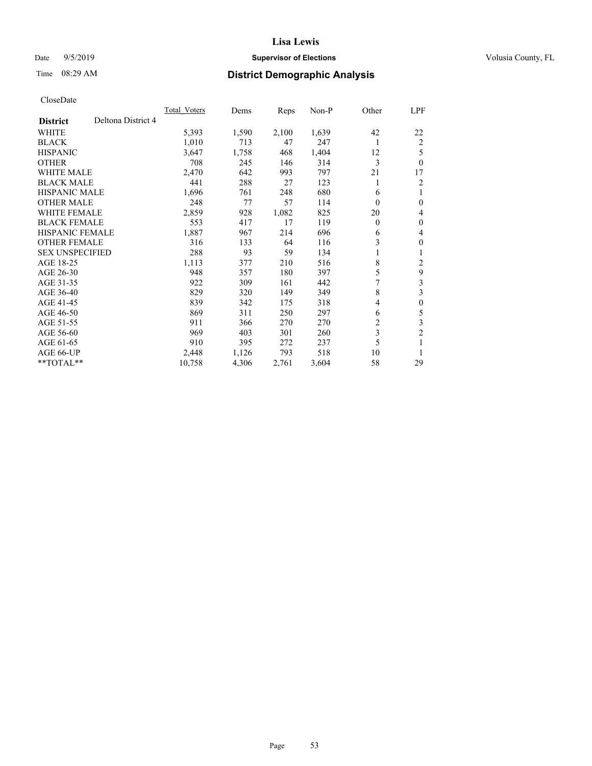# Lisa Lewis

Date 9/5/2019 **Supervisor of Elections** Volusia County, FL

Time 08:29 AM **District Demographic Analysis**

CloseDate

| **District** Deltona District 4 | Total Voters | Dems | Reps | Non-P | Other | LPF |
|---|---|---|---|---|---|---|
| WHITE | 5,393 | 1,590 | 2,100 | 1,639 | 42 | 22 |
| BLACK | 1,010 | 713 | 47 | 247 | 1 | 2 |
| HISPANIC | 3,647 | 1,758 | 468 | 1,404 | 12 | 5 |
| OTHER | 708 | 245 | 146 | 314 | 3 | 0 |
| WHITE MALE | 2,470 | 642 | 993 | 797 | 21 | 17 |
| BLACK MALE | 441 | 288 | 27 | 123 | 1 | 2 |
| HISPANIC MALE | 1,696 | 761 | 248 | 680 | 6 | 1 |
| OTHER MALE | 248 | 77 | 57 | 114 | 0 | 0 |
| WHITE FEMALE | 2,859 | 928 | 1,082 | 825 | 20 | 4 |
| BLACK FEMALE | 553 | 417 | 17 | 119 | 0 | 0 |
| HISPANIC FEMALE | 1,887 | 967 | 214 | 696 | 6 | 4 |
| OTHER FEMALE | 316 | 133 | 64 | 116 | 3 | 0 |
| SEX UNSPECIFIED | 288 | 93 | 59 | 134 | 1 | 1 |
| AGE 18-25 | 1,113 | 377 | 210 | 516 | 8 | 2 |
| AGE 26-30 | 948 | 357 | 180 | 397 | 5 | 9 |
| AGE 31-35 | 922 | 309 | 161 | 442 | 7 | 3 |
| AGE 36-40 | 829 | 320 | 149 | 349 | 8 | 3 |
| AGE 41-45 | 839 | 342 | 175 | 318 | 4 | 0 |
| AGE 46-50 | 869 | 311 | 250 | 297 | 6 | 5 |
| AGE 51-55 | 911 | 366 | 270 | 270 | 2 | 3 |
| AGE 56-60 | 969 | 403 | 301 | 260 | 3 | 2 |
| AGE 61-65 | 910 | 395 | 272 | 237 | 5 | 1 |
| AGE 66-UP | 2,448 | 1,126 | 793 | 518 | 10 | 1 |
| **TOTAL** | 10,758 | 4,306 | 2,761 | 3,604 | 58 | 29 |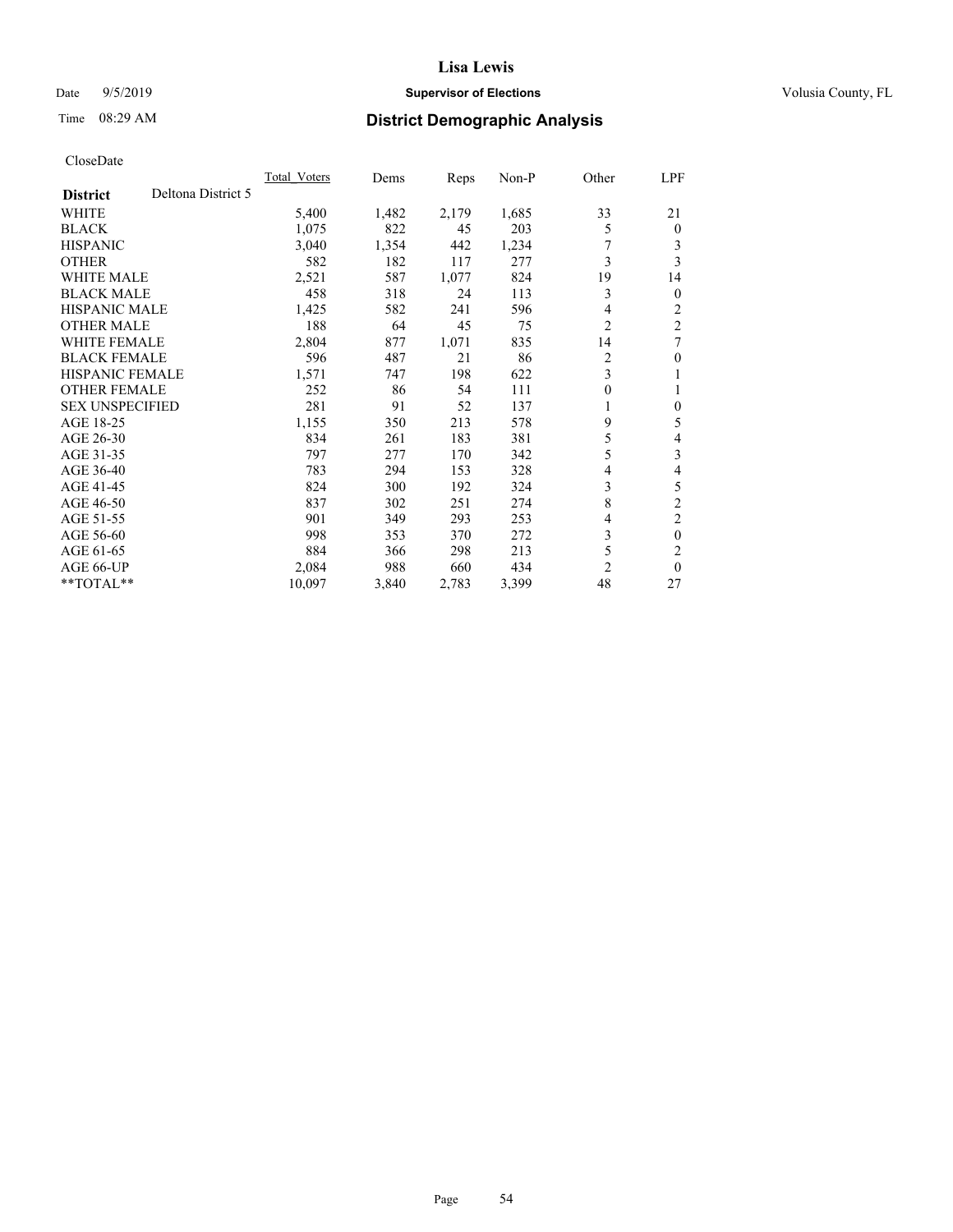# Lisa Lewis

Date 9/5/2019 **Supervisor of Elections** Volusia County, FL

Time 08:29 AM **District Demographic Analysis**

CloseDate

| District | Deltona District 5 | Total_Voters | Dems | Reps | Non-P | Other | LPF |
|---|---|---|---|---|---|---|---|
| WHITE | | 5,400 | 1,482 | 2,179 | 1,685 | 33 | 21 |
| BLACK | | 1,075 | 822 | 45 | 203 | 5 | 0 |
| HISPANIC | | 3,040 | 1,354 | 442 | 1,234 | 7 | 3 |
| OTHER | | 582 | 182 | 117 | 277 | 3 | 3 |
| WHITE MALE | | 2,521 | 587 | 1,077 | 824 | 19 | 14 |
| BLACK MALE | | 458 | 318 | 24 | 113 | 3 | 0 |
| HISPANIC MALE | | 1,425 | 582 | 241 | 596 | 4 | 2 |
| OTHER MALE | | 188 | 64 | 45 | 75 | 2 | 2 |
| WHITE FEMALE | | 2,804 | 877 | 1,071 | 835 | 14 | 7 |
| BLACK FEMALE | | 596 | 487 | 21 | 86 | 2 | 0 |
| HISPANIC FEMALE | | 1,571 | 747 | 198 | 622 | 3 | 1 |
| OTHER FEMALE | | 252 | 86 | 54 | 111 | 0 | 1 |
| SEX UNSPECIFIED | | 281 | 91 | 52 | 137 | 1 | 0 |
| AGE 18-25 | | 1,155 | 350 | 213 | 578 | 9 | 5 |
| AGE 26-30 | | 834 | 261 | 183 | 381 | 5 | 4 |
| AGE 31-35 | | 797 | 277 | 170 | 342 | 5 | 3 |
| AGE 36-40 | | 783 | 294 | 153 | 328 | 4 | 4 |
| AGE 41-45 | | 824 | 300 | 192 | 324 | 3 | 5 |
| AGE 46-50 | | 837 | 302 | 251 | 274 | 8 | 2 |
| AGE 51-55 | | 901 | 349 | 293 | 253 | 4 | 2 |
| AGE 56-60 | | 998 | 353 | 370 | 272 | 3 | 0 |
| AGE 61-65 | | 884 | 366 | 298 | 213 | 5 | 2 |
| AGE 66-UP | | 2,084 | 988 | 660 | 434 | 2 | 0 |
| **TOTAL** | | 10,097 | 3,840 | 2,783 | 3,399 | 48 | 27 |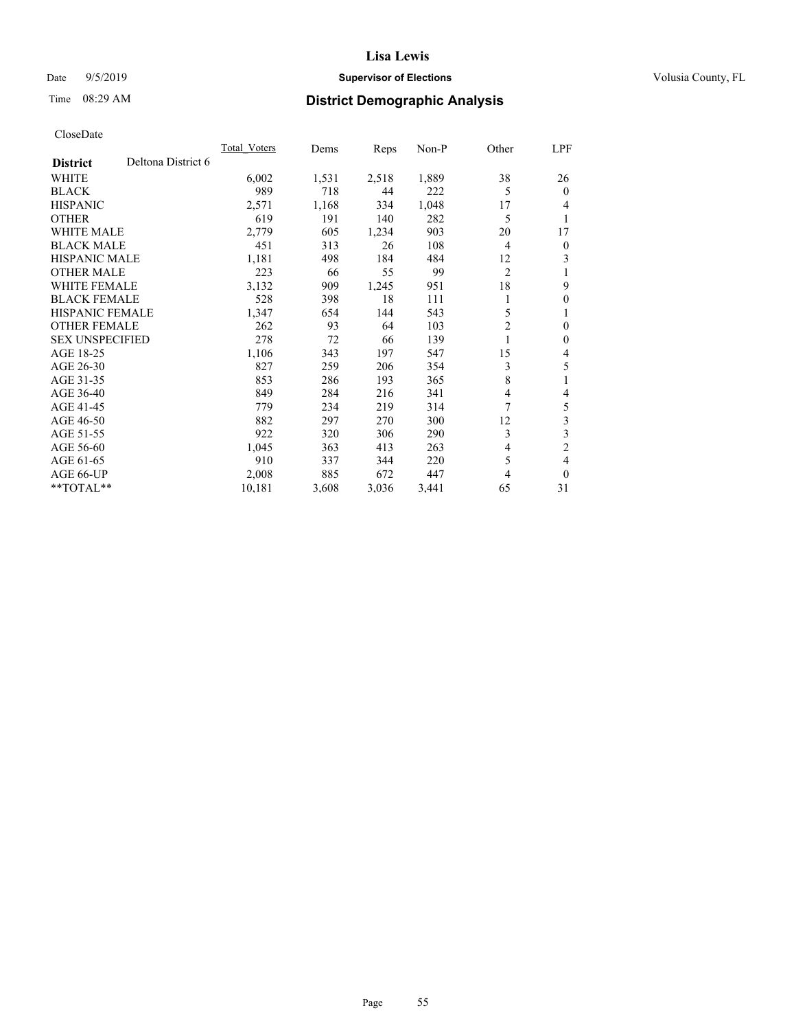# Lisa Lewis

Date 9/5/2019 **Supervisor of Elections** Volusia County, FL

Time 08:29 AM **District Demographic Analysis**

CloseDate

| District | Deltona District 6 | Total_Voters | Dems | Reps | Non-P | Other | LPF |
|---|---|---|---|---|---|---|---|
| WHITE | | 6,002 | 1,531 | 2,518 | 1,889 | 38 | 26 |
| BLACK | | 989 | 718 | 44 | 222 | 5 | 0 |
| HISPANIC | | 2,571 | 1,168 | 334 | 1,048 | 17 | 4 |
| OTHER | | 619 | 191 | 140 | 282 | 5 | 1 |
| WHITE MALE | | 2,779 | 605 | 1,234 | 903 | 20 | 17 |
| BLACK MALE | | 451 | 313 | 26 | 108 | 4 | 0 |
| HISPANIC MALE | | 1,181 | 498 | 184 | 484 | 12 | 3 |
| OTHER MALE | | 223 | 66 | 55 | 99 | 2 | 1 |
| WHITE FEMALE | | 3,132 | 909 | 1,245 | 951 | 18 | 9 |
| BLACK FEMALE | | 528 | 398 | 18 | 111 | 1 | 0 |
| HISPANIC FEMALE | | 1,347 | 654 | 144 | 543 | 5 | 1 |
| OTHER FEMALE | | 262 | 93 | 64 | 103 | 2 | 0 |
| SEX UNSPECIFIED | | 278 | 72 | 66 | 139 | 1 | 0 |
| AGE 18-25 | | 1,106 | 343 | 197 | 547 | 15 | 4 |
| AGE 26-30 | | 827 | 259 | 206 | 354 | 3 | 5 |
| AGE 31-35 | | 853 | 286 | 193 | 365 | 8 | 1 |
| AGE 36-40 | | 849 | 284 | 216 | 341 | 4 | 4 |
| AGE 41-45 | | 779 | 234 | 219 | 314 | 7 | 5 |
| AGE 46-50 | | 882 | 297 | 270 | 300 | 12 | 3 |
| AGE 51-55 | | 922 | 320 | 306 | 290 | 3 | 3 |
| AGE 56-60 | | 1,045 | 363 | 413 | 263 | 4 | 2 |
| AGE 61-65 | | 910 | 337 | 344 | 220 | 5 | 4 |
| AGE 66-UP | | 2,008 | 885 | 672 | 447 | 4 | 0 |
| **TOTAL** | | 10,181 | 3,608 | 3,036 | 3,441 | 65 | 31 |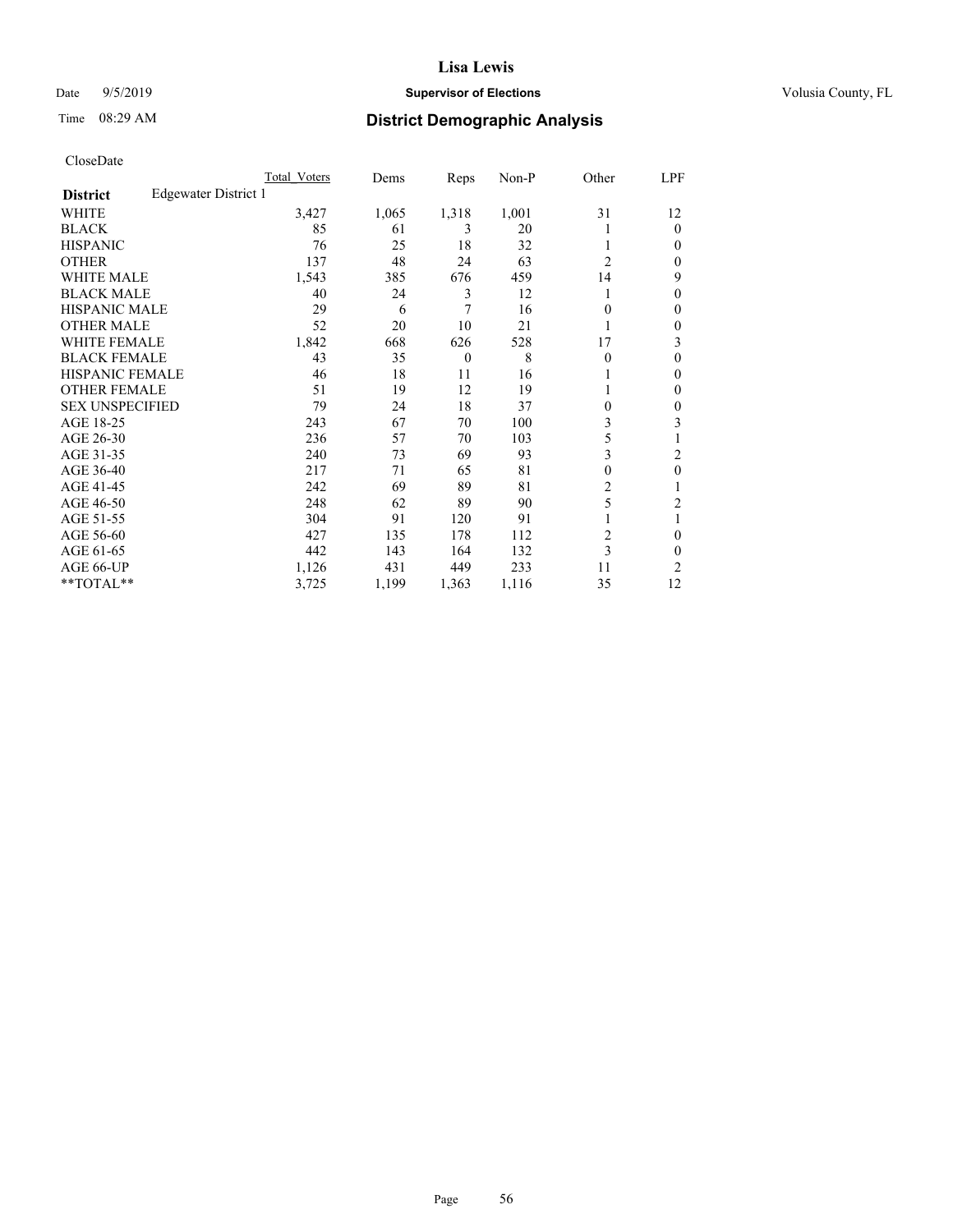# Lisa Lewis

Date 9/5/2019 **Supervisor of Elections** Volusia County, FL

Time 08:29 AM **District Demographic Analysis**

CloseDate

| **District** Edgewater District 1 | Total Voters | Dems | Reps | Non-P | Other | LPF |
|---|---|---|---|---|---|---|
| WHITE | 3,427 | 1,065 | 1,318 | 1,001 | 31 | 12 |
| BLACK | 85 | 61 | 3 | 20 | 1 | 0 |
| HISPANIC | 76 | 25 | 18 | 32 | 1 | 0 |
| OTHER | 137 | 48 | 24 | 63 | 2 | 0 |
| WHITE MALE | 1,543 | 385 | 676 | 459 | 14 | 9 |
| BLACK MALE | 40 | 24 | 3 | 12 | 1 | 0 |
| HISPANIC MALE | 29 | 6 | 7 | 16 | 0 | 0 |
| OTHER MALE | 52 | 20 | 10 | 21 | 1 | 0 |
| WHITE FEMALE | 1,842 | 668 | 626 | 528 | 17 | 3 |
| BLACK FEMALE | 43 | 35 | 0 | 8 | 0 | 0 |
| HISPANIC FEMALE | 46 | 18 | 11 | 16 | 1 | 0 |
| OTHER FEMALE | 51 | 19 | 12 | 19 | 1 | 0 |
| SEX UNSPECIFIED | 79 | 24 | 18 | 37 | 0 | 0 |
| AGE 18-25 | 243 | 67 | 70 | 100 | 3 | 3 |
| AGE 26-30 | 236 | 57 | 70 | 103 | 5 | 1 |
| AGE 31-35 | 240 | 73 | 69 | 93 | 3 | 2 |
| AGE 36-40 | 217 | 71 | 65 | 81 | 0 | 0 |
| AGE 41-45 | 242 | 69 | 89 | 81 | 2 | 1 |
| AGE 46-50 | 248 | 62 | 89 | 90 | 5 | 2 |
| AGE 51-55 | 304 | 91 | 120 | 91 | 1 | 1 |
| AGE 56-60 | 427 | 135 | 178 | 112 | 2 | 0 |
| AGE 61-65 | 442 | 143 | 164 | 132 | 3 | 0 |
| AGE 66-UP | 1,126 | 431 | 449 | 233 | 11 | 2 |
| **TOTAL** | 3,725 | 1,199 | 1,363 | 1,116 | 35 | 12 |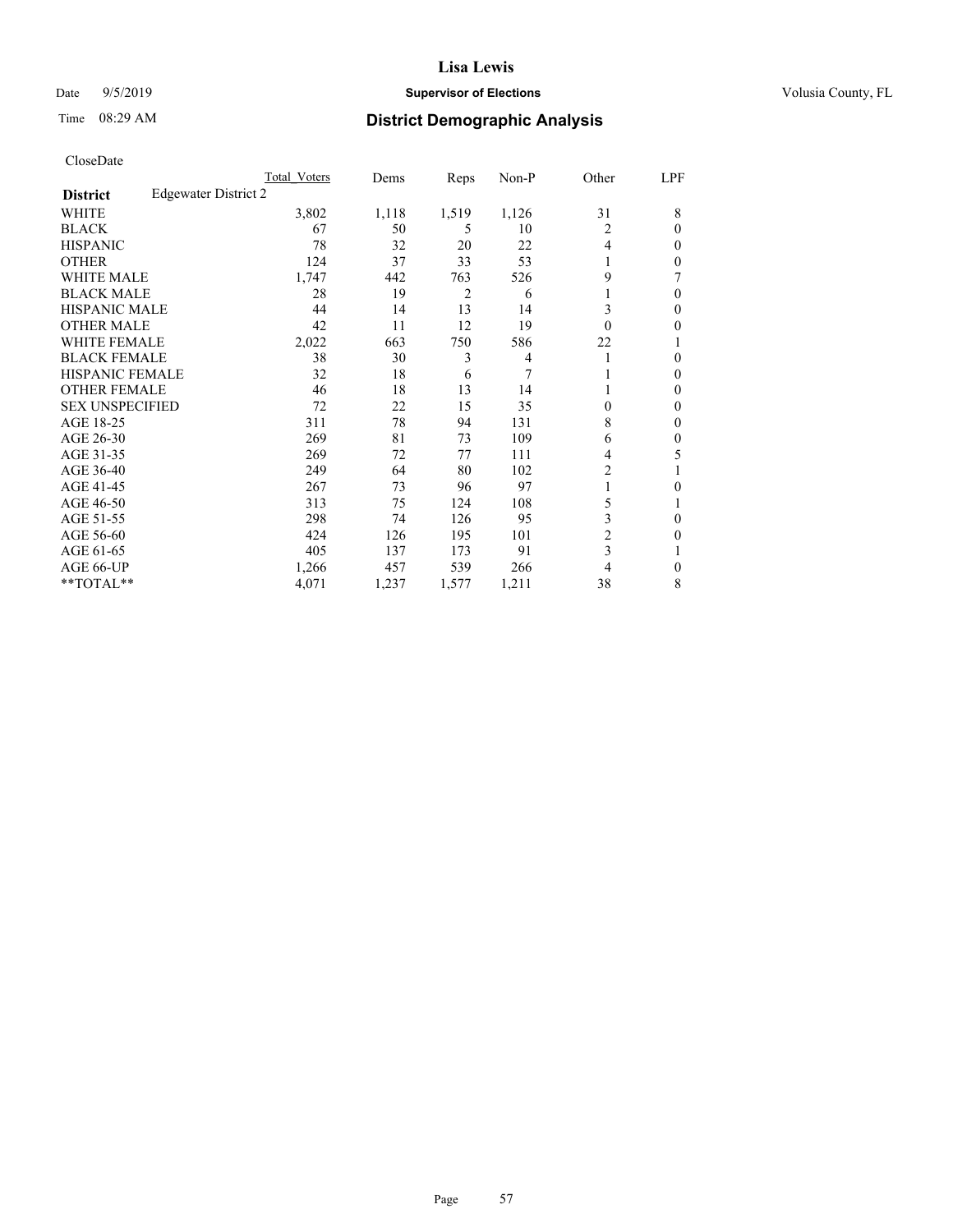Lisa Lewis

Date 9/5/2019 **Supervisor of Elections** Volusia County, FL

Time 08:29 AM **District Demographic Analysis**

CloseDate

| | Total Voters | Dems | Reps | Non-P | Other | LPF |
|---|---|---|---|---|---|---|
| **District** Edgewater District 2 | | | | | | |
| WHITE | 3,802 | 1,118 | 1,519 | 1,126 | 31 | 8 |
| BLACK | 67 | 50 | 5 | 10 | 2 | 0 |
| HISPANIC | 78 | 32 | 20 | 22 | 4 | 0 |
| OTHER | 124 | 37 | 33 | 53 | 1 | 0 |
| WHITE MALE | 1,747 | 442 | 763 | 526 | 9 | 7 |
| BLACK MALE | 28 | 19 | 2 | 6 | 1 | 0 |
| HISPANIC MALE | 44 | 14 | 13 | 14 | 3 | 0 |
| OTHER MALE | 42 | 11 | 12 | 19 | 0 | 0 |
| WHITE FEMALE | 2,022 | 663 | 750 | 586 | 22 | 1 |
| BLACK FEMALE | 38 | 30 | 3 | 4 | 1 | 0 |
| HISPANIC FEMALE | 32 | 18 | 6 | 7 | 1 | 0 |
| OTHER FEMALE | 46 | 18 | 13 | 14 | 1 | 0 |
| SEX UNSPECIFIED | 72 | 22 | 15 | 35 | 0 | 0 |
| AGE 18-25 | 311 | 78 | 94 | 131 | 8 | 0 |
| AGE 26-30 | 269 | 81 | 73 | 109 | 6 | 0 |
| AGE 31-35 | 269 | 72 | 77 | 111 | 4 | 5 |
| AGE 36-40 | 249 | 64 | 80 | 102 | 2 | 1 |
| AGE 41-45 | 267 | 73 | 96 | 97 | 1 | 0 |
| AGE 46-50 | 313 | 75 | 124 | 108 | 5 | 1 |
| AGE 51-55 | 298 | 74 | 126 | 95 | 3 | 0 |
| AGE 56-60 | 424 | 126 | 195 | 101 | 2 | 0 |
| AGE 61-65 | 405 | 137 | 173 | 91 | 3 | 1 |
| AGE 66-UP | 1,266 | 457 | 539 | 266 | 4 | 0 |
| **TOTAL** | 4,071 | 1,237 | 1,577 | 1,211 | 38 | 8 |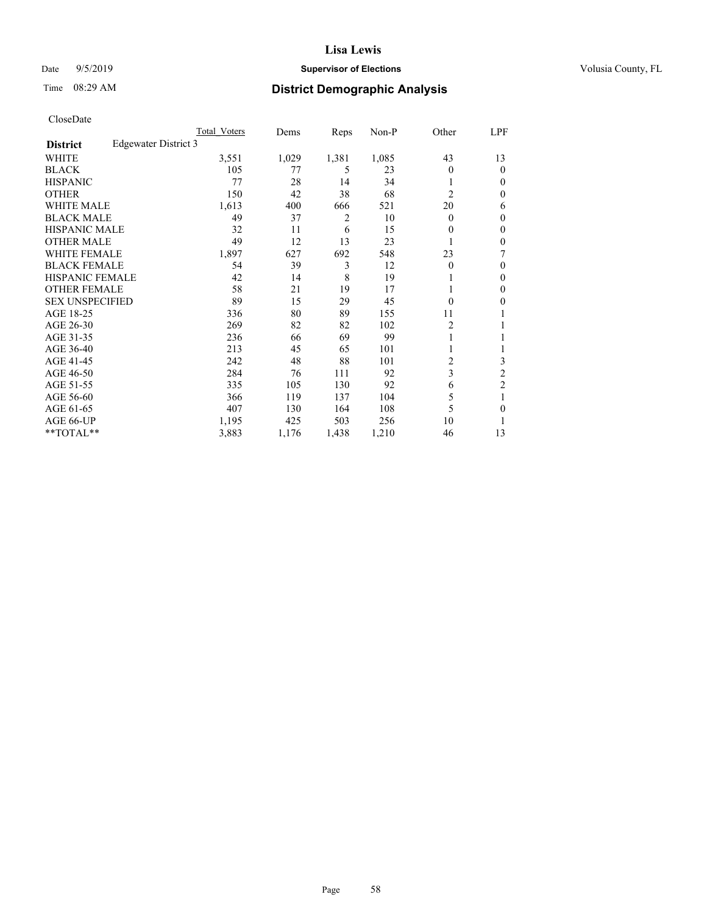# Lisa Lewis

Date 9/5/2019 **Supervisor of Elections** Volusia County, FL

Time 08:29 AM **District Demographic Analysis**

CloseDate

| | Total Voters | Dems | Reps | Non-P | Other | LPF |
|---|---|---|---|---|---|---|
| **District** Edgewater District 3 | | | | | | |
| WHITE | 3,551 | 1,029 | 1,381 | 1,085 | 43 | 13 |
| BLACK | 105 | 77 | 5 | 23 | 0 | 0 |
| HISPANIC | 77 | 28 | 14 | 34 | 1 | 0 |
| OTHER | 150 | 42 | 38 | 68 | 2 | 0 |
| WHITE MALE | 1,613 | 400 | 666 | 521 | 20 | 6 |
| BLACK MALE | 49 | 37 | 2 | 10 | 0 | 0 |
| HISPANIC MALE | 32 | 11 | 6 | 15 | 0 | 0 |
| OTHER MALE | 49 | 12 | 13 | 23 | 1 | 0 |
| WHITE FEMALE | 1,897 | 627 | 692 | 548 | 23 | 7 |
| BLACK FEMALE | 54 | 39 | 3 | 12 | 0 | 0 |
| HISPANIC FEMALE | 42 | 14 | 8 | 19 | 1 | 0 |
| OTHER FEMALE | 58 | 21 | 19 | 17 | 1 | 0 |
| SEX UNSPECIFIED | 89 | 15 | 29 | 45 | 0 | 0 |
| AGE 18-25 | 336 | 80 | 89 | 155 | 11 | 1 |
| AGE 26-30 | 269 | 82 | 82 | 102 | 2 | 1 |
| AGE 31-35 | 236 | 66 | 69 | 99 | 1 | 1 |
| AGE 36-40 | 213 | 45 | 65 | 101 | 1 | 1 |
| AGE 41-45 | 242 | 48 | 88 | 101 | 2 | 3 |
| AGE 46-50 | 284 | 76 | 111 | 92 | 3 | 2 |
| AGE 51-55 | 335 | 105 | 130 | 92 | 6 | 2 |
| AGE 56-60 | 366 | 119 | 137 | 104 | 5 | 1 |
| AGE 61-65 | 407 | 130 | 164 | 108 | 5 | 0 |
| AGE 66-UP | 1,195 | 425 | 503 | 256 | 10 | 1 |
| **TOTAL** | 3,883 | 1,176 | 1,438 | 1,210 | 46 | 13 |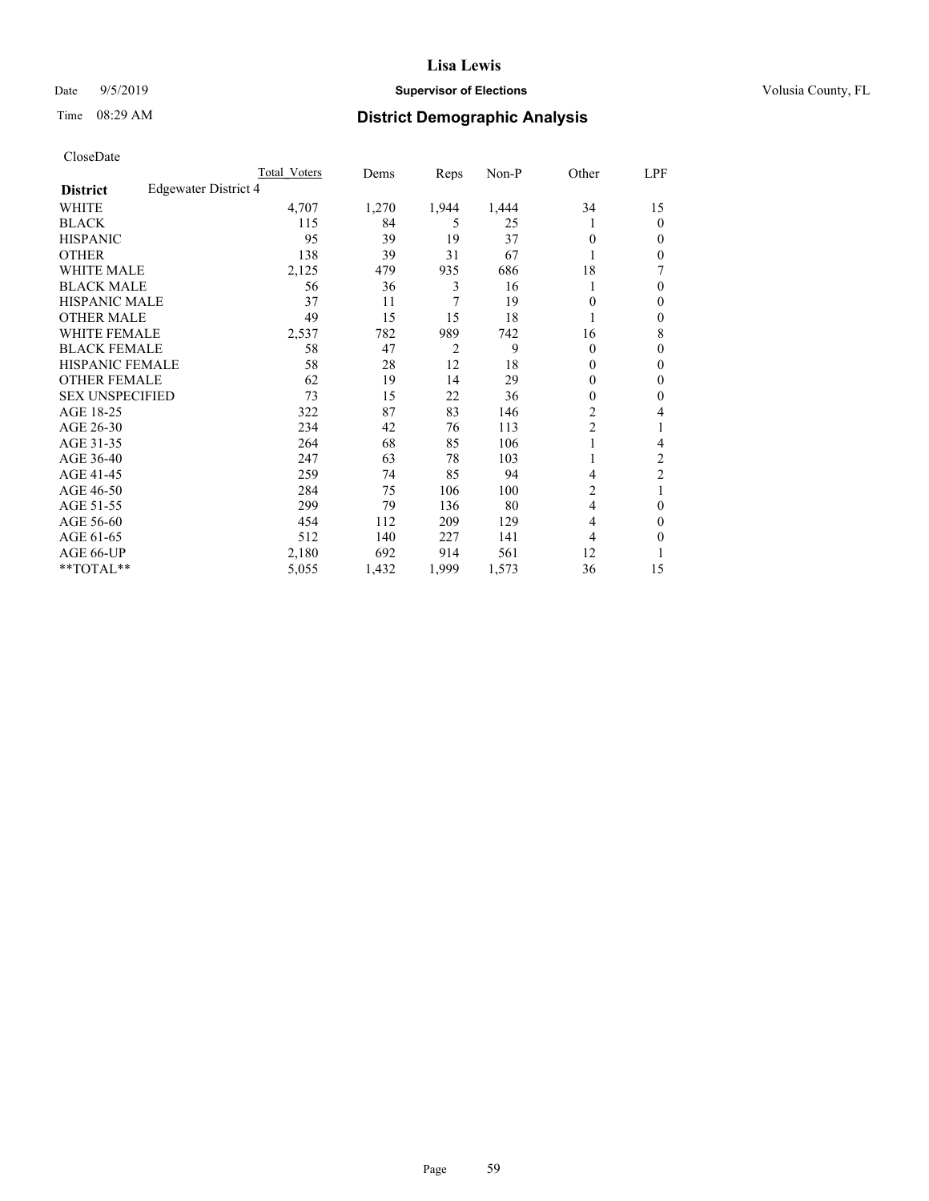# Lisa Lewis

Date 9/5/2019 **Supervisor of Elections** Volusia County, FL

Time 08:29 AM **District Demographic Analysis**

CloseDate

| **District** Edgewater District 4 | Total Voters | Dems | Reps | Non-P | Other | LPF |
|---|---|---|---|---|---|---|
| WHITE | 4,707 | 1,270 | 1,944 | 1,444 | 34 | 15 |
| BLACK | 115 | 84 | 5 | 25 | 1 | 0 |
| HISPANIC | 95 | 39 | 19 | 37 | 0 | 0 |
| OTHER | 138 | 39 | 31 | 67 | 1 | 0 |
| WHITE MALE | 2,125 | 479 | 935 | 686 | 18 | 7 |
| BLACK MALE | 56 | 36 | 3 | 16 | 1 | 0 |
| HISPANIC MALE | 37 | 11 | 7 | 19 | 0 | 0 |
| OTHER MALE | 49 | 15 | 15 | 18 | 1 | 0 |
| WHITE FEMALE | 2,537 | 782 | 989 | 742 | 16 | 8 |
| BLACK FEMALE | 58 | 47 | 2 | 9 | 0 | 0 |
| HISPANIC FEMALE | 58 | 28 | 12 | 18 | 0 | 0 |
| OTHER FEMALE | 62 | 19 | 14 | 29 | 0 | 0 |
| SEX UNSPECIFIED | 73 | 15 | 22 | 36 | 0 | 0 |
| AGE 18-25 | 322 | 87 | 83 | 146 | 2 | 4 |
| AGE 26-30 | 234 | 42 | 76 | 113 | 2 | 1 |
| AGE 31-35 | 264 | 68 | 85 | 106 | 1 | 4 |
| AGE 36-40 | 247 | 63 | 78 | 103 | 1 | 2 |
| AGE 41-45 | 259 | 74 | 85 | 94 | 4 | 2 |
| AGE 46-50 | 284 | 75 | 106 | 100 | 2 | 1 |
| AGE 51-55 | 299 | 79 | 136 | 80 | 4 | 0 |
| AGE 56-60 | 454 | 112 | 209 | 129 | 4 | 0 |
| AGE 61-65 | 512 | 140 | 227 | 141 | 4 | 0 |
| AGE 66-UP | 2,180 | 692 | 914 | 561 | 12 | 1 |
| **TOTAL** | 5,055 | 1,432 | 1,999 | 1,573 | 36 | 15 |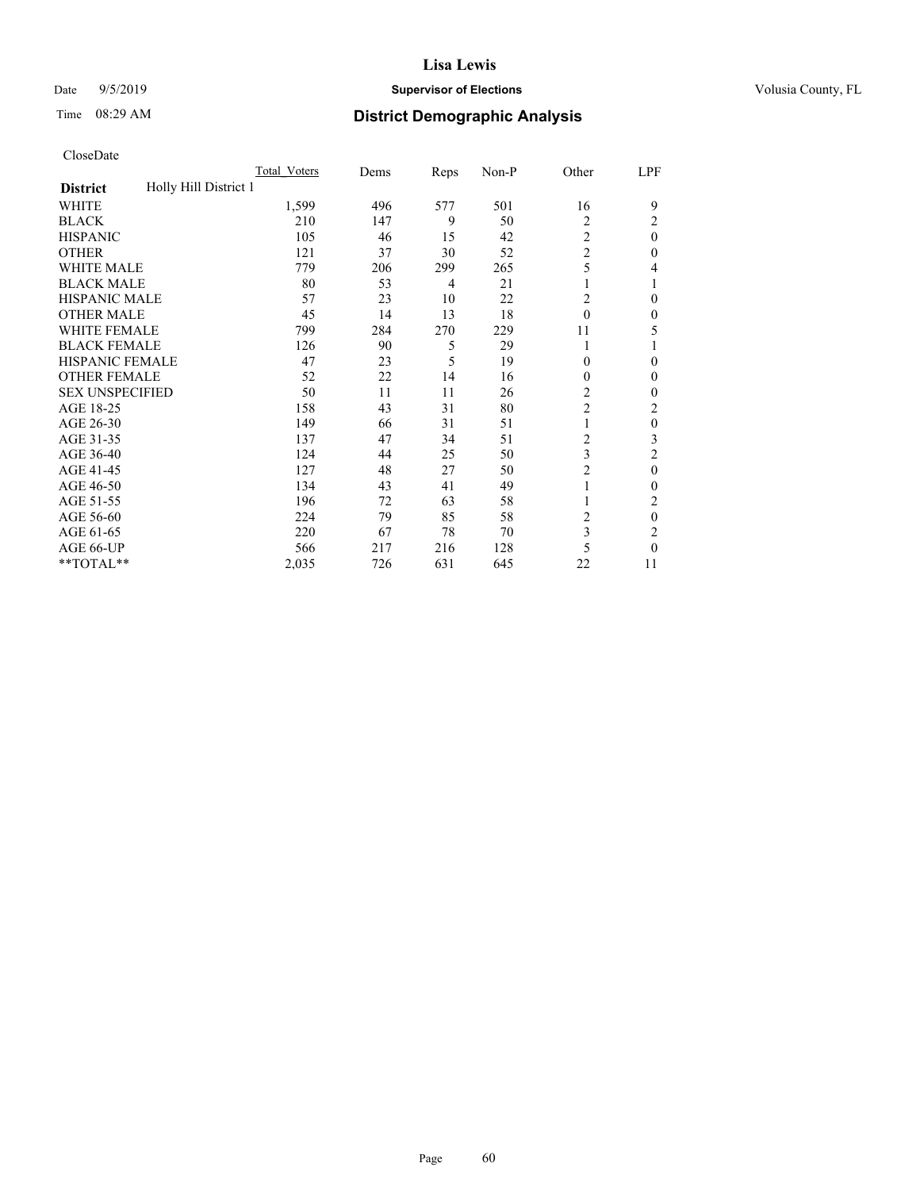**Lisa Lewis**

Date 9/5/2019 **Supervisor of Elections** Volusia County, FL

Time 08:29 AM **District Demographic Analysis**

CloseDate

| | Total_Voters | Dems | Reps | Non-P | Other | LPF |
|---|---|---|---|---|---|---|
| **District** Holly Hill District 1 | | | | | | |
| WHITE | 1,599 | 496 | 577 | 501 | 16 | 9 |
| BLACK | 210 | 147 | 9 | 50 | 2 | 2 |
| HISPANIC | 105 | 46 | 15 | 42 | 2 | 0 |
| OTHER | 121 | 37 | 30 | 52 | 2 | 0 |
| WHITE MALE | 779 | 206 | 299 | 265 | 5 | 4 |
| BLACK MALE | 80 | 53 | 4 | 21 | 1 | 1 |
| HISPANIC MALE | 57 | 23 | 10 | 22 | 2 | 0 |
| OTHER MALE | 45 | 14 | 13 | 18 | 0 | 0 |
| WHITE FEMALE | 799 | 284 | 270 | 229 | 11 | 5 |
| BLACK FEMALE | 126 | 90 | 5 | 29 | 1 | 1 |
| HISPANIC FEMALE | 47 | 23 | 5 | 19 | 0 | 0 |
| OTHER FEMALE | 52 | 22 | 14 | 16 | 0 | 0 |
| SEX UNSPECIFIED | 50 | 11 | 11 | 26 | 2 | 0 |
| AGE 18-25 | 158 | 43 | 31 | 80 | 2 | 2 |
| AGE 26-30 | 149 | 66 | 31 | 51 | 1 | 0 |
| AGE 31-35 | 137 | 47 | 34 | 51 | 2 | 3 |
| AGE 36-40 | 124 | 44 | 25 | 50 | 3 | 2 |
| AGE 41-45 | 127 | 48 | 27 | 50 | 2 | 0 |
| AGE 46-50 | 134 | 43 | 41 | 49 | 1 | 0 |
| AGE 51-55 | 196 | 72 | 63 | 58 | 1 | 2 |
| AGE 56-60 | 224 | 79 | 85 | 58 | 2 | 0 |
| AGE 61-65 | 220 | 67 | 78 | 70 | 3 | 2 |
| AGE 66-UP | 566 | 217 | 216 | 128 | 5 | 0 |
| **TOTAL** | 2,035 | 726 | 631 | 645 | 22 | 11 |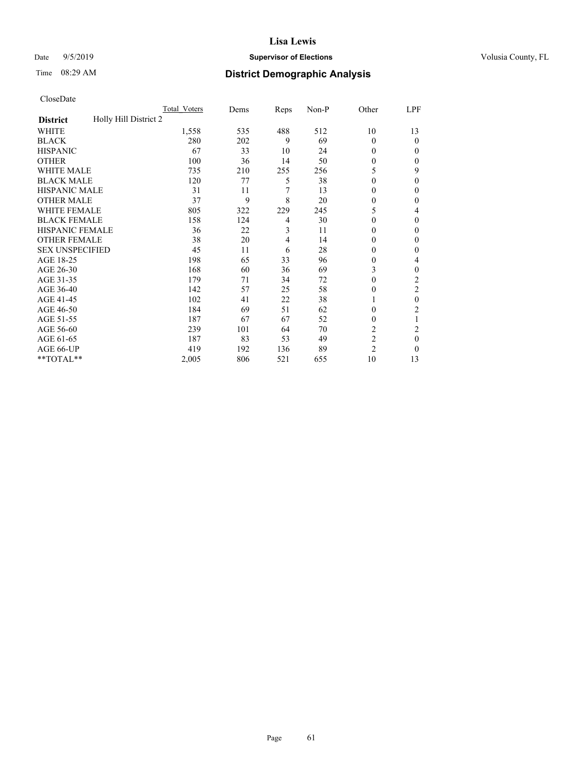# Lisa Lewis

Date 9/5/2019 **Supervisor of Elections** Volusia County, FL

Time 08:29 AM **District Demographic Analysis**

CloseDate

| **District** Holly Hill District 2 | Total Voters | Dems | Reps | Non-P | Other | LPF |
|---|---|---|---|---|---|---|
| WHITE | 1,558 | 535 | 488 | 512 | 10 | 13 |
| BLACK | 280 | 202 | 9 | 69 | 0 | 0 |
| HISPANIC | 67 | 33 | 10 | 24 | 0 | 0 |
| OTHER | 100 | 36 | 14 | 50 | 0 | 0 |
| WHITE MALE | 735 | 210 | 255 | 256 | 5 | 9 |
| BLACK MALE | 120 | 77 | 5 | 38 | 0 | 0 |
| HISPANIC MALE | 31 | 11 | 7 | 13 | 0 | 0 |
| OTHER MALE | 37 | 9 | 8 | 20 | 0 | 0 |
| WHITE FEMALE | 805 | 322 | 229 | 245 | 5 | 4 |
| BLACK FEMALE | 158 | 124 | 4 | 30 | 0 | 0 |
| HISPANIC FEMALE | 36 | 22 | 3 | 11 | 0 | 0 |
| OTHER FEMALE | 38 | 20 | 4 | 14 | 0 | 0 |
| SEX UNSPECIFIED | 45 | 11 | 6 | 28 | 0 | 0 |
| AGE 18-25 | 198 | 65 | 33 | 96 | 0 | 4 |
| AGE 26-30 | 168 | 60 | 36 | 69 | 3 | 0 |
| AGE 31-35 | 179 | 71 | 34 | 72 | 0 | 2 |
| AGE 36-40 | 142 | 57 | 25 | 58 | 0 | 2 |
| AGE 41-45 | 102 | 41 | 22 | 38 | 1 | 0 |
| AGE 46-50 | 184 | 69 | 51 | 62 | 0 | 2 |
| AGE 51-55 | 187 | 67 | 67 | 52 | 0 | 1 |
| AGE 56-60 | 239 | 101 | 64 | 70 | 2 | 2 |
| AGE 61-65 | 187 | 83 | 53 | 49 | 2 | 0 |
| AGE 66-UP | 419 | 192 | 136 | 89 | 2 | 0 |
| **TOTAL** | 2,005 | 806 | 521 | 655 | 10 | 13 |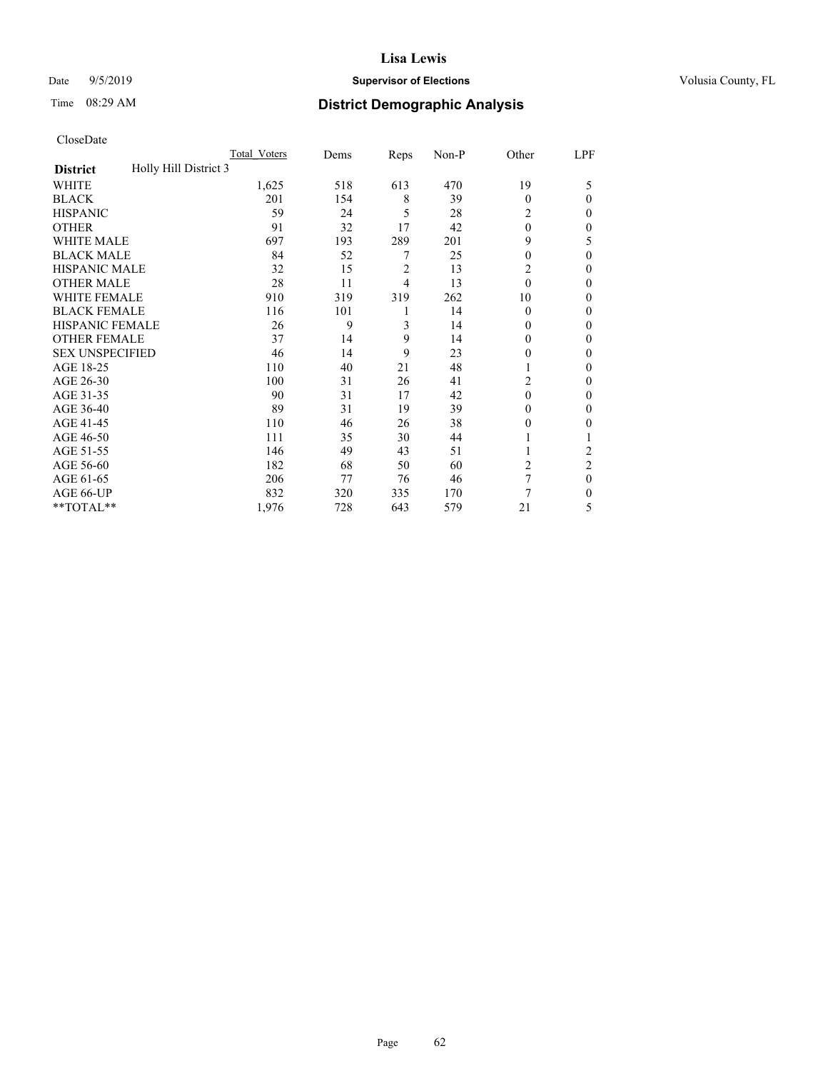**Lisa Lewis**

Date 9/5/2019 **Supervisor of Elections** Volusia County, FL

Time 08:29 AM **District Demographic Analysis**

CloseDate

| **District** | Holly Hill District 3 | Total Voters | Dems | Reps | Non-P | Other | LPF |
|---|---|---|---|---|---|---|---|
| WHITE | | 1,625 | 518 | 613 | 470 | 19 | 5 |
| BLACK | | 201 | 154 | 8 | 39 | 0 | 0 |
| HISPANIC | | 59 | 24 | 5 | 28 | 2 | 0 |
| OTHER | | 91 | 32 | 17 | 42 | 0 | 0 |
| WHITE MALE | | 697 | 193 | 289 | 201 | 9 | 5 |
| BLACK MALE | | 84 | 52 | 7 | 25 | 0 | 0 |
| HISPANIC MALE | | 32 | 15 | 2 | 13 | 2 | 0 |
| OTHER MALE | | 28 | 11 | 4 | 13 | 0 | 0 |
| WHITE FEMALE | | 910 | 319 | 319 | 262 | 10 | 0 |
| BLACK FEMALE | | 116 | 101 | 1 | 14 | 0 | 0 |
| HISPANIC FEMALE | | 26 | 9 | 3 | 14 | 0 | 0 |
| OTHER FEMALE | | 37 | 14 | 9 | 14 | 0 | 0 |
| SEX UNSPECIFIED | | 46 | 14 | 9 | 23 | 0 | 0 |
| AGE 18-25 | | 110 | 40 | 21 | 48 | 1 | 0 |
| AGE 26-30 | | 100 | 31 | 26 | 41 | 2 | 0 |
| AGE 31-35 | | 90 | 31 | 17 | 42 | 0 | 0 |
| AGE 36-40 | | 89 | 31 | 19 | 39 | 0 | 0 |
| AGE 41-45 | | 110 | 46 | 26 | 38 | 0 | 0 |
| AGE 46-50 | | 111 | 35 | 30 | 44 | 1 | 1 |
| AGE 51-55 | | 146 | 49 | 43 | 51 | 1 | 2 |
| AGE 56-60 | | 182 | 68 | 50 | 60 | 2 | 2 |
| AGE 61-65 | | 206 | 77 | 76 | 46 | 7 | 0 |
| AGE 66-UP | | 832 | 320 | 335 | 170 | 7 | 0 |
| **TOTAL** | | 1,976 | 728 | 643 | 579 | 21 | 5 |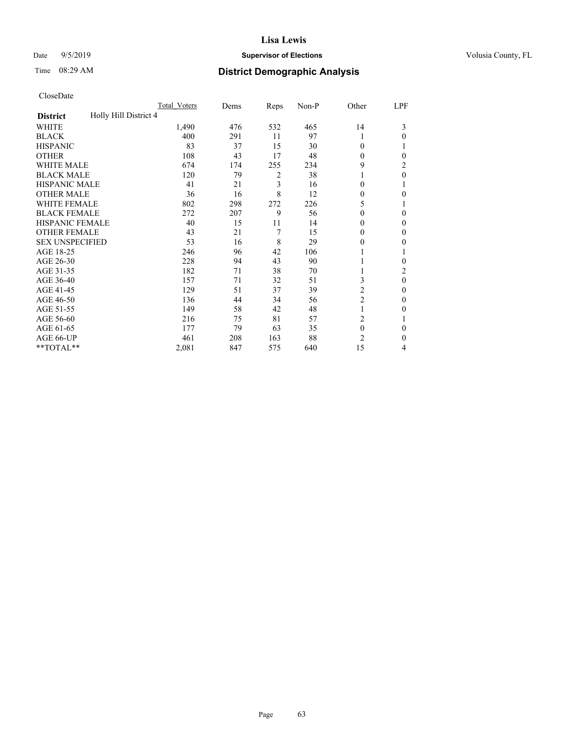# Lisa Lewis

Date 9/5/2019 **Supervisor of Elections** Volusia County, FL

Time 08:29 AM **District Demographic Analysis**

CloseDate

| | Total Voters | Dems | Reps | Non-P | Other | LPF |
|---|---|---|---|---|---|---|
| **District** Holly Hill District 4 | | | | | | |
| WHITE | 1,490 | 476 | 532 | 465 | 14 | 3 |
| BLACK | 400 | 291 | 11 | 97 | 1 | 0 |
| HISPANIC | 83 | 37 | 15 | 30 | 0 | 1 |
| OTHER | 108 | 43 | 17 | 48 | 0 | 0 |
| WHITE MALE | 674 | 174 | 255 | 234 | 9 | 2 |
| BLACK MALE | 120 | 79 | 2 | 38 | 1 | 0 |
| HISPANIC MALE | 41 | 21 | 3 | 16 | 0 | 1 |
| OTHER MALE | 36 | 16 | 8 | 12 | 0 | 0 |
| WHITE FEMALE | 802 | 298 | 272 | 226 | 5 | 1 |
| BLACK FEMALE | 272 | 207 | 9 | 56 | 0 | 0 |
| HISPANIC FEMALE | 40 | 15 | 11 | 14 | 0 | 0 |
| OTHER FEMALE | 43 | 21 | 7 | 15 | 0 | 0 |
| SEX UNSPECIFIED | 53 | 16 | 8 | 29 | 0 | 0 |
| AGE 18-25 | 246 | 96 | 42 | 106 | 1 | 1 |
| AGE 26-30 | 228 | 94 | 43 | 90 | 1 | 0 |
| AGE 31-35 | 182 | 71 | 38 | 70 | 1 | 2 |
| AGE 36-40 | 157 | 71 | 32 | 51 | 3 | 0 |
| AGE 41-45 | 129 | 51 | 37 | 39 | 2 | 0 |
| AGE 46-50 | 136 | 44 | 34 | 56 | 2 | 0 |
| AGE 51-55 | 149 | 58 | 42 | 48 | 1 | 0 |
| AGE 56-60 | 216 | 75 | 81 | 57 | 2 | 1 |
| AGE 61-65 | 177 | 79 | 63 | 35 | 0 | 0 |
| AGE 66-UP | 461 | 208 | 163 | 88 | 2 | 0 |
| **TOTAL** | 2,081 | 847 | 575 | 640 | 15 | 4 |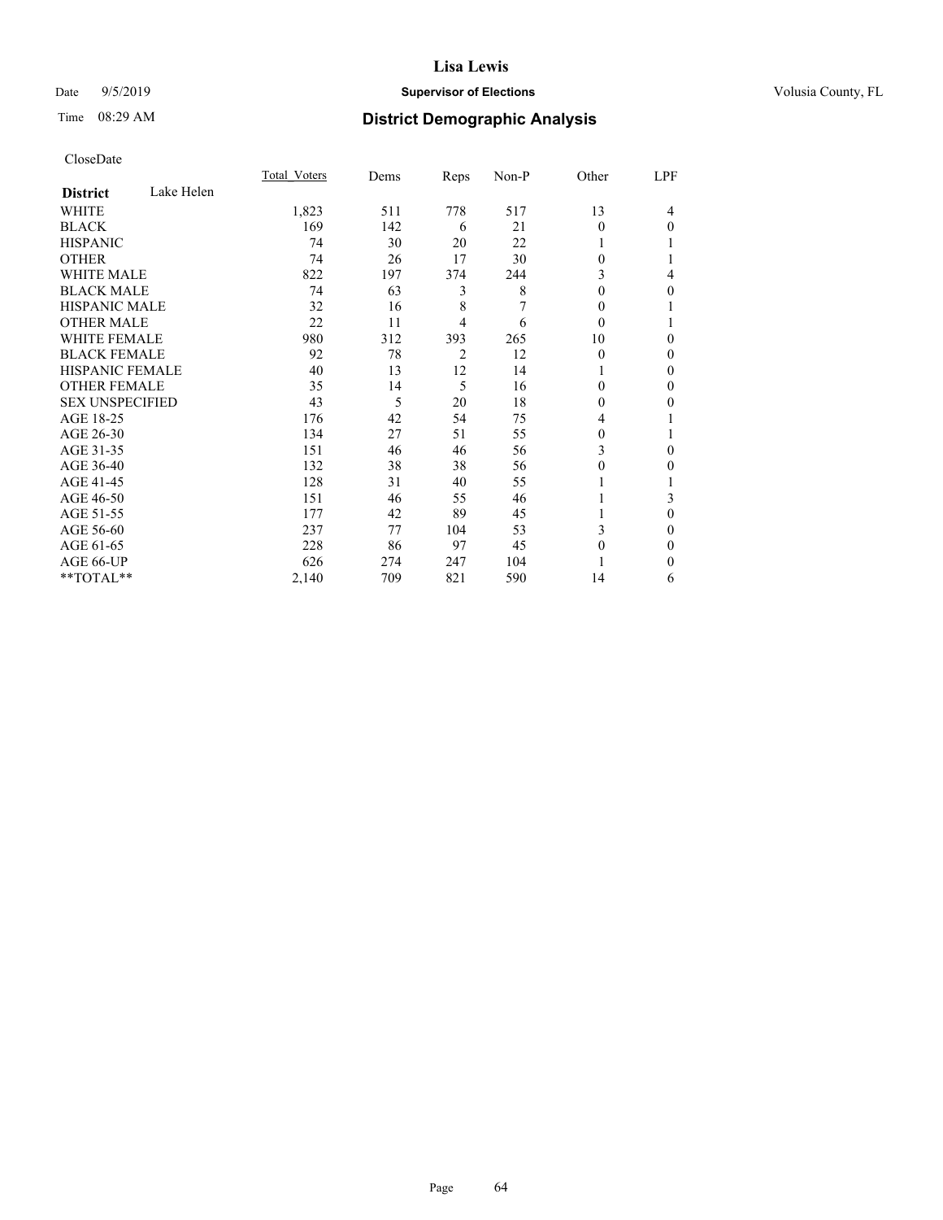# Lisa Lewis

Date 9/5/2019 **Supervisor of Elections** Volusia County, FL

Time 08:29 AM **District Demographic Analysis**

CloseDate

| District | Lake Helen | Total_Voters | Dems | Reps | Non-P | Other | LPF |
|---|---|---|---|---|---|---|---|
| WHITE | | 1,823 | 511 | 778 | 517 | 13 | 4 |
| BLACK | | 169 | 142 | 6 | 21 | 0 | 0 |
| HISPANIC | | 74 | 30 | 20 | 22 | 1 | 1 |
| OTHER | | 74 | 26 | 17 | 30 | 0 | 1 |
| WHITE MALE | | 822 | 197 | 374 | 244 | 3 | 4 |
| BLACK MALE | | 74 | 63 | 3 | 8 | 0 | 0 |
| HISPANIC MALE | | 32 | 16 | 8 | 7 | 0 | 1 |
| OTHER MALE | | 22 | 11 | 4 | 6 | 0 | 1 |
| WHITE FEMALE | | 980 | 312 | 393 | 265 | 10 | 0 |
| BLACK FEMALE | | 92 | 78 | 2 | 12 | 0 | 0 |
| HISPANIC FEMALE | | 40 | 13 | 12 | 14 | 1 | 0 |
| OTHER FEMALE | | 35 | 14 | 5 | 16 | 0 | 0 |
| SEX UNSPECIFIED | | 43 | 5 | 20 | 18 | 0 | 0 |
| AGE 18-25 | | 176 | 42 | 54 | 75 | 4 | 1 |
| AGE 26-30 | | 134 | 27 | 51 | 55 | 0 | 1 |
| AGE 31-35 | | 151 | 46 | 46 | 56 | 3 | 0 |
| AGE 36-40 | | 132 | 38 | 38 | 56 | 0 | 0 |
| AGE 41-45 | | 128 | 31 | 40 | 55 | 1 | 1 |
| AGE 46-50 | | 151 | 46 | 55 | 46 | 1 | 3 |
| AGE 51-55 | | 177 | 42 | 89 | 45 | 1 | 0 |
| AGE 56-60 | | 237 | 77 | 104 | 53 | 3 | 0 |
| AGE 61-65 | | 228 | 86 | 97 | 45 | 0 | 0 |
| AGE 66-UP | | 626 | 274 | 247 | 104 | 1 | 0 |
| **TOTAL** | | 2,140 | 709 | 821 | 590 | 14 | 6 |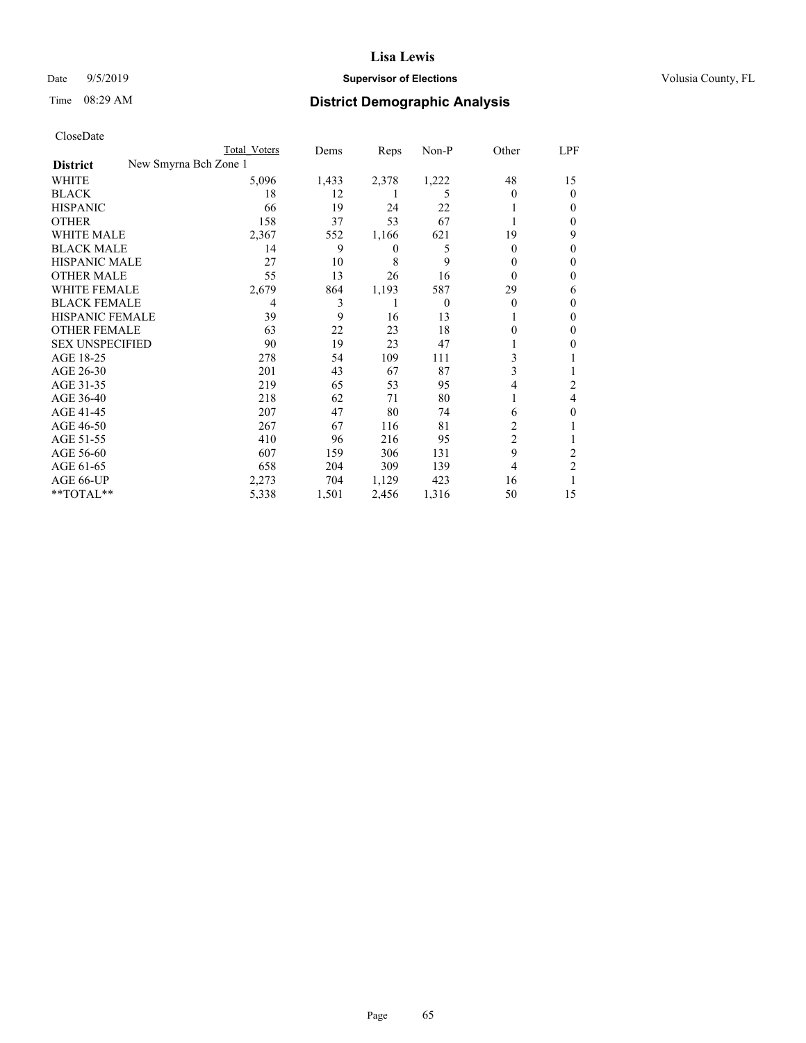# Lisa Lewis

Date 9/5/2019 **Supervisor of Elections** Volusia County, FL

Time 08:29 AM **District Demographic Analysis**

CloseDate

| | Total Voters | Dems | Reps | Non-P | Other | LPF |
|---|---|---|---|---|---|---|
| **District** New Smyrna Bch Zone 1 | | | | | | |
| WHITE | 5,096 | 1,433 | 2,378 | 1,222 | 48 | 15 |
| BLACK | 18 | 12 | 1 | 5 | 0 | 0 |
| HISPANIC | 66 | 19 | 24 | 22 | 1 | 0 |
| OTHER | 158 | 37 | 53 | 67 | 1 | 0 |
| WHITE MALE | 2,367 | 552 | 1,166 | 621 | 19 | 9 |
| BLACK MALE | 14 | 9 | 0 | 5 | 0 | 0 |
| HISPANIC MALE | 27 | 10 | 8 | 9 | 0 | 0 |
| OTHER MALE | 55 | 13 | 26 | 16 | 0 | 0 |
| WHITE FEMALE | 2,679 | 864 | 1,193 | 587 | 29 | 6 |
| BLACK FEMALE | 4 | 3 | 1 | 0 | 0 | 0 |
| HISPANIC FEMALE | 39 | 9 | 16 | 13 | 1 | 0 |
| OTHER FEMALE | 63 | 22 | 23 | 18 | 0 | 0 |
| SEX UNSPECIFIED | 90 | 19 | 23 | 47 | 1 | 0 |
| AGE 18-25 | 278 | 54 | 109 | 111 | 3 | 1 |
| AGE 26-30 | 201 | 43 | 67 | 87 | 3 | 1 |
| AGE 31-35 | 219 | 65 | 53 | 95 | 4 | 2 |
| AGE 36-40 | 218 | 62 | 71 | 80 | 1 | 4 |
| AGE 41-45 | 207 | 47 | 80 | 74 | 6 | 0 |
| AGE 46-50 | 267 | 67 | 116 | 81 | 2 | 1 |
| AGE 51-55 | 410 | 96 | 216 | 95 | 2 | 1 |
| AGE 56-60 | 607 | 159 | 306 | 131 | 9 | 2 |
| AGE 61-65 | 658 | 204 | 309 | 139 | 4 | 2 |
| AGE 66-UP | 2,273 | 704 | 1,129 | 423 | 16 | 1 |
| **TOTAL** | 5,338 | 1,501 | 2,456 | 1,316 | 50 | 15 |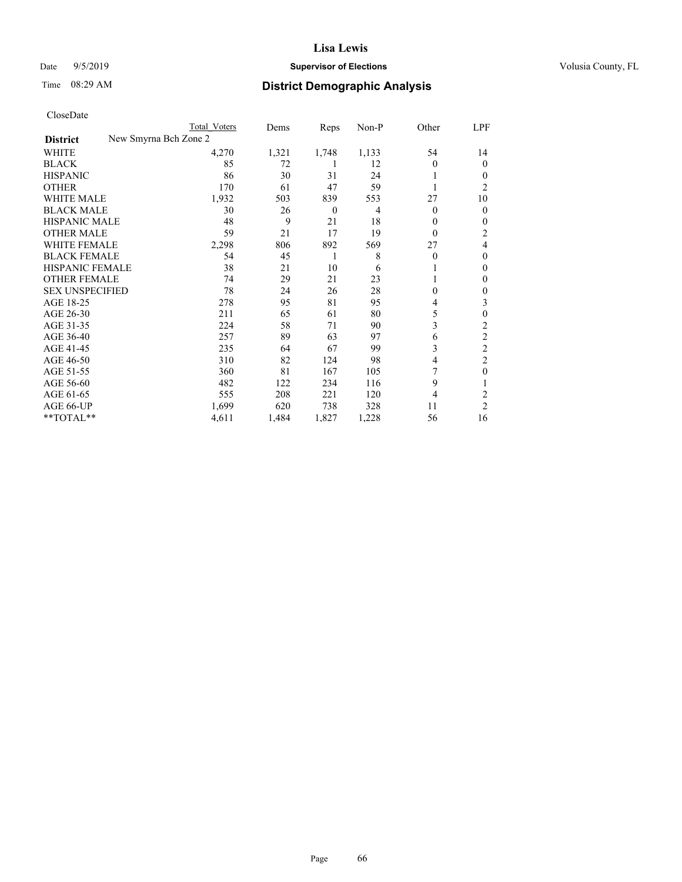# Lisa Lewis

Date 9/5/2019 **Supervisor of Elections** Volusia County, FL

Time 08:29 AM **District Demographic Analysis**

CloseDate

| | Total Voters | Dems | Reps | Non-P | Other | LPF |
|---|---|---|---|---|---|---|
| **District** New Smyrna Bch Zone 2 | | | | | | |
| WHITE | 4,270 | 1,321 | 1,748 | 1,133 | 54 | 14 |
| BLACK | 85 | 72 | 1 | 12 | 0 | 0 |
| HISPANIC | 86 | 30 | 31 | 24 | 1 | 0 |
| OTHER | 170 | 61 | 47 | 59 | 1 | 2 |
| WHITE MALE | 1,932 | 503 | 839 | 553 | 27 | 10 |
| BLACK MALE | 30 | 26 | 0 | 4 | 0 | 0 |
| HISPANIC MALE | 48 | 9 | 21 | 18 | 0 | 0 |
| OTHER MALE | 59 | 21 | 17 | 19 | 0 | 2 |
| WHITE FEMALE | 2,298 | 806 | 892 | 569 | 27 | 4 |
| BLACK FEMALE | 54 | 45 | 1 | 8 | 0 | 0 |
| HISPANIC FEMALE | 38 | 21 | 10 | 6 | 1 | 0 |
| OTHER FEMALE | 74 | 29 | 21 | 23 | 1 | 0 |
| SEX UNSPECIFIED | 78 | 24 | 26 | 28 | 0 | 0 |
| AGE 18-25 | 278 | 95 | 81 | 95 | 4 | 3 |
| AGE 26-30 | 211 | 65 | 61 | 80 | 5 | 0 |
| AGE 31-35 | 224 | 58 | 71 | 90 | 3 | 2 |
| AGE 36-40 | 257 | 89 | 63 | 97 | 6 | 2 |
| AGE 41-45 | 235 | 64 | 67 | 99 | 3 | 2 |
| AGE 46-50 | 310 | 82 | 124 | 98 | 4 | 2 |
| AGE 51-55 | 360 | 81 | 167 | 105 | 7 | 0 |
| AGE 56-60 | 482 | 122 | 234 | 116 | 9 | 1 |
| AGE 61-65 | 555 | 208 | 221 | 120 | 4 | 2 |
| AGE 66-UP | 1,699 | 620 | 738 | 328 | 11 | 2 |
| **TOTAL** | 4,611 | 1,484 | 1,827 | 1,228 | 56 | 16 |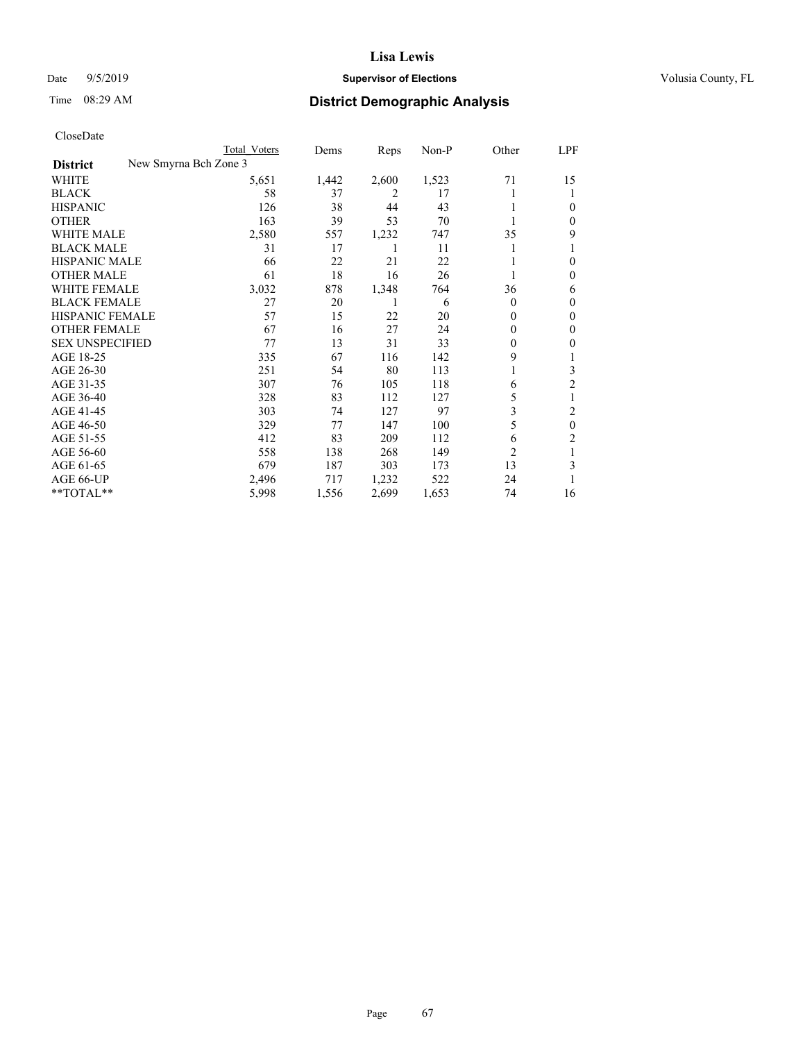# Lisa Lewis

Date 9/5/2019 **Supervisor of Elections** Volusia County, FL

Time 08:29 AM **District Demographic Analysis**

CloseDate

| District | Total Voters | Dems | Reps | Non-P | Other | LPF |
|---|---|---|---|---|---|---|
| **New Smyrna Bch Zone 3** | | | | | | |
| WHITE | 5,651 | 1,442 | 2,600 | 1,523 | 71 | 15 |
| BLACK | 58 | 37 | 2 | 17 | 1 | 1 |
| HISPANIC | 126 | 38 | 44 | 43 | 1 | 0 |
| OTHER | 163 | 39 | 53 | 70 | 1 | 0 |
| WHITE MALE | 2,580 | 557 | 1,232 | 747 | 35 | 9 |
| BLACK MALE | 31 | 17 | 1 | 11 | 1 | 1 |
| HISPANIC MALE | 66 | 22 | 21 | 22 | 1 | 0 |
| OTHER MALE | 61 | 18 | 16 | 26 | 1 | 0 |
| WHITE FEMALE | 3,032 | 878 | 1,348 | 764 | 36 | 6 |
| BLACK FEMALE | 27 | 20 | 1 | 6 | 0 | 0 |
| HISPANIC FEMALE | 57 | 15 | 22 | 20 | 0 | 0 |
| OTHER FEMALE | 67 | 16 | 27 | 24 | 0 | 0 |
| SEX UNSPECIFIED | 77 | 13 | 31 | 33 | 0 | 0 |
| AGE 18-25 | 335 | 67 | 116 | 142 | 9 | 1 |
| AGE 26-30 | 251 | 54 | 80 | 113 | 1 | 3 |
| AGE 31-35 | 307 | 76 | 105 | 118 | 6 | 2 |
| AGE 36-40 | 328 | 83 | 112 | 127 | 5 | 1 |
| AGE 41-45 | 303 | 74 | 127 | 97 | 3 | 2 |
| AGE 46-50 | 329 | 77 | 147 | 100 | 5 | 0 |
| AGE 51-55 | 412 | 83 | 209 | 112 | 6 | 2 |
| AGE 56-60 | 558 | 138 | 268 | 149 | 2 | 1 |
| AGE 61-65 | 679 | 187 | 303 | 173 | 13 | 3 |
| AGE 66-UP | 2,496 | 717 | 1,232 | 522 | 24 | 1 |
| **TOTAL** | 5,998 | 1,556 | 2,699 | 1,653 | 74 | 16 |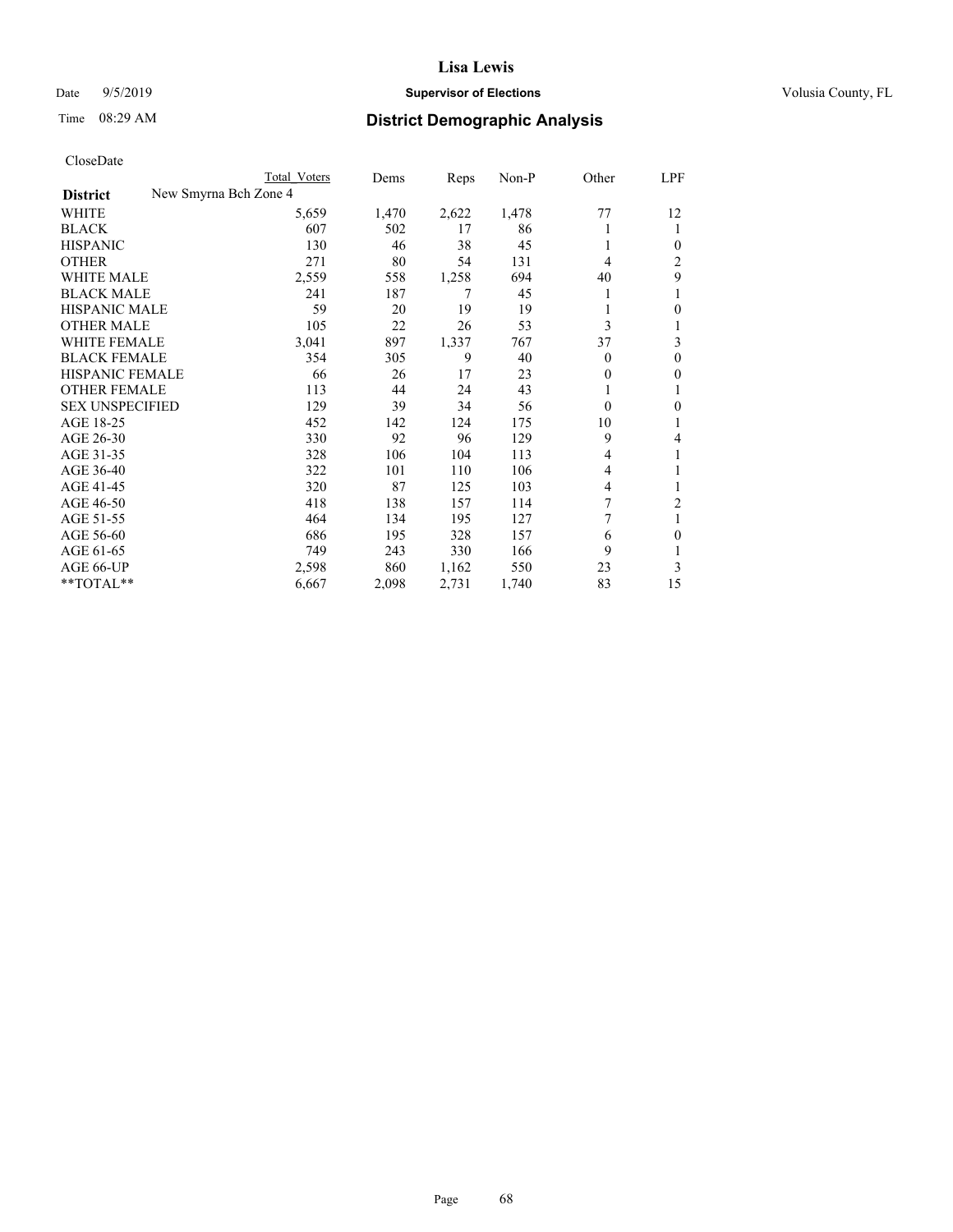# Lisa Lewis

Date 9/5/2019 **Supervisor of Elections** Volusia County, FL

Time 08:29 AM **District Demographic Analysis**

CloseDate

| District | New Smyrna Bch Zone 4 Total Voters | Dems | Reps | Non-P | Other | LPF |
|---|---|---|---|---|---|---|
| WHITE | 5,659 | 1,470 | 2,622 | 1,478 | 77 | 12 |
| BLACK | 607 | 502 | 17 | 86 | 1 | 1 |
| HISPANIC | 130 | 46 | 38 | 45 | 1 | 0 |
| OTHER | 271 | 80 | 54 | 131 | 4 | 2 |
| WHITE MALE | 2,559 | 558 | 1,258 | 694 | 40 | 9 |
| BLACK MALE | 241 | 187 | 7 | 45 | 1 | 1 |
| HISPANIC MALE | 59 | 20 | 19 | 19 | 1 | 0 |
| OTHER MALE | 105 | 22 | 26 | 53 | 3 | 1 |
| WHITE FEMALE | 3,041 | 897 | 1,337 | 767 | 37 | 3 |
| BLACK FEMALE | 354 | 305 | 9 | 40 | 0 | 0 |
| HISPANIC FEMALE | 66 | 26 | 17 | 23 | 0 | 0 |
| OTHER FEMALE | 113 | 44 | 24 | 43 | 1 | 1 |
| SEX UNSPECIFIED | 129 | 39 | 34 | 56 | 0 | 0 |
| AGE 18-25 | 452 | 142 | 124 | 175 | 10 | 1 |
| AGE 26-30 | 330 | 92 | 96 | 129 | 9 | 4 |
| AGE 31-35 | 328 | 106 | 104 | 113 | 4 | 1 |
| AGE 36-40 | 322 | 101 | 110 | 106 | 4 | 1 |
| AGE 41-45 | 320 | 87 | 125 | 103 | 4 | 1 |
| AGE 46-50 | 418 | 138 | 157 | 114 | 7 | 2 |
| AGE 51-55 | 464 | 134 | 195 | 127 | 7 | 1 |
| AGE 56-60 | 686 | 195 | 328 | 157 | 6 | 0 |
| AGE 61-65 | 749 | 243 | 330 | 166 | 9 | 1 |
| AGE 66-UP | 2,598 | 860 | 1,162 | 550 | 23 | 3 |
| **TOTAL** | 6,667 | 2,098 | 2,731 | 1,740 | 83 | 15 |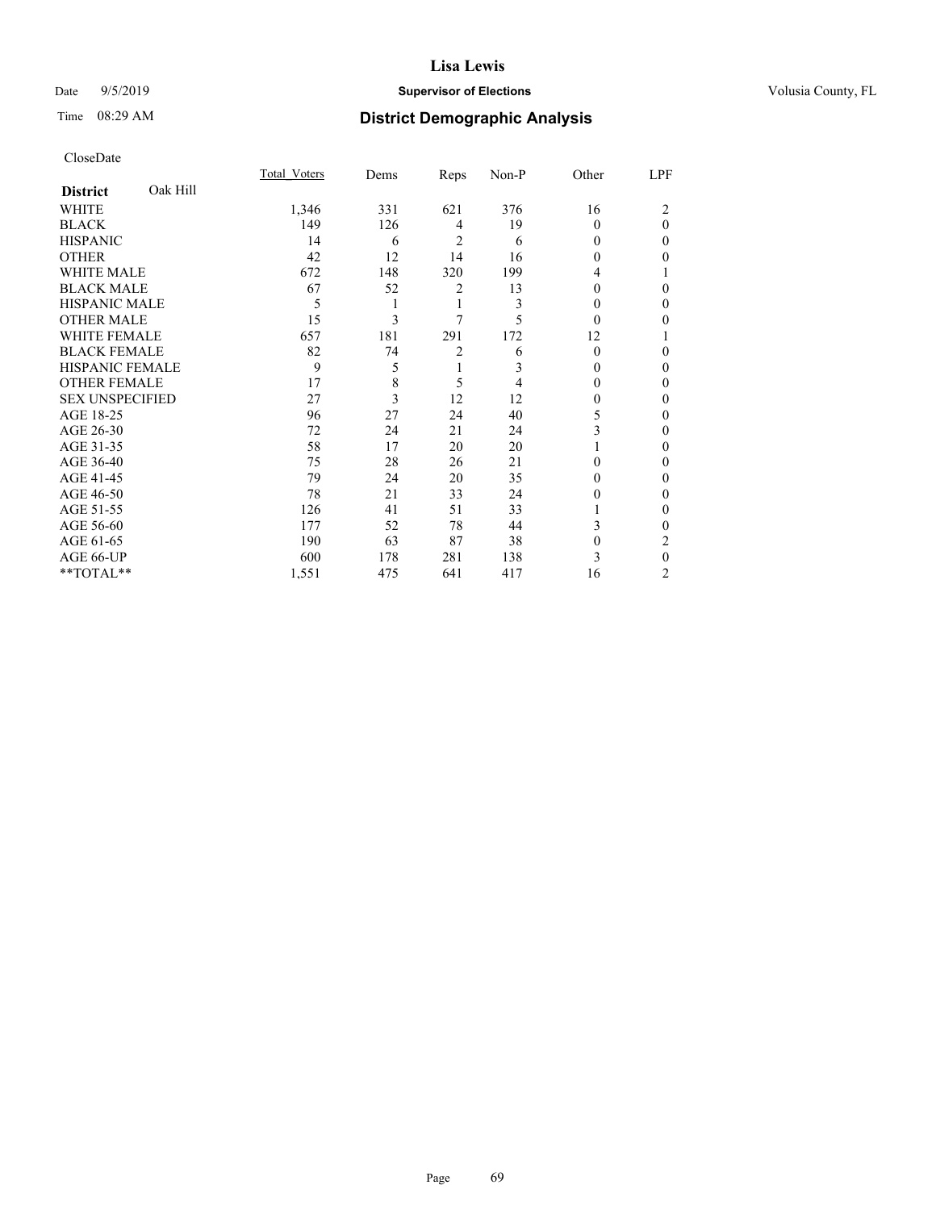**Lisa Lewis**

Date 9/5/2019 **Supervisor of Elections** Volusia County, FL

Time 08:29 AM

## District Demographic Analysis

CloseDate

| **District** Oak Hill | Total_Voters | Dems | Reps | Non-P | Other | LPF |
|---|---|---|---|---|---|---|
| WHITE | 1,346 | 331 | 621 | 376 | 16 | 2 |
| BLACK | 149 | 126 | 4 | 19 | 0 | 0 |
| HISPANIC | 14 | 6 | 2 | 6 | 0 | 0 |
| OTHER | 42 | 12 | 14 | 16 | 0 | 0 |
| WHITE MALE | 672 | 148 | 320 | 199 | 4 | 1 |
| BLACK MALE | 67 | 52 | 2 | 13 | 0 | 0 |
| HISPANIC MALE | 5 | 1 | 1 | 3 | 0 | 0 |
| OTHER MALE | 15 | 3 | 7 | 5 | 0 | 0 |
| WHITE FEMALE | 657 | 181 | 291 | 172 | 12 | 1 |
| BLACK FEMALE | 82 | 74 | 2 | 6 | 0 | 0 |
| HISPANIC FEMALE | 9 | 5 | 1 | 3 | 0 | 0 |
| OTHER FEMALE | 17 | 8 | 5 | 4 | 0 | 0 |
| SEX UNSPECIFIED | 27 | 3 | 12 | 12 | 0 | 0 |
| AGE 18-25 | 96 | 27 | 24 | 40 | 5 | 0 |
| AGE 26-30 | 72 | 24 | 21 | 24 | 3 | 0 |
| AGE 31-35 | 58 | 17 | 20 | 20 | 1 | 0 |
| AGE 36-40 | 75 | 28 | 26 | 21 | 0 | 0 |
| AGE 41-45 | 79 | 24 | 20 | 35 | 0 | 0 |
| AGE 46-50 | 78 | 21 | 33 | 24 | 0 | 0 |
| AGE 51-55 | 126 | 41 | 51 | 33 | 1 | 0 |
| AGE 56-60 | 177 | 52 | 78 | 44 | 3 | 0 |
| AGE 61-65 | 190 | 63 | 87 | 38 | 0 | 2 |
| AGE 66-UP | 600 | 178 | 281 | 138 | 3 | 0 |
| **TOTAL** | 1,551 | 475 | 641 | 417 | 16 | 2 |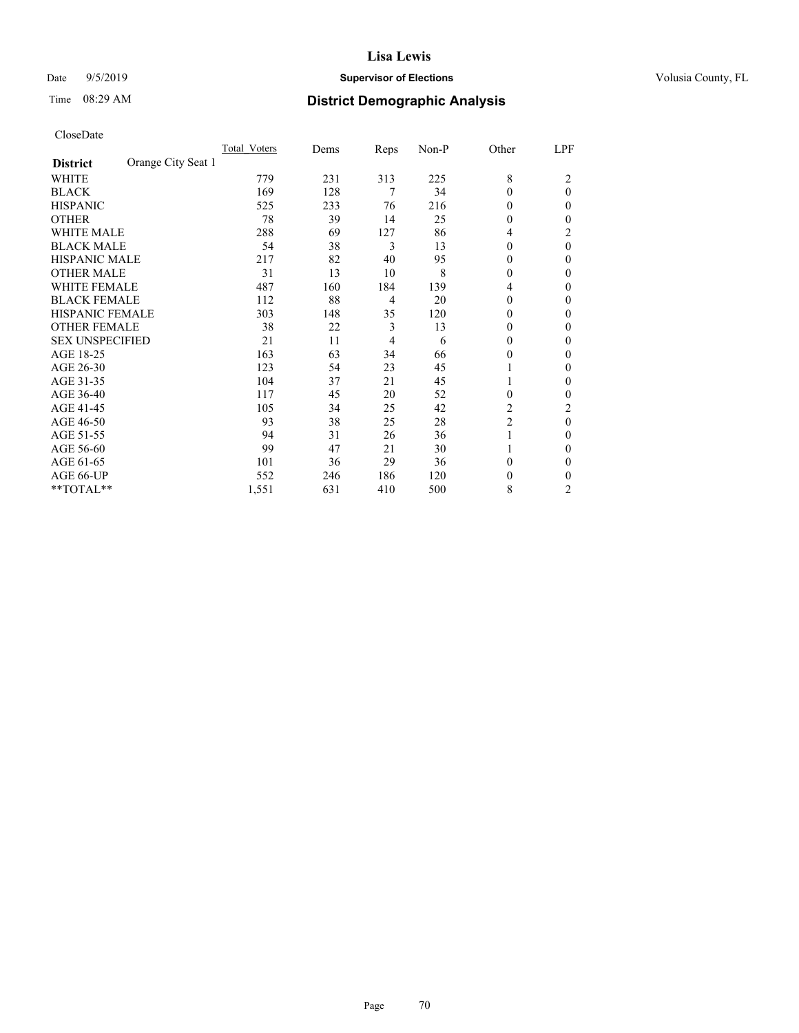**Lisa Lewis**

Date 9/5/2019 **Supervisor of Elections** Volusia County, FL

Time 08:29 AM **District Demographic Analysis**

CloseDate

| **District** Orange City Seat 1 | Total_Voters | Dems | Reps | Non-P | Other | LPF |
|---|---|---|---|---|---|---|
| WHITE | 779 | 231 | 313 | 225 | 8 | 2 |
| BLACK | 169 | 128 | 7 | 34 | 0 | 0 |
| HISPANIC | 525 | 233 | 76 | 216 | 0 | 0 |
| OTHER | 78 | 39 | 14 | 25 | 0 | 0 |
| WHITE MALE | 288 | 69 | 127 | 86 | 4 | 2 |
| BLACK MALE | 54 | 38 | 3 | 13 | 0 | 0 |
| HISPANIC MALE | 217 | 82 | 40 | 95 | 0 | 0 |
| OTHER MALE | 31 | 13 | 10 | 8 | 0 | 0 |
| WHITE FEMALE | 487 | 160 | 184 | 139 | 4 | 0 |
| BLACK FEMALE | 112 | 88 | 4 | 20 | 0 | 0 |
| HISPANIC FEMALE | 303 | 148 | 35 | 120 | 0 | 0 |
| OTHER FEMALE | 38 | 22 | 3 | 13 | 0 | 0 |
| SEX UNSPECIFIED | 21 | 11 | 4 | 6 | 0 | 0 |
| AGE 18-25 | 163 | 63 | 34 | 66 | 0 | 0 |
| AGE 26-30 | 123 | 54 | 23 | 45 | 1 | 0 |
| AGE 31-35 | 104 | 37 | 21 | 45 | 1 | 0 |
| AGE 36-40 | 117 | 45 | 20 | 52 | 0 | 0 |
| AGE 41-45 | 105 | 34 | 25 | 42 | 2 | 2 |
| AGE 46-50 | 93 | 38 | 25 | 28 | 2 | 0 |
| AGE 51-55 | 94 | 31 | 26 | 36 | 1 | 0 |
| AGE 56-60 | 99 | 47 | 21 | 30 | 1 | 0 |
| AGE 61-65 | 101 | 36 | 29 | 36 | 0 | 0 |
| AGE 66-UP | 552 | 246 | 186 | 120 | 0 | 0 |
| **TOTAL** | 1,551 | 631 | 410 | 500 | 8 | 2 |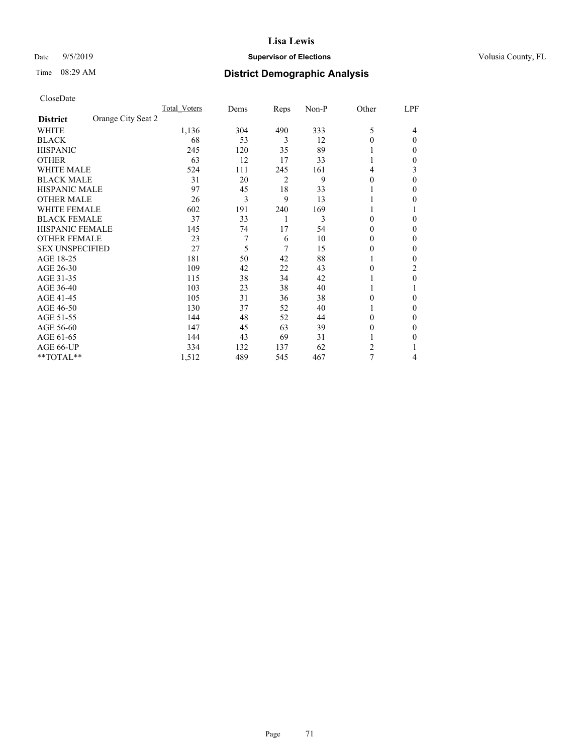# Lisa Lewis

Date 9/5/2019 **Supervisor of Elections** Volusia County, FL

Time 08:29 AM **District Demographic Analysis**

CloseDate

| **District** Orange City Seat 2 | Total_Voters | Dems | Reps | Non-P | Other | LPF |
|---|---|---|---|---|---|---|
| WHITE | 1,136 | 304 | 490 | 333 | 5 | 4 |
| BLACK | 68 | 53 | 3 | 12 | 0 | 0 |
| HISPANIC | 245 | 120 | 35 | 89 | 1 | 0 |
| OTHER | 63 | 12 | 17 | 33 | 1 | 0 |
| WHITE MALE | 524 | 111 | 245 | 161 | 4 | 3 |
| BLACK MALE | 31 | 20 | 2 | 9 | 0 | 0 |
| HISPANIC MALE | 97 | 45 | 18 | 33 | 1 | 0 |
| OTHER MALE | 26 | 3 | 9 | 13 | 1 | 0 |
| WHITE FEMALE | 602 | 191 | 240 | 169 | 1 | 1 |
| BLACK FEMALE | 37 | 33 | 1 | 3 | 0 | 0 |
| HISPANIC FEMALE | 145 | 74 | 17 | 54 | 0 | 0 |
| OTHER FEMALE | 23 | 7 | 6 | 10 | 0 | 0 |
| SEX UNSPECIFIED | 27 | 5 | 7 | 15 | 0 | 0 |
| AGE 18-25 | 181 | 50 | 42 | 88 | 1 | 0 |
| AGE 26-30 | 109 | 42 | 22 | 43 | 0 | 2 |
| AGE 31-35 | 115 | 38 | 34 | 42 | 1 | 0 |
| AGE 36-40 | 103 | 23 | 38 | 40 | 1 | 1 |
| AGE 41-45 | 105 | 31 | 36 | 38 | 0 | 0 |
| AGE 46-50 | 130 | 37 | 52 | 40 | 1 | 0 |
| AGE 51-55 | 144 | 48 | 52 | 44 | 0 | 0 |
| AGE 56-60 | 147 | 45 | 63 | 39 | 0 | 0 |
| AGE 61-65 | 144 | 43 | 69 | 31 | 1 | 0 |
| AGE 66-UP | 334 | 132 | 137 | 62 | 2 | 1 |
| **TOTAL** | 1,512 | 489 | 545 | 467 | 7 | 4 |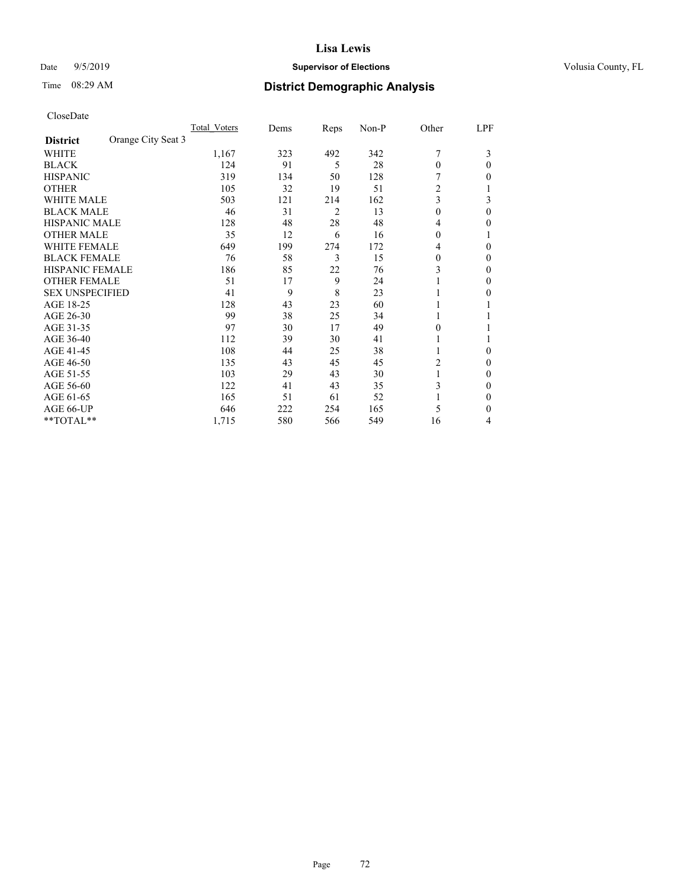# District Demographic Analysis

Supervisor of Elections — Volusia County, FL

Date 9/5/2019
Time 08:29 AM

CloseDate

| District: Orange City Seat 3 | Total_Voters | Dems | Reps | Non-P | Other | LPF |
|---|---|---|---|---|---|---|
| WHITE | 1,167 | 323 | 492 | 342 | 7 | 3 |
| BLACK | 124 | 91 | 5 | 28 | 0 | 0 |
| HISPANIC | 319 | 134 | 50 | 128 | 7 | 0 |
| OTHER | 105 | 32 | 19 | 51 | 2 | 1 |
| WHITE MALE | 503 | 121 | 214 | 162 | 3 | 3 |
| BLACK MALE | 46 | 31 | 2 | 13 | 0 | 0 |
| HISPANIC MALE | 128 | 48 | 28 | 48 | 4 | 0 |
| OTHER MALE | 35 | 12 | 6 | 16 | 0 | 1 |
| WHITE FEMALE | 649 | 199 | 274 | 172 | 4 | 0 |
| BLACK FEMALE | 76 | 58 | 3 | 15 | 0 | 0 |
| HISPANIC FEMALE | 186 | 85 | 22 | 76 | 3 | 0 |
| OTHER FEMALE | 51 | 17 | 9 | 24 | 1 | 0 |
| SEX UNSPECIFIED | 41 | 9 | 8 | 23 | 1 | 0 |
| AGE 18-25 | 128 | 43 | 23 | 60 | 1 | 1 |
| AGE 26-30 | 99 | 38 | 25 | 34 | 1 | 1 |
| AGE 31-35 | 97 | 30 | 17 | 49 | 0 | 1 |
| AGE 36-40 | 112 | 39 | 30 | 41 | 1 | 1 |
| AGE 41-45 | 108 | 44 | 25 | 38 | 1 | 0 |
| AGE 46-50 | 135 | 43 | 45 | 45 | 2 | 0 |
| AGE 51-55 | 103 | 29 | 43 | 30 | 1 | 0 |
| AGE 56-60 | 122 | 41 | 43 | 35 | 3 | 0 |
| AGE 61-65 | 165 | 51 | 61 | 52 | 1 | 0 |
| AGE 66-UP | 646 | 222 | 254 | 165 | 5 | 0 |
| **TOTAL** | 1,715 | 580 | 566 | 549 | 16 | 4 |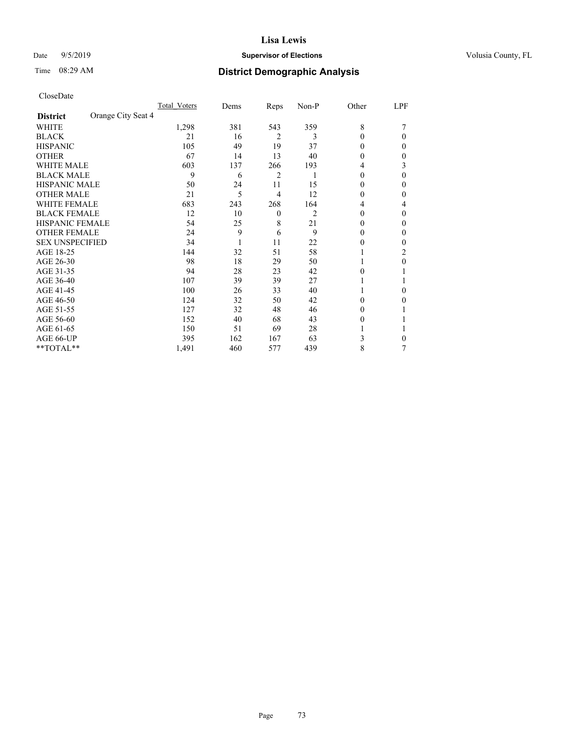# Lisa Lewis

Date 9/5/2019 **Supervisor of Elections** Volusia County, FL

Time 08:29 AM **District Demographic Analysis**

CloseDate

| District | Orange City Seat 4 | Total_Voters | Dems | Reps | Non-P | Other | LPF |
|---|---|---|---|---|---|---|---|
| WHITE | | 1,298 | 381 | 543 | 359 | 8 | 7 |
| BLACK | | 21 | 16 | 2 | 3 | 0 | 0 |
| HISPANIC | | 105 | 49 | 19 | 37 | 0 | 0 |
| OTHER | | 67 | 14 | 13 | 40 | 0 | 0 |
| WHITE MALE | | 603 | 137 | 266 | 193 | 4 | 3 |
| BLACK MALE | | 9 | 6 | 2 | 1 | 0 | 0 |
| HISPANIC MALE | | 50 | 24 | 11 | 15 | 0 | 0 |
| OTHER MALE | | 21 | 5 | 4 | 12 | 0 | 0 |
| WHITE FEMALE | | 683 | 243 | 268 | 164 | 4 | 4 |
| BLACK FEMALE | | 12 | 10 | 0 | 2 | 0 | 0 |
| HISPANIC FEMALE | | 54 | 25 | 8 | 21 | 0 | 0 |
| OTHER FEMALE | | 24 | 9 | 6 | 9 | 0 | 0 |
| SEX UNSPECIFIED | | 34 | 1 | 11 | 22 | 0 | 0 |
| AGE 18-25 | | 144 | 32 | 51 | 58 | 1 | 2 |
| AGE 26-30 | | 98 | 18 | 29 | 50 | 1 | 0 |
| AGE 31-35 | | 94 | 28 | 23 | 42 | 0 | 1 |
| AGE 36-40 | | 107 | 39 | 39 | 27 | 1 | 1 |
| AGE 41-45 | | 100 | 26 | 33 | 40 | 1 | 0 |
| AGE 46-50 | | 124 | 32 | 50 | 42 | 0 | 0 |
| AGE 51-55 | | 127 | 32 | 48 | 46 | 0 | 1 |
| AGE 56-60 | | 152 | 40 | 68 | 43 | 0 | 1 |
| AGE 61-65 | | 150 | 51 | 69 | 28 | 1 | 1 |
| AGE 66-UP | | 395 | 162 | 167 | 63 | 3 | 0 |
| **TOTAL** | | 1,491 | 460 | 577 | 439 | 8 | 7 |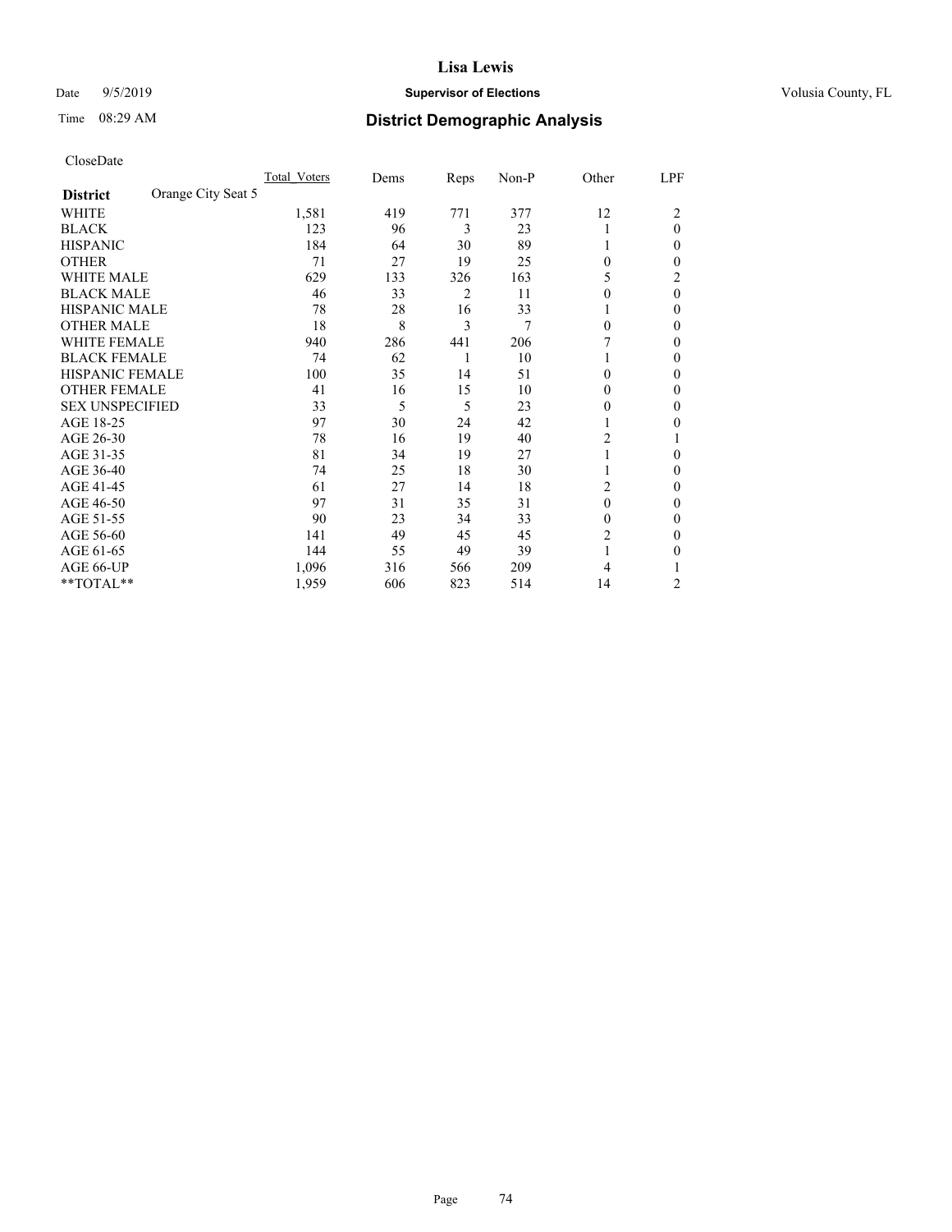# Lisa Lewis

Date 9/5/2019 **Supervisor of Elections** Volusia County, FL

Time 08:29 AM **District Demographic Analysis**

CloseDate

| District | Orange City Seat 5 | Total_Voters | Dems | Reps | Non-P | Other | LPF |
|---|---|---|---|---|---|---|---|
| WHITE | | 1,581 | 419 | 771 | 377 | 12 | 2 |
| BLACK | | 123 | 96 | 3 | 23 | 1 | 0 |
| HISPANIC | | 184 | 64 | 30 | 89 | 1 | 0 |
| OTHER | | 71 | 27 | 19 | 25 | 0 | 0 |
| WHITE MALE | | 629 | 133 | 326 | 163 | 5 | 2 |
| BLACK MALE | | 46 | 33 | 2 | 11 | 0 | 0 |
| HISPANIC MALE | | 78 | 28 | 16 | 33 | 1 | 0 |
| OTHER MALE | | 18 | 8 | 3 | 7 | 0 | 0 |
| WHITE FEMALE | | 940 | 286 | 441 | 206 | 7 | 0 |
| BLACK FEMALE | | 74 | 62 | 1 | 10 | 1 | 0 |
| HISPANIC FEMALE | | 100 | 35 | 14 | 51 | 0 | 0 |
| OTHER FEMALE | | 41 | 16 | 15 | 10 | 0 | 0 |
| SEX UNSPECIFIED | | 33 | 5 | 5 | 23 | 0 | 0 |
| AGE 18-25 | | 97 | 30 | 24 | 42 | 1 | 0 |
| AGE 26-30 | | 78 | 16 | 19 | 40 | 2 | 1 |
| AGE 31-35 | | 81 | 34 | 19 | 27 | 1 | 0 |
| AGE 36-40 | | 74 | 25 | 18 | 30 | 1 | 0 |
| AGE 41-45 | | 61 | 27 | 14 | 18 | 2 | 0 |
| AGE 46-50 | | 97 | 31 | 35 | 31 | 0 | 0 |
| AGE 51-55 | | 90 | 23 | 34 | 33 | 0 | 0 |
| AGE 56-60 | | 141 | 49 | 45 | 45 | 2 | 0 |
| AGE 61-65 | | 144 | 55 | 49 | 39 | 1 | 0 |
| AGE 66-UP | | 1,096 | 316 | 566 | 209 | 4 | 1 |
| **TOTAL** | | 1,959 | 606 | 823 | 514 | 14 | 2 |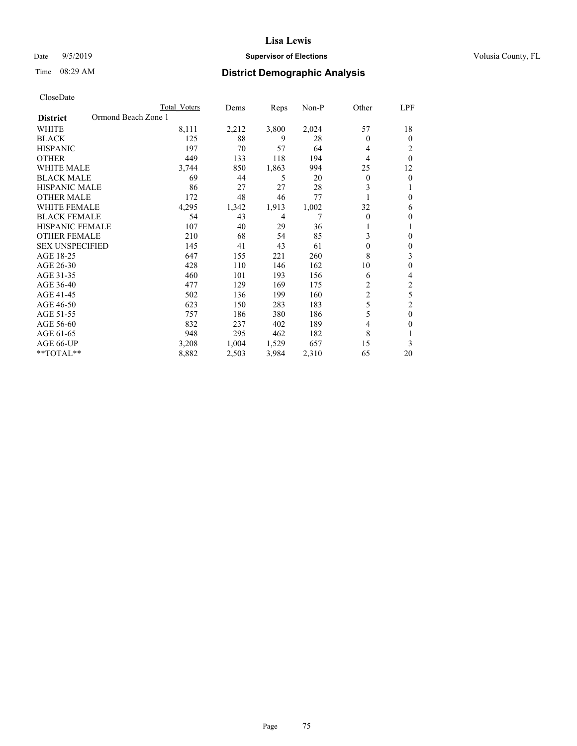# Lisa Lewis

Date 9/5/2019 **Supervisor of Elections** Volusia County, FL

Time 08:29 AM **District Demographic Analysis**

CloseDate

| **District** Ormond Beach Zone 1 | Total Voters | Dems | Reps | Non-P | Other | LPF |
|---|---|---|---|---|---|---|
| WHITE | 8,111 | 2,212 | 3,800 | 2,024 | 57 | 18 |
| BLACK | 125 | 88 | 9 | 28 | 0 | 0 |
| HISPANIC | 197 | 70 | 57 | 64 | 4 | 2 |
| OTHER | 449 | 133 | 118 | 194 | 4 | 0 |
| WHITE MALE | 3,744 | 850 | 1,863 | 994 | 25 | 12 |
| BLACK MALE | 69 | 44 | 5 | 20 | 0 | 0 |
| HISPANIC MALE | 86 | 27 | 27 | 28 | 3 | 1 |
| OTHER MALE | 172 | 48 | 46 | 77 | 1 | 0 |
| WHITE FEMALE | 4,295 | 1,342 | 1,913 | 1,002 | 32 | 6 |
| BLACK FEMALE | 54 | 43 | 4 | 7 | 0 | 0 |
| HISPANIC FEMALE | 107 | 40 | 29 | 36 | 1 | 1 |
| OTHER FEMALE | 210 | 68 | 54 | 85 | 3 | 0 |
| SEX UNSPECIFIED | 145 | 41 | 43 | 61 | 0 | 0 |
| AGE 18-25 | 647 | 155 | 221 | 260 | 8 | 3 |
| AGE 26-30 | 428 | 110 | 146 | 162 | 10 | 0 |
| AGE 31-35 | 460 | 101 | 193 | 156 | 6 | 4 |
| AGE 36-40 | 477 | 129 | 169 | 175 | 2 | 2 |
| AGE 41-45 | 502 | 136 | 199 | 160 | 2 | 5 |
| AGE 46-50 | 623 | 150 | 283 | 183 | 5 | 2 |
| AGE 51-55 | 757 | 186 | 380 | 186 | 5 | 0 |
| AGE 56-60 | 832 | 237 | 402 | 189 | 4 | 0 |
| AGE 61-65 | 948 | 295 | 462 | 182 | 8 | 1 |
| AGE 66-UP | 3,208 | 1,004 | 1,529 | 657 | 15 | 3 |
| **TOTAL** | 8,882 | 2,503 | 3,984 | 2,310 | 65 | 20 |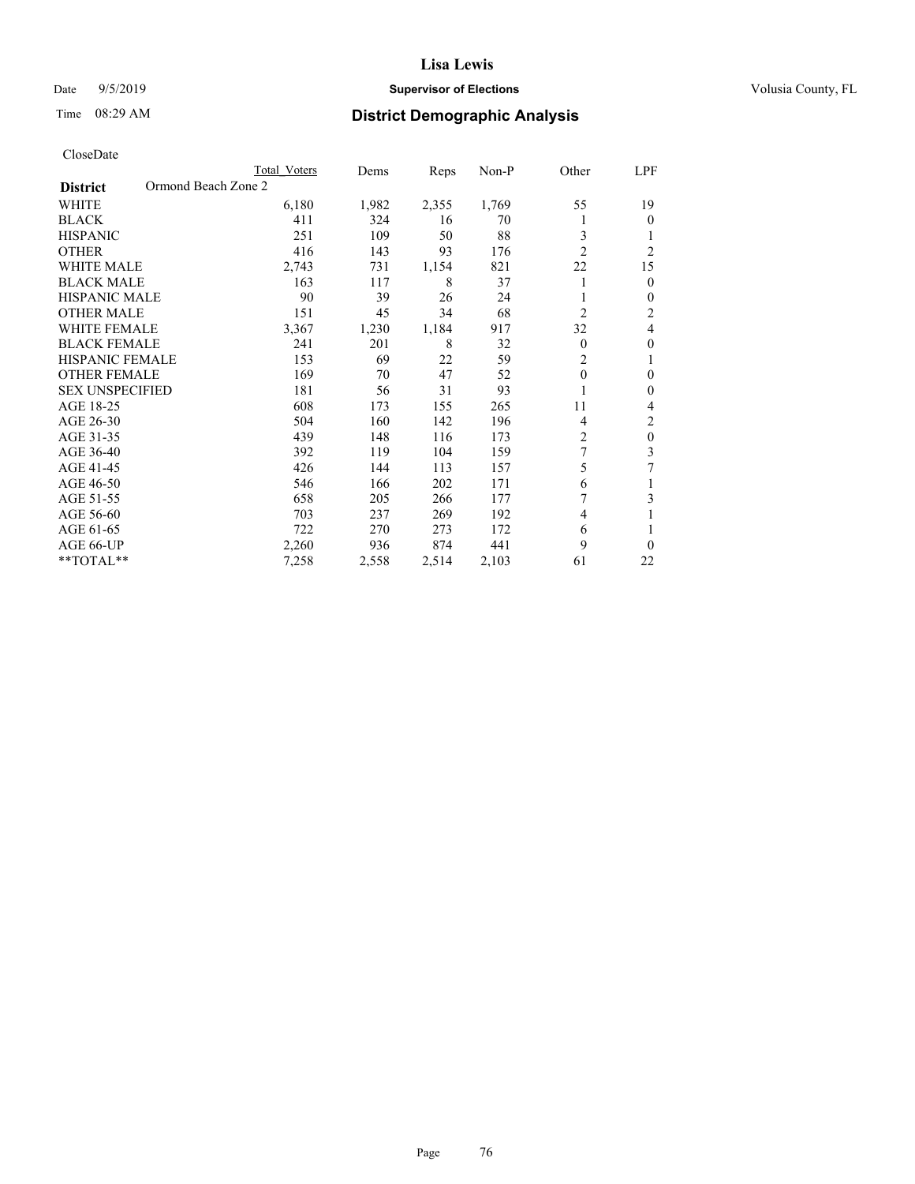# Lisa Lewis

Date 9/5/2019 **Supervisor of Elections** Volusia County, FL

Time 08:29 AM **District Demographic Analysis**

CloseDate

| **District** | Ormond Beach Zone 2 | Total Voters | Dems | Reps | Non-P | Other | LPF |
|---|---|---|---|---|---|---|---|
| WHITE | | 6,180 | 1,982 | 2,355 | 1,769 | 55 | 19 |
| BLACK | | 411 | 324 | 16 | 70 | 1 | 0 |
| HISPANIC | | 251 | 109 | 50 | 88 | 3 | 1 |
| OTHER | | 416 | 143 | 93 | 176 | 2 | 2 |
| WHITE MALE | | 2,743 | 731 | 1,154 | 821 | 22 | 15 |
| BLACK MALE | | 163 | 117 | 8 | 37 | 1 | 0 |
| HISPANIC MALE | | 90 | 39 | 26 | 24 | 1 | 0 |
| OTHER MALE | | 151 | 45 | 34 | 68 | 2 | 2 |
| WHITE FEMALE | | 3,367 | 1,230 | 1,184 | 917 | 32 | 4 |
| BLACK FEMALE | | 241 | 201 | 8 | 32 | 0 | 0 |
| HISPANIC FEMALE | | 153 | 69 | 22 | 59 | 2 | 1 |
| OTHER FEMALE | | 169 | 70 | 47 | 52 | 0 | 0 |
| SEX UNSPECIFIED | | 181 | 56 | 31 | 93 | 1 | 0 |
| AGE 18-25 | | 608 | 173 | 155 | 265 | 11 | 4 |
| AGE 26-30 | | 504 | 160 | 142 | 196 | 4 | 2 |
| AGE 31-35 | | 439 | 148 | 116 | 173 | 2 | 0 |
| AGE 36-40 | | 392 | 119 | 104 | 159 | 7 | 3 |
| AGE 41-45 | | 426 | 144 | 113 | 157 | 5 | 7 |
| AGE 46-50 | | 546 | 166 | 202 | 171 | 6 | 1 |
| AGE 51-55 | | 658 | 205 | 266 | 177 | 7 | 3 |
| AGE 56-60 | | 703 | 237 | 269 | 192 | 4 | 1 |
| AGE 61-65 | | 722 | 270 | 273 | 172 | 6 | 1 |
| AGE 66-UP | | 2,260 | 936 | 874 | 441 | 9 | 0 |
| **TOTAL** | | 7,258 | 2,558 | 2,514 | 2,103 | 61 | 22 |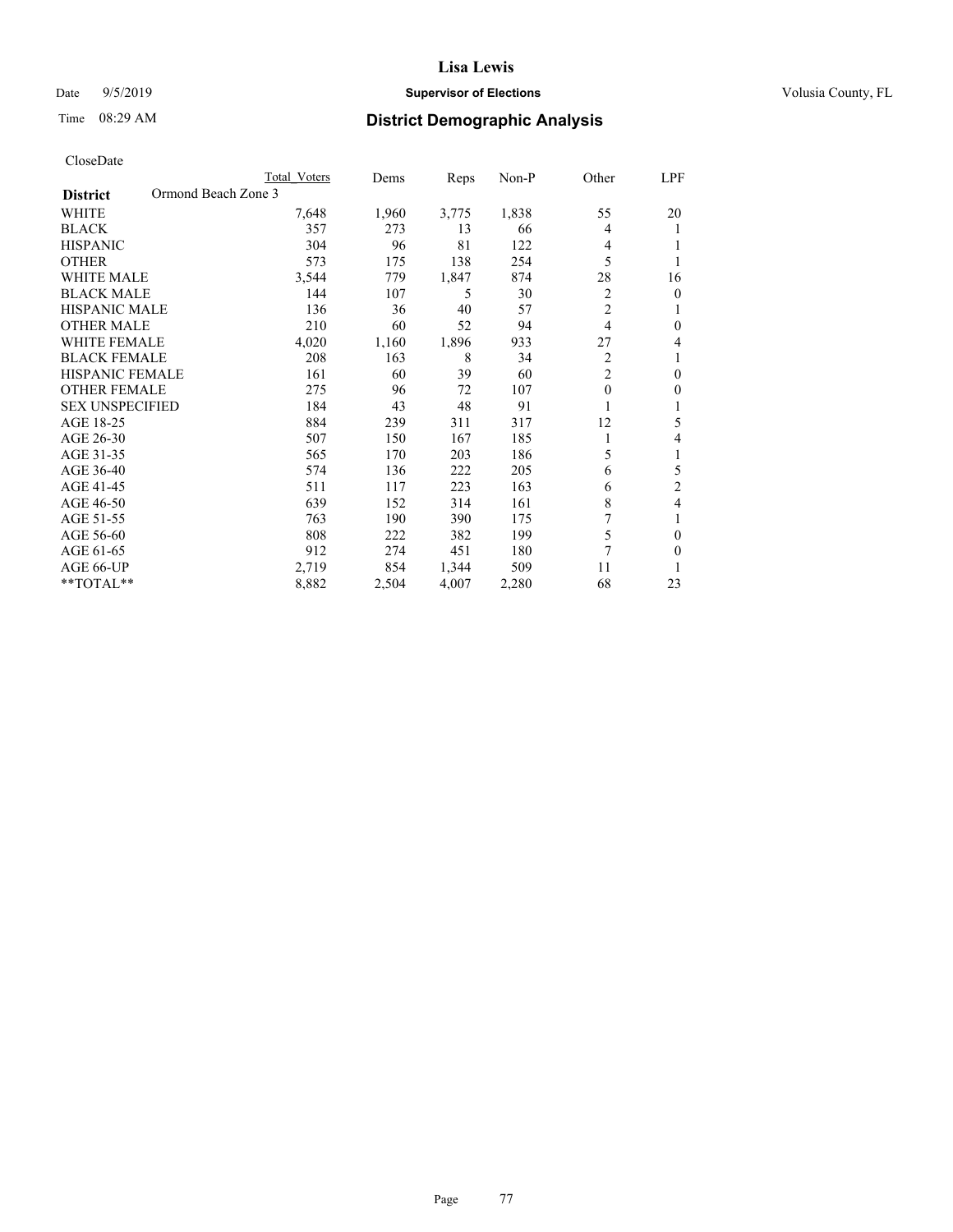CloseDate

| District | Ormond Beach Zone 3 | Total Voters | Dems | Reps | Non-P | Other | LPF |
|---|---|---|---|---|---|---|---|
| WHITE | | 7,648 | 1,960 | 3,775 | 1,838 | 55 | 20 |
| BLACK | | 357 | 273 | 13 | 66 | 4 | 1 |
| HISPANIC | | 304 | 96 | 81 | 122 | 4 | 1 |
| OTHER | | 573 | 175 | 138 | 254 | 5 | 1 |
| WHITE MALE | | 3,544 | 779 | 1,847 | 874 | 28 | 16 |
| BLACK MALE | | 144 | 107 | 5 | 30 | 2 | 0 |
| HISPANIC MALE | | 136 | 36 | 40 | 57 | 2 | 1 |
| OTHER MALE | | 210 | 60 | 52 | 94 | 4 | 0 |
| WHITE FEMALE | | 4,020 | 1,160 | 1,896 | 933 | 27 | 4 |
| BLACK FEMALE | | 208 | 163 | 8 | 34 | 2 | 1 |
| HISPANIC FEMALE | | 161 | 60 | 39 | 60 | 2 | 0 |
| OTHER FEMALE | | 275 | 96 | 72 | 107 | 0 | 0 |
| SEX UNSPECIFIED | | 184 | 43 | 48 | 91 | 1 | 1 |
| AGE 18-25 | | 884 | 239 | 311 | 317 | 12 | 5 |
| AGE 26-30 | | 507 | 150 | 167 | 185 | 1 | 4 |
| AGE 31-35 | | 565 | 170 | 203 | 186 | 5 | 1 |
| AGE 36-40 | | 574 | 136 | 222 | 205 | 6 | 5 |
| AGE 41-45 | | 511 | 117 | 223 | 163 | 6 | 2 |
| AGE 46-50 | | 639 | 152 | 314 | 161 | 8 | 4 |
| AGE 51-55 | | 763 | 190 | 390 | 175 | 7 | 1 |
| AGE 56-60 | | 808 | 222 | 382 | 199 | 5 | 0 |
| AGE 61-65 | | 912 | 274 | 451 | 180 | 7 | 0 |
| AGE 66-UP | | 2,719 | 854 | 1,344 | 509 | 11 | 1 |
| **TOTAL** | | 8,882 | 2,504 | 4,007 | 2,280 | 68 | 23 |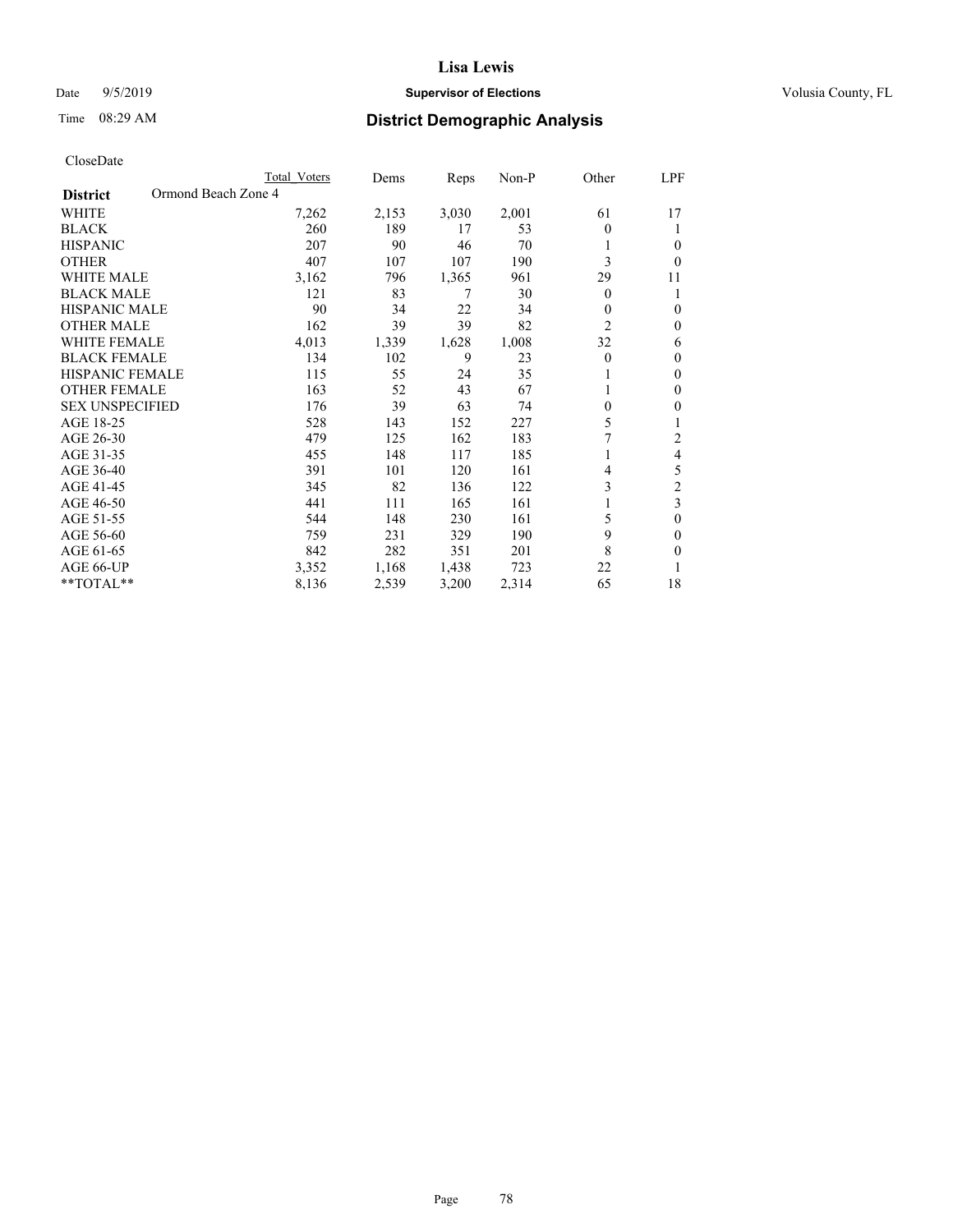CloseDate

| District | Ormond Beach Zone 4 | Total Voters | Dems | Reps | Non-P | Other | LPF |
|---|---|---|---|---|---|---|---|
| WHITE | | 7,262 | 2,153 | 3,030 | 2,001 | 61 | 17 |
| BLACK | | 260 | 189 | 17 | 53 | 0 | 1 |
| HISPANIC | | 207 | 90 | 46 | 70 | 1 | 0 |
| OTHER | | 407 | 107 | 107 | 190 | 3 | 0 |
| WHITE MALE | | 3,162 | 796 | 1,365 | 961 | 29 | 11 |
| BLACK MALE | | 121 | 83 | 7 | 30 | 0 | 1 |
| HISPANIC MALE | | 90 | 34 | 22 | 34 | 0 | 0 |
| OTHER MALE | | 162 | 39 | 39 | 82 | 2 | 0 |
| WHITE FEMALE | | 4,013 | 1,339 | 1,628 | 1,008 | 32 | 6 |
| BLACK FEMALE | | 134 | 102 | 9 | 23 | 0 | 0 |
| HISPANIC FEMALE | | 115 | 55 | 24 | 35 | 1 | 0 |
| OTHER FEMALE | | 163 | 52 | 43 | 67 | 1 | 0 |
| SEX UNSPECIFIED | | 176 | 39 | 63 | 74 | 0 | 0 |
| AGE 18-25 | | 528 | 143 | 152 | 227 | 5 | 1 |
| AGE 26-30 | | 479 | 125 | 162 | 183 | 7 | 2 |
| AGE 31-35 | | 455 | 148 | 117 | 185 | 1 | 4 |
| AGE 36-40 | | 391 | 101 | 120 | 161 | 4 | 5 |
| AGE 41-45 | | 345 | 82 | 136 | 122 | 3 | 2 |
| AGE 46-50 | | 441 | 111 | 165 | 161 | 1 | 3 |
| AGE 51-55 | | 544 | 148 | 230 | 161 | 5 | 0 |
| AGE 56-60 | | 759 | 231 | 329 | 190 | 9 | 0 |
| AGE 61-65 | | 842 | 282 | 351 | 201 | 8 | 0 |
| AGE 66-UP | | 3,352 | 1,168 | 1,438 | 723 | 22 | 1 |
| **TOTAL** | | 8,136 | 2,539 | 3,200 | 2,314 | 65 | 18 |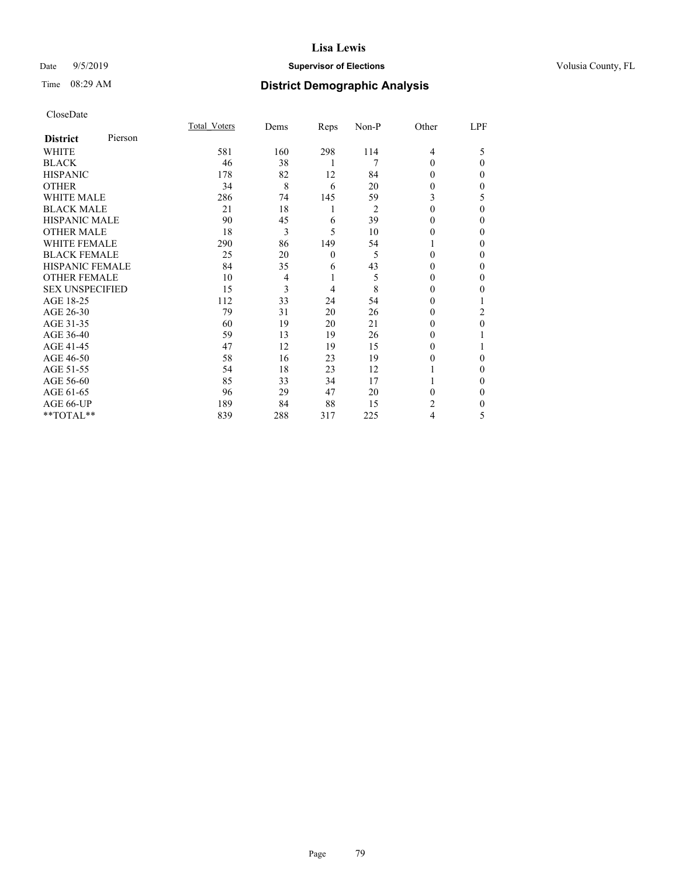# Lisa Lewis

Date 9/5/2019 **Supervisor of Elections** Volusia County, FL

Time 08:29 AM **District Demographic Analysis**

CloseDate

| **District** Pierson | Total_Voters | Dems | Reps | Non-P | Other | LPF |
|---|---|---|---|---|---|---|
| WHITE | 581 | 160 | 298 | 114 | 4 | 5 |
| BLACK | 46 | 38 | 1 | 7 | 0 | 0 |
| HISPANIC | 178 | 82 | 12 | 84 | 0 | 0 |
| OTHER | 34 | 8 | 6 | 20 | 0 | 0 |
| WHITE MALE | 286 | 74 | 145 | 59 | 3 | 5 |
| BLACK MALE | 21 | 18 | 1 | 2 | 0 | 0 |
| HISPANIC MALE | 90 | 45 | 6 | 39 | 0 | 0 |
| OTHER MALE | 18 | 3 | 5 | 10 | 0 | 0 |
| WHITE FEMALE | 290 | 86 | 149 | 54 | 1 | 0 |
| BLACK FEMALE | 25 | 20 | 0 | 5 | 0 | 0 |
| HISPANIC FEMALE | 84 | 35 | 6 | 43 | 0 | 0 |
| OTHER FEMALE | 10 | 4 | 1 | 5 | 0 | 0 |
| SEX UNSPECIFIED | 15 | 3 | 4 | 8 | 0 | 0 |
| AGE 18-25 | 112 | 33 | 24 | 54 | 0 | 1 |
| AGE 26-30 | 79 | 31 | 20 | 26 | 0 | 2 |
| AGE 31-35 | 60 | 19 | 20 | 21 | 0 | 0 |
| AGE 36-40 | 59 | 13 | 19 | 26 | 0 | 1 |
| AGE 41-45 | 47 | 12 | 19 | 15 | 0 | 1 |
| AGE 46-50 | 58 | 16 | 23 | 19 | 0 | 0 |
| AGE 51-55 | 54 | 18 | 23 | 12 | 1 | 0 |
| AGE 56-60 | 85 | 33 | 34 | 17 | 1 | 0 |
| AGE 61-65 | 96 | 29 | 47 | 20 | 0 | 0 |
| AGE 66-UP | 189 | 84 | 88 | 15 | 2 | 0 |
| **TOTAL** | 839 | 288 | 317 | 225 | 4 | 5 |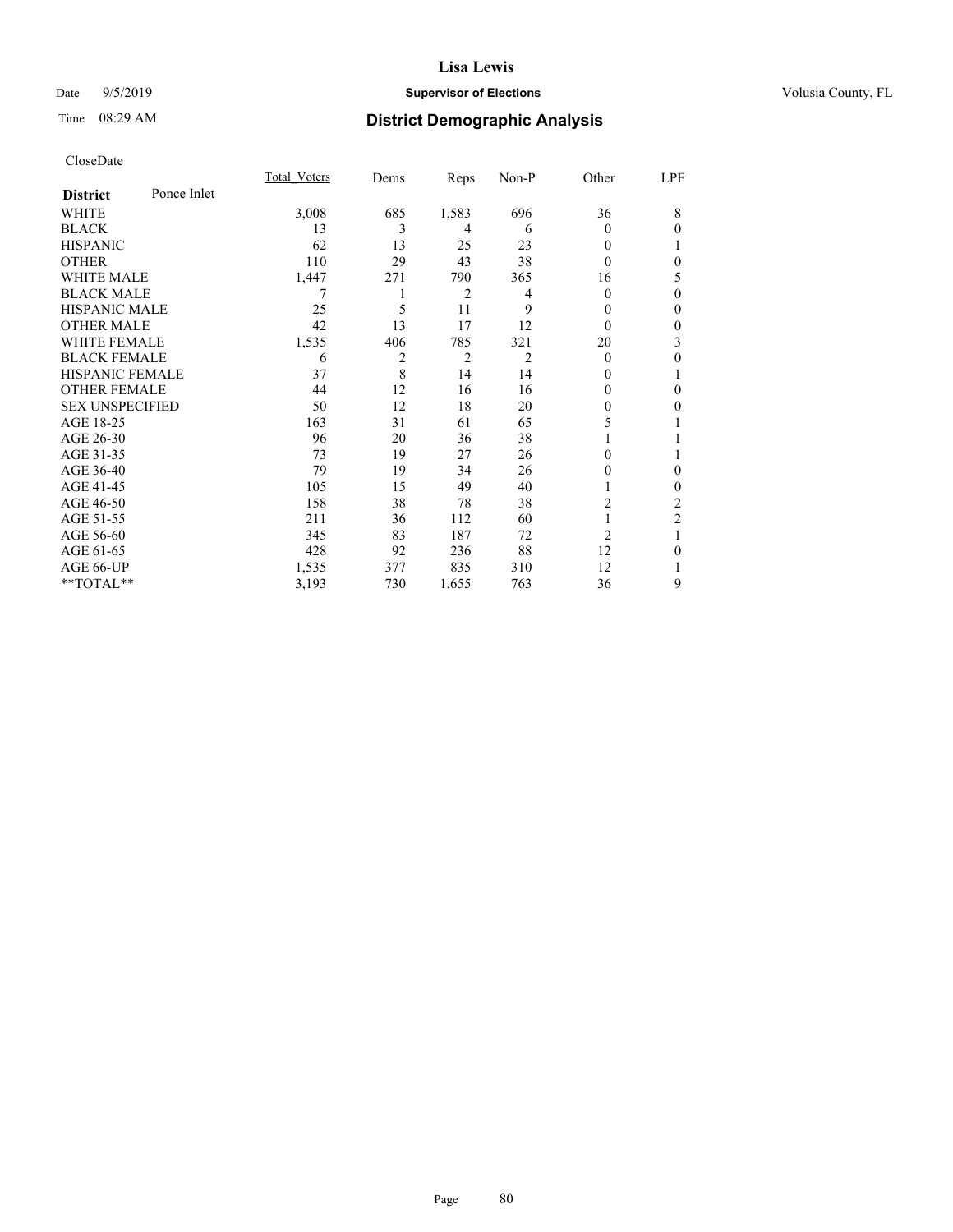# Lisa Lewis

Date 9/5/2019 **Supervisor of Elections** Volusia County, FL

Time 08:29 AM **District Demographic Analysis**

CloseDate

| **District** Ponce Inlet | Total_Voters | Dems | Reps | Non-P | Other | LPF |
|---|---|---|---|---|---|---|
| WHITE | 3,008 | 685 | 1,583 | 696 | 36 | 8 |
| BLACK | 13 | 3 | 4 | 6 | 0 | 0 |
| HISPANIC | 62 | 13 | 25 | 23 | 0 | 1 |
| OTHER | 110 | 29 | 43 | 38 | 0 | 0 |
| WHITE MALE | 1,447 | 271 | 790 | 365 | 16 | 5 |
| BLACK MALE | 7 | 1 | 2 | 4 | 0 | 0 |
| HISPANIC MALE | 25 | 5 | 11 | 9 | 0 | 0 |
| OTHER MALE | 42 | 13 | 17 | 12 | 0 | 0 |
| WHITE FEMALE | 1,535 | 406 | 785 | 321 | 20 | 3 |
| BLACK FEMALE | 6 | 2 | 2 | 2 | 0 | 0 |
| HISPANIC FEMALE | 37 | 8 | 14 | 14 | 0 | 1 |
| OTHER FEMALE | 44 | 12 | 16 | 16 | 0 | 0 |
| SEX UNSPECIFIED | 50 | 12 | 18 | 20 | 0 | 0 |
| AGE 18-25 | 163 | 31 | 61 | 65 | 5 | 1 |
| AGE 26-30 | 96 | 20 | 36 | 38 | 1 | 1 |
| AGE 31-35 | 73 | 19 | 27 | 26 | 0 | 1 |
| AGE 36-40 | 79 | 19 | 34 | 26 | 0 | 0 |
| AGE 41-45 | 105 | 15 | 49 | 40 | 1 | 0 |
| AGE 46-50 | 158 | 38 | 78 | 38 | 2 | 2 |
| AGE 51-55 | 211 | 36 | 112 | 60 | 1 | 2 |
| AGE 56-60 | 345 | 83 | 187 | 72 | 2 | 1 |
| AGE 61-65 | 428 | 92 | 236 | 88 | 12 | 0 |
| AGE 66-UP | 1,535 | 377 | 835 | 310 | 12 | 1 |
| **TOTAL** | 3,193 | 730 | 1,655 | 763 | 36 | 9 |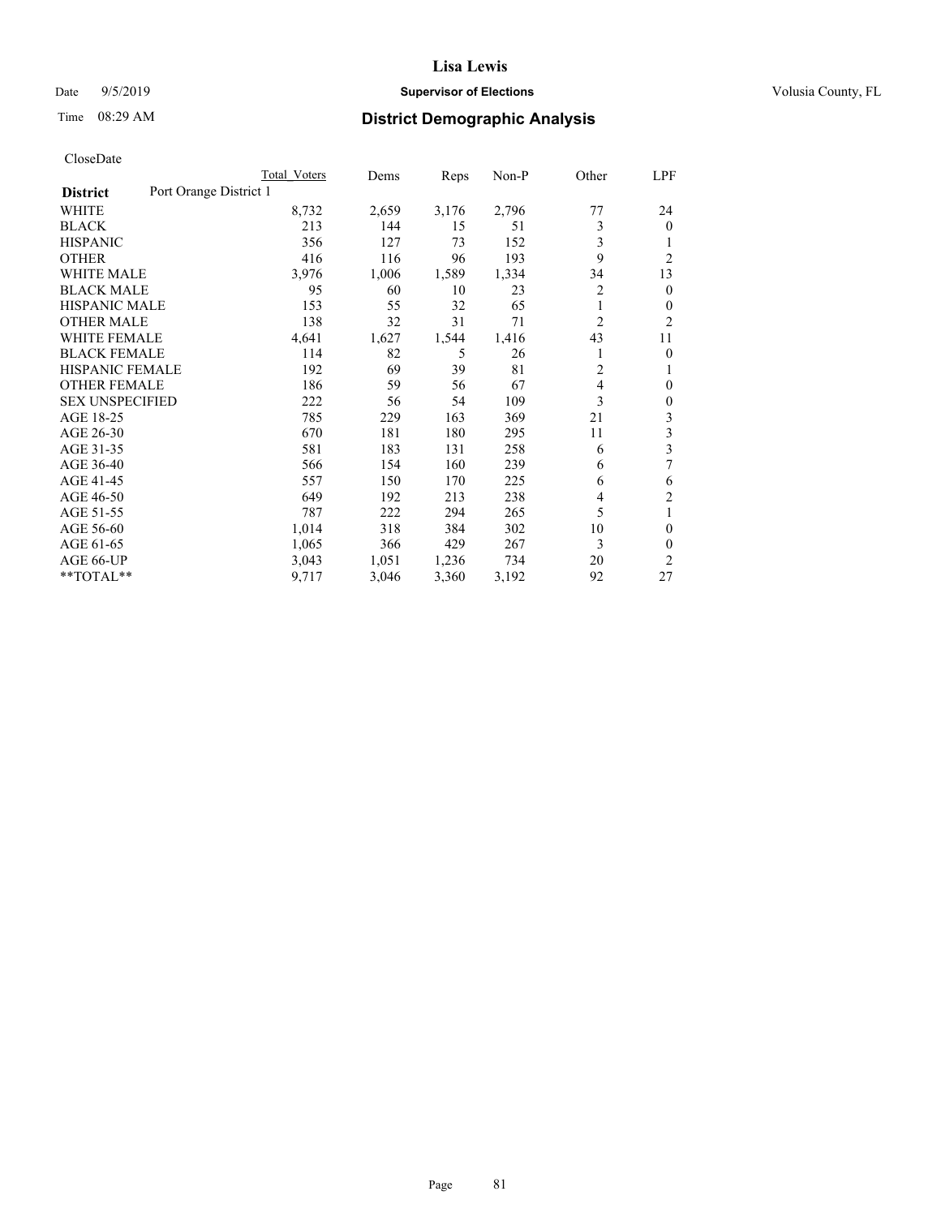# Lisa Lewis

Date 9/5/2019 **Supervisor of Elections** Volusia County, FL

Time 08:29 AM **District Demographic Analysis**

CloseDate

| District: Port Orange District 1 | Total Voters | Dems | Reps | Non-P | Other | LPF |
|---|---|---|---|---|---|---|
| WHITE | 8,732 | 2,659 | 3,176 | 2,796 | 77 | 24 |
| BLACK | 213 | 144 | 15 | 51 | 3 | 0 |
| HISPANIC | 356 | 127 | 73 | 152 | 3 | 1 |
| OTHER | 416 | 116 | 96 | 193 | 9 | 2 |
| WHITE MALE | 3,976 | 1,006 | 1,589 | 1,334 | 34 | 13 |
| BLACK MALE | 95 | 60 | 10 | 23 | 2 | 0 |
| HISPANIC MALE | 153 | 55 | 32 | 65 | 1 | 0 |
| OTHER MALE | 138 | 32 | 31 | 71 | 2 | 2 |
| WHITE FEMALE | 4,641 | 1,627 | 1,544 | 1,416 | 43 | 11 |
| BLACK FEMALE | 114 | 82 | 5 | 26 | 1 | 0 |
| HISPANIC FEMALE | 192 | 69 | 39 | 81 | 2 | 1 |
| OTHER FEMALE | 186 | 59 | 56 | 67 | 4 | 0 |
| SEX UNSPECIFIED | 222 | 56 | 54 | 109 | 3 | 0 |
| AGE 18-25 | 785 | 229 | 163 | 369 | 21 | 3 |
| AGE 26-30 | 670 | 181 | 180 | 295 | 11 | 3 |
| AGE 31-35 | 581 | 183 | 131 | 258 | 6 | 3 |
| AGE 36-40 | 566 | 154 | 160 | 239 | 6 | 7 |
| AGE 41-45 | 557 | 150 | 170 | 225 | 6 | 6 |
| AGE 46-50 | 649 | 192 | 213 | 238 | 4 | 2 |
| AGE 51-55 | 787 | 222 | 294 | 265 | 5 | 1 |
| AGE 56-60 | 1,014 | 318 | 384 | 302 | 10 | 0 |
| AGE 61-65 | 1,065 | 366 | 429 | 267 | 3 | 0 |
| AGE 66-UP | 3,043 | 1,051 | 1,236 | 734 | 20 | 2 |
| **TOTAL** | 9,717 | 3,046 | 3,360 | 3,192 | 92 | 27 |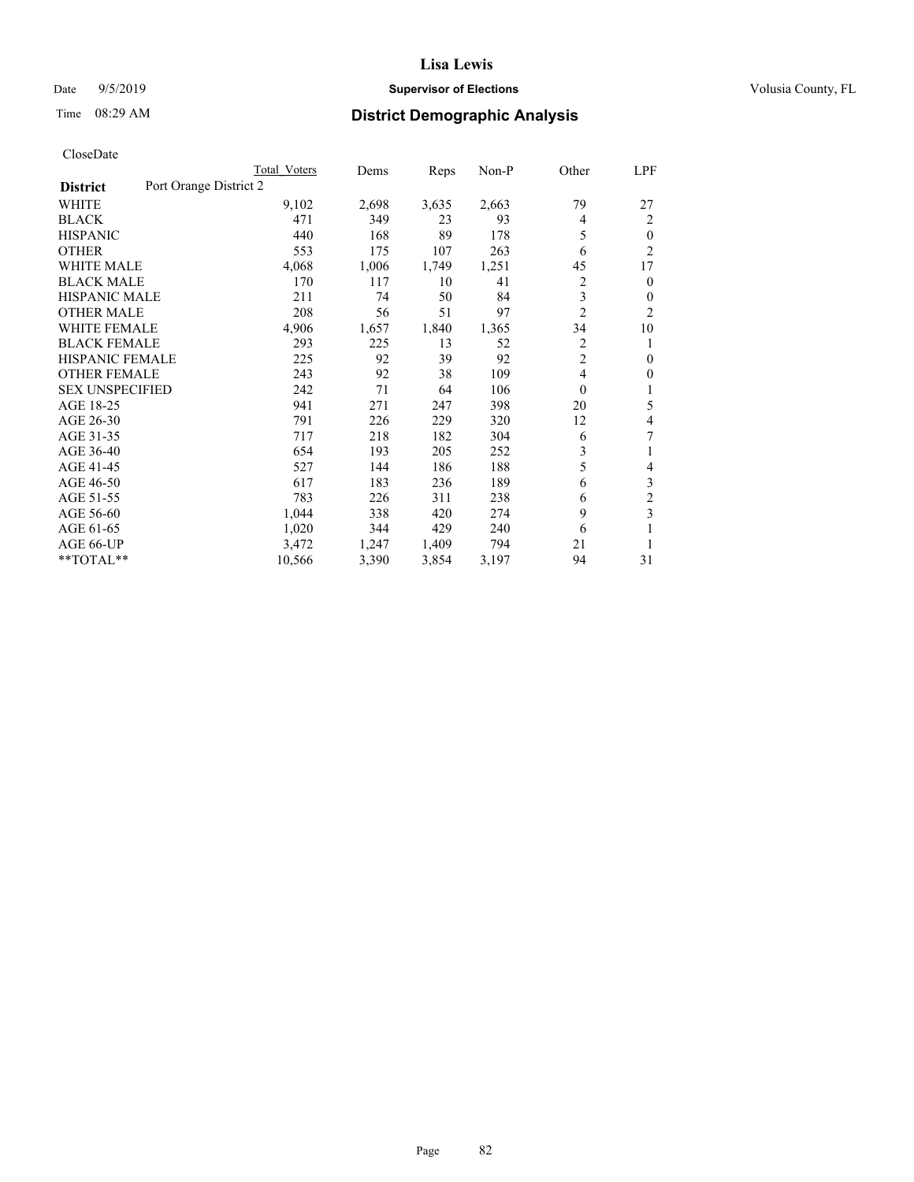# Lisa Lewis

Date 9/5/2019 **Supervisor of Elections** Volusia County, FL

Time 08:29 AM **District Demographic Analysis**

CloseDate

| District | Port Orange District 2 | Total Voters | Dems | Reps | Non-P | Other | LPF |
|---|---|---|---|---|---|---|---|
| WHITE | | 9,102 | 2,698 | 3,635 | 2,663 | 79 | 27 |
| BLACK | | 471 | 349 | 23 | 93 | 4 | 2 |
| HISPANIC | | 440 | 168 | 89 | 178 | 5 | 0 |
| OTHER | | 553 | 175 | 107 | 263 | 6 | 2 |
| WHITE MALE | | 4,068 | 1,006 | 1,749 | 1,251 | 45 | 17 |
| BLACK MALE | | 170 | 117 | 10 | 41 | 2 | 0 |
| HISPANIC MALE | | 211 | 74 | 50 | 84 | 3 | 0 |
| OTHER MALE | | 208 | 56 | 51 | 97 | 2 | 2 |
| WHITE FEMALE | | 4,906 | 1,657 | 1,840 | 1,365 | 34 | 10 |
| BLACK FEMALE | | 293 | 225 | 13 | 52 | 2 | 1 |
| HISPANIC FEMALE | | 225 | 92 | 39 | 92 | 2 | 0 |
| OTHER FEMALE | | 243 | 92 | 38 | 109 | 4 | 0 |
| SEX UNSPECIFIED | | 242 | 71 | 64 | 106 | 0 | 1 |
| AGE 18-25 | | 941 | 271 | 247 | 398 | 20 | 5 |
| AGE 26-30 | | 791 | 226 | 229 | 320 | 12 | 4 |
| AGE 31-35 | | 717 | 218 | 182 | 304 | 6 | 7 |
| AGE 36-40 | | 654 | 193 | 205 | 252 | 3 | 1 |
| AGE 41-45 | | 527 | 144 | 186 | 188 | 5 | 4 |
| AGE 46-50 | | 617 | 183 | 236 | 189 | 6 | 3 |
| AGE 51-55 | | 783 | 226 | 311 | 238 | 6 | 2 |
| AGE 56-60 | | 1,044 | 338 | 420 | 274 | 9 | 3 |
| AGE 61-65 | | 1,020 | 344 | 429 | 240 | 6 | 1 |
| AGE 66-UP | | 3,472 | 1,247 | 1,409 | 794 | 21 | 1 |
| **TOTAL** | | 10,566 | 3,390 | 3,854 | 3,197 | 94 | 31 |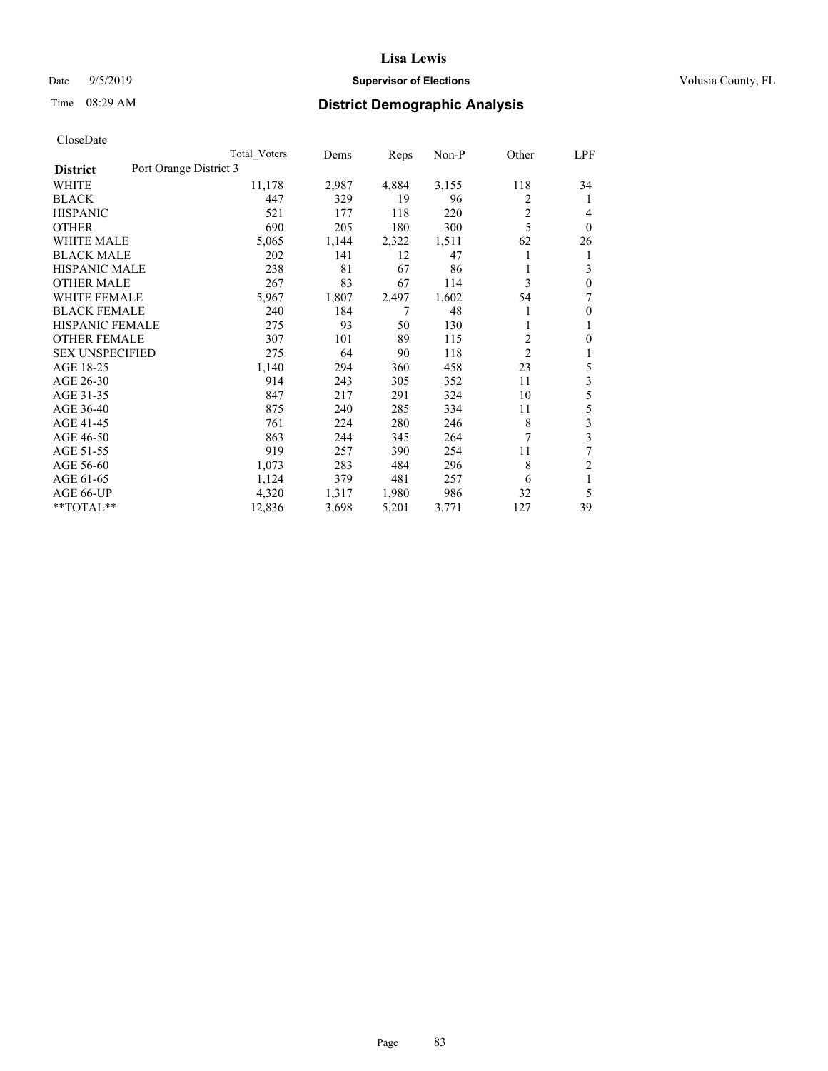**Lisa Lewis**

Date 9/5/2019 **Supervisor of Elections** Volusia County, FL

Time 08:29 AM **District Demographic Analysis**

CloseDate

| District | Port Orange District 3 | Total Voters | Dems | Reps | Non-P | Other | LPF |
|---|---|---|---|---|---|---|---|
| WHITE | | 11,178 | 2,987 | 4,884 | 3,155 | 118 | 34 |
| BLACK | | 447 | 329 | 19 | 96 | 2 | 1 |
| HISPANIC | | 521 | 177 | 118 | 220 | 2 | 4 |
| OTHER | | 690 | 205 | 180 | 300 | 5 | 0 |
| WHITE MALE | | 5,065 | 1,144 | 2,322 | 1,511 | 62 | 26 |
| BLACK MALE | | 202 | 141 | 12 | 47 | 1 | 1 |
| HISPANIC MALE | | 238 | 81 | 67 | 86 | 1 | 3 |
| OTHER MALE | | 267 | 83 | 67 | 114 | 3 | 0 |
| WHITE FEMALE | | 5,967 | 1,807 | 2,497 | 1,602 | 54 | 7 |
| BLACK FEMALE | | 240 | 184 | 7 | 48 | 1 | 0 |
| HISPANIC FEMALE | | 275 | 93 | 50 | 130 | 1 | 1 |
| OTHER FEMALE | | 307 | 101 | 89 | 115 | 2 | 0 |
| SEX UNSPECIFIED | | 275 | 64 | 90 | 118 | 2 | 1 |
| AGE 18-25 | | 1,140 | 294 | 360 | 458 | 23 | 5 |
| AGE 26-30 | | 914 | 243 | 305 | 352 | 11 | 3 |
| AGE 31-35 | | 847 | 217 | 291 | 324 | 10 | 5 |
| AGE 36-40 | | 875 | 240 | 285 | 334 | 11 | 5 |
| AGE 41-45 | | 761 | 224 | 280 | 246 | 8 | 3 |
| AGE 46-50 | | 863 | 244 | 345 | 264 | 7 | 3 |
| AGE 51-55 | | 919 | 257 | 390 | 254 | 11 | 7 |
| AGE 56-60 | | 1,073 | 283 | 484 | 296 | 8 | 2 |
| AGE 61-65 | | 1,124 | 379 | 481 | 257 | 6 | 1 |
| AGE 66-UP | | 4,320 | 1,317 | 1,980 | 986 | 32 | 5 |
| **TOTAL** | | 12,836 | 3,698 | 5,201 | 3,771 | 127 | 39 |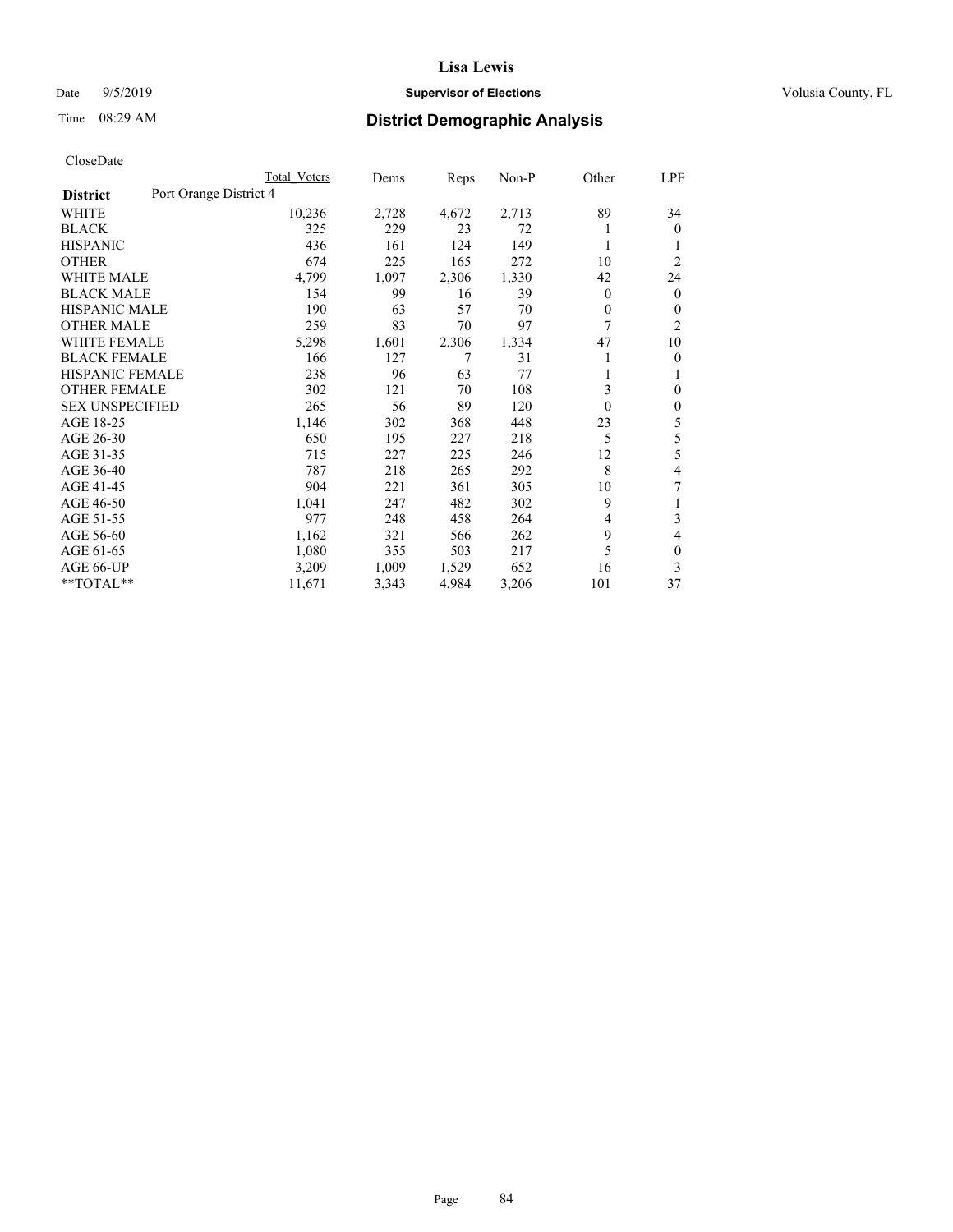# Lisa Lewis

Date 9/5/2019 **Supervisor of Elections** Volusia County, FL

Time 08:29 AM **District Demographic Analysis**

CloseDate

| **District** Port Orange District 4 | Total Voters | Dems | Reps | Non-P | Other | LPF |
|---|---|---|---|---|---|---|
| WHITE | 10,236 | 2,728 | 4,672 | 2,713 | 89 | 34 |
| BLACK | 325 | 229 | 23 | 72 | 1 | 0 |
| HISPANIC | 436 | 161 | 124 | 149 | 1 | 1 |
| OTHER | 674 | 225 | 165 | 272 | 10 | 2 |
| WHITE MALE | 4,799 | 1,097 | 2,306 | 1,330 | 42 | 24 |
| BLACK MALE | 154 | 99 | 16 | 39 | 0 | 0 |
| HISPANIC MALE | 190 | 63 | 57 | 70 | 0 | 0 |
| OTHER MALE | 259 | 83 | 70 | 97 | 7 | 2 |
| WHITE FEMALE | 5,298 | 1,601 | 2,306 | 1,334 | 47 | 10 |
| BLACK FEMALE | 166 | 127 | 7 | 31 | 1 | 0 |
| HISPANIC FEMALE | 238 | 96 | 63 | 77 | 1 | 1 |
| OTHER FEMALE | 302 | 121 | 70 | 108 | 3 | 0 |
| SEX UNSPECIFIED | 265 | 56 | 89 | 120 | 0 | 0 |
| AGE 18-25 | 1,146 | 302 | 368 | 448 | 23 | 5 |
| AGE 26-30 | 650 | 195 | 227 | 218 | 5 | 5 |
| AGE 31-35 | 715 | 227 | 225 | 246 | 12 | 5 |
| AGE 36-40 | 787 | 218 | 265 | 292 | 8 | 4 |
| AGE 41-45 | 904 | 221 | 361 | 305 | 10 | 7 |
| AGE 46-50 | 1,041 | 247 | 482 | 302 | 9 | 1 |
| AGE 51-55 | 977 | 248 | 458 | 264 | 4 | 3 |
| AGE 56-60 | 1,162 | 321 | 566 | 262 | 9 | 4 |
| AGE 61-65 | 1,080 | 355 | 503 | 217 | 5 | 0 |
| AGE 66-UP | 3,209 | 1,009 | 1,529 | 652 | 16 | 3 |
| **TOTAL** | 11,671 | 3,343 | 4,984 | 3,206 | 101 | 37 |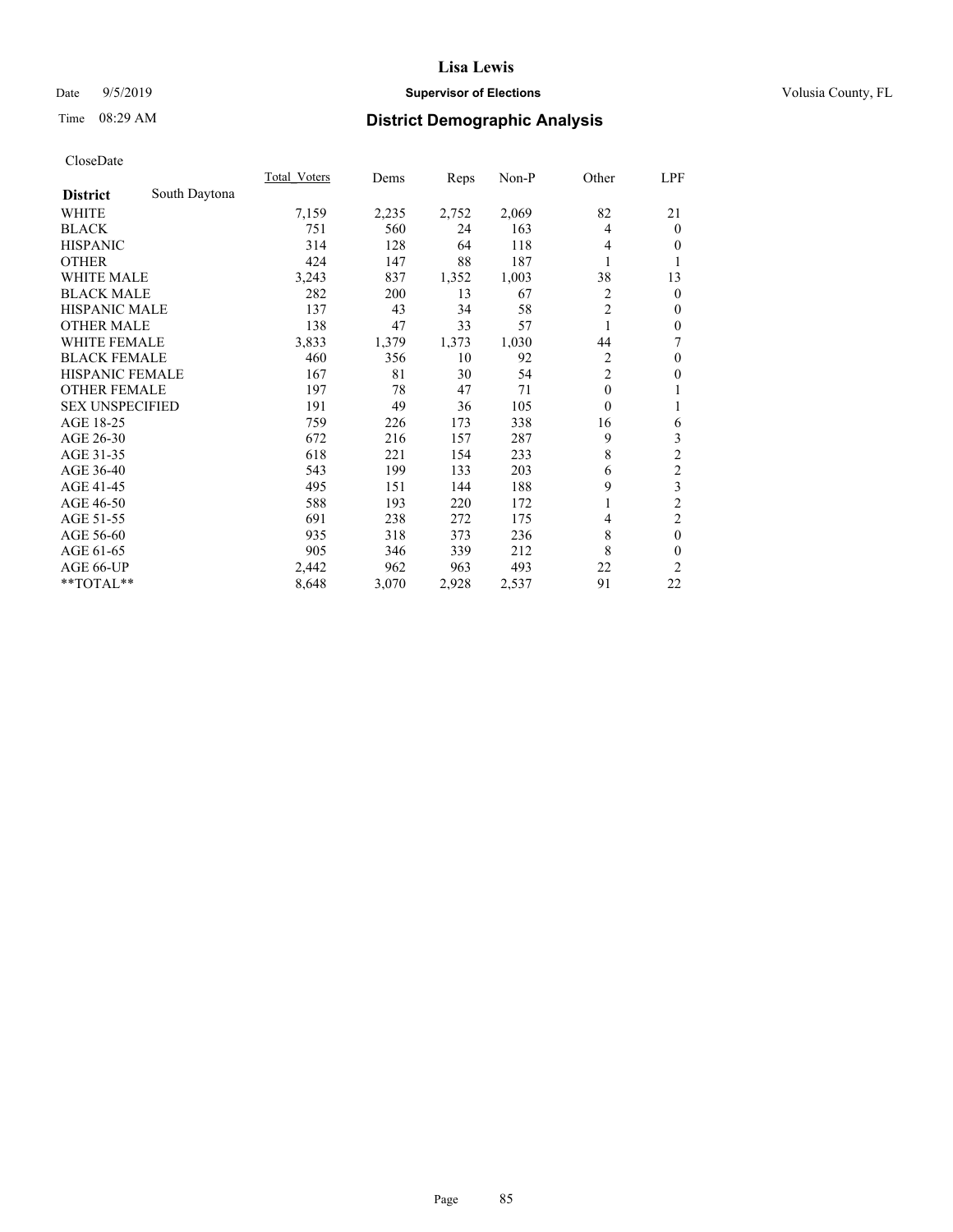CloseDate

| District | South Daytona | Total_Voters | Dems | Reps | Non-P | Other | LPF |
|---|---|---|---|---|---|---|---|
| WHITE | | 7,159 | 2,235 | 2,752 | 2,069 | 82 | 21 |
| BLACK | | 751 | 560 | 24 | 163 | 4 | 0 |
| HISPANIC | | 314 | 128 | 64 | 118 | 4 | 0 |
| OTHER | | 424 | 147 | 88 | 187 | 1 | 1 |
| WHITE MALE | | 3,243 | 837 | 1,352 | 1,003 | 38 | 13 |
| BLACK MALE | | 282 | 200 | 13 | 67 | 2 | 0 |
| HISPANIC MALE | | 137 | 43 | 34 | 58 | 2 | 0 |
| OTHER MALE | | 138 | 47 | 33 | 57 | 1 | 0 |
| WHITE FEMALE | | 3,833 | 1,379 | 1,373 | 1,030 | 44 | 7 |
| BLACK FEMALE | | 460 | 356 | 10 | 92 | 2 | 0 |
| HISPANIC FEMALE | | 167 | 81 | 30 | 54 | 2 | 0 |
| OTHER FEMALE | | 197 | 78 | 47 | 71 | 0 | 1 |
| SEX UNSPECIFIED | | 191 | 49 | 36 | 105 | 0 | 1 |
| AGE 18-25 | | 759 | 226 | 173 | 338 | 16 | 6 |
| AGE 26-30 | | 672 | 216 | 157 | 287 | 9 | 3 |
| AGE 31-35 | | 618 | 221 | 154 | 233 | 8 | 2 |
| AGE 36-40 | | 543 | 199 | 133 | 203 | 6 | 2 |
| AGE 41-45 | | 495 | 151 | 144 | 188 | 9 | 3 |
| AGE 46-50 | | 588 | 193 | 220 | 172 | 1 | 2 |
| AGE 51-55 | | 691 | 238 | 272 | 175 | 4 | 2 |
| AGE 56-60 | | 935 | 318 | 373 | 236 | 8 | 0 |
| AGE 61-65 | | 905 | 346 | 339 | 212 | 8 | 0 |
| AGE 66-UP | | 2,442 | 962 | 963 | 493 | 22 | 2 |
| **TOTAL** | | 8,648 | 3,070 | 2,928 | 2,537 | 91 | 22 |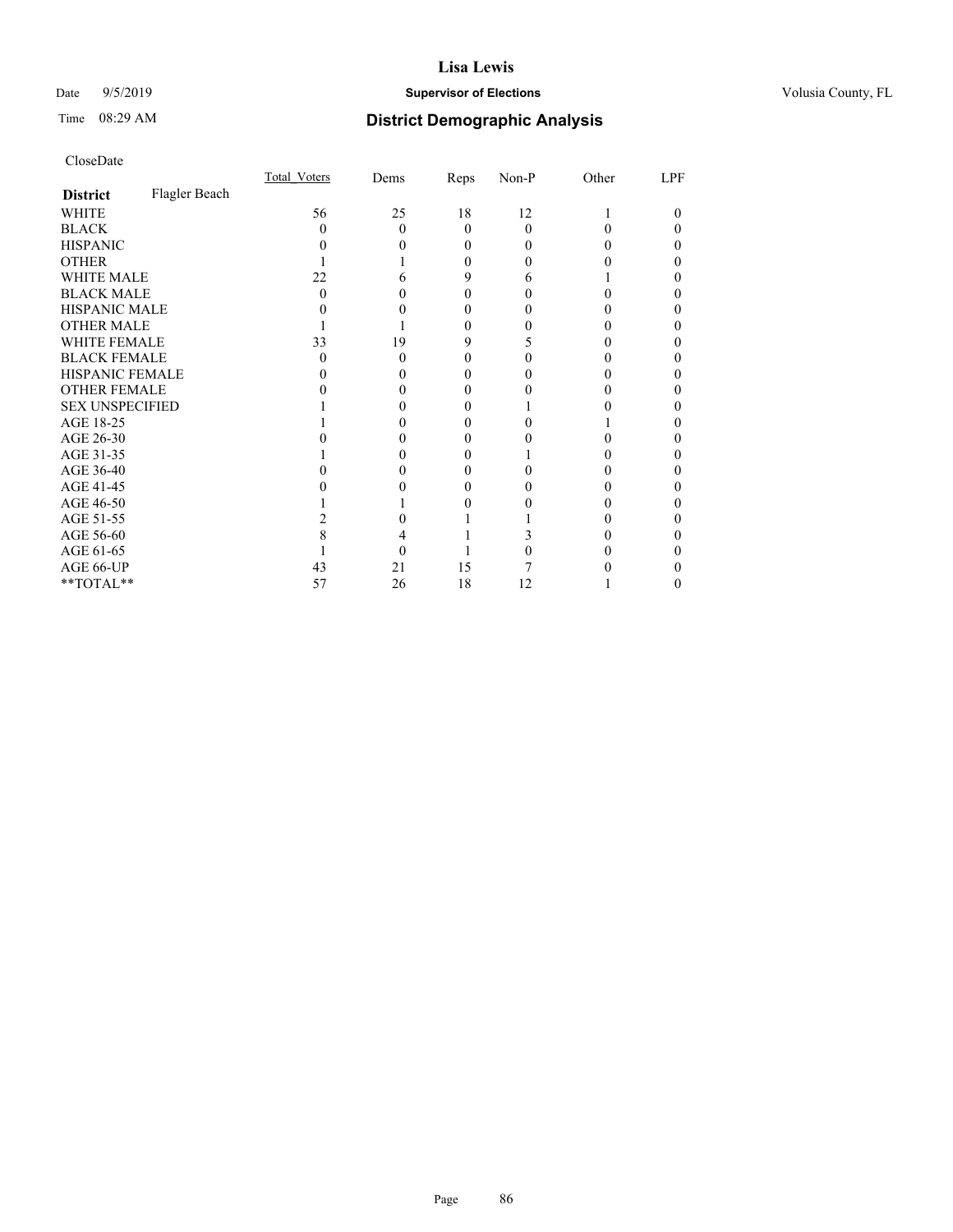# Lisa Lewis

Date 9/5/2019 **Supervisor of Elections** Volusia County, FL

Time 08:29 AM **District Demographic Analysis**

CloseDate

| | Total_Voters | Dems | Reps | Non-P | Other | LPF |
|---|---|---|---|---|---|---|
| **District** Flagler Beach | | | | | | |
| WHITE | 56 | 25 | 18 | 12 | 1 | 0 |
| BLACK | 0 | 0 | 0 | 0 | 0 | 0 |
| HISPANIC | 0 | 0 | 0 | 0 | 0 | 0 |
| OTHER | 1 | 1 | 0 | 0 | 0 | 0 |
| WHITE MALE | 22 | 6 | 9 | 6 | 1 | 0 |
| BLACK MALE | 0 | 0 | 0 | 0 | 0 | 0 |
| HISPANIC MALE | 0 | 0 | 0 | 0 | 0 | 0 |
| OTHER MALE | 1 | 1 | 0 | 0 | 0 | 0 |
| WHITE FEMALE | 33 | 19 | 9 | 5 | 0 | 0 |
| BLACK FEMALE | 0 | 0 | 0 | 0 | 0 | 0 |
| HISPANIC FEMALE | 0 | 0 | 0 | 0 | 0 | 0 |
| OTHER FEMALE | 0 | 0 | 0 | 0 | 0 | 0 |
| SEX UNSPECIFIED | 1 | 0 | 0 | 1 | 0 | 0 |
| AGE 18-25 | 1 | 0 | 0 | 0 | 1 | 0 |
| AGE 26-30 | 0 | 0 | 0 | 0 | 0 | 0 |
| AGE 31-35 | 1 | 0 | 0 | 1 | 0 | 0 |
| AGE 36-40 | 0 | 0 | 0 | 0 | 0 | 0 |
| AGE 41-45 | 0 | 0 | 0 | 0 | 0 | 0 |
| AGE 46-50 | 1 | 1 | 0 | 0 | 0 | 0 |
| AGE 51-55 | 2 | 0 | 1 | 1 | 0 | 0 |
| AGE 56-60 | 8 | 4 | 1 | 3 | 0 | 0 |
| AGE 61-65 | 1 | 0 | 1 | 0 | 0 | 0 |
| AGE 66-UP | 43 | 21 | 15 | 7 | 0 | 0 |
| **TOTAL** | 57 | 26 | 18 | 12 | 1 | 0 |